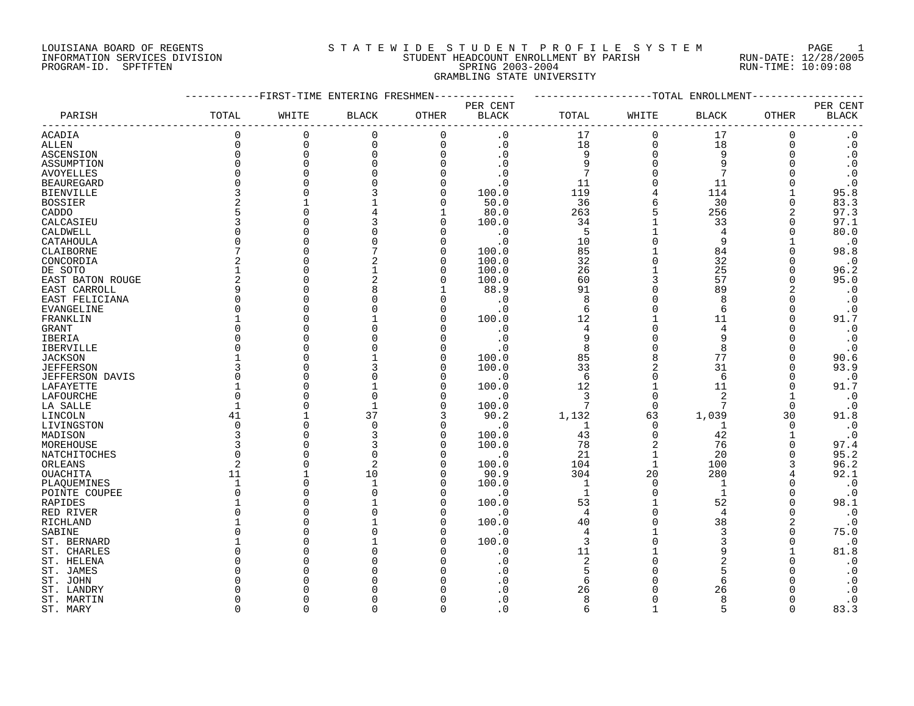LOUISIANA BOARD OF REGENTS
INFORMATION SERVICES DIVISION
PROGRAM-ID. SPFTFTEN

# STATEWIDE STUDENT PROFILE SYSTEM
## STUDENT HEADCOUNT ENROLLMENT BY PARISH
### SPRING 2003-2004
### GRAMBLING STATE UNIVERSITY

RUN-DATE: 12/28/2005
RUN-TIME: 10:09:08

| PARISH | FIRST-TIME ENTERING FRESHMEN | | | | | TOTAL ENROLLMENT | | | | |
|---|---|---|---|---|---|---|---|---|---|---|
| | TOTAL | WHITE | BLACK | OTHER | PER CENT BLACK | TOTAL | WHITE | BLACK | OTHER | PER CENT BLACK |
| ACADIA | 0 | 0 | 0 | 0 | .0 | 17 | 0 | 17 | 0 | .0 |
| ALLEN | 0 | 0 | 0 | 0 | .0 | 18 | 0 | 18 | 0 | .0 |
| ASCENSION | 0 | 0 | 0 | 0 | .0 | 9 | 0 | 9 | 0 | .0 |
| ASSUMPTION | 0 | 0 | 0 | 0 | .0 | 9 | 0 | 9 | 0 | .0 |
| AVOYELLES | 0 | 0 | 0 | 0 | .0 | 7 | 0 | 7 | 0 | .0 |
| BEAUREGARD | 0 | 0 | 0 | 0 | .0 | 11 | 0 | 11 | 0 | .0 |
| BIENVILLE | 3 | 0 | 3 | 0 | 100.0 | 119 | 4 | 114 | 1 | 95.8 |
| BOSSIER | 2 | 1 | 1 | 0 | 50.0 | 36 | 6 | 30 | 0 | 83.3 |
| CADDO | 5 | 0 | 4 | 1 | 80.0 | 263 | 5 | 256 | 2 | 97.3 |
| CALCASIEU | 3 | 0 | 3 | 0 | 100.0 | 34 | 1 | 33 | 0 | 97.1 |
| CALDWELL | 0 | 0 | 0 | 0 | .0 | 5 | 1 | 4 | 0 | 80.0 |
| CATAHOULA | 0 | 0 | 0 | 0 | .0 | 10 | 0 | 9 | 1 | .0 |
| CLAIBORNE | 7 | 0 | 7 | 0 | 100.0 | 85 | 1 | 84 | 0 | 98.8 |
| CONCORDIA | 2 | 0 | 2 | 0 | 100.0 | 32 | 0 | 32 | 0 | .0 |
| DE SOTO | 1 | 0 | 1 | 0 | 100.0 | 26 | 1 | 25 | 0 | 96.2 |
| EAST BATON ROUGE | 2 | 0 | 2 | 0 | 100.0 | 60 | 3 | 57 | 0 | 95.0 |
| EAST CARROLL | 9 | 0 | 8 | 1 | 88.9 | 91 | 0 | 89 | 2 | .0 |
| EAST FELICIANA | 0 | 0 | 0 | 0 | .0 | 8 | 0 | 8 | 0 | .0 |
| EVANGELINE | 0 | 0 | 0 | 0 | .0 | 6 | 0 | 6 | 0 | .0 |
| FRANKLIN | 1 | 0 | 1 | 0 | 100.0 | 12 | 1 | 11 | 0 | 91.7 |
| GRANT | 0 | 0 | 0 | 0 | .0 | 4 | 0 | 4 | 0 | .0 |
| IBERIA | 0 | 0 | 0 | 0 | .0 | 9 | 0 | 9 | 0 | .0 |
| IBERVILLE | 0 | 0 | 0 | 0 | .0 | 8 | 0 | 8 | 0 | .0 |
| JACKSON | 1 | 0 | 1 | 0 | 100.0 | 85 | 8 | 77 | 0 | 90.6 |
| JEFFERSON | 3 | 0 | 3 | 0 | 100.0 | 33 | 2 | 31 | 0 | 93.9 |
| JEFFERSON DAVIS | 0 | 0 | 0 | 0 | .0 | 6 | 0 | 6 | 0 | .0 |
| LAFAYETTE | 1 | 0 | 1 | 0 | 100.0 | 12 | 1 | 11 | 0 | 91.7 |
| LAFOURCHE | 0 | 0 | 0 | 0 | .0 | 3 | 0 | 2 | 1 | .0 |
| LA SALLE | 1 | 0 | 1 | 0 | 100.0 | 7 | 0 | 7 | 0 | .0 |
| LINCOLN | 41 | 1 | 37 | 3 | 90.2 | 1,132 | 63 | 1,039 | 30 | 91.8 |
| LIVINGSTON | 0 | 0 | 0 | 0 | .0 | 1 | 0 | 1 | 0 | .0 |
| MADISON | 3 | 0 | 3 | 0 | 100.0 | 43 | 0 | 42 | 1 | .0 |
| MOREHOUSE | 3 | 0 | 3 | 0 | 100.0 | 78 | 2 | 76 | 0 | 97.4 |
| NATCHITOCHES | 0 | 0 | 0 | 0 | .0 | 21 | 1 | 20 | 0 | 95.2 |
| ORLEANS | 2 | 0 | 2 | 0 | 100.0 | 104 | 1 | 100 | 3 | 96.2 |
| OUACHITA | 11 | 1 | 10 | 0 | 90.9 | 304 | 20 | 280 | 4 | 92.1 |
| PLAQUEMINES | 1 | 0 | 1 | 0 | 100.0 | 1 | 0 | 1 | 0 | .0 |
| POINTE COUPEE | 0 | 0 | 0 | 0 | .0 | 1 | 0 | 1 | 0 | .0 |
| RAPIDES | 1 | 0 | 1 | 0 | 100.0 | 53 | 1 | 52 | 0 | 98.1 |
| RED RIVER | 0 | 0 | 0 | 0 | .0 | 4 | 0 | 4 | 0 | .0 |
| RICHLAND | 1 | 0 | 1 | 0 | 100.0 | 40 | 0 | 38 | 2 | .0 |
| SABINE | 0 | 0 | 0 | 0 | .0 | 4 | 1 | 3 | 0 | 75.0 |
| ST. BERNARD | 1 | 0 | 1 | 0 | 100.0 | 3 | 0 | 3 | 0 | .0 |
| ST. CHARLES | 0 | 0 | 0 | 0 | .0 | 11 | 1 | 9 | 1 | 81.8 |
| ST. HELENA | 0 | 0 | 0 | 0 | .0 | 2 | 0 | 2 | 0 | .0 |
| ST. JAMES | 0 | 0 | 0 | 0 | .0 | 5 | 0 | 5 | 0 | .0 |
| ST. JOHN | 0 | 0 | 0 | 0 | .0 | 6 | 0 | 6 | 0 | .0 |
| ST. LANDRY | 0 | 0 | 0 | 0 | .0 | 26 | 0 | 26 | 0 | .0 |
| ST. MARTIN | 0 | 0 | 0 | 0 | .0 | 8 | 0 | 8 | 0 | .0 |
| ST. MARY | 0 | 0 | 0 | 0 | .0 | 6 | 1 | 5 | 0 | 83.3 |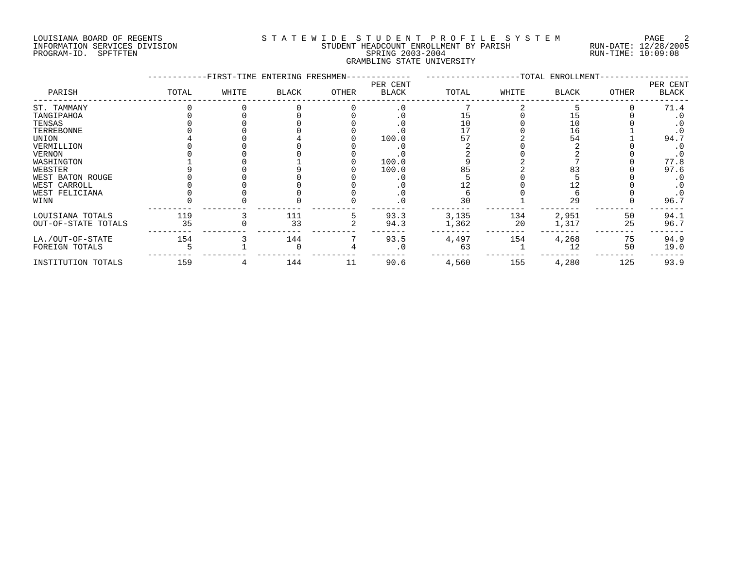LOUISIANA BOARD OF REGENTS
INFORMATION SERVICES DIVISION
PROGRAM-ID. SPFTFTEN

STATEWIDE STUDENT PROFILE SYSTEM
STUDENT HEADCOUNT ENROLLMENT BY PARISH
SPRING 2003-2004
GRAMBLING STATE UNIVERSITY

RUN-DATE: 12/28/2005
RUN-TIME: 10:09:08

| PARISH | FIRST-TIME ENTERING FRESHMEN TOTAL | WHITE | BLACK | OTHER | PER CENT BLACK | TOTAL ENROLLMENT TOTAL | WHITE | BLACK | OTHER | PER CENT BLACK |
|---|---|---|---|---|---|---|---|---|---|---|
| ST. TAMMANY | 0 | 0 | 0 | 0 | .0 | 7 | 2 | 5 | 0 | 71.4 |
| TANGIPAHOA | 0 | 0 | 0 | 0 | .0 | 15 | 0 | 15 | 0 | .0 |
| TENSAS | 0 | 0 | 0 | 0 | .0 | 10 | 0 | 10 | 0 | .0 |
| TERREBONNE | 0 | 0 | 0 | 0 | .0 | 17 | 0 | 16 | 1 | .0 |
| UNION | 4 | 0 | 4 | 0 | 100.0 | 57 | 2 | 54 | 1 | 94.7 |
| VERMILLION | 0 | 0 | 0 | 0 | .0 | 2 | 0 | 2 | 0 | .0 |
| VERNON | 0 | 0 | 0 | 0 | .0 | 2 | 0 | 2 | 0 | .0 |
| WASHINGTON | 1 | 0 | 1 | 0 | 100.0 | 9 | 2 | 7 | 0 | 77.8 |
| WEBSTER | 9 | 0 | 9 | 0 | 100.0 | 85 | 2 | 83 | 0 | 97.6 |
| WEST BATON ROUGE | 0 | 0 | 0 | 0 | .0 | 5 | 0 | 5 | 0 | .0 |
| WEST CARROLL | 0 | 0 | 0 | 0 | .0 | 12 | 0 | 12 | 0 | .0 |
| WEST FELICIANA | 0 | 0 | 0 | 0 | .0 | 6 | 0 | 6 | 0 | .0 |
| WINN | 0 | 0 | 0 | 0 | .0 | 30 | 1 | 29 | 0 | 96.7 |
| LOUISIANA TOTALS | 119 | 3 | 111 | 5 | 93.3 | 3,135 | 134 | 2,951 | 50 | 94.1 |
| OUT-OF-STATE TOTALS | 35 | 0 | 33 | 2 | 94.3 | 1,362 | 20 | 1,317 | 25 | 96.7 |
| LA./OUT-OF-STATE | 154 | 3 | 144 | 7 | 93.5 | 4,497 | 154 | 4,268 | 75 | 94.9 |
| FOREIGN TOTALS | 5 | 1 | 0 | 4 | .0 | 63 | 1 | 12 | 50 | 19.0 |
| INSTITUTION TOTALS | 159 | 4 | 144 | 11 | 90.6 | 4,560 | 155 | 4,280 | 125 | 93.9 |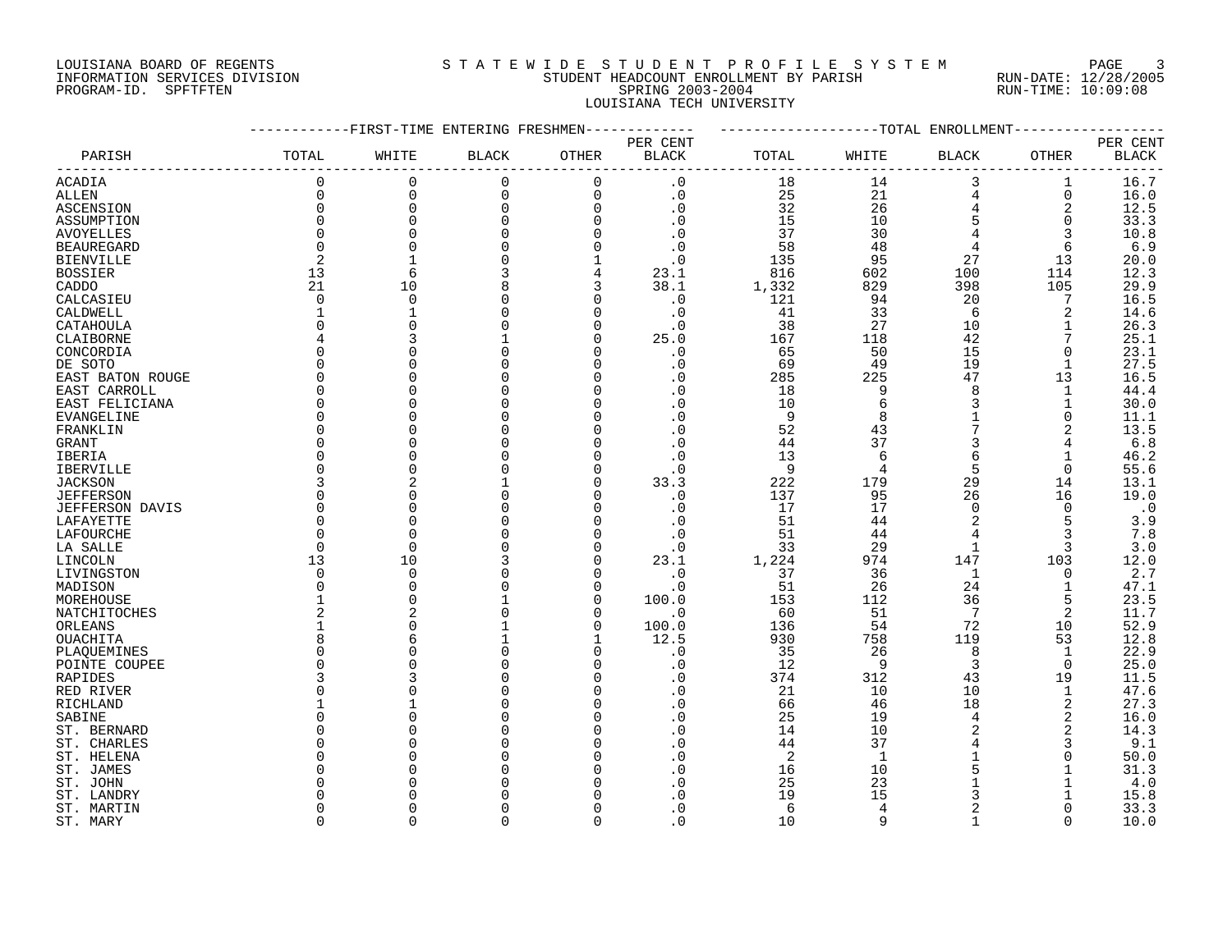LOUISIANA BOARD OF REGENTS
INFORMATION SERVICES DIVISION
PROGRAM-ID. SPFTFTEN

STATEWIDE STUDENT PROFILE SYSTEM
STUDENT HEADCOUNT ENROLLMENT BY PARISH
SPRING 2003-2004
LOUISIANA TECH UNIVERSITY

RUN-DATE: 12/28/2005
RUN-TIME: 10:09:08

| | FIRST-TIME ENTERING FRESHMEN | | | | | TOTAL ENROLLMENT | | | | |
|---|---|---|---|---|---|---|---|---|---|---|
| PARISH | TOTAL | WHITE | BLACK | OTHER | PER CENT BLACK | TOTAL | WHITE | BLACK | OTHER | PER CENT BLACK |
| ACADIA | 0 | 0 | 0 | 0 | .0 | 18 | 14 | 3 | 1 | 16.7 |
| ALLEN | 0 | 0 | 0 | 0 | .0 | 25 | 21 | 4 | 0 | 16.0 |
| ASCENSION | 0 | 0 | 0 | 0 | .0 | 32 | 26 | 4 | 2 | 12.5 |
| ASSUMPTION | 0 | 0 | 0 | 0 | .0 | 15 | 10 | 5 | 0 | 33.3 |
| AVOYELLES | 0 | 0 | 0 | 0 | .0 | 37 | 30 | 4 | 3 | 10.8 |
| BEAUREGARD | 0 | 0 | 0 | 0 | .0 | 58 | 48 | 4 | 6 | 6.9 |
| BIENVILLE | 2 | 1 | 0 | 1 | .0 | 135 | 95 | 27 | 13 | 20.0 |
| BOSSIER | 13 | 6 | 3 | 4 | 23.1 | 816 | 602 | 100 | 114 | 12.3 |
| CADDO | 21 | 10 | 8 | 3 | 38.1 | 1,332 | 829 | 398 | 105 | 29.9 |
| CALCASIEU | 0 | 0 | 0 | 0 | .0 | 121 | 94 | 20 | 7 | 16.5 |
| CALDWELL | 1 | 1 | 0 | 0 | .0 | 41 | 33 | 6 | 2 | 14.6 |
| CATAHOULA | 0 | 0 | 0 | 0 | .0 | 38 | 27 | 10 | 1 | 26.3 |
| CLAIBORNE | 4 | 3 | 1 | 0 | 25.0 | 167 | 118 | 42 | 7 | 25.1 |
| CONCORDIA | 0 | 0 | 0 | 0 | .0 | 65 | 50 | 15 | 0 | 23.1 |
| DE SOTO | 0 | 0 | 0 | 0 | .0 | 69 | 49 | 19 | 1 | 27.5 |
| EAST BATON ROUGE | 0 | 0 | 0 | 0 | .0 | 285 | 225 | 47 | 13 | 16.5 |
| EAST CARROLL | 0 | 0 | 0 | 0 | .0 | 18 | 9 | 8 | 1 | 44.4 |
| EAST FELICIANA | 0 | 0 | 0 | 0 | .0 | 10 | 6 | 3 | 1 | 30.0 |
| EVANGELINE | 0 | 0 | 0 | 0 | .0 | 9 | 8 | 1 | 0 | 11.1 |
| FRANKLIN | 0 | 0 | 0 | 0 | .0 | 52 | 43 | 7 | 2 | 13.5 |
| GRANT | 0 | 0 | 0 | 0 | .0 | 44 | 37 | 3 | 4 | 6.8 |
| IBERIA | 0 | 0 | 0 | 0 | .0 | 13 | 6 | 6 | 1 | 46.2 |
| IBERVILLE | 0 | 0 | 0 | 0 | .0 | 9 | 4 | 5 | 0 | 55.6 |
| JACKSON | 3 | 2 | 1 | 0 | 33.3 | 222 | 179 | 29 | 14 | 13.1 |
| JEFFERSON | 0 | 0 | 0 | 0 | .0 | 137 | 95 | 26 | 16 | 19.0 |
| JEFFERSON DAVIS | 0 | 0 | 0 | 0 | .0 | 17 | 17 | 0 | 0 | .0 |
| LAFAYETTE | 0 | 0 | 0 | 0 | .0 | 51 | 44 | 2 | 5 | 3.9 |
| LAFOURCHE | 0 | 0 | 0 | 0 | .0 | 51 | 44 | 4 | 3 | 7.8 |
| LA SALLE | 0 | 0 | 0 | 0 | .0 | 33 | 29 | 1 | 3 | 3.0 |
| LINCOLN | 13 | 10 | 3 | 0 | 23.1 | 1,224 | 974 | 147 | 103 | 12.0 |
| LIVINGSTON | 0 | 0 | 0 | 0 | .0 | 37 | 36 | 1 | 0 | 2.7 |
| MADISON | 0 | 0 | 0 | 0 | .0 | 51 | 26 | 24 | 1 | 47.1 |
| MOREHOUSE | 1 | 0 | 1 | 0 | 100.0 | 153 | 112 | 36 | 5 | 23.5 |
| NATCHITOCHES | 2 | 2 | 0 | 0 | .0 | 60 | 51 | 7 | 2 | 11.7 |
| ORLEANS | 1 | 0 | 1 | 0 | 100.0 | 136 | 54 | 72 | 10 | 52.9 |
| OUACHITA | 8 | 6 | 1 | 1 | 12.5 | 930 | 758 | 119 | 53 | 12.8 |
| PLAQUEMINES | 0 | 0 | 0 | 0 | .0 | 35 | 26 | 8 | 1 | 22.9 |
| POINTE COUPEE | 0 | 0 | 0 | 0 | .0 | 12 | 9 | 3 | 0 | 25.0 |
| RAPIDES | 3 | 3 | 0 | 0 | .0 | 374 | 312 | 43 | 19 | 11.5 |
| RED RIVER | 0 | 0 | 0 | 0 | .0 | 21 | 10 | 10 | 1 | 47.6 |
| RICHLAND | 1 | 1 | 0 | 0 | .0 | 66 | 46 | 18 | 2 | 27.3 |
| SABINE | 0 | 0 | 0 | 0 | .0 | 25 | 19 | 4 | 2 | 16.0 |
| ST. BERNARD | 0 | 0 | 0 | 0 | .0 | 14 | 10 | 2 | 2 | 14.3 |
| ST. CHARLES | 0 | 0 | 0 | 0 | .0 | 44 | 37 | 4 | 3 | 9.1 |
| ST. HELENA | 0 | 0 | 0 | 0 | .0 | 2 | 1 | 1 | 0 | 50.0 |
| ST. JAMES | 0 | 0 | 0 | 0 | .0 | 16 | 10 | 5 | 1 | 31.3 |
| ST. JOHN | 0 | 0 | 0 | 0 | .0 | 25 | 23 | 1 | 1 | 4.0 |
| ST. LANDRY | 0 | 0 | 0 | 0 | .0 | 19 | 15 | 3 | 1 | 15.8 |
| ST. MARTIN | 0 | 0 | 0 | 0 | .0 | 6 | 4 | 2 | 0 | 33.3 |
| ST. MARY | 0 | 0 | 0 | 0 | .0 | 10 | 9 | 1 | 0 | 10.0 |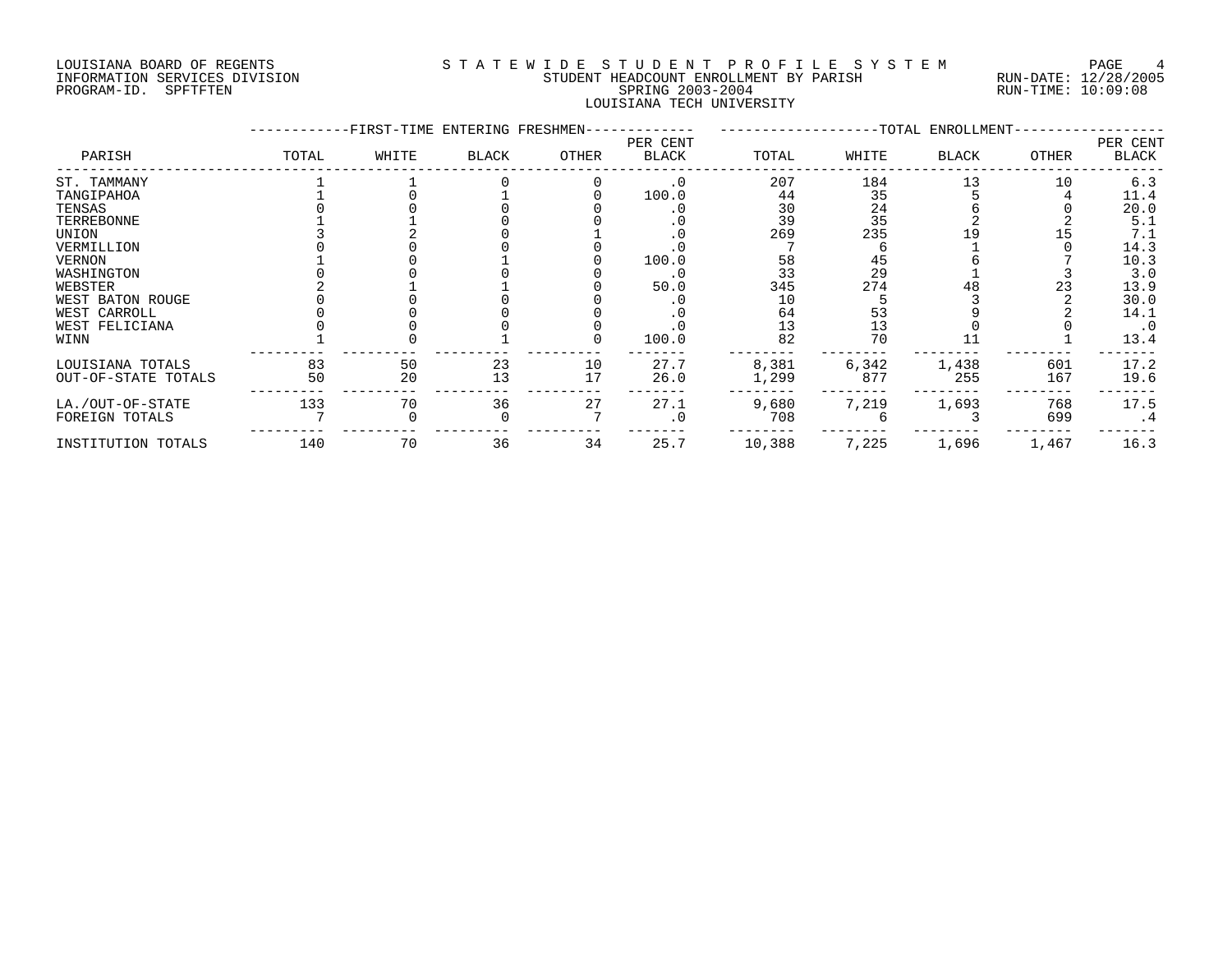LOUISIANA BOARD OF REGENTS
INFORMATION SERVICES DIVISION
PROGRAM-ID. SPFTFTEN

# STATEWIDE STUDENT PROFILE SYSTEM
## STUDENT HEADCOUNT ENROLLMENT BY PARISH
## SPRING 2003-2004
## LOUISIANA TECH UNIVERSITY

RUN-DATE: 12/28/2005
RUN-TIME: 10:09:08

| PARISH | FIRST-TIME ENTERING FRESHMEN TOTAL | WHITE | BLACK | OTHER | PER CENT BLACK | TOTAL ENROLLMENT TOTAL | WHITE | BLACK | OTHER | PER CENT BLACK |
|---|---|---|---|---|---|---|---|---|---|---|
| ST. TAMMANY | 1 | 1 | 0 | 0 | .0 | 207 | 184 | 13 | 10 | 6.3 |
| TANGIPAHOA | 1 | 0 | 1 | 0 | 100.0 | 44 | 35 | 5 | 4 | 11.4 |
| TENSAS | 0 | 0 | 0 | 0 | .0 | 30 | 24 | 6 | 0 | 20.0 |
| TERREBONNE | 1 | 1 | 0 | 0 | .0 | 39 | 35 | 2 | 2 | 5.1 |
| UNION | 3 | 2 | 0 | 1 | .0 | 269 | 235 | 19 | 15 | 7.1 |
| VERMILLION | 0 | 0 | 0 | 0 | .0 | 7 | 6 | 1 | 0 | 14.3 |
| VERNON | 1 | 0 | 1 | 0 | 100.0 | 58 | 45 | 6 | 7 | 10.3 |
| WASHINGTON | 0 | 0 | 0 | 0 | .0 | 33 | 29 | 1 | 3 | 3.0 |
| WEBSTER | 2 | 1 | 1 | 0 | 50.0 | 345 | 274 | 48 | 23 | 13.9 |
| WEST BATON ROUGE | 0 | 0 | 0 | 0 | .0 | 10 | 5 | 3 | 2 | 30.0 |
| WEST CARROLL | 0 | 0 | 0 | 0 | .0 | 64 | 53 | 9 | 2 | 14.1 |
| WEST FELICIANA | 0 | 0 | 0 | 0 | .0 | 13 | 13 | 0 | 0 | .0 |
| WINN | 1 | 0 | 1 | 0 | 100.0 | 82 | 70 | 11 | 1 | 13.4 |
| LOUISIANA TOTALS | 83 | 50 | 23 | 10 | 27.7 | 8,381 | 6,342 | 1,438 | 601 | 17.2 |
| OUT-OF-STATE TOTALS | 50 | 20 | 13 | 17 | 26.0 | 1,299 | 877 | 255 | 167 | 19.6 |
| LA./OUT-OF-STATE | 133 | 70 | 36 | 27 | 27.1 | 9,680 | 7,219 | 1,693 | 768 | 17.5 |
| FOREIGN TOTALS | 7 | 0 | 0 | 7 | .0 | 708 | 6 | 3 | 699 | .4 |
| INSTITUTION TOTALS | 140 | 70 | 36 | 34 | 25.7 | 10,388 | 7,225 | 1,696 | 1,467 | 16.3 |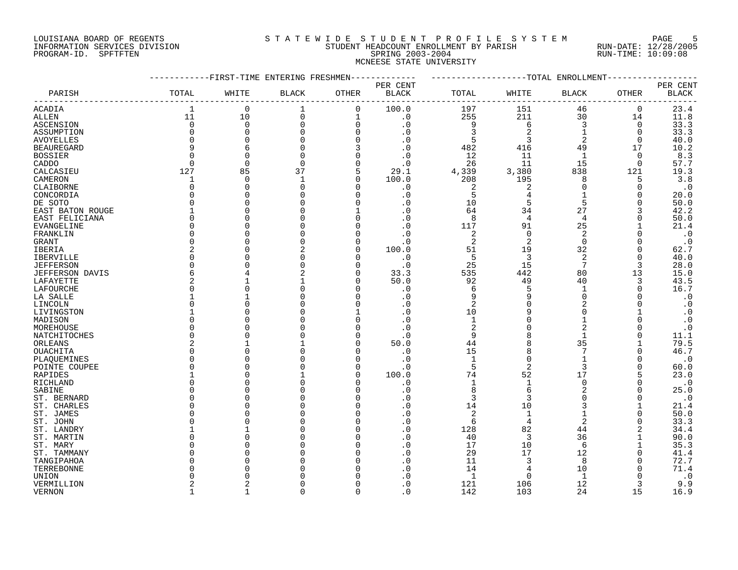LOUISIANA BOARD OF REGENTS
INFORMATION SERVICES DIVISION
PROGRAM-ID. SPFTFTEN

STATEWIDE STUDENT PROFILE SYSTEM
STUDENT HEADCOUNT ENROLLMENT BY PARISH
SPRING 2003-2004
MCNEESE STATE UNIVERSITY

RUN-DATE: 12/28/2005
RUN-TIME: 10:09:08

| PARISH | FIRST-TIME ENTERING FRESHMEN TOTAL | WHITE | BLACK | OTHER | PER CENT BLACK | TOTAL ENROLLMENT TOTAL | WHITE | BLACK | OTHER | PER CENT BLACK |
|---|---|---|---|---|---|---|---|---|---|---|
| ACADIA | 1 | 0 | 1 | 0 | 100.0 | 197 | 151 | 46 | 0 | 23.4 |
| ALLEN | 11 | 10 | 0 | 1 | .0 | 255 | 211 | 30 | 14 | 11.8 |
| ASCENSION | 0 | 0 | 0 | 0 | .0 | 9 | 6 | 3 | 0 | 33.3 |
| ASSUMPTION | 0 | 0 | 0 | 0 | .0 | 3 | 2 | 1 | 0 | 33.3 |
| AVOYELLES | 0 | 0 | 0 | 0 | .0 | 5 | 3 | 2 | 0 | 40.0 |
| BEAUREGARD | 9 | 6 | 0 | 3 | .0 | 482 | 416 | 49 | 17 | 10.2 |
| BOSSIER | 0 | 0 | 0 | 0 | .0 | 12 | 11 | 1 | 0 | 8.3 |
| CADDO | 0 | 0 | 0 | 0 | .0 | 26 | 11 | 15 | 0 | 57.7 |
| CALCASIEU | 127 | 85 | 37 | 5 | 29.1 | 4,339 | 3,380 | 838 | 121 | 19.3 |
| CAMERON | 1 | 0 | 1 | 0 | 100.0 | 208 | 195 | 8 | 5 | 3.8 |
| CLAIBORNE | 0 | 0 | 0 | 0 | .0 | 2 | 2 | 0 | 0 | .0 |
| CONCORDIA | 0 | 0 | 0 | 0 | .0 | 5 | 4 | 1 | 0 | 20.0 |
| DE SOTO | 0 | 0 | 0 | 0 | .0 | 10 | 5 | 5 | 0 | 50.0 |
| EAST BATON ROUGE | 1 | 0 | 0 | 1 | .0 | 64 | 34 | 27 | 3 | 42.2 |
| EAST FELICIANA | 0 | 0 | 0 | 0 | .0 | 8 | 4 | 4 | 0 | 50.0 |
| EVANGELINE | 0 | 0 | 0 | 0 | .0 | 117 | 91 | 25 | 1 | 21.4 |
| FRANKLIN | 0 | 0 | 0 | 0 | .0 | 2 | 0 | 2 | 0 | .0 |
| GRANT | 0 | 0 | 0 | 0 | .0 | 2 | 2 | 0 | 0 | .0 |
| IBERIA | 2 | 0 | 2 | 0 | 100.0 | 51 | 19 | 32 | 0 | 62.7 |
| IBERVILLE | 0 | 0 | 0 | 0 | .0 | 5 | 3 | 2 | 0 | 40.0 |
| JEFFERSON | 0 | 0 | 0 | 0 | .0 | 25 | 15 | 7 | 3 | 28.0 |
| JEFFERSON DAVIS | 6 | 4 | 2 | 0 | 33.3 | 535 | 442 | 80 | 13 | 15.0 |
| LAFAYETTE | 2 | 1 | 1 | 0 | 50.0 | 92 | 49 | 40 | 3 | 43.5 |
| LAFOURCHE | 0 | 0 | 0 | 0 | .0 | 6 | 5 | 1 | 0 | 16.7 |
| LA SALLE | 1 | 1 | 0 | 0 | .0 | 9 | 9 | 0 | 0 | .0 |
| LINCOLN | 0 | 0 | 0 | 0 | .0 | 2 | 0 | 2 | 0 | .0 |
| LIVINGSTON | 1 | 0 | 0 | 1 | .0 | 10 | 9 | 0 | 1 | .0 |
| MADISON | 0 | 0 | 0 | 0 | .0 | 1 | 0 | 1 | 0 | .0 |
| MOREHOUSE | 0 | 0 | 0 | 0 | .0 | 2 | 0 | 2 | 0 | .0 |
| NATCHITOCHES | 0 | 0 | 0 | 0 | .0 | 9 | 8 | 1 | 0 | 11.1 |
| ORLEANS | 2 | 1 | 1 | 0 | 50.0 | 44 | 8 | 35 | 1 | 79.5 |
| OUACHITA | 0 | 0 | 0 | 0 | .0 | 15 | 8 | 7 | 0 | 46.7 |
| PLAQUEMINES | 0 | 0 | 0 | 0 | .0 | 1 | 0 | 1 | 0 | .0 |
| POINTE COUPEE | 0 | 0 | 0 | 0 | .0 | 5 | 2 | 3 | 0 | 60.0 |
| RAPIDES | 1 | 0 | 1 | 0 | 100.0 | 74 | 52 | 17 | 5 | 23.0 |
| RICHLAND | 0 | 0 | 0 | 0 | .0 | 1 | 1 | 0 | 0 | .0 |
| SABINE | 0 | 0 | 0 | 0 | .0 | 8 | 6 | 2 | 0 | 25.0 |
| ST. BERNARD | 0 | 0 | 0 | 0 | .0 | 3 | 3 | 0 | 0 | .0 |
| ST. CHARLES | 0 | 0 | 0 | 0 | .0 | 14 | 10 | 3 | 1 | 21.4 |
| ST. JAMES | 0 | 0 | 0 | 0 | .0 | 2 | 1 | 1 | 0 | 50.0 |
| ST. JOHN | 0 | 0 | 0 | 0 | .0 | 6 | 4 | 2 | 0 | 33.3 |
| ST. LANDRY | 1 | 1 | 0 | 0 | .0 | 128 | 82 | 44 | 2 | 34.4 |
| ST. MARTIN | 0 | 0 | 0 | 0 | .0 | 40 | 3 | 36 | 1 | 90.0 |
| ST. MARY | 0 | 0 | 0 | 0 | .0 | 17 | 10 | 6 | 1 | 35.3 |
| ST. TAMMANY | 0 | 0 | 0 | 0 | .0 | 29 | 17 | 12 | 0 | 41.4 |
| TANGIPAHOA | 0 | 0 | 0 | 0 | .0 | 11 | 3 | 8 | 0 | 72.7 |
| TERREBONNE | 0 | 0 | 0 | 0 | .0 | 14 | 4 | 10 | 0 | 71.4 |
| UNION | 0 | 0 | 0 | 0 | .0 | 1 | 0 | 1 | 0 | .0 |
| VERMILLION | 2 | 2 | 0 | 0 | .0 | 121 | 106 | 12 | 3 | 9.9 |
| VERNON | 1 | 1 | 0 | 0 | .0 | 142 | 103 | 24 | 15 | 16.9 |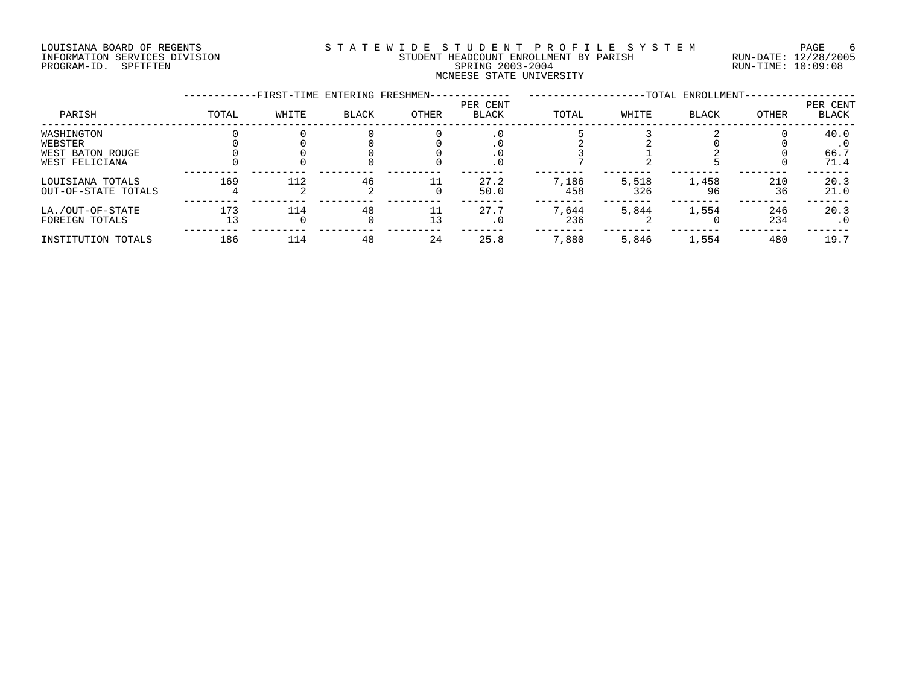LOUISIANA BOARD OF REGENTS
INFORMATION SERVICES DIVISION
PROGRAM-ID. SPFTFTEN

STATEWIDE STUDENT PROFILE SYSTEM
STUDENT HEADCOUNT ENROLLMENT BY PARISH
SPRING 2003-2004
MCNEESE STATE UNIVERSITY

RUN-DATE: 12/28/2005
RUN-TIME: 10:09:08

| PARISH | FIRST-TIME ENTERING FRESHMEN TOTAL | WHITE | BLACK | OTHER | PER CENT BLACK | TOTAL ENROLLMENT TOTAL | WHITE | BLACK | OTHER | PER CENT BLACK |
|---|---|---|---|---|---|---|---|---|---|---|
| WASHINGTON | 0 | 0 | 0 | 0 | .0 | 5 | 3 | 2 | 0 | 40.0 |
| WEBSTER | 0 | 0 | 0 | 0 | .0 | 2 | 2 | 0 | 0 | .0 |
| WEST BATON ROUGE | 0 | 0 | 0 | 0 | .0 | 3 | 1 | 2 | 0 | 66.7 |
| WEST FELICIANA | 0 | 0 | 0 | 0 | .0 | 7 | 2 | 5 | 0 | 71.4 |
| LOUISIANA TOTALS | 169 | 112 | 46 | 11 | 27.2 | 7,186 | 5,518 | 1,458 | 210 | 20.3 |
| OUT-OF-STATE TOTALS | 4 | 2 | 2 | 0 | 50.0 | 458 | 326 | 96 | 36 | 21.0 |
| LA./OUT-OF-STATE | 173 | 114 | 48 | 11 | 27.7 | 7,644 | 5,844 | 1,554 | 246 | 20.3 |
| FOREIGN TOTALS | 13 | 0 | 0 | 13 | .0 | 236 | 2 | 0 | 234 | .0 |
| INSTITUTION TOTALS | 186 | 114 | 48 | 24 | 25.8 | 7,880 | 5,846 | 1,554 | 480 | 19.7 |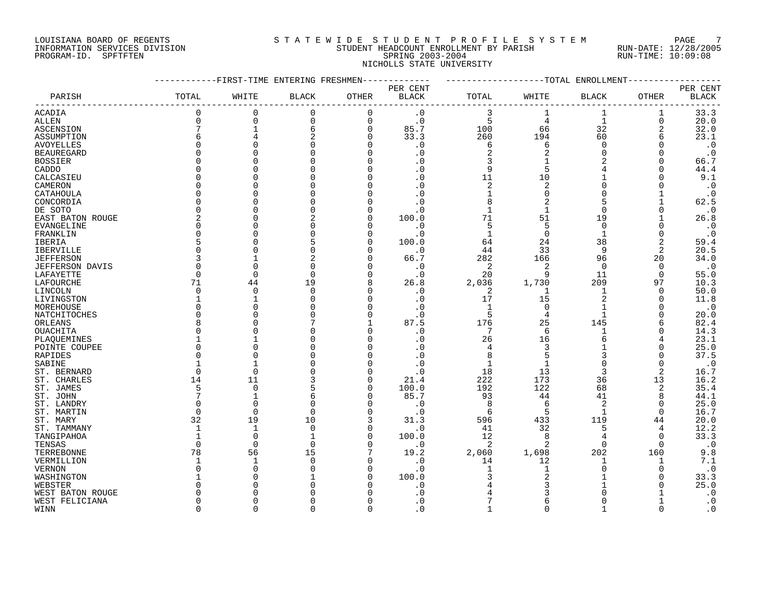LOUISIANA BOARD OF REGENTS
INFORMATION SERVICES DIVISION
PROGRAM-ID. SPFTFTEN

STATEWIDE STUDENT PROFILE SYSTEM
STUDENT HEADCOUNT ENROLLMENT BY PARISH
SPRING 2003-2004
NICHOLLS STATE UNIVERSITY

RUN-DATE: 12/28/2005
RUN-TIME: 10:09:08

| PARISH | FIRST-TIME ENTERING FRESHMEN TOTAL | WHITE | BLACK | OTHER | PER CENT BLACK | TOTAL ENROLLMENT TOTAL | WHITE | BLACK | OTHER | PER CENT BLACK |
|---|---|---|---|---|---|---|---|---|---|---|
| ACADIA | 0 | 0 | 0 | 0 | .0 | 3 | 1 | 1 | 1 | 33.3 |
| ALLEN | 0 | 0 | 0 | 0 | .0 | 5 | 4 | 1 | 0 | 20.0 |
| ASCENSION | 7 | 1 | 6 | 0 | 85.7 | 100 | 66 | 32 | 2 | 32.0 |
| ASSUMPTION | 6 | 4 | 2 | 0 | 33.3 | 260 | 194 | 60 | 6 | 23.1 |
| AVOYELLES | 0 | 0 | 0 | 0 | .0 | 6 | 6 | 0 | 0 | .0 |
| BEAUREGARD | 0 | 0 | 0 | 0 | .0 | 2 | 2 | 0 | 0 | .0 |
| BOSSIER | 0 | 0 | 0 | 0 | .0 | 3 | 1 | 2 | 0 | 66.7 |
| CADDO | 0 | 0 | 0 | 0 | .0 | 9 | 5 | 4 | 0 | 44.4 |
| CALCASIEU | 0 | 0 | 0 | 0 | .0 | 11 | 10 | 1 | 0 | 9.1 |
| CAMERON | 0 | 0 | 0 | 0 | .0 | 2 | 2 | 0 | 0 | .0 |
| CATAHOULA | 0 | 0 | 0 | 0 | .0 | 1 | 0 | 0 | 1 | .0 |
| CONCORDIA | 0 | 0 | 0 | 0 | .0 | 8 | 2 | 5 | 1 | 62.5 |
| DE SOTO | 0 | 0 | 0 | 0 | .0 | 1 | 1 | 0 | 0 | .0 |
| EAST BATON ROUGE | 2 | 0 | 2 | 0 | 100.0 | 71 | 51 | 19 | 1 | 26.8 |
| EVANGELINE | 0 | 0 | 0 | 0 | .0 | 5 | 5 | 0 | 0 | .0 |
| FRANKLIN | 0 | 0 | 0 | 0 | .0 | 1 | 0 | 1 | 0 | .0 |
| IBERIA | 5 | 0 | 5 | 0 | 100.0 | 64 | 24 | 38 | 2 | 59.4 |
| IBERVILLE | 0 | 0 | 0 | 0 | .0 | 44 | 33 | 9 | 2 | 20.5 |
| JEFFERSON | 3 | 1 | 2 | 0 | 66.7 | 282 | 166 | 96 | 20 | 34.0 |
| JEFFERSON DAVIS | 0 | 0 | 0 | 0 | .0 | 2 | 2 | 0 | 0 | .0 |
| LAFAYETTE | 0 | 0 | 0 | 0 | .0 | 20 | 9 | 11 | 0 | 55.0 |
| LAFOURCHE | 71 | 44 | 19 | 8 | 26.8 | 2,036 | 1,730 | 209 | 97 | 10.3 |
| LINCOLN | 0 | 0 | 0 | 0 | .0 | 2 | 1 | 1 | 0 | 50.0 |
| LIVINGSTON | 1 | 1 | 0 | 0 | .0 | 17 | 15 | 2 | 0 | 11.8 |
| MOREHOUSE | 0 | 0 | 0 | 0 | .0 | 1 | 0 | 1 | 0 | .0 |
| NATCHITOCHES | 0 | 0 | 0 | 0 | .0 | 5 | 4 | 1 | 0 | 20.0 |
| ORLEANS | 8 | 0 | 7 | 1 | 87.5 | 176 | 25 | 145 | 6 | 82.4 |
| OUACHITA | 0 | 0 | 0 | 0 | .0 | 7 | 6 | 1 | 0 | 14.3 |
| PLAQUEMINES | 1 | 1 | 0 | 0 | .0 | 26 | 16 | 6 | 4 | 23.1 |
| POINTE COUPEE | 0 | 0 | 0 | 0 | .0 | 4 | 3 | 1 | 0 | 25.0 |
| RAPIDES | 0 | 0 | 0 | 0 | .0 | 8 | 5 | 3 | 0 | 37.5 |
| SABINE | 1 | 1 | 0 | 0 | .0 | 1 | 1 | 0 | 0 | .0 |
| ST. BERNARD | 0 | 0 | 0 | 0 | .0 | 18 | 13 | 3 | 2 | 16.7 |
| ST. CHARLES | 14 | 11 | 3 | 0 | 21.4 | 222 | 173 | 36 | 13 | 16.2 |
| ST. JAMES | 5 | 0 | 5 | 0 | 100.0 | 192 | 122 | 68 | 2 | 35.4 |
| ST. JOHN | 7 | 1 | 6 | 0 | 85.7 | 93 | 44 | 41 | 8 | 44.1 |
| ST. LANDRY | 0 | 0 | 0 | 0 | .0 | 8 | 6 | 2 | 0 | 25.0 |
| ST. MARTIN | 0 | 0 | 0 | 0 | .0 | 6 | 5 | 1 | 0 | 16.7 |
| ST. MARY | 32 | 19 | 10 | 3 | 31.3 | 596 | 433 | 119 | 44 | 20.0 |
| ST. TAMMANY | 1 | 1 | 0 | 0 | .0 | 41 | 32 | 5 | 4 | 12.2 |
| TANGIPAHOA | 1 | 0 | 1 | 0 | 100.0 | 12 | 8 | 4 | 0 | 33.3 |
| TENSAS | 0 | 0 | 0 | 0 | .0 | 2 | 2 | 0 | 0 | .0 |
| TERREBONNE | 78 | 56 | 15 | 7 | 19.2 | 2,060 | 1,698 | 202 | 160 | 9.8 |
| VERMILLION | 1 | 1 | 0 | 0 | .0 | 14 | 12 | 1 | 1 | 7.1 |
| VERNON | 0 | 0 | 0 | 0 | .0 | 1 | 1 | 0 | 0 | .0 |
| WASHINGTON | 1 | 0 | 1 | 0 | 100.0 | 3 | 2 | 1 | 0 | 33.3 |
| WEBSTER | 0 | 0 | 0 | 0 | .0 | 4 | 3 | 1 | 0 | 25.0 |
| WEST BATON ROUGE | 0 | 0 | 0 | 0 | .0 | 4 | 3 | 0 | 1 | .0 |
| WEST FELICIANA | 0 | 0 | 0 | 0 | .0 | 7 | 6 | 0 | 1 | .0 |
| WINN | 0 | 0 | 0 | 0 | .0 | 1 | 0 | 1 | 0 | .0 |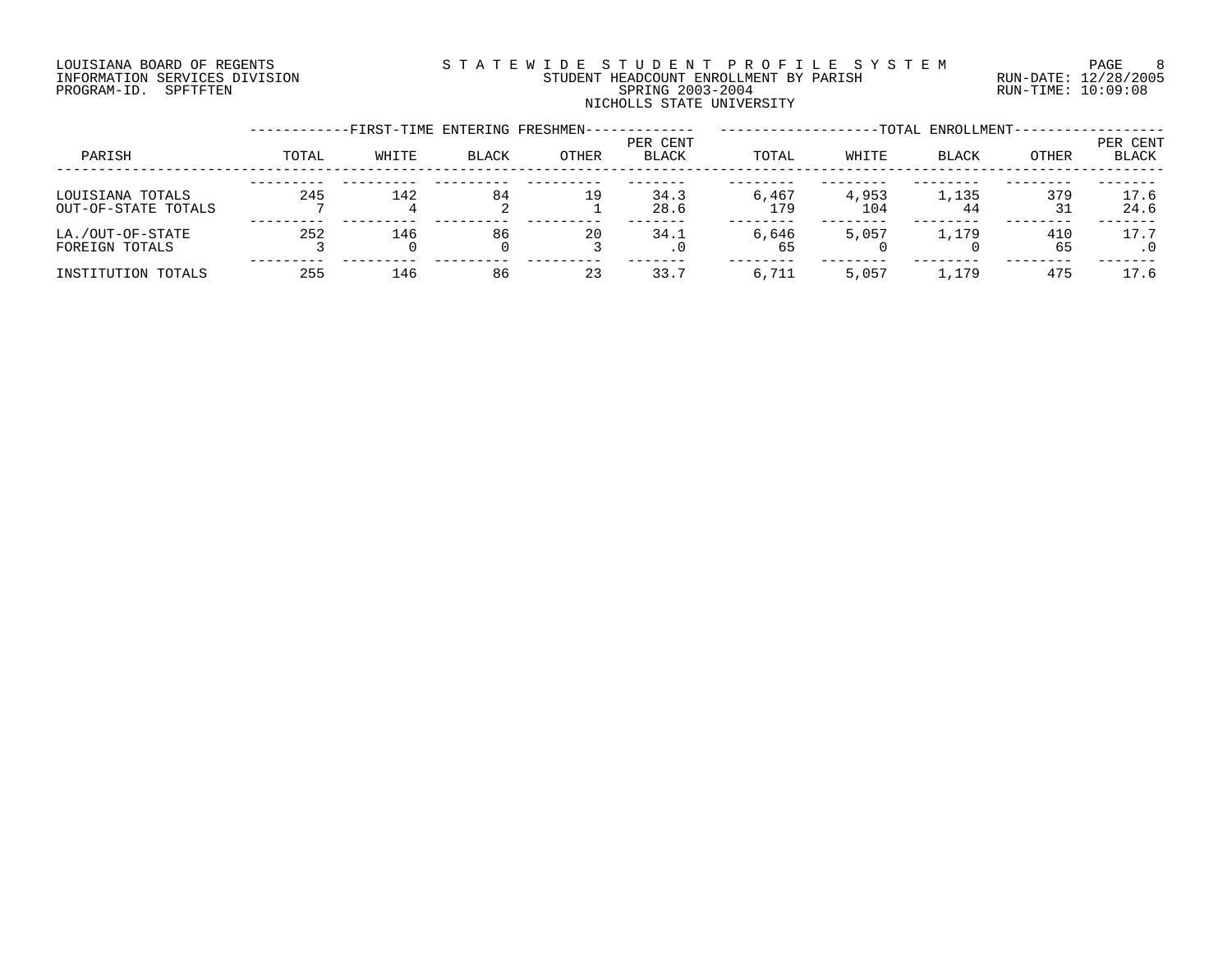LOUISIANA BOARD OF REGENTS
INFORMATION SERVICES DIVISION
PROGRAM-ID. SPFTFTEN

STATEWIDE STUDENT PROFILE SYSTEM
STUDENT HEADCOUNT ENROLLMENT BY PARISH
SPRING 2003-2004
NICHOLLS STATE UNIVERSITY

RUN-DATE: 12/28/2005
RUN-TIME: 10:09:08

| | FIRST-TIME ENTERING FRESHMEN | | | | | TOTAL ENROLLMENT | | | | |
|---|---|---|---|---|---|---|---|---|---|---|
| PARISH | TOTAL | WHITE | BLACK | OTHER | PER CENT BLACK | TOTAL | WHITE | BLACK | OTHER | PER CENT BLACK |
| LOUISIANA TOTALS | 245 | 142 | 84 | 19 | 34.3 | 6,467 | 4,953 | 1,135 | 379 | 17.6 |
| OUT-OF-STATE TOTALS | 7 | 4 | 2 | 1 | 28.6 | 179 | 104 | 44 | 31 | 24.6 |
| LA./OUT-OF-STATE | 252 | 146 | 86 | 20 | 34.1 | 6,646 | 5,057 | 1,179 | 410 | 17.7 |
| FOREIGN TOTALS | 3 | 0 | 0 | 3 | .0 | 65 | 0 | 0 | 65 | .0 |
| INSTITUTION TOTALS | 255 | 146 | 86 | 23 | 33.7 | 6,711 | 5,057 | 1,179 | 475 | 17.6 |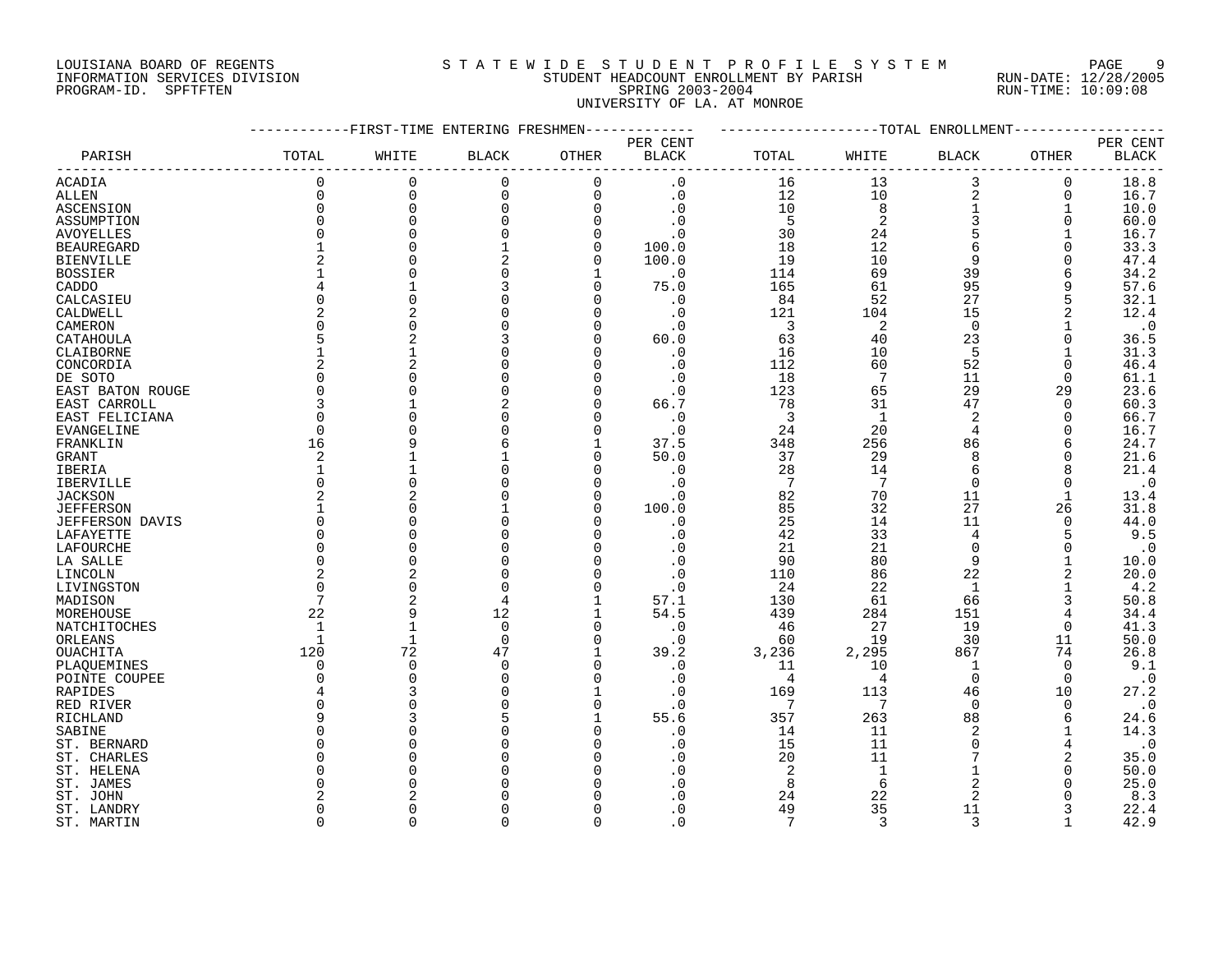LOUISIANA BOARD OF REGENTS
INFORMATION SERVICES DIVISION
PROGRAM-ID. SPFTFTEN

STATEWIDE STUDENT PROFILE SYSTEM
STUDENT HEADCOUNT ENROLLMENT BY PARISH
SPRING 2003-2004
UNIVERSITY OF LA. AT MONROE

RUN-DATE: 12/28/2005
RUN-TIME: 10:09:08

| | FIRST-TIME ENTERING FRESHMEN | | | | | TOTAL ENROLLMENT | | | | |
|---|---|---|---|---|---|---|---|---|---|---|
| PARISH | TOTAL | WHITE | BLACK | OTHER | PER CENT BLACK | TOTAL | WHITE | BLACK | OTHER | PER CENT BLACK |
| ACADIA | 0 | 0 | 0 | 0 | .0 | 16 | 13 | 3 | 0 | 18.8 |
| ALLEN | 0 | 0 | 0 | 0 | .0 | 12 | 10 | 2 | 0 | 16.7 |
| ASCENSION | 0 | 0 | 0 | 0 | .0 | 10 | 8 | 1 | 1 | 10.0 |
| ASSUMPTION | 0 | 0 | 0 | 0 | .0 | 5 | 2 | 3 | 0 | 60.0 |
| AVOYELLES | 0 | 0 | 0 | 0 | .0 | 30 | 24 | 5 | 1 | 16.7 |
| BEAUREGARD | 1 | 0 | 1 | 0 | 100.0 | 18 | 12 | 6 | 0 | 33.3 |
| BIENVILLE | 2 | 0 | 2 | 0 | 100.0 | 19 | 10 | 9 | 0 | 47.4 |
| BOSSIER | 1 | 0 | 0 | 1 | .0 | 114 | 69 | 39 | 6 | 34.2 |
| CADDO | 4 | 1 | 3 | 0 | 75.0 | 165 | 61 | 95 | 9 | 57.6 |
| CALCASIEU | 0 | 0 | 0 | 0 | .0 | 84 | 52 | 27 | 5 | 32.1 |
| CALDWELL | 2 | 2 | 0 | 0 | .0 | 121 | 104 | 15 | 2 | 12.4 |
| CAMERON | 0 | 0 | 0 | 0 | .0 | 3 | 2 | 0 | 1 | .0 |
| CATAHOULA | 5 | 2 | 3 | 0 | 60.0 | 63 | 40 | 23 | 0 | 36.5 |
| CLAIBORNE | 1 | 1 | 0 | 0 | .0 | 16 | 10 | 5 | 1 | 31.3 |
| CONCORDIA | 2 | 2 | 0 | 0 | .0 | 112 | 60 | 52 | 0 | 46.4 |
| DE SOTO | 0 | 0 | 0 | 0 | .0 | 18 | 7 | 11 | 0 | 61.1 |
| EAST BATON ROUGE | 0 | 0 | 0 | 0 | .0 | 123 | 65 | 29 | 29 | 23.6 |
| EAST CARROLL | 3 | 1 | 2 | 0 | 66.7 | 78 | 31 | 47 | 0 | 60.3 |
| EAST FELICIANA | 0 | 0 | 0 | 0 | .0 | 3 | 1 | 2 | 0 | 66.7 |
| EVANGELINE | 0 | 0 | 0 | 0 | .0 | 24 | 20 | 4 | 0 | 16.7 |
| FRANKLIN | 16 | 9 | 6 | 1 | 37.5 | 348 | 256 | 86 | 6 | 24.7 |
| GRANT | 2 | 1 | 1 | 0 | 50.0 | 37 | 29 | 8 | 0 | 21.6 |
| IBERIA | 1 | 1 | 0 | 0 | .0 | 28 | 14 | 6 | 8 | 21.4 |
| IBERVILLE | 0 | 0 | 0 | 0 | .0 | 7 | 7 | 0 | 0 | .0 |
| JACKSON | 2 | 2 | 0 | 0 | .0 | 82 | 70 | 11 | 1 | 13.4 |
| JEFFERSON | 1 | 0 | 1 | 0 | 100.0 | 85 | 32 | 27 | 26 | 31.8 |
| JEFFERSON DAVIS | 0 | 0 | 0 | 0 | .0 | 25 | 14 | 11 | 0 | 44.0 |
| LAFAYETTE | 0 | 0 | 0 | 0 | .0 | 42 | 33 | 4 | 5 | 9.5 |
| LAFOURCHE | 0 | 0 | 0 | 0 | .0 | 21 | 21 | 0 | 0 | .0 |
| LA SALLE | 0 | 0 | 0 | 0 | .0 | 90 | 80 | 9 | 1 | 10.0 |
| LINCOLN | 2 | 2 | 0 | 0 | .0 | 110 | 86 | 22 | 2 | 20.0 |
| LIVINGSTON | 0 | 0 | 0 | 0 | .0 | 24 | 22 | 1 | 1 | 4.2 |
| MADISON | 7 | 2 | 4 | 1 | 57.1 | 130 | 61 | 66 | 3 | 50.8 |
| MOREHOUSE | 22 | 9 | 12 | 1 | 54.5 | 439 | 284 | 151 | 4 | 34.4 |
| NATCHITOCHES | 1 | 1 | 0 | 0 | .0 | 46 | 27 | 19 | 0 | 41.3 |
| ORLEANS | 1 | 1 | 0 | 0 | .0 | 60 | 19 | 30 | 11 | 50.0 |
| OUACHITA | 120 | 72 | 47 | 1 | 39.2 | 3,236 | 2,295 | 867 | 74 | 26.8 |
| PLAQUEMINES | 0 | 0 | 0 | 0 | .0 | 11 | 10 | 1 | 0 | 9.1 |
| POINTE COUPEE | 0 | 0 | 0 | 0 | .0 | 4 | 4 | 0 | 0 | .0 |
| RAPIDES | 4 | 3 | 0 | 1 | .0 | 169 | 113 | 46 | 10 | 27.2 |
| RED RIVER | 0 | 0 | 0 | 0 | .0 | 7 | 7 | 0 | 0 | .0 |
| RICHLAND | 9 | 3 | 5 | 1 | 55.6 | 357 | 263 | 88 | 6 | 24.6 |
| SABINE | 0 | 0 | 0 | 0 | .0 | 14 | 11 | 2 | 1 | 14.3 |
| ST. BERNARD | 0 | 0 | 0 | 0 | .0 | 15 | 11 | 0 | 4 | .0 |
| ST. CHARLES | 0 | 0 | 0 | 0 | .0 | 20 | 11 | 7 | 2 | 35.0 |
| ST. HELENA | 0 | 0 | 0 | 0 | .0 | 2 | 1 | 1 | 0 | 50.0 |
| ST. JAMES | 0 | 0 | 0 | 0 | .0 | 8 | 6 | 2 | 0 | 25.0 |
| ST. JOHN | 2 | 2 | 0 | 0 | .0 | 24 | 22 | 2 | 0 | 8.3 |
| ST. LANDRY | 0 | 0 | 0 | 0 | .0 | 49 | 35 | 11 | 3 | 22.4 |
| ST. MARTIN | 0 | 0 | 0 | 0 | .0 | 7 | 3 | 3 | 1 | 42.9 |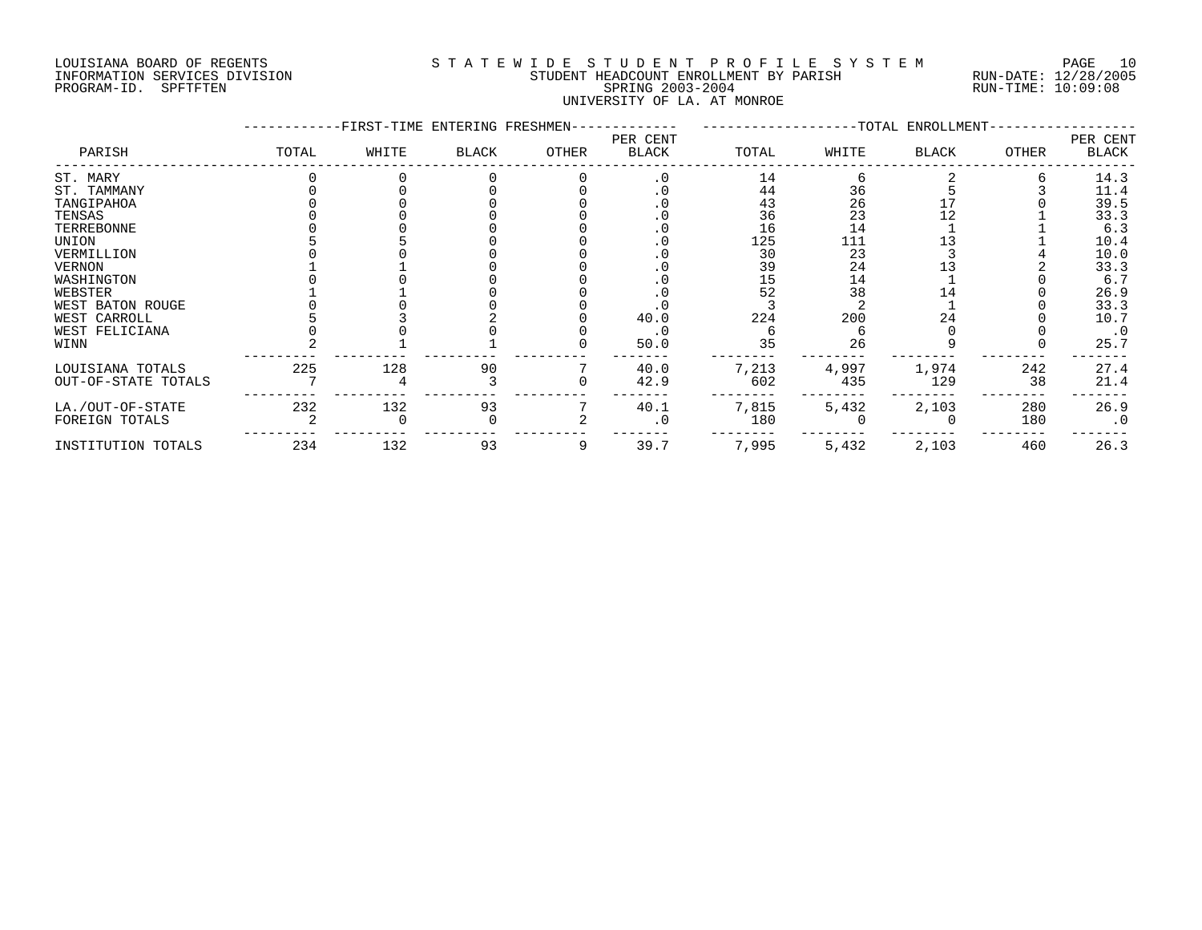LOUISIANA BOARD OF REGENTS
INFORMATION SERVICES DIVISION
PROGRAM-ID. SPFTFTEN

# STATEWIDE STUDENT PROFILE SYSTEM
## STUDENT HEADCOUNT ENROLLMENT BY PARISH
## SPRING 2003-2004
## UNIVERSITY OF LA. AT MONROE

RUN-DATE: 12/28/2005
RUN-TIME: 10:09:08

| PARISH | FIRST-TIME ENTERING FRESHMEN | | | | | TOTAL ENROLLMENT | | | | |
|---|---|---|---|---|---|---|---|---|---|---|
| | TOTAL | WHITE | BLACK | OTHER | PER CENT BLACK | TOTAL | WHITE | BLACK | OTHER | PER CENT BLACK |
| ST. MARY | 0 | 0 | 0 | 0 | .0 | 14 | 6 | 2 | 6 | 14.3 |
| ST. TAMMANY | 0 | 0 | 0 | 0 | .0 | 44 | 36 | 5 | 3 | 11.4 |
| TANGIPAHOA | 0 | 0 | 0 | 0 | .0 | 43 | 26 | 17 | 0 | 39.5 |
| TENSAS | 0 | 0 | 0 | 0 | .0 | 36 | 23 | 12 | 1 | 33.3 |
| TERREBONNE | 0 | 0 | 0 | 0 | .0 | 16 | 14 | 1 | 1 | 6.3 |
| UNION | 5 | 5 | 0 | 0 | .0 | 125 | 111 | 13 | 1 | 10.4 |
| VERMILLION | 0 | 0 | 0 | 0 | .0 | 30 | 23 | 3 | 4 | 10.0 |
| VERNON | 1 | 1 | 0 | 0 | .0 | 39 | 24 | 13 | 2 | 33.3 |
| WASHINGTON | 0 | 0 | 0 | 0 | .0 | 15 | 14 | 1 | 0 | 6.7 |
| WEBSTER | 1 | 1 | 0 | 0 | .0 | 52 | 38 | 14 | 0 | 26.9 |
| WEST BATON ROUGE | 0 | 0 | 0 | 0 | .0 | 3 | 2 | 1 | 0 | 33.3 |
| WEST CARROLL | 5 | 3 | 2 | 0 | 40.0 | 224 | 200 | 24 | 0 | 10.7 |
| WEST FELICIANA | 0 | 0 | 0 | 0 | .0 | 6 | 6 | 0 | 0 | .0 |
| WINN | 2 | 1 | 1 | 0 | 50.0 | 35 | 26 | 9 | 0 | 25.7 |
| LOUISIANA TOTALS | 225 | 128 | 90 | 7 | 40.0 | 7,213 | 4,997 | 1,974 | 242 | 27.4 |
| OUT-OF-STATE TOTALS | 7 | 4 | 3 | 0 | 42.9 | 602 | 435 | 129 | 38 | 21.4 |
| LA./OUT-OF-STATE | 232 | 132 | 93 | 7 | 40.1 | 7,815 | 5,432 | 2,103 | 280 | 26.9 |
| FOREIGN TOTALS | 2 | 0 | 0 | 2 | .0 | 180 | 0 | 0 | 180 | .0 |
| INSTITUTION TOTALS | 234 | 132 | 93 | 9 | 39.7 | 7,995 | 5,432 | 2,103 | 460 | 26.3 |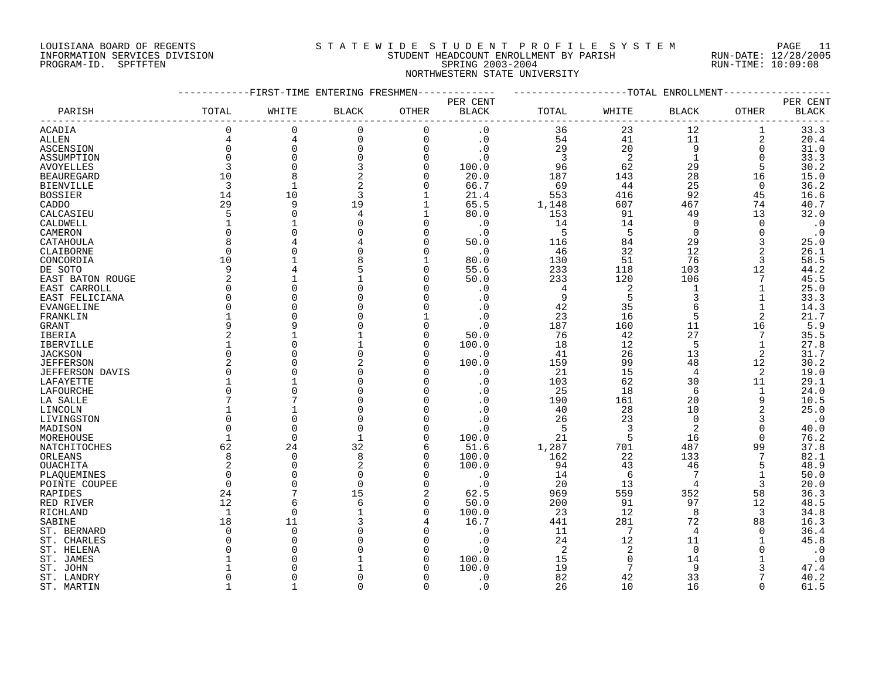LOUISIANA BOARD OF REGENTS
INFORMATION SERVICES DIVISION
PROGRAM-ID. SPFTFTEN

# S T A T E W I D E S T U D E N T P R O F I L E S Y S T E M
## STUDENT HEADCOUNT ENROLLMENT BY PARISH
## SPRING 2003-2004
## NORTHWESTERN STATE UNIVERSITY

RUN-DATE: 12/28/2005
RUN-TIME: 10:09:08

| PARISH | FIRST-TIME ENTERING FRESHMEN TOTAL | WHITE | BLACK | OTHER | PER CENT BLACK | TOTAL ENROLLMENT TOTAL | WHITE | BLACK | OTHER | PER CENT BLACK |
|---|---|---|---|---|---|---|---|---|---|---|
| ACADIA | 0 | 0 | 0 | 0 | .0 | 36 | 23 | 12 | 1 | 33.3 |
| ALLEN | 4 | 4 | 0 | 0 | .0 | 54 | 41 | 11 | 2 | 20.4 |
| ASCENSION | 0 | 0 | 0 | 0 | .0 | 29 | 20 | 9 | 0 | 31.0 |
| ASSUMPTION | 0 | 0 | 0 | 0 | .0 | 3 | 2 | 1 | 0 | 33.3 |
| AVOYELLES | 3 | 0 | 3 | 0 | 100.0 | 96 | 62 | 29 | 5 | 30.2 |
| BEAUREGARD | 10 | 8 | 2 | 0 | 20.0 | 187 | 143 | 28 | 16 | 15.0 |
| BIENVILLE | 3 | 1 | 2 | 0 | 66.7 | 69 | 44 | 25 | 0 | 36.2 |
| BOSSIER | 14 | 10 | 3 | 1 | 21.4 | 553 | 416 | 92 | 45 | 16.6 |
| CADDO | 29 | 9 | 19 | 1 | 65.5 | 1,148 | 607 | 467 | 74 | 40.7 |
| CALCASIEU | 5 | 0 | 4 | 1 | 80.0 | 153 | 91 | 49 | 13 | 32.0 |
| CALDWELL | 1 | 1 | 0 | 0 | .0 | 14 | 14 | 0 | 0 | .0 |
| CAMERON | 0 | 0 | 0 | 0 | .0 | 5 | 5 | 0 | 0 | .0 |
| CATAHOULA | 8 | 4 | 4 | 0 | 50.0 | 116 | 84 | 29 | 3 | 25.0 |
| CLAIBORNE | 0 | 0 | 0 | 0 | .0 | 46 | 32 | 12 | 2 | 26.1 |
| CONCORDIA | 10 | 1 | 8 | 1 | 80.0 | 130 | 51 | 76 | 3 | 58.5 |
| DE SOTO | 9 | 4 | 5 | 0 | 55.6 | 233 | 118 | 103 | 12 | 44.2 |
| EAST BATON ROUGE | 2 | 1 | 1 | 0 | 50.0 | 233 | 120 | 106 | 7 | 45.5 |
| EAST CARROLL | 0 | 0 | 0 | 0 | .0 | 4 | 2 | 1 | 1 | 25.0 |
| EAST FELICIANA | 0 | 0 | 0 | 0 | .0 | 9 | 5 | 3 | 1 | 33.3 |
| EVANGELINE | 0 | 0 | 0 | 0 | .0 | 42 | 35 | 6 | 1 | 14.3 |
| FRANKLIN | 1 | 0 | 0 | 1 | .0 | 23 | 16 | 5 | 2 | 21.7 |
| GRANT | 9 | 9 | 0 | 0 | .0 | 187 | 160 | 11 | 16 | 5.9 |
| IBERIA | 2 | 1 | 1 | 0 | 50.0 | 76 | 42 | 27 | 7 | 35.5 |
| IBERVILLE | 1 | 0 | 1 | 0 | 100.0 | 18 | 12 | 5 | 1 | 27.8 |
| JACKSON | 0 | 0 | 0 | 0 | .0 | 41 | 26 | 13 | 2 | 31.7 |
| JEFFERSON | 2 | 0 | 2 | 0 | 100.0 | 159 | 99 | 48 | 12 | 30.2 |
| JEFFERSON DAVIS | 0 | 0 | 0 | 0 | .0 | 21 | 15 | 4 | 2 | 19.0 |
| LAFAYETTE | 1 | 1 | 0 | 0 | .0 | 103 | 62 | 30 | 11 | 29.1 |
| LAFOURCHE | 0 | 0 | 0 | 0 | .0 | 25 | 18 | 6 | 1 | 24.0 |
| LA SALLE | 7 | 7 | 0 | 0 | .0 | 190 | 161 | 20 | 9 | 10.5 |
| LINCOLN | 1 | 1 | 0 | 0 | .0 | 40 | 28 | 10 | 2 | 25.0 |
| LIVINGSTON | 0 | 0 | 0 | 0 | .0 | 26 | 23 | 0 | 3 | .0 |
| MADISON | 0 | 0 | 0 | 0 | .0 | 5 | 3 | 2 | 0 | 40.0 |
| MOREHOUSE | 1 | 0 | 1 | 0 | 100.0 | 21 | 5 | 16 | 0 | 76.2 |
| NATCHITOCHES | 62 | 24 | 32 | 6 | 51.6 | 1,287 | 701 | 487 | 99 | 37.8 |
| ORLEANS | 8 | 0 | 8 | 0 | 100.0 | 162 | 22 | 133 | 7 | 82.1 |
| OUACHITA | 2 | 0 | 2 | 0 | 100.0 | 94 | 43 | 46 | 5 | 48.9 |
| PLAQUEMINES | 0 | 0 | 0 | 0 | .0 | 14 | 6 | 7 | 1 | 50.0 |
| POINTE COUPEE | 0 | 0 | 0 | 0 | .0 | 20 | 13 | 4 | 3 | 20.0 |
| RAPIDES | 24 | 7 | 15 | 2 | 62.5 | 969 | 559 | 352 | 58 | 36.3 |
| RED RIVER | 12 | 6 | 6 | 0 | 50.0 | 200 | 91 | 97 | 12 | 48.5 |
| RICHLAND | 1 | 0 | 1 | 0 | 100.0 | 23 | 12 | 8 | 3 | 34.8 |
| SABINE | 18 | 11 | 3 | 4 | 16.7 | 441 | 281 | 72 | 88 | 16.3 |
| ST. BERNARD | 0 | 0 | 0 | 0 | .0 | 11 | 7 | 4 | 0 | 36.4 |
| ST. CHARLES | 0 | 0 | 0 | 0 | .0 | 24 | 12 | 11 | 1 | 45.8 |
| ST. HELENA | 0 | 0 | 0 | 0 | .0 | 2 | 2 | 0 | 0 | .0 |
| ST. JAMES | 1 | 0 | 1 | 0 | 100.0 | 15 | 0 | 14 | 1 | .0 |
| ST. JOHN | 1 | 0 | 1 | 0 | 100.0 | 19 | 7 | 9 | 3 | 47.4 |
| ST. LANDRY | 0 | 0 | 0 | 0 | .0 | 82 | 42 | 33 | 7 | 40.2 |
| ST. MARTIN | 1 | 1 | 0 | 0 | .0 | 26 | 10 | 16 | 0 | 61.5 |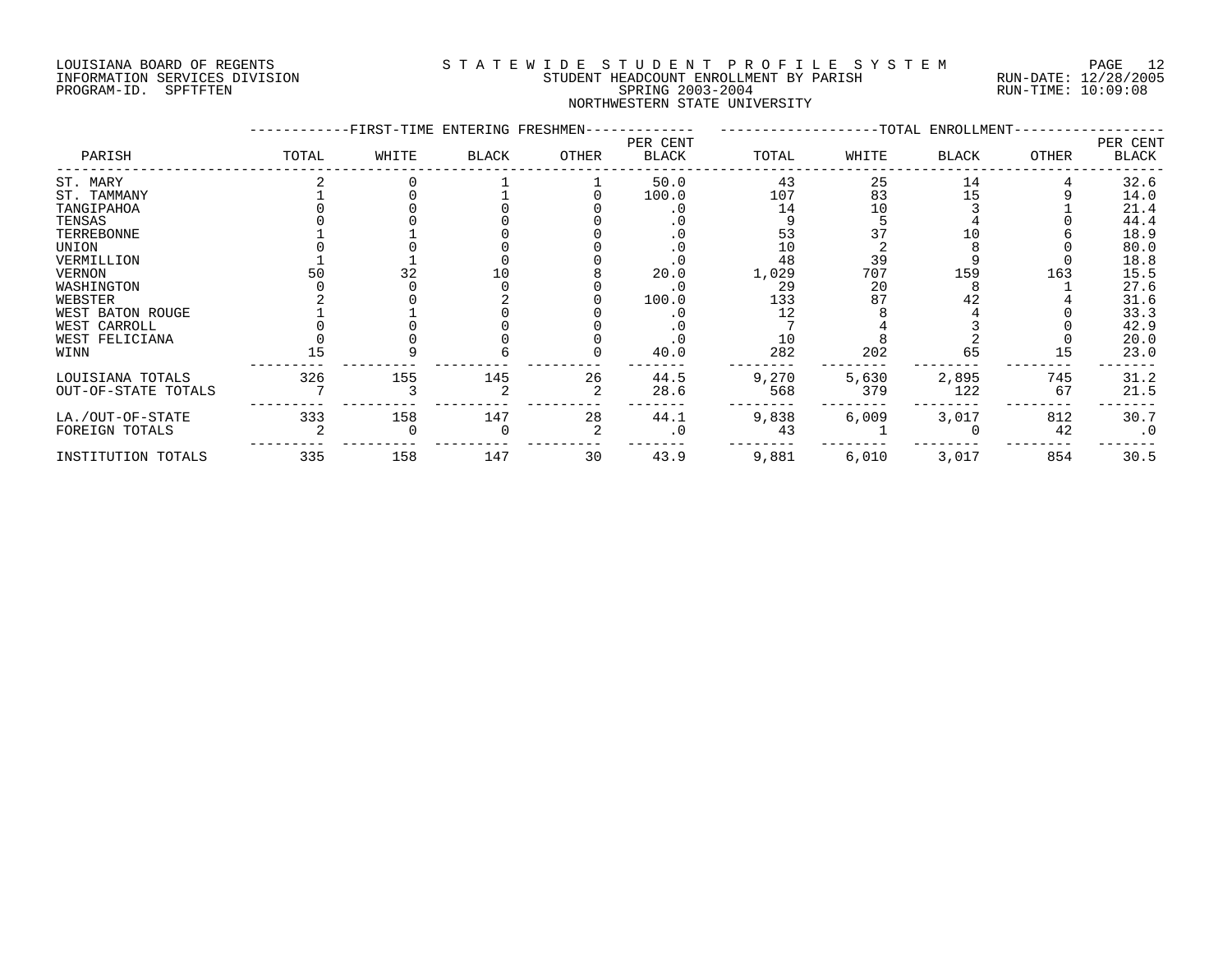LOUISIANA BOARD OF REGENTS
INFORMATION SERVICES DIVISION
PROGRAM-ID. SPFTFTEN

# STATEWIDE STUDENT PROFILE SYSTEM
## STUDENT HEADCOUNT ENROLLMENT BY PARISH
## SPRING 2003-2004
## NORTHWESTERN STATE UNIVERSITY

RUN-DATE: 12/28/2005
RUN-TIME: 10:09:08

| PARISH | FIRST-TIME ENTERING FRESHMEN TOTAL | WHITE | BLACK | OTHER | PER CENT BLACK | TOTAL ENROLLMENT TOTAL | WHITE | BLACK | OTHER | PER CENT BLACK |
|---|---|---|---|---|---|---|---|---|---|---|
| ST. MARY | 2 | 0 | 1 | 1 | 50.0 | 43 | 25 | 14 | 4 | 32.6 |
| ST. TAMMANY | 1 | 0 | 1 | 0 | 100.0 | 107 | 83 | 15 | 9 | 14.0 |
| TANGIPAHOA | 0 | 0 | 0 | 0 | .0 | 14 | 10 | 3 | 1 | 21.4 |
| TENSAS | 0 | 0 | 0 | 0 | .0 | 9 | 5 | 4 | 0 | 44.4 |
| TERREBONNE | 1 | 1 | 0 | 0 | .0 | 53 | 37 | 10 | 6 | 18.9 |
| UNION | 0 | 0 | 0 | 0 | .0 | 10 | 2 | 8 | 0 | 80.0 |
| VERMILLION | 1 | 1 | 0 | 0 | .0 | 48 | 39 | 9 | 0 | 18.8 |
| VERNON | 50 | 32 | 10 | 8 | 20.0 | 1,029 | 707 | 159 | 163 | 15.5 |
| WASHINGTON | 0 | 0 | 0 | 0 | .0 | 29 | 20 | 8 | 1 | 27.6 |
| WEBSTER | 2 | 0 | 2 | 0 | 100.0 | 133 | 87 | 42 | 4 | 31.6 |
| WEST BATON ROUGE | 1 | 1 | 0 | 0 | .0 | 12 | 8 | 4 | 0 | 33.3 |
| WEST CARROLL | 0 | 0 | 0 | 0 | .0 | 7 | 4 | 3 | 0 | 42.9 |
| WEST FELICIANA | 0 | 0 | 0 | 0 | .0 | 10 | 8 | 2 | 0 | 20.0 |
| WINN | 15 | 9 | 6 | 0 | 40.0 | 282 | 202 | 65 | 15 | 23.0 |
| LOUISIANA TOTALS | 326 | 155 | 145 | 26 | 44.5 | 9,270 | 5,630 | 2,895 | 745 | 31.2 |
| OUT-OF-STATE TOTALS | 7 | 3 | 2 | 2 | 28.6 | 568 | 379 | 122 | 67 | 21.5 |
| LA./OUT-OF-STATE | 333 | 158 | 147 | 28 | 44.1 | 9,838 | 6,009 | 3,017 | 812 | 30.7 |
| FOREIGN TOTALS | 2 | 0 | 0 | 2 | .0 | 43 | 1 | 0 | 42 | .0 |
| INSTITUTION TOTALS | 335 | 158 | 147 | 30 | 43.9 | 9,881 | 6,010 | 3,017 | 854 | 30.5 |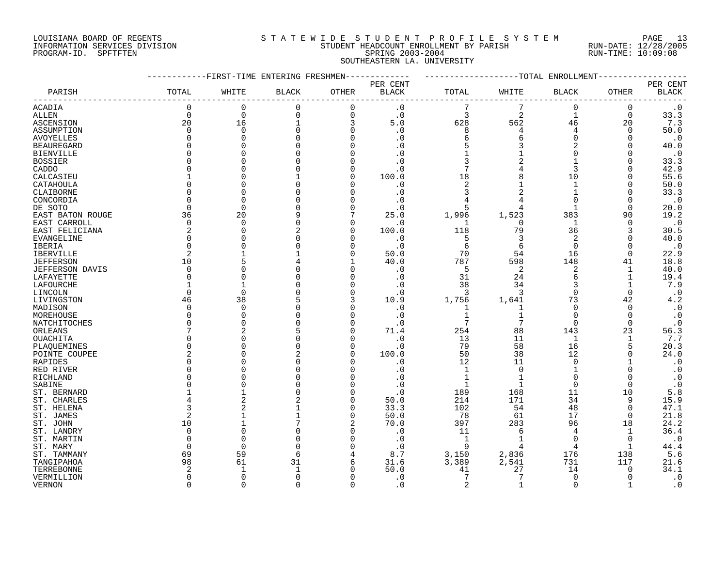LOUISIANA BOARD OF REGENTS
INFORMATION SERVICES DIVISION
PROGRAM-ID. SPFTFTEN

STATEWIDE STUDENT PROFILE SYSTEM
STUDENT HEADCOUNT ENROLLMENT BY PARISH
SPRING 2003-2004
SOUTHEASTERN LA. UNIVERSITY

RUN-DATE: 12/28/2005
RUN-TIME: 10:09:08

| PARISH | FIRST-TIME ENTERING FRESHMEN TOTAL | WHITE | BLACK | OTHER | PER CENT BLACK | TOTAL ENROLLMENT TOTAL | WHITE | BLACK | OTHER | PER CENT BLACK |
|---|---|---|---|---|---|---|---|---|---|---|
| ACADIA | 0 | 0 | 0 | 0 | .0 | 7 | 7 | 0 | 0 | .0 |
| ALLEN | 0 | 0 | 0 | 0 | .0 | 3 | 2 | 1 | 0 | 33.3 |
| ASCENSION | 20 | 16 | 1 | 3 | 5.0 | 628 | 562 | 46 | 20 | 7.3 |
| ASSUMPTION | 0 | 0 | 0 | 0 | .0 | 8 | 4 | 4 | 0 | 50.0 |
| AVOYELLES | 0 | 0 | 0 | 0 | .0 | 6 | 6 | 0 | 0 | .0 |
| BEAUREGARD | 0 | 0 | 0 | 0 | .0 | 5 | 3 | 2 | 0 | 40.0 |
| BIENVILLE | 0 | 0 | 0 | 0 | .0 | 1 | 1 | 0 | 0 | .0 |
| BOSSIER | 0 | 0 | 0 | 0 | .0 | 3 | 2 | 1 | 0 | 33.3 |
| CADDO | 0 | 0 | 0 | 0 | .0 | 7 | 4 | 3 | 0 | 42.9 |
| CALCASIEU | 1 | 0 | 1 | 0 | 100.0 | 18 | 8 | 10 | 0 | 55.6 |
| CATAHOULA | 0 | 0 | 0 | 0 | .0 | 2 | 1 | 1 | 0 | 50.0 |
| CLAIBORNE | 0 | 0 | 0 | 0 | .0 | 3 | 2 | 1 | 0 | 33.3 |
| CONCORDIA | 0 | 0 | 0 | 0 | .0 | 4 | 4 | 0 | 0 | .0 |
| DE SOTO | 0 | 0 | 0 | 0 | .0 | 5 | 4 | 1 | 0 | 20.0 |
| EAST BATON ROUGE | 36 | 20 | 9 | 7 | 25.0 | 1,996 | 1,523 | 383 | 90 | 19.2 |
| EAST CARROLL | 0 | 0 | 0 | 0 | .0 | 1 | 0 | 1 | 0 | .0 |
| EAST FELICIANA | 2 | 0 | 2 | 0 | 100.0 | 118 | 79 | 36 | 3 | 30.5 |
| EVANGELINE | 0 | 0 | 0 | 0 | .0 | 5 | 3 | 2 | 0 | 40.0 |
| IBERIA | 0 | 0 | 0 | 0 | .0 | 6 | 6 | 0 | 0 | .0 |
| IBERVILLE | 2 | 1 | 1 | 0 | 50.0 | 70 | 54 | 16 | 0 | 22.9 |
| JEFFERSON | 10 | 5 | 4 | 1 | 40.0 | 787 | 598 | 148 | 41 | 18.8 |
| JEFFERSON DAVIS | 0 | 0 | 0 | 0 | .0 | 5 | 2 | 2 | 1 | 40.0 |
| LAFAYETTE | 0 | 0 | 0 | 0 | .0 | 31 | 24 | 6 | 1 | 19.4 |
| LAFOURCHE | 1 | 1 | 0 | 0 | .0 | 38 | 34 | 3 | 1 | 7.9 |
| LINCOLN | 0 | 0 | 0 | 0 | .0 | 3 | 3 | 0 | 0 | .0 |
| LIVINGSTON | 46 | 38 | 5 | 3 | 10.9 | 1,756 | 1,641 | 73 | 42 | 4.2 |
| MADISON | 0 | 0 | 0 | 0 | .0 | 1 | 1 | 0 | 0 | .0 |
| MOREHOUSE | 0 | 0 | 0 | 0 | .0 | 1 | 1 | 0 | 0 | .0 |
| NATCHITOCHES | 0 | 0 | 0 | 0 | .0 | 7 | 7 | 0 | 0 | .0 |
| ORLEANS | 7 | 2 | 5 | 0 | 71.4 | 254 | 88 | 143 | 23 | 56.3 |
| OUACHITA | 0 | 0 | 0 | 0 | .0 | 13 | 11 | 1 | 1 | 7.7 |
| PLAQUEMINES | 0 | 0 | 0 | 0 | .0 | 79 | 58 | 16 | 5 | 20.3 |
| POINTE COUPEE | 2 | 0 | 2 | 0 | 100.0 | 50 | 38 | 12 | 0 | 24.0 |
| RAPIDES | 0 | 0 | 0 | 0 | .0 | 12 | 11 | 0 | 1 | .0 |
| RED RIVER | 0 | 0 | 0 | 0 | .0 | 1 | 0 | 1 | 0 | .0 |
| RICHLAND | 0 | 0 | 0 | 0 | .0 | 1 | 1 | 0 | 0 | .0 |
| SABINE | 0 | 0 | 0 | 0 | .0 | 1 | 1 | 0 | 0 | .0 |
| ST. BERNARD | 1 | 1 | 0 | 0 | .0 | 189 | 168 | 11 | 10 | 5.8 |
| ST. CHARLES | 4 | 2 | 2 | 0 | 50.0 | 214 | 171 | 34 | 9 | 15.9 |
| ST. HELENA | 3 | 2 | 1 | 0 | 33.3 | 102 | 54 | 48 | 0 | 47.1 |
| ST. JAMES | 2 | 1 | 1 | 0 | 50.0 | 78 | 61 | 17 | 0 | 21.8 |
| ST. JOHN | 10 | 1 | 7 | 2 | 70.0 | 397 | 283 | 96 | 18 | 24.2 |
| ST. LANDRY | 0 | 0 | 0 | 0 | .0 | 11 | 6 | 4 | 1 | 36.4 |
| ST. MARTIN | 0 | 0 | 0 | 0 | .0 | 1 | 1 | 0 | 0 | .0 |
| ST. MARY | 0 | 0 | 0 | 0 | .0 | 9 | 4 | 4 | 1 | 44.4 |
| ST. TAMMANY | 69 | 59 | 6 | 4 | 8.7 | 3,150 | 2,836 | 176 | 138 | 5.6 |
| TANGIPAHOA | 98 | 61 | 31 | 6 | 31.6 | 3,389 | 2,541 | 731 | 117 | 21.6 |
| TERREBONNE | 2 | 1 | 1 | 0 | 50.0 | 41 | 27 | 14 | 0 | 34.1 |
| VERMILLION | 0 | 0 | 0 | 0 | .0 | 7 | 7 | 0 | 0 | .0 |
| VERNON | 0 | 0 | 0 | 0 | .0 | 2 | 1 | 0 | 1 | .0 |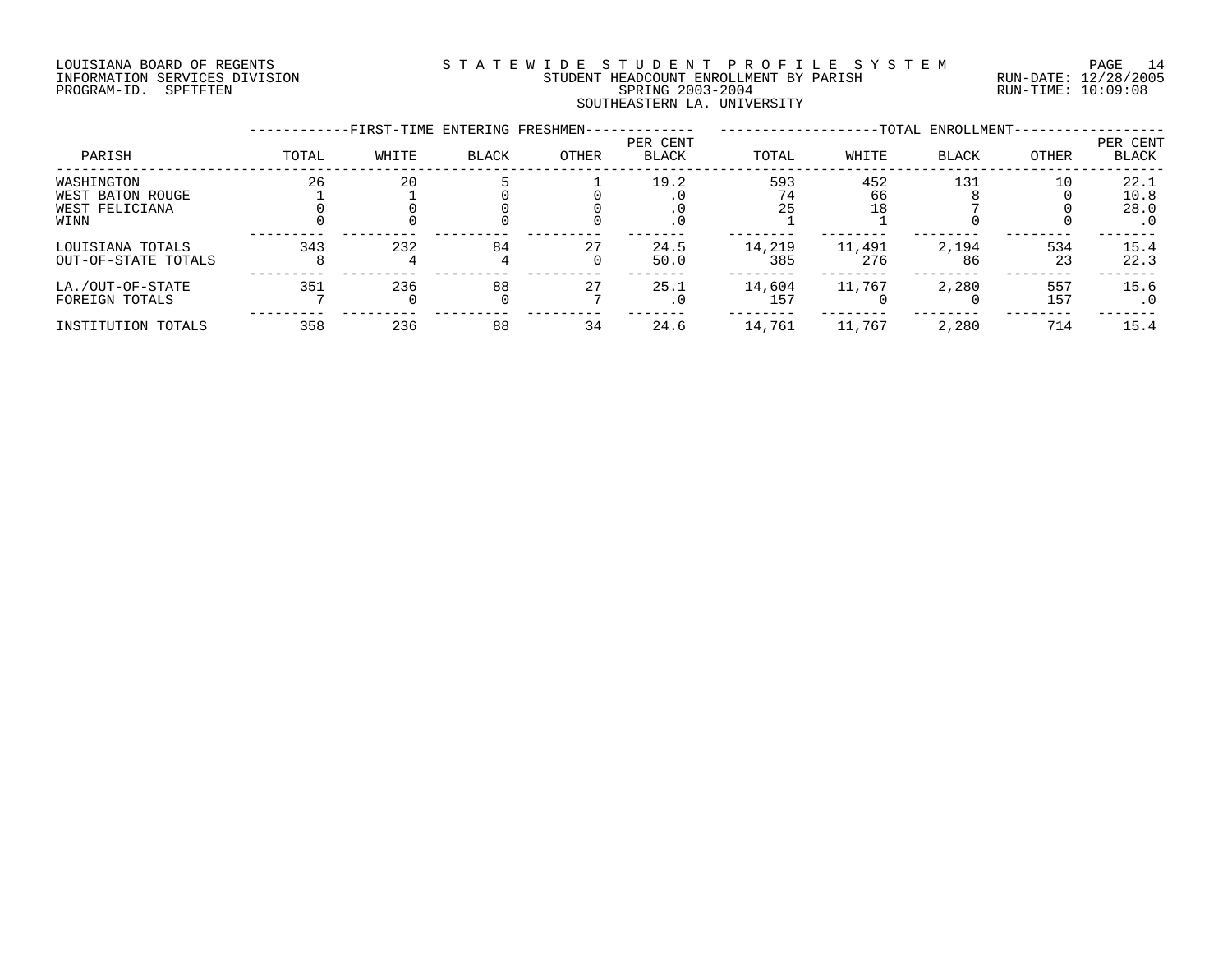LOUISIANA BOARD OF REGENTS
INFORMATION SERVICES DIVISION
PROGRAM-ID. SPFTFTEN

STATEWIDE STUDENT PROFILE SYSTEM
STUDENT HEADCOUNT ENROLLMENT BY PARISH
SPRING 2003-2004
SOUTHEASTERN LA. UNIVERSITY

RUN-DATE: 12/28/2005
RUN-TIME: 10:09:08

| PARISH | FIRST-TIME ENTERING FRESHMEN TOTAL | WHITE | BLACK | OTHER | PER CENT BLACK | TOTAL ENROLLMENT TOTAL | WHITE | BLACK | OTHER | PER CENT BLACK |
|---|---|---|---|---|---|---|---|---|---|---|
| WASHINGTON | 26 | 20 | 5 | 1 | 19.2 | 593 | 452 | 131 | 10 | 22.1 |
| WEST BATON ROUGE | 1 | 1 | 0 | 0 | .0 | 74 | 66 | 8 | 0 | 10.8 |
| WEST FELICIANA | 0 | 0 | 0 | 0 | .0 | 25 | 18 | 7 | 0 | 28.0 |
| WINN | 0 | 0 | 0 | 0 | .0 | 1 | 1 | 0 | 0 | .0 |
| LOUISIANA TOTALS | 343 | 232 | 84 | 27 | 24.5 | 14,219 | 11,491 | 2,194 | 534 | 15.4 |
| OUT-OF-STATE TOTALS | 8 | 4 | 4 | 0 | 50.0 | 385 | 276 | 86 | 23 | 22.3 |
| LA./OUT-OF-STATE | 351 | 236 | 88 | 27 | 25.1 | 14,604 | 11,767 | 2,280 | 557 | 15.6 |
| FOREIGN TOTALS | 7 | 0 | 0 | 7 | .0 | 157 | 0 | 0 | 157 | .0 |
| INSTITUTION TOTALS | 358 | 236 | 88 | 34 | 24.6 | 14,761 | 11,767 | 2,280 | 714 | 15.4 |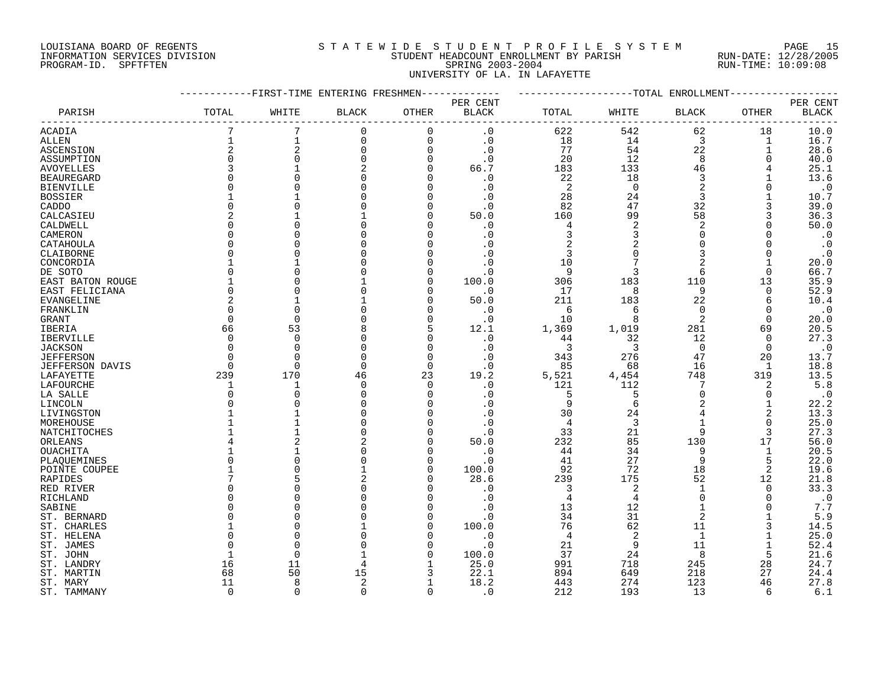LOUISIANA BOARD OF REGENTS
INFORMATION SERVICES DIVISION
PROGRAM-ID. SPFTFTEN

STATEWIDE STUDENT PROFILE SYSTEM
STUDENT HEADCOUNT ENROLLMENT BY PARISH
SPRING 2003-2004
UNIVERSITY OF LA. IN LAFAYETTE

RUN-DATE: 12/28/2005
RUN-TIME: 10:09:08

| PARISH | FIRST-TIME ENTERING FRESHMEN TOTAL | WHITE | BLACK | OTHER | PER CENT BLACK | TOTAL ENROLLMENT TOTAL | WHITE | BLACK | OTHER | PER CENT BLACK |
|---|---|---|---|---|---|---|---|---|---|---|
| ACADIA | 7 | 7 | 0 | 0 | .0 | 622 | 542 | 62 | 18 | 10.0 |
| ALLEN | 1 | 1 | 0 | 0 | .0 | 18 | 14 | 3 | 1 | 16.7 |
| ASCENSION | 2 | 2 | 0 | 0 | .0 | 77 | 54 | 22 | 1 | 28.6 |
| ASSUMPTION | 0 | 0 | 0 | 0 | .0 | 20 | 12 | 8 | 0 | 40.0 |
| AVOYELLES | 3 | 1 | 2 | 0 | 66.7 | 183 | 133 | 46 | 4 | 25.1 |
| BEAUREGARD | 0 | 0 | 0 | 0 | .0 | 22 | 18 | 3 | 1 | 13.6 |
| BIENVILLE | 0 | 0 | 0 | 0 | .0 | 2 | 0 | 2 | 0 | .0 |
| BOSSIER | 1 | 1 | 0 | 0 | .0 | 28 | 24 | 3 | 1 | 10.7 |
| CADDO | 0 | 0 | 0 | 0 | .0 | 82 | 47 | 32 | 3 | 39.0 |
| CALCASIEU | 2 | 1 | 1 | 0 | 50.0 | 160 | 99 | 58 | 3 | 36.3 |
| CALDWELL | 0 | 0 | 0 | 0 | .0 | 4 | 2 | 2 | 0 | 50.0 |
| CAMERON | 0 | 0 | 0 | 0 | .0 | 3 | 3 | 0 | 0 | .0 |
| CATAHOULA | 0 | 0 | 0 | 0 | .0 | 2 | 2 | 0 | 0 | .0 |
| CLAIBORNE | 0 | 0 | 0 | 0 | .0 | 3 | 0 | 3 | 0 | .0 |
| CONCORDIA | 1 | 1 | 0 | 0 | .0 | 10 | 7 | 2 | 1 | 20.0 |
| DE SOTO | 0 | 0 | 0 | 0 | .0 | 9 | 3 | 6 | 0 | 66.7 |
| EAST BATON ROUGE | 1 | 0 | 1 | 0 | 100.0 | 306 | 183 | 110 | 13 | 35.9 |
| EAST FELICIANA | 0 | 0 | 0 | 0 | .0 | 17 | 8 | 9 | 0 | 52.9 |
| EVANGELINE | 2 | 1 | 1 | 0 | 50.0 | 211 | 183 | 22 | 6 | 10.4 |
| FRANKLIN | 0 | 0 | 0 | 0 | .0 | 6 | 6 | 0 | 0 | .0 |
| GRANT | 0 | 0 | 0 | 0 | .0 | 10 | 8 | 2 | 0 | 20.0 |
| IBERIA | 66 | 53 | 8 | 5 | 12.1 | 1,369 | 1,019 | 281 | 69 | 20.5 |
| IBERVILLE | 0 | 0 | 0 | 0 | .0 | 44 | 32 | 12 | 0 | 27.3 |
| JACKSON | 0 | 0 | 0 | 0 | .0 | 3 | 3 | 0 | 0 | .0 |
| JEFFERSON | 0 | 0 | 0 | 0 | .0 | 343 | 276 | 47 | 20 | 13.7 |
| JEFFERSON DAVIS | 0 | 0 | 0 | 0 | .0 | 85 | 68 | 16 | 1 | 18.8 |
| LAFAYETTE | 239 | 170 | 46 | 23 | 19.2 | 5,521 | 4,454 | 748 | 319 | 13.5 |
| LAFOURCHE | 1 | 1 | 0 | 0 | .0 | 121 | 112 | 7 | 2 | 5.8 |
| LA SALLE | 0 | 0 | 0 | 0 | .0 | 5 | 5 | 0 | 0 | .0 |
| LINCOLN | 0 | 0 | 0 | 0 | .0 | 9 | 6 | 2 | 1 | 22.2 |
| LIVINGSTON | 1 | 1 | 0 | 0 | .0 | 30 | 24 | 4 | 2 | 13.3 |
| MOREHOUSE | 1 | 1 | 0 | 0 | .0 | 4 | 3 | 1 | 0 | 25.0 |
| NATCHITOCHES | 1 | 1 | 0 | 0 | .0 | 33 | 21 | 9 | 3 | 27.3 |
| ORLEANS | 4 | 2 | 2 | 0 | 50.0 | 232 | 85 | 130 | 17 | 56.0 |
| OUACHITA | 1 | 1 | 0 | 0 | .0 | 44 | 34 | 9 | 1 | 20.5 |
| PLAQUEMINES | 0 | 0 | 0 | 0 | .0 | 41 | 27 | 9 | 5 | 22.0 |
| POINTE COUPEE | 1 | 0 | 1 | 0 | 100.0 | 92 | 72 | 18 | 2 | 19.6 |
| RAPIDES | 7 | 5 | 2 | 0 | 28.6 | 239 | 175 | 52 | 12 | 21.8 |
| RED RIVER | 0 | 0 | 0 | 0 | .0 | 3 | 2 | 1 | 0 | 33.3 |
| RICHLAND | 0 | 0 | 0 | 0 | .0 | 4 | 4 | 0 | 0 | .0 |
| SABINE | 0 | 0 | 0 | 0 | .0 | 13 | 12 | 1 | 0 | 7.7 |
| ST. BERNARD | 0 | 0 | 0 | 0 | .0 | 34 | 31 | 2 | 1 | 5.9 |
| ST. CHARLES | 1 | 0 | 1 | 0 | 100.0 | 76 | 62 | 11 | 3 | 14.5 |
| ST. HELENA | 0 | 0 | 0 | 0 | .0 | 4 | 2 | 1 | 1 | 25.0 |
| ST. JAMES | 0 | 0 | 0 | 0 | .0 | 21 | 9 | 11 | 1 | 52.4 |
| ST. JOHN | 1 | 0 | 1 | 0 | 100.0 | 37 | 24 | 8 | 5 | 21.6 |
| ST. LANDRY | 16 | 11 | 4 | 1 | 25.0 | 991 | 718 | 245 | 28 | 24.7 |
| ST. MARTIN | 68 | 50 | 15 | 3 | 22.1 | 894 | 649 | 218 | 27 | 24.4 |
| ST. MARY | 11 | 8 | 2 | 1 | 18.2 | 443 | 274 | 123 | 46 | 27.8 |
| ST. TAMMANY | 0 | 0 | 0 | 0 | .0 | 212 | 193 | 13 | 6 | 6.1 |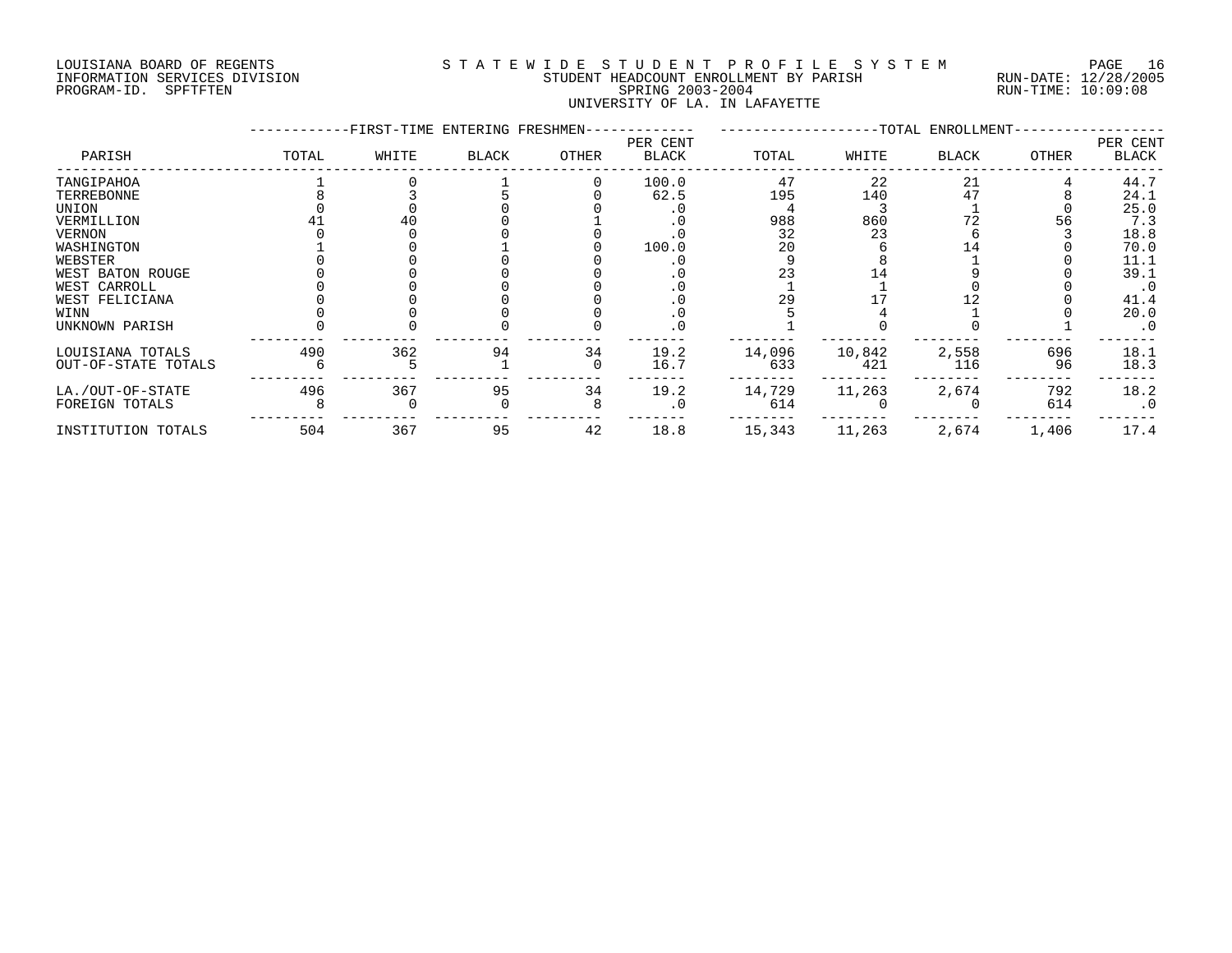LOUISIANA BOARD OF REGENTS
INFORMATION SERVICES DIVISION
PROGRAM-ID. SPFTFTEN

STATEWIDE STUDENT PROFILE SYSTEM
STUDENT HEADCOUNT ENROLLMENT BY PARISH
SPRING 2003-2004
UNIVERSITY OF LA. IN LAFAYETTE

RUN-DATE: 12/28/2005
RUN-TIME: 10:09:08

| PARISH | FIRST-TIME ENTERING FRESHMEN TOTAL | WHITE | BLACK | OTHER | PER CENT BLACK | TOTAL ENROLLMENT TOTAL | WHITE | BLACK | OTHER | PER CENT BLACK |
|---|---|---|---|---|---|---|---|---|---|---|
| TANGIPAHOA | 1 | 0 | 1 | 0 | 100.0 | 47 | 22 | 21 | 4 | 44.7 |
| TERREBONNE | 8 | 3 | 5 | 0 | 62.5 | 195 | 140 | 47 | 8 | 24.1 |
| UNION | 0 | 0 | 0 | 0 | .0 | 4 | 3 | 1 | 0 | 25.0 |
| VERMILLION | 41 | 40 | 0 | 1 | .0 | 988 | 860 | 72 | 56 | 7.3 |
| VERNON | 0 | 0 | 0 | 0 | .0 | 32 | 23 | 6 | 3 | 18.8 |
| WASHINGTON | 1 | 0 | 1 | 0 | 100.0 | 20 | 6 | 14 | 0 | 70.0 |
| WEBSTER | 0 | 0 | 0 | 0 | .0 | 9 | 8 | 1 | 0 | 11.1 |
| WEST BATON ROUGE | 0 | 0 | 0 | 0 | .0 | 23 | 14 | 9 | 0 | 39.1 |
| WEST CARROLL | 0 | 0 | 0 | 0 | .0 | 1 | 1 | 0 | 0 | .0 |
| WEST FELICIANA | 0 | 0 | 0 | 0 | .0 | 29 | 17 | 12 | 0 | 41.4 |
| WINN | 0 | 0 | 0 | 0 | .0 | 5 | 4 | 1 | 0 | 20.0 |
| UNKNOWN PARISH | 0 | 0 | 0 | 0 | .0 | 1 | 0 | 0 | 1 | .0 |
| LOUISIANA TOTALS | 490 | 362 | 94 | 34 | 19.2 | 14,096 | 10,842 | 2,558 | 696 | 18.1 |
| OUT-OF-STATE TOTALS | 6 | 5 | 1 | 0 | 16.7 | 633 | 421 | 116 | 96 | 18.3 |
| LA./OUT-OF-STATE | 496 | 367 | 95 | 34 | 19.2 | 14,729 | 11,263 | 2,674 | 792 | 18.2 |
| FOREIGN TOTALS | 8 | 0 | 0 | 8 | .0 | 614 | 0 | 0 | 614 | .0 |
| INSTITUTION TOTALS | 504 | 367 | 95 | 42 | 18.8 | 15,343 | 11,263 | 2,674 | 1,406 | 17.4 |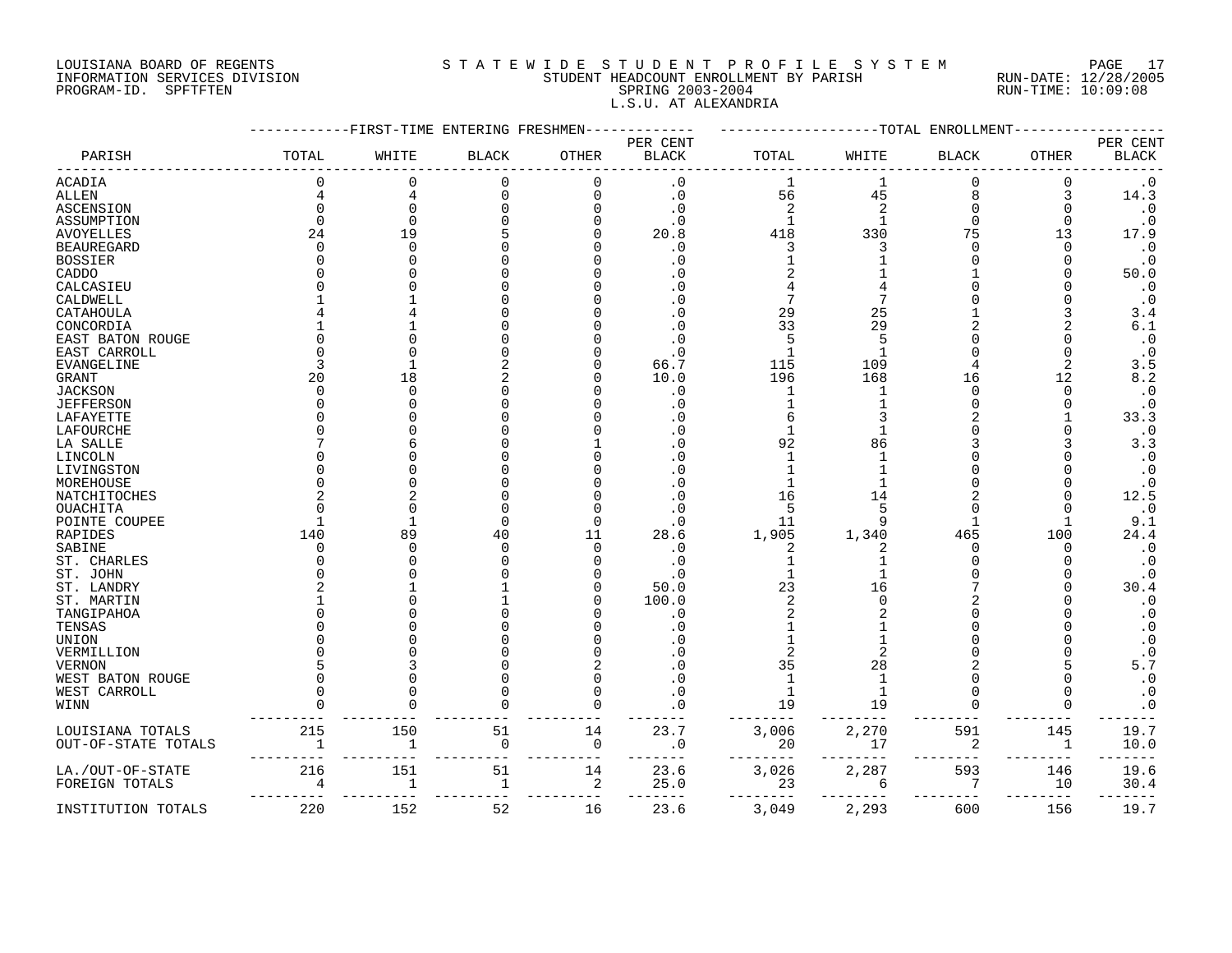LOUISIANA BOARD OF REGENTS
INFORMATION SERVICES DIVISION
PROGRAM-ID. SPFTFTEN

STATEWIDE STUDENT PROFILE SYSTEM
STUDENT HEADCOUNT ENROLLMENT BY PARISH
SPRING 2003-2004
L.S.U. AT ALEXANDRIA

RUN-DATE: 12/28/2005
RUN-TIME: 10:09:08

| PARISH | FIRST-TIME ENTERING FRESHMEN | | | | | TOTAL ENROLLMENT | | | | |
|---|---|---|---|---|---|---|---|---|---|---|
| | TOTAL | WHITE | BLACK | OTHER | PER CENT BLACK | TOTAL | WHITE | BLACK | OTHER | PER CENT BLACK |
| ACADIA | 0 | 0 | 0 | 0 | .0 | 1 | 1 | 0 | 0 | .0 |
| ALLEN | 4 | 4 | 0 | 0 | .0 | 56 | 45 | 8 | 3 | 14.3 |
| ASCENSION | 0 | 0 | 0 | 0 | .0 | 2 | 2 | 0 | 0 | .0 |
| ASSUMPTION | 0 | 0 | 0 | 0 | .0 | 1 | 1 | 0 | 0 | .0 |
| AVOYELLES | 24 | 19 | 5 | 0 | 20.8 | 418 | 330 | 75 | 13 | 17.9 |
| BEAUREGARD | 0 | 0 | 0 | 0 | .0 | 3 | 3 | 0 | 0 | .0 |
| BOSSIER | 0 | 0 | 0 | 0 | .0 | 1 | 1 | 0 | 0 | .0 |
| CADDO | 0 | 0 | 0 | 0 | .0 | 2 | 1 | 1 | 0 | 50.0 |
| CALCASIEU | 0 | 0 | 0 | 0 | .0 | 4 | 4 | 0 | 0 | .0 |
| CALDWELL | 1 | 1 | 0 | 0 | .0 | 7 | 7 | 0 | 0 | .0 |
| CATAHOULA | 4 | 4 | 0 | 0 | .0 | 29 | 25 | 1 | 3 | 3.4 |
| CONCORDIA | 1 | 1 | 0 | 0 | .0 | 33 | 29 | 2 | 2 | 6.1 |
| EAST BATON ROUGE | 0 | 0 | 0 | 0 | .0 | 5 | 5 | 0 | 0 | .0 |
| EAST CARROLL | 0 | 0 | 0 | 0 | .0 | 1 | 1 | 0 | 0 | .0 |
| EVANGELINE | 3 | 1 | 2 | 0 | 66.7 | 115 | 109 | 4 | 2 | 3.5 |
| GRANT | 20 | 18 | 2 | 0 | 10.0 | 196 | 168 | 16 | 12 | 8.2 |
| JACKSON | 0 | 0 | 0 | 0 | .0 | 1 | 1 | 0 | 0 | .0 |
| JEFFERSON | 0 | 0 | 0 | 0 | .0 | 1 | 1 | 0 | 0 | .0 |
| LAFAYETTE | 0 | 0 | 0 | 0 | .0 | 6 | 3 | 2 | 1 | 33.3 |
| LAFOURCHE | 0 | 0 | 0 | 0 | .0 | 1 | 1 | 0 | 0 | .0 |
| LA SALLE | 7 | 6 | 0 | 1 | .0 | 92 | 86 | 3 | 3 | 3.3 |
| LINCOLN | 0 | 0 | 0 | 0 | .0 | 1 | 1 | 0 | 0 | .0 |
| LIVINGSTON | 0 | 0 | 0 | 0 | .0 | 1 | 1 | 0 | 0 | .0 |
| MOREHOUSE | 0 | 0 | 0 | 0 | .0 | 1 | 1 | 0 | 0 | .0 |
| NATCHITOCHES | 2 | 2 | 0 | 0 | .0 | 16 | 14 | 2 | 0 | 12.5 |
| OUACHITA | 0 | 0 | 0 | 0 | .0 | 5 | 5 | 0 | 0 | .0 |
| POINTE COUPEE | 1 | 1 | 0 | 0 | .0 | 11 | 9 | 1 | 1 | 9.1 |
| RAPIDES | 140 | 89 | 40 | 11 | 28.6 | 1,905 | 1,340 | 465 | 100 | 24.4 |
| SABINE | 0 | 0 | 0 | 0 | .0 | 2 | 2 | 0 | 0 | .0 |
| ST. CHARLES | 0 | 0 | 0 | 0 | .0 | 1 | 1 | 0 | 0 | .0 |
| ST. JOHN | 0 | 0 | 0 | 0 | .0 | 1 | 1 | 0 | 0 | .0 |
| ST. LANDRY | 2 | 1 | 1 | 0 | 50.0 | 23 | 16 | 7 | 0 | 30.4 |
| ST. MARTIN | 1 | 0 | 1 | 0 | 100.0 | 2 | 0 | 2 | 0 | .0 |
| TANGIPAHOA | 0 | 0 | 0 | 0 | .0 | 2 | 2 | 0 | 0 | .0 |
| TENSAS | 0 | 0 | 0 | 0 | .0 | 1 | 1 | 0 | 0 | .0 |
| UNION | 0 | 0 | 0 | 0 | .0 | 1 | 1 | 0 | 0 | .0 |
| VERMILLION | 0 | 0 | 0 | 0 | .0 | 2 | 2 | 0 | 0 | .0 |
| VERNON | 5 | 3 | 0 | 2 | .0 | 35 | 28 | 2 | 5 | 5.7 |
| WEST BATON ROUGE | 0 | 0 | 0 | 0 | .0 | 1 | 1 | 0 | 0 | .0 |
| WEST CARROLL | 0 | 0 | 0 | 0 | .0 | 1 | 1 | 0 | 0 | .0 |
| WINN | 0 | 0 | 0 | 0 | .0 | 19 | 19 | 0 | 0 | .0 |
| LOUISIANA TOTALS | 215 | 150 | 51 | 14 | 23.7 | 3,006 | 2,270 | 591 | 145 | 19.7 |
| OUT-OF-STATE TOTALS | 1 | 1 | 0 | 0 | .0 | 20 | 17 | 2 | 1 | 10.0 |
| LA./OUT-OF-STATE | 216 | 151 | 51 | 14 | 23.6 | 3,026 | 2,287 | 593 | 146 | 19.6 |
| FOREIGN TOTALS | 4 | 1 | 1 | 2 | 25.0 | 23 | 6 | 7 | 10 | 30.4 |
| INSTITUTION TOTALS | 220 | 152 | 52 | 16 | 23.6 | 3,049 | 2,293 | 600 | 156 | 19.7 |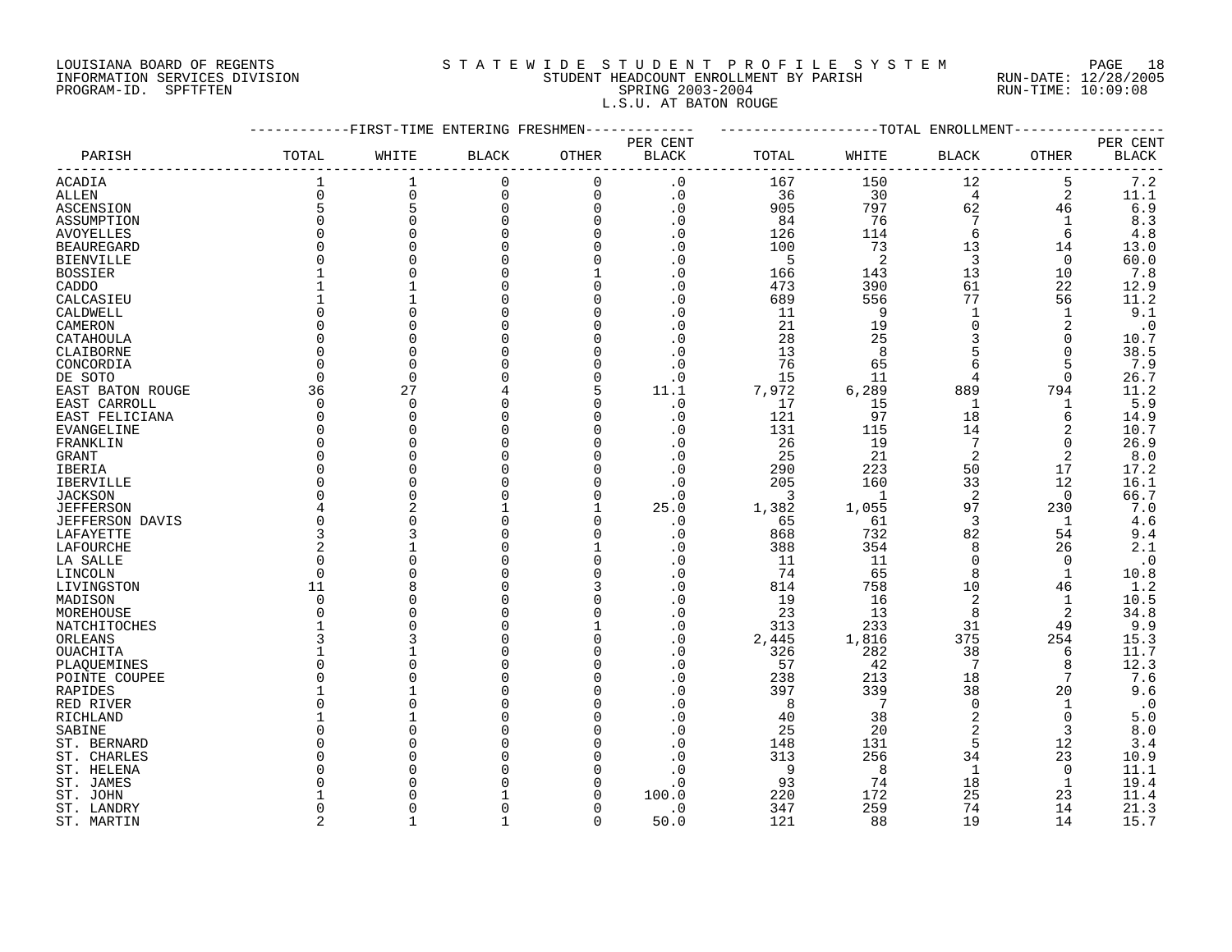LOUISIANA BOARD OF REGENTS
INFORMATION SERVICES DIVISION
PROGRAM-ID. SPFTFTEN

STATEWIDE STUDENT PROFILE SYSTEM
STUDENT HEADCOUNT ENROLLMENT BY PARISH
SPRING 2003-2004
L.S.U. AT BATON ROUGE

RUN-DATE: 12/28/2005
RUN-TIME: 10:09:08

| PARISH | FIRST-TIME ENTERING FRESHMEN | | | | | TOTAL ENROLLMENT | | | | |
|---|---|---|---|---|---|---|---|---|---|---|
| | TOTAL | WHITE | BLACK | OTHER | PER CENT BLACK | TOTAL | WHITE | BLACK | OTHER | PER CENT BLACK |
| ACADIA | 1 | 1 | 0 | 0 | .0 | 167 | 150 | 12 | 5 | 7.2 |
| ALLEN | 0 | 0 | 0 | 0 | .0 | 36 | 30 | 4 | 2 | 11.1 |
| ASCENSION | 5 | 5 | 0 | 0 | .0 | 905 | 797 | 62 | 46 | 6.9 |
| ASSUMPTION | 0 | 0 | 0 | 0 | .0 | 84 | 76 | 7 | 1 | 8.3 |
| AVOYELLES | 0 | 0 | 0 | 0 | .0 | 126 | 114 | 6 | 6 | 4.8 |
| BEAUREGARD | 0 | 0 | 0 | 0 | .0 | 100 | 73 | 13 | 14 | 13.0 |
| BIENVILLE | 0 | 0 | 0 | 0 | .0 | 5 | 2 | 3 | 0 | 60.0 |
| BOSSIER | 1 | 0 | 0 | 1 | .0 | 166 | 143 | 13 | 10 | 7.8 |
| CADDO | 1 | 1 | 0 | 0 | .0 | 473 | 390 | 61 | 22 | 12.9 |
| CALCASIEU | 1 | 1 | 0 | 0 | .0 | 689 | 556 | 77 | 56 | 11.2 |
| CALDWELL | 0 | 0 | 0 | 0 | .0 | 11 | 9 | 1 | 1 | 9.1 |
| CAMERON | 0 | 0 | 0 | 0 | .0 | 21 | 19 | 0 | 2 | .0 |
| CATAHOULA | 0 | 0 | 0 | 0 | .0 | 28 | 25 | 3 | 0 | 10.7 |
| CLAIBORNE | 0 | 0 | 0 | 0 | .0 | 13 | 8 | 5 | 0 | 38.5 |
| CONCORDIA | 0 | 0 | 0 | 0 | .0 | 76 | 65 | 6 | 5 | 7.9 |
| DE SOTO | 0 | 0 | 0 | 0 | .0 | 15 | 11 | 4 | 0 | 26.7 |
| EAST BATON ROUGE | 36 | 27 | 4 | 5 | 11.1 | 7,972 | 6,289 | 889 | 794 | 11.2 |
| EAST CARROLL | 0 | 0 | 0 | 0 | .0 | 17 | 15 | 1 | 1 | 5.9 |
| EAST FELICIANA | 0 | 0 | 0 | 0 | .0 | 121 | 97 | 18 | 6 | 14.9 |
| EVANGELINE | 0 | 0 | 0 | 0 | .0 | 131 | 115 | 14 | 2 | 10.7 |
| FRANKLIN | 0 | 0 | 0 | 0 | .0 | 26 | 19 | 7 | 0 | 26.9 |
| GRANT | 0 | 0 | 0 | 0 | .0 | 25 | 21 | 2 | 2 | 8.0 |
| IBERIA | 0 | 0 | 0 | 0 | .0 | 290 | 223 | 50 | 17 | 17.2 |
| IBERVILLE | 0 | 0 | 0 | 0 | .0 | 205 | 160 | 33 | 12 | 16.1 |
| JACKSON | 0 | 0 | 0 | 0 | .0 | 3 | 1 | 2 | 0 | 66.7 |
| JEFFERSON | 4 | 2 | 1 | 1 | 25.0 | 1,382 | 1,055 | 97 | 230 | 7.0 |
| JEFFERSON DAVIS | 0 | 0 | 0 | 0 | .0 | 65 | 61 | 3 | 1 | 4.6 |
| LAFAYETTE | 3 | 3 | 0 | 0 | .0 | 868 | 732 | 82 | 54 | 9.4 |
| LAFOURCHE | 2 | 1 | 0 | 1 | .0 | 388 | 354 | 8 | 26 | 2.1 |
| LA SALLE | 0 | 0 | 0 | 0 | .0 | 11 | 11 | 0 | 0 | .0 |
| LINCOLN | 0 | 0 | 0 | 0 | .0 | 74 | 65 | 8 | 1 | 10.8 |
| LIVINGSTON | 11 | 8 | 0 | 3 | .0 | 814 | 758 | 10 | 46 | 1.2 |
| MADISON | 0 | 0 | 0 | 0 | .0 | 19 | 16 | 2 | 1 | 10.5 |
| MOREHOUSE | 0 | 0 | 0 | 0 | .0 | 23 | 13 | 8 | 2 | 34.8 |
| NATCHITOCHES | 1 | 0 | 0 | 1 | .0 | 313 | 233 | 31 | 49 | 9.9 |
| ORLEANS | 3 | 3 | 0 | 0 | .0 | 2,445 | 1,816 | 375 | 254 | 15.3 |
| OUACHITA | 1 | 1 | 0 | 0 | .0 | 326 | 282 | 38 | 6 | 11.7 |
| PLAQUEMINES | 0 | 0 | 0 | 0 | .0 | 57 | 42 | 7 | 8 | 12.3 |
| POINTE COUPEE | 0 | 0 | 0 | 0 | .0 | 238 | 213 | 18 | 7 | 7.6 |
| RAPIDES | 1 | 1 | 0 | 0 | .0 | 397 | 339 | 38 | 20 | 9.6 |
| RED RIVER | 0 | 0 | 0 | 0 | .0 | 8 | 7 | 0 | 1 | .0 |
| RICHLAND | 1 | 1 | 0 | 0 | .0 | 40 | 38 | 2 | 0 | 5.0 |
| SABINE | 0 | 0 | 0 | 0 | .0 | 25 | 20 | 2 | 3 | 8.0 |
| ST. BERNARD | 0 | 0 | 0 | 0 | .0 | 148 | 131 | 5 | 12 | 3.4 |
| ST. CHARLES | 0 | 0 | 0 | 0 | .0 | 313 | 256 | 34 | 23 | 10.9 |
| ST. HELENA | 0 | 0 | 0 | 0 | .0 | 9 | 8 | 1 | 0 | 11.1 |
| ST. JAMES | 0 | 0 | 0 | 0 | .0 | 93 | 74 | 18 | 1 | 19.4 |
| ST. JOHN | 1 | 0 | 1 | 0 | 100.0 | 220 | 172 | 25 | 23 | 11.4 |
| ST. LANDRY | 0 | 0 | 0 | 0 | .0 | 347 | 259 | 74 | 14 | 21.3 |
| ST. MARTIN | 2 | 1 | 1 | 0 | 50.0 | 121 | 88 | 19 | 14 | 15.7 |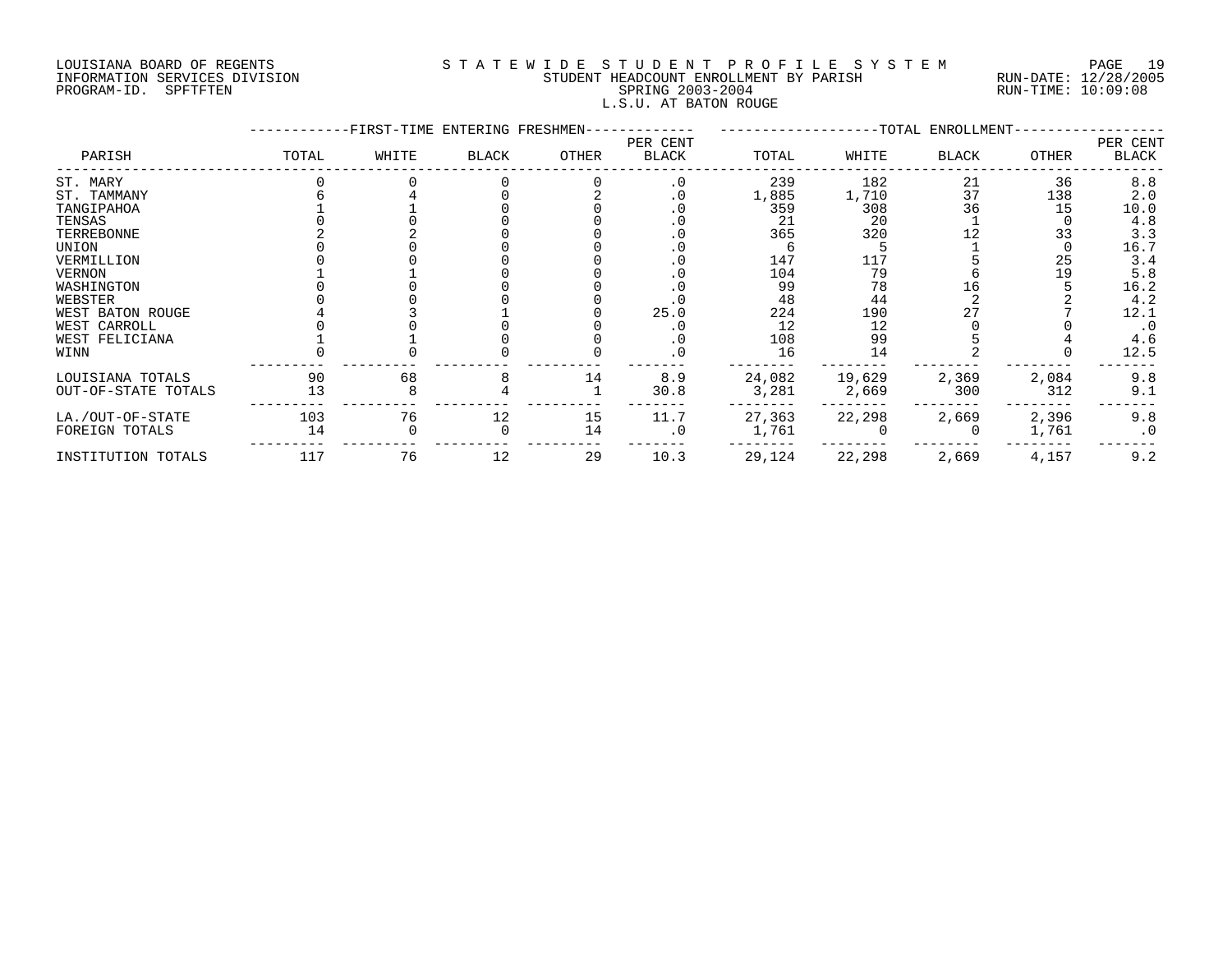LOUISIANA BOARD OF REGENTS
INFORMATION SERVICES DIVISION
PROGRAM-ID. SPFTFTEN

STATEWIDE STUDENT PROFILE SYSTEM
STUDENT HEADCOUNT ENROLLMENT BY PARISH
SPRING 2003-2004
L.S.U. AT BATON ROUGE

RUN-DATE: 12/28/2005
RUN-TIME: 10:09:08

| PARISH | FIRST-TIME ENTERING FRESHMEN | | | | | TOTAL ENROLLMENT | | | | |
|---|---|---|---|---|---|---|---|---|---|---|
| | TOTAL | WHITE | BLACK | OTHER | PER CENT BLACK | TOTAL | WHITE | BLACK | OTHER | PER CENT BLACK |
| ST. MARY | 0 | 0 | 0 | 0 | .0 | 239 | 182 | 21 | 36 | 8.8 |
| ST. TAMMANY | 6 | 4 | 0 | 2 | .0 | 1,885 | 1,710 | 37 | 138 | 2.0 |
| TANGIPAHOA | 1 | 1 | 0 | 0 | .0 | 359 | 308 | 36 | 15 | 10.0 |
| TENSAS | 0 | 0 | 0 | 0 | .0 | 21 | 20 | 1 | 0 | 4.8 |
| TERREBONNE | 2 | 2 | 0 | 0 | .0 | 365 | 320 | 12 | 33 | 3.3 |
| UNION | 0 | 0 | 0 | 0 | .0 | 6 | 5 | 1 | 0 | 16.7 |
| VERMILLION | 0 | 0 | 0 | 0 | .0 | 147 | 117 | 5 | 25 | 3.4 |
| VERNON | 1 | 1 | 0 | 0 | .0 | 104 | 79 | 6 | 19 | 5.8 |
| WASHINGTON | 0 | 0 | 0 | 0 | .0 | 99 | 78 | 16 | 5 | 16.2 |
| WEBSTER | 0 | 0 | 0 | 0 | .0 | 48 | 44 | 2 | 2 | 4.2 |
| WEST BATON ROUGE | 4 | 3 | 1 | 0 | 25.0 | 224 | 190 | 27 | 7 | 12.1 |
| WEST CARROLL | 0 | 0 | 0 | 0 | .0 | 12 | 12 | 0 | 0 | .0 |
| WEST FELICIANA | 1 | 1 | 0 | 0 | .0 | 108 | 99 | 5 | 4 | 4.6 |
| WINN | 0 | 0 | 0 | 0 | .0 | 16 | 14 | 2 | 0 | 12.5 |
| LOUISIANA TOTALS | 90 | 68 | 8 | 14 | 8.9 | 24,082 | 19,629 | 2,369 | 2,084 | 9.8 |
| OUT-OF-STATE TOTALS | 13 | 8 | 4 | 1 | 30.8 | 3,281 | 2,669 | 300 | 312 | 9.1 |
| LA./OUT-OF-STATE | 103 | 76 | 12 | 15 | 11.7 | 27,363 | 22,298 | 2,669 | 2,396 | 9.8 |
| FOREIGN TOTALS | 14 | 0 | 0 | 14 | .0 | 1,761 | 0 | 0 | 1,761 | .0 |
| INSTITUTION TOTALS | 117 | 76 | 12 | 29 | 10.3 | 29,124 | 22,298 | 2,669 | 4,157 | 9.2 |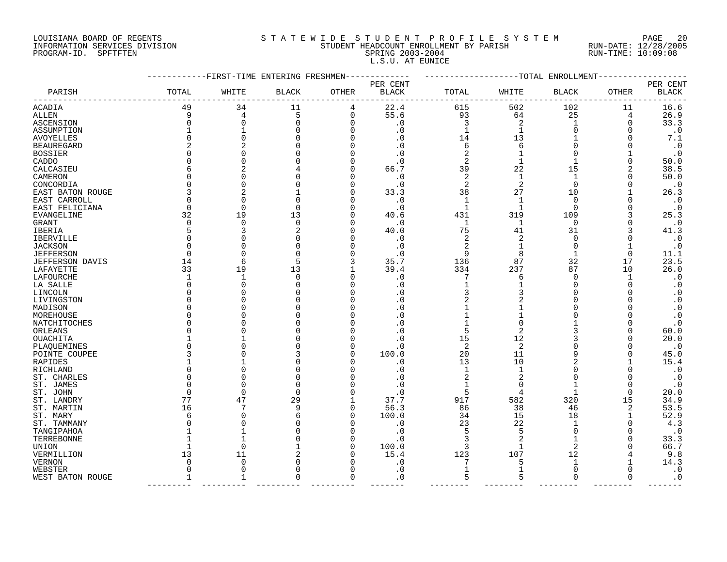LOUISIANA BOARD OF REGENTS — STATEWIDE STUDENT PROFILE SYSTEM
INFORMATION SERVICES DIVISION — STUDENT HEADCOUNT ENROLLMENT BY PARISH — RUN-DATE: 12/28/2005
PROGRAM-ID. SPFTFTEN — SPRING 2003-2004 — RUN-TIME: 10:09:08

L.S.U. AT EUNICE

| PARISH | FIRST-TIME ENTERING FRESHMEN | | | | | TOTAL ENROLLMENT | | | | |
|---|---|---|---|---|---|---|---|---|---|---|
| | TOTAL | WHITE | BLACK | OTHER | PER CENT BLACK | TOTAL | WHITE | BLACK | OTHER | PER CENT BLACK |
| ACADIA | 49 | 34 | 11 | 4 | 22.4 | 615 | 502 | 102 | 11 | 16.6 |
| ALLEN | 9 | 4 | 5 | 0 | 55.6 | 93 | 64 | 25 | 4 | 26.9 |
| ASCENSION | 0 | 0 | 0 | 0 | .0 | 3 | 2 | 1 | 0 | 33.3 |
| ASSUMPTION | 1 | 1 | 0 | 0 | .0 | 1 | 1 | 0 | 0 | .0 |
| AVOYELLES | 0 | 0 | 0 | 0 | .0 | 14 | 13 | 1 | 0 | 7.1 |
| BEAUREGARD | 2 | 2 | 0 | 0 | .0 | 6 | 6 | 0 | 0 | .0 |
| BOSSIER | 0 | 0 | 0 | 0 | .0 | 2 | 1 | 0 | 1 | .0 |
| CADDO | 0 | 0 | 0 | 0 | .0 | 2 | 1 | 1 | 0 | 50.0 |
| CALCASIEU | 6 | 2 | 4 | 0 | 66.7 | 39 | 22 | 15 | 2 | 38.5 |
| CAMERON | 0 | 0 | 0 | 0 | .0 | 2 | 1 | 1 | 0 | 50.0 |
| CONCORDIA | 0 | 0 | 0 | 0 | .0 | 2 | 2 | 0 | 0 | .0 |
| EAST BATON ROUGE | 3 | 2 | 1 | 0 | 33.3 | 38 | 27 | 10 | 1 | 26.3 |
| EAST CARROLL | 0 | 0 | 0 | 0 | .0 | 1 | 1 | 0 | 0 | .0 |
| EAST FELICIANA | 0 | 0 | 0 | 0 | .0 | 1 | 1 | 0 | 0 | .0 |
| EVANGELINE | 32 | 19 | 13 | 0 | 40.6 | 431 | 319 | 109 | 3 | 25.3 |
| GRANT | 0 | 0 | 0 | 0 | .0 | 1 | 1 | 0 | 0 | .0 |
| IBERIA | 5 | 3 | 2 | 0 | 40.0 | 75 | 41 | 31 | 3 | 41.3 |
| IBERVILLE | 0 | 0 | 0 | 0 | .0 | 2 | 2 | 0 | 0 | .0 |
| JACKSON | 0 | 0 | 0 | 0 | .0 | 2 | 1 | 0 | 1 | .0 |
| JEFFERSON | 0 | 0 | 0 | 0 | .0 | 9 | 8 | 1 | 0 | 11.1 |
| JEFFERSON DAVIS | 14 | 6 | 5 | 3 | 35.7 | 136 | 87 | 32 | 17 | 23.5 |
| LAFAYETTE | 33 | 19 | 13 | 1 | 39.4 | 334 | 237 | 87 | 10 | 26.0 |
| LAFOURCHE | 1 | 1 | 0 | 0 | .0 | 7 | 6 | 0 | 1 | .0 |
| LA SALLE | 0 | 0 | 0 | 0 | .0 | 1 | 1 | 0 | 0 | .0 |
| LINCOLN | 0 | 0 | 0 | 0 | .0 | 3 | 3 | 0 | 0 | .0 |
| LIVINGSTON | 0 | 0 | 0 | 0 | .0 | 2 | 2 | 0 | 0 | .0 |
| MADISON | 0 | 0 | 0 | 0 | .0 | 1 | 1 | 0 | 0 | .0 |
| MOREHOUSE | 0 | 0 | 0 | 0 | .0 | 1 | 1 | 0 | 0 | .0 |
| NATCHITOCHES | 0 | 0 | 0 | 0 | .0 | 1 | 0 | 1 | 0 | .0 |
| ORLEANS | 0 | 0 | 0 | 0 | .0 | 5 | 2 | 3 | 0 | 60.0 |
| OUACHITA | 1 | 1 | 0 | 0 | .0 | 15 | 12 | 3 | 0 | 20.0 |
| PLAQUEMINES | 0 | 0 | 0 | 0 | .0 | 2 | 2 | 0 | 0 | .0 |
| POINTE COUPEE | 3 | 0 | 3 | 0 | 100.0 | 20 | 11 | 9 | 0 | 45.0 |
| RAPIDES | 1 | 1 | 0 | 0 | .0 | 13 | 10 | 2 | 1 | 15.4 |
| RICHLAND | 0 | 0 | 0 | 0 | .0 | 1 | 1 | 0 | 0 | .0 |
| ST. CHARLES | 0 | 0 | 0 | 0 | .0 | 2 | 2 | 0 | 0 | .0 |
| ST. JAMES | 0 | 0 | 0 | 0 | .0 | 1 | 0 | 1 | 0 | .0 |
| ST. JOHN | 0 | 0 | 0 | 0 | .0 | 5 | 4 | 1 | 0 | 20.0 |
| ST. LANDRY | 77 | 47 | 29 | 1 | 37.7 | 917 | 582 | 320 | 15 | 34.9 |
| ST. MARTIN | 16 | 7 | 9 | 0 | 56.3 | 86 | 38 | 46 | 2 | 53.5 |
| ST. MARY | 6 | 0 | 6 | 0 | 100.0 | 34 | 15 | 18 | 1 | 52.9 |
| ST. TAMMANY | 0 | 0 | 0 | 0 | .0 | 23 | 22 | 1 | 0 | 4.3 |
| TANGIPAHOA | 1 | 1 | 0 | 0 | .0 | 5 | 5 | 0 | 0 | .0 |
| TERREBONNE | 1 | 1 | 0 | 0 | .0 | 3 | 2 | 1 | 0 | 33.3 |
| UNION | 1 | 0 | 1 | 0 | 100.0 | 3 | 1 | 2 | 0 | 66.7 |
| VERMILLION | 13 | 11 | 2 | 0 | 15.4 | 123 | 107 | 12 | 4 | 9.8 |
| VERNON | 0 | 0 | 0 | 0 | .0 | 7 | 5 | 1 | 1 | 14.3 |
| WEBSTER | 0 | 0 | 0 | 0 | .0 | 1 | 1 | 0 | 0 | .0 |
| WEST BATON ROUGE | 1 | 1 | 0 | 0 | .0 | 5 | 5 | 0 | 0 | .0 |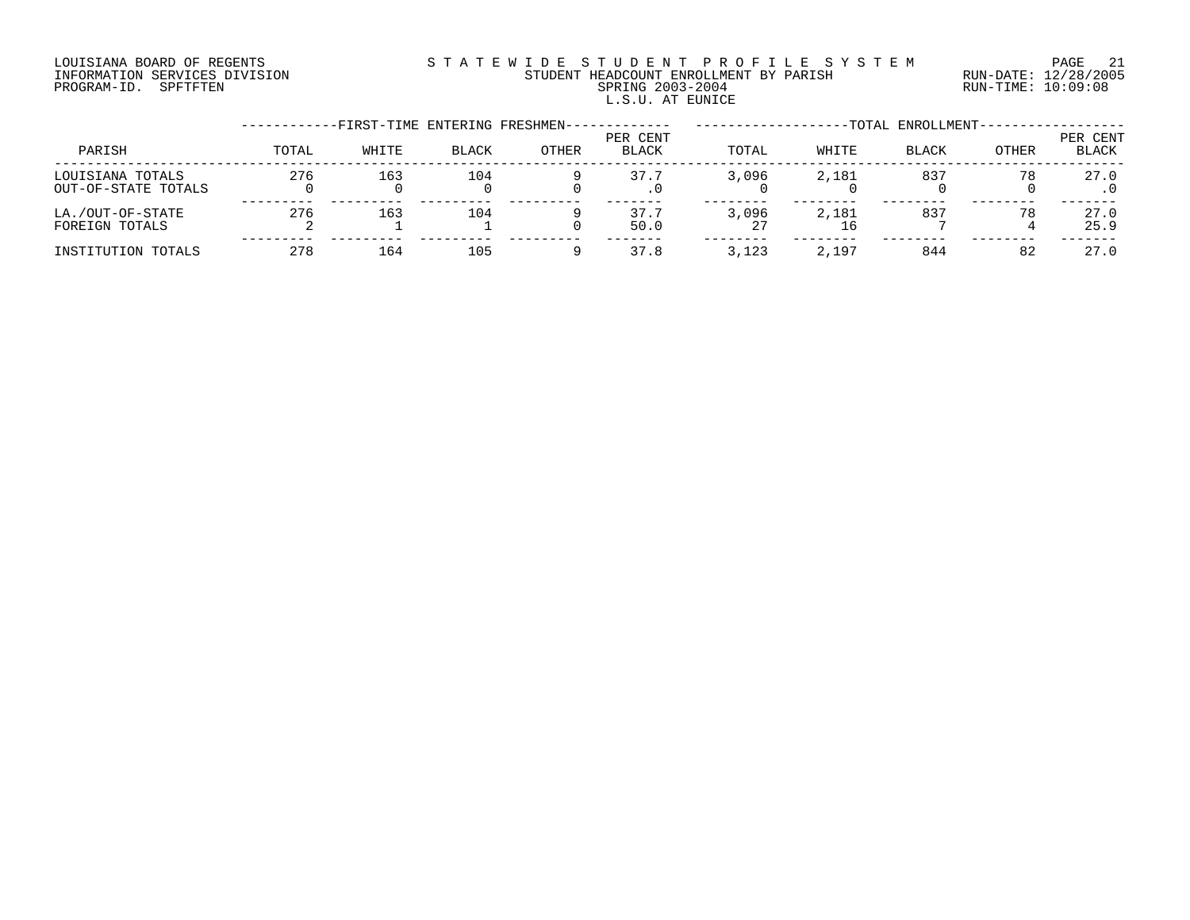LOUISIANA BOARD OF REGENTS
INFORMATION SERVICES DIVISION
PROGRAM-ID. SPFTFTEN

STATEWIDE STUDENT PROFILE SYSTEM
STUDENT HEADCOUNT ENROLLMENT BY PARISH
SPRING 2003-2004
L.S.U. AT EUNICE

RUN-DATE: 12/28/2005
RUN-TIME: 10:09:08

| PARISH | FIRST-TIME ENTERING FRESHMEN TOTAL | WHITE | BLACK | OTHER | PER CENT BLACK | TOTAL ENROLLMENT TOTAL | WHITE | BLACK | OTHER | PER CENT BLACK |
|---|---|---|---|---|---|---|---|---|---|---|
| LOUISIANA TOTALS | 276 | 163 | 104 | 9 | 37.7 | 3,096 | 2,181 | 837 | 78 | 27.0 |
| OUT-OF-STATE TOTALS | 0 | 0 | 0 | 0 | .0 | 0 | 0 | 0 | 0 | .0 |
| LA./OUT-OF-STATE | 276 | 163 | 104 | 9 | 37.7 | 3,096 | 2,181 | 837 | 78 | 27.0 |
| FOREIGN TOTALS | 2 | 1 | 1 | 0 | 50.0 | 27 | 16 | 7 | 4 | 25.9 |
| INSTITUTION TOTALS | 278 | 164 | 105 | 9 | 37.8 | 3,123 | 2,197 | 844 | 82 | 27.0 |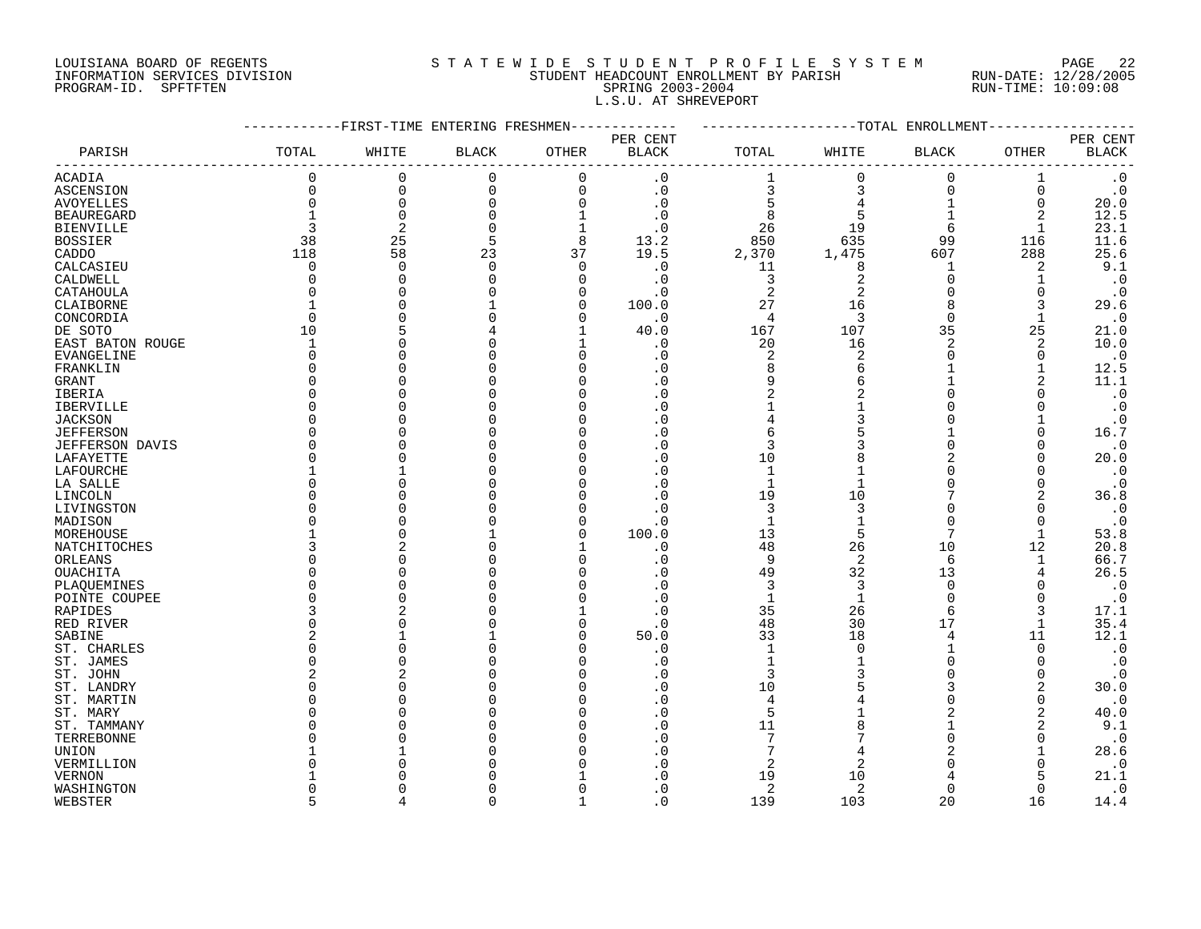LOUISIANA BOARD OF REGENTS
INFORMATION SERVICES DIVISION
PROGRAM-ID. SPFTFTEN

STATEWIDE STUDENT PROFILE SYSTEM
STUDENT HEADCOUNT ENROLLMENT BY PARISH
SPRING 2003-2004
L.S.U. AT SHREVEPORT

RUN-DATE: 12/28/2005
RUN-TIME: 10:09:08

| PARISH | FIRST-TIME ENTERING FRESHMEN TOTAL | WHITE | BLACK | OTHER | PER CENT BLACK | TOTAL ENROLLMENT TOTAL | WHITE | BLACK | OTHER | PER CENT BLACK |
|---|---|---|---|---|---|---|---|---|---|---|
| ACADIA | 0 | 0 | 0 | 0 | .0 | 1 | 0 | 0 | 1 | .0 |
| ASCENSION | 0 | 0 | 0 | 0 | .0 | 3 | 3 | 0 | 0 | .0 |
| AVOYELLES | 0 | 0 | 0 | 0 | .0 | 5 | 4 | 1 | 0 | 20.0 |
| BEAUREGARD | 1 | 0 | 0 | 1 | .0 | 8 | 5 | 1 | 2 | 12.5 |
| BIENVILLE | 3 | 2 | 0 | 1 | .0 | 26 | 19 | 6 | 1 | 23.1 |
| BOSSIER | 38 | 25 | 5 | 8 | 13.2 | 850 | 635 | 99 | 116 | 11.6 |
| CADDO | 118 | 58 | 23 | 37 | 19.5 | 2,370 | 1,475 | 607 | 288 | 25.6 |
| CALCASIEU | 0 | 0 | 0 | 0 | .0 | 11 | 8 | 1 | 2 | 9.1 |
| CALDWELL | 0 | 0 | 0 | 0 | .0 | 3 | 2 | 0 | 1 | .0 |
| CATAHOULA | 0 | 0 | 0 | 0 | .0 | 2 | 2 | 0 | 0 | .0 |
| CLAIBORNE | 1 | 0 | 1 | 0 | 100.0 | 27 | 16 | 8 | 3 | 29.6 |
| CONCORDIA | 0 | 0 | 0 | 0 | .0 | 4 | 3 | 0 | 1 | .0 |
| DE SOTO | 10 | 5 | 4 | 1 | 40.0 | 167 | 107 | 35 | 25 | 21.0 |
| EAST BATON ROUGE | 1 | 0 | 0 | 1 | .0 | 20 | 16 | 2 | 2 | 10.0 |
| EVANGELINE | 0 | 0 | 0 | 0 | .0 | 2 | 2 | 0 | 0 | .0 |
| FRANKLIN | 0 | 0 | 0 | 0 | .0 | 8 | 6 | 1 | 1 | 12.5 |
| GRANT | 0 | 0 | 0 | 0 | .0 | 9 | 6 | 1 | 2 | 11.1 |
| IBERIA | 0 | 0 | 0 | 0 | .0 | 2 | 2 | 0 | 0 | .0 |
| IBERVILLE | 0 | 0 | 0 | 0 | .0 | 1 | 1 | 0 | 0 | .0 |
| JACKSON | 0 | 0 | 0 | 0 | .0 | 4 | 3 | 0 | 1 | .0 |
| JEFFERSON | 0 | 0 | 0 | 0 | .0 | 6 | 5 | 1 | 0 | 16.7 |
| JEFFERSON DAVIS | 0 | 0 | 0 | 0 | .0 | 3 | 3 | 0 | 0 | .0 |
| LAFAYETTE | 0 | 0 | 0 | 0 | .0 | 10 | 8 | 2 | 0 | 20.0 |
| LAFOURCHE | 1 | 1 | 0 | 0 | .0 | 1 | 1 | 0 | 0 | .0 |
| LA SALLE | 0 | 0 | 0 | 0 | .0 | 1 | 1 | 0 | 0 | .0 |
| LINCOLN | 0 | 0 | 0 | 0 | .0 | 19 | 10 | 7 | 2 | 36.8 |
| LIVINGSTON | 0 | 0 | 0 | 0 | .0 | 3 | 3 | 0 | 0 | .0 |
| MADISON | 0 | 0 | 0 | 0 | .0 | 1 | 1 | 0 | 0 | .0 |
| MOREHOUSE | 1 | 0 | 1 | 0 | 100.0 | 13 | 5 | 7 | 1 | 53.8 |
| NATCHITOCHES | 3 | 2 | 0 | 1 | .0 | 48 | 26 | 10 | 12 | 20.8 |
| ORLEANS | 0 | 0 | 0 | 0 | .0 | 9 | 2 | 6 | 1 | 66.7 |
| OUACHITA | 0 | 0 | 0 | 0 | .0 | 49 | 32 | 13 | 4 | 26.5 |
| PLAQUEMINES | 0 | 0 | 0 | 0 | .0 | 3 | 3 | 0 | 0 | .0 |
| POINTE COUPEE | 0 | 0 | 0 | 0 | .0 | 1 | 1 | 0 | 0 | .0 |
| RAPIDES | 3 | 2 | 0 | 1 | .0 | 35 | 26 | 6 | 3 | 17.1 |
| RED RIVER | 0 | 0 | 0 | 0 | .0 | 48 | 30 | 17 | 1 | 35.4 |
| SABINE | 2 | 1 | 1 | 0 | 50.0 | 33 | 18 | 4 | 11 | 12.1 |
| ST. CHARLES | 0 | 0 | 0 | 0 | .0 | 1 | 0 | 1 | 0 | .0 |
| ST. JAMES | 0 | 0 | 0 | 0 | .0 | 1 | 1 | 0 | 0 | .0 |
| ST. JOHN | 2 | 2 | 0 | 0 | .0 | 3 | 3 | 0 | 0 | .0 |
| ST. LANDRY | 0 | 0 | 0 | 0 | .0 | 10 | 5 | 3 | 2 | 30.0 |
| ST. MARTIN | 0 | 0 | 0 | 0 | .0 | 4 | 4 | 0 | 0 | .0 |
| ST. MARY | 0 | 0 | 0 | 0 | .0 | 5 | 1 | 2 | 2 | 40.0 |
| ST. TAMMANY | 0 | 0 | 0 | 0 | .0 | 11 | 8 | 1 | 2 | 9.1 |
| TERREBONNE | 0 | 0 | 0 | 0 | .0 | 7 | 7 | 0 | 0 | .0 |
| UNION | 1 | 1 | 0 | 0 | .0 | 7 | 4 | 2 | 1 | 28.6 |
| VERMILLION | 0 | 0 | 0 | 0 | .0 | 2 | 2 | 0 | 0 | .0 |
| VERNON | 1 | 0 | 0 | 1 | .0 | 19 | 10 | 4 | 5 | 21.1 |
| WASHINGTON | 0 | 0 | 0 | 0 | .0 | 2 | 2 | 0 | 0 | .0 |
| WEBSTER | 5 | 4 | 0 | 1 | .0 | 139 | 103 | 20 | 16 | 14.4 |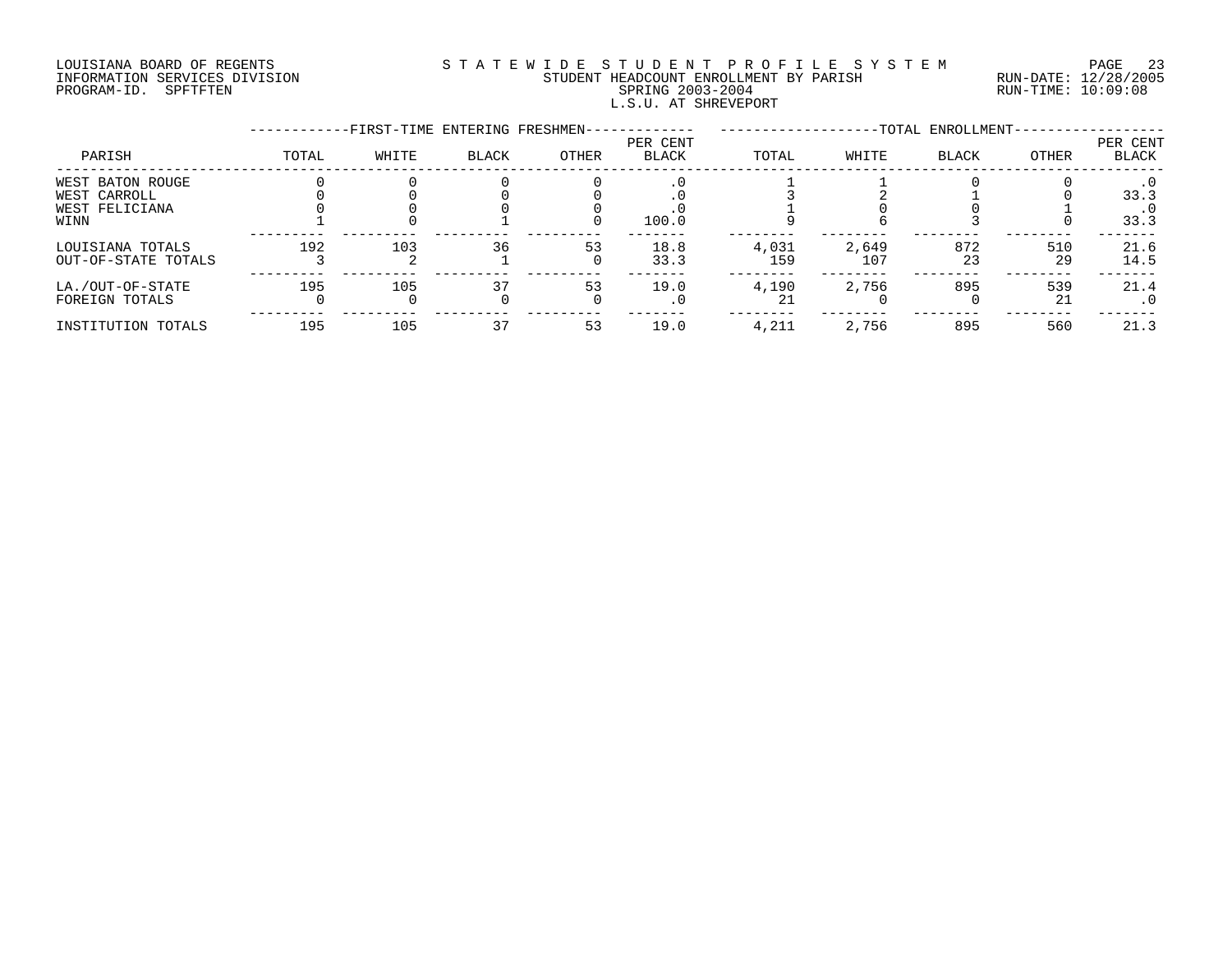LOUISIANA BOARD OF REGENTS
INFORMATION SERVICES DIVISION
PROGRAM-ID. SPFTFTEN

STATEWIDE STUDENT PROFILE SYSTEM
STUDENT HEADCOUNT ENROLLMENT BY PARISH
SPRING 2003-2004
L.S.U. AT SHREVEPORT

RUN-DATE: 12/28/2005
RUN-TIME: 10:09:08

| PARISH | FIRST-TIME ENTERING FRESHMEN TOTAL | WHITE | BLACK | OTHER | PER CENT BLACK | TOTAL ENROLLMENT TOTAL | WHITE | BLACK | OTHER | PER CENT BLACK |
|---|---|---|---|---|---|---|---|---|---|---|
| WEST BATON ROUGE | 0 | 0 | 0 | 0 | .0 | 1 | 1 | 0 | 0 | .0 |
| WEST CARROLL | 0 | 0 | 0 | 0 | .0 | 3 | 2 | 1 | 0 | 33.3 |
| WEST FELICIANA | 0 | 0 | 0 | 0 | .0 | 1 | 0 | 0 | 1 | .0 |
| WINN | 1 | 0 | 1 | 0 | 100.0 | 9 | 6 | 3 | 0 | 33.3 |
| LOUISIANA TOTALS | 192 | 103 | 36 | 53 | 18.8 | 4,031 | 2,649 | 872 | 510 | 21.6 |
| OUT-OF-STATE TOTALS | 3 | 2 | 1 | 0 | 33.3 | 159 | 107 | 23 | 29 | 14.5 |
| LA./OUT-OF-STATE | 195 | 105 | 37 | 53 | 19.0 | 4,190 | 2,756 | 895 | 539 | 21.4 |
| FOREIGN TOTALS | 0 | 0 | 0 | 0 | .0 | 21 | 0 | 0 | 21 | .0 |
| INSTITUTION TOTALS | 195 | 105 | 37 | 53 | 19.0 | 4,211 | 2,756 | 895 | 560 | 21.3 |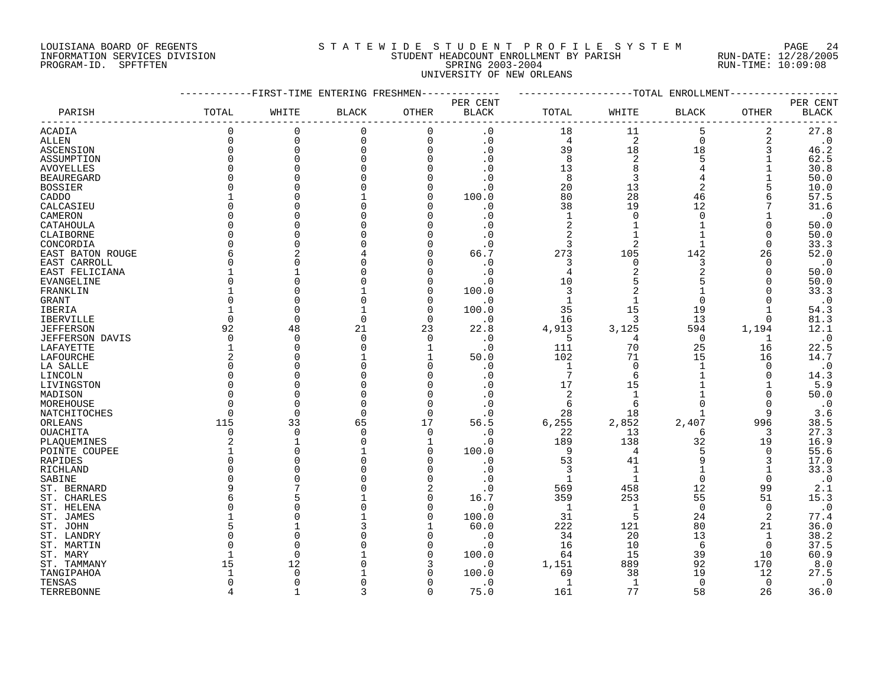LOUISIANA BOARD OF REGENTS
INFORMATION SERVICES DIVISION
PROGRAM-ID. SPFTFTEN

STATEWIDE STUDENT PROFILE SYSTEM
STUDENT HEADCOUNT ENROLLMENT BY PARISH
SPRING 2003-2004
UNIVERSITY OF NEW ORLEANS

RUN-DATE: 12/28/2005
RUN-TIME: 10:09:08

| PARISH | FIRST-TIME ENTERING FRESHMEN TOTAL | WHITE | BLACK | OTHER | PER CENT BLACK | TOTAL ENROLLMENT TOTAL | WHITE | BLACK | OTHER | PER CENT BLACK |
|---|---|---|---|---|---|---|---|---|---|---|
| ACADIA | 0 | 0 | 0 | 0 | .0 | 18 | 11 | 5 | 2 | 27.8 |
| ALLEN | 0 | 0 | 0 | 0 | .0 | 4 | 2 | 0 | 2 | .0 |
| ASCENSION | 0 | 0 | 0 | 0 | .0 | 39 | 18 | 18 | 3 | 46.2 |
| ASSUMPTION | 0 | 0 | 0 | 0 | .0 | 8 | 2 | 5 | 1 | 62.5 |
| AVOYELLES | 0 | 0 | 0 | 0 | .0 | 13 | 8 | 4 | 1 | 30.8 |
| BEAUREGARD | 0 | 0 | 0 | 0 | .0 | 8 | 3 | 4 | 1 | 50.0 |
| BOSSIER | 0 | 0 | 0 | 0 | .0 | 20 | 13 | 2 | 5 | 10.0 |
| CADDO | 1 | 0 | 1 | 0 | 100.0 | 80 | 28 | 46 | 6 | 57.5 |
| CALCASIEU | 0 | 0 | 0 | 0 | .0 | 38 | 19 | 12 | 7 | 31.6 |
| CAMERON | 0 | 0 | 0 | 0 | .0 | 1 | 0 | 0 | 1 | .0 |
| CATAHOULA | 0 | 0 | 0 | 0 | .0 | 2 | 1 | 1 | 0 | 50.0 |
| CLAIBORNE | 0 | 0 | 0 | 0 | .0 | 2 | 1 | 1 | 0 | 50.0 |
| CONCORDIA | 0 | 0 | 0 | 0 | .0 | 3 | 2 | 1 | 0 | 33.3 |
| EAST BATON ROUGE | 6 | 2 | 4 | 0 | 66.7 | 273 | 105 | 142 | 26 | 52.0 |
| EAST CARROLL | 0 | 0 | 0 | 0 | .0 | 3 | 0 | 3 | 0 | .0 |
| EAST FELICIANA | 1 | 1 | 0 | 0 | .0 | 4 | 2 | 2 | 0 | 50.0 |
| EVANGELINE | 0 | 0 | 0 | 0 | .0 | 10 | 5 | 5 | 0 | 50.0 |
| FRANKLIN | 1 | 0 | 1 | 0 | 100.0 | 3 | 2 | 1 | 0 | 33.3 |
| GRANT | 0 | 0 | 0 | 0 | .0 | 1 | 1 | 0 | 0 | .0 |
| IBERIA | 1 | 0 | 1 | 0 | 100.0 | 35 | 15 | 19 | 1 | 54.3 |
| IBERVILLE | 0 | 0 | 0 | 0 | .0 | 16 | 3 | 13 | 0 | 81.3 |
| JEFFERSON | 92 | 48 | 21 | 23 | 22.8 | 4,913 | 3,125 | 594 | 1,194 | 12.1 |
| JEFFERSON DAVIS | 0 | 0 | 0 | 0 | .0 | 5 | 4 | 0 | 1 | .0 |
| LAFAYETTE | 1 | 0 | 0 | 1 | .0 | 111 | 70 | 25 | 16 | 22.5 |
| LAFOURCHE | 2 | 0 | 1 | 1 | 50.0 | 102 | 71 | 15 | 16 | 14.7 |
| LA SALLE | 0 | 0 | 0 | 0 | .0 | 1 | 0 | 1 | 0 | .0 |
| LINCOLN | 0 | 0 | 0 | 0 | .0 | 7 | 6 | 1 | 0 | 14.3 |
| LIVINGSTON | 0 | 0 | 0 | 0 | .0 | 17 | 15 | 1 | 1 | 5.9 |
| MADISON | 0 | 0 | 0 | 0 | .0 | 2 | 1 | 1 | 0 | 50.0 |
| MOREHOUSE | 0 | 0 | 0 | 0 | .0 | 6 | 6 | 0 | 0 | .0 |
| NATCHITOCHES | 0 | 0 | 0 | 0 | .0 | 28 | 18 | 1 | 9 | 3.6 |
| ORLEANS | 115 | 33 | 65 | 17 | 56.5 | 6,255 | 2,852 | 2,407 | 996 | 38.5 |
| OUACHITA | 0 | 0 | 0 | 0 | .0 | 22 | 13 | 6 | 3 | 27.3 |
| PLAQUEMINES | 2 | 1 | 0 | 1 | .0 | 189 | 138 | 32 | 19 | 16.9 |
| POINTE COUPEE | 1 | 0 | 1 | 0 | 100.0 | 9 | 4 | 5 | 0 | 55.6 |
| RAPIDES | 0 | 0 | 0 | 0 | .0 | 53 | 41 | 9 | 3 | 17.0 |
| RICHLAND | 0 | 0 | 0 | 0 | .0 | 3 | 1 | 1 | 1 | 33.3 |
| SABINE | 0 | 0 | 0 | 0 | .0 | 1 | 1 | 0 | 0 | .0 |
| ST. BERNARD | 9 | 7 | 0 | 2 | .0 | 569 | 458 | 12 | 99 | 2.1 |
| ST. CHARLES | 6 | 5 | 1 | 0 | 16.7 | 359 | 253 | 55 | 51 | 15.3 |
| ST. HELENA | 0 | 0 | 0 | 0 | .0 | 1 | 1 | 0 | 0 | .0 |
| ST. JAMES | 1 | 0 | 1 | 0 | 100.0 | 31 | 5 | 24 | 2 | 77.4 |
| ST. JOHN | 5 | 1 | 3 | 1 | 60.0 | 222 | 121 | 80 | 21 | 36.0 |
| ST. LANDRY | 0 | 0 | 0 | 0 | .0 | 34 | 20 | 13 | 1 | 38.2 |
| ST. MARTIN | 0 | 0 | 0 | 0 | .0 | 16 | 10 | 6 | 0 | 37.5 |
| ST. MARY | 1 | 0 | 1 | 0 | 100.0 | 64 | 15 | 39 | 10 | 60.9 |
| ST. TAMMANY | 15 | 12 | 0 | 3 | .0 | 1,151 | 889 | 92 | 170 | 8.0 |
| TANGIPAHOA | 1 | 0 | 1 | 0 | 100.0 | 69 | 38 | 19 | 12 | 27.5 |
| TENSAS | 0 | 0 | 0 | 0 | .0 | 1 | 1 | 0 | 0 | .0 |
| TERREBONNE | 4 | 1 | 3 | 0 | 75.0 | 161 | 77 | 58 | 26 | 36.0 |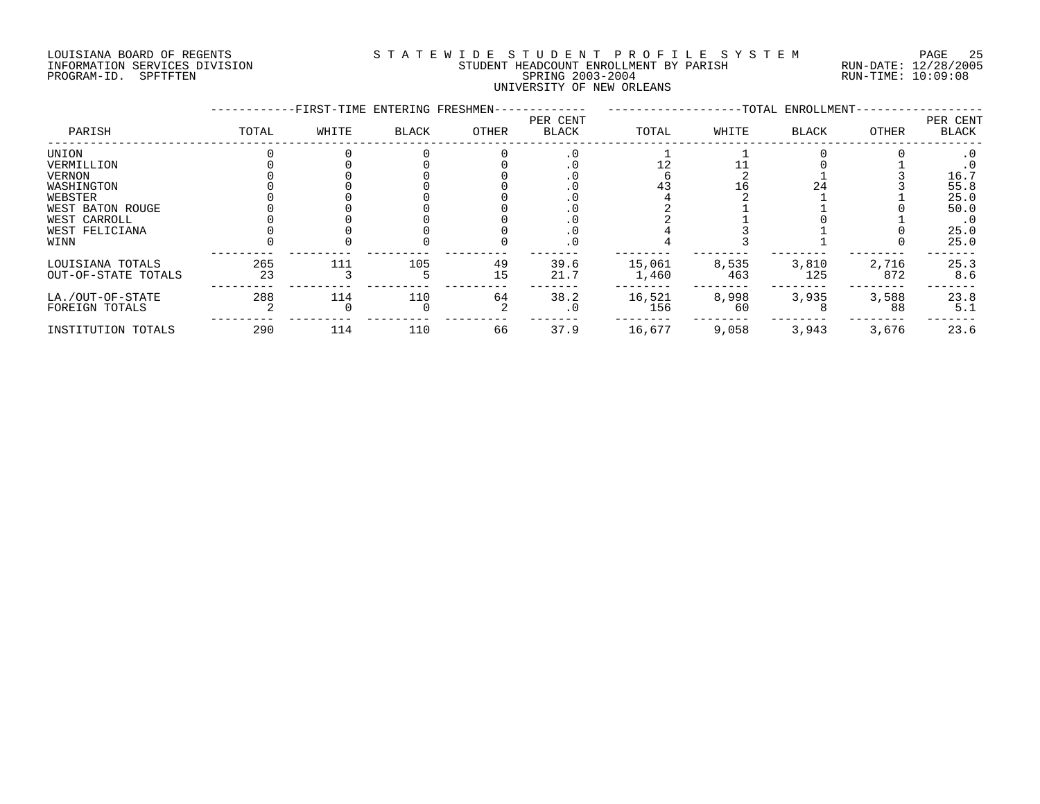LOUISIANA BOARD OF REGENTS
INFORMATION SERVICES DIVISION
PROGRAM-ID. SPFTFTEN

STATEWIDE STUDENT PROFILE SYSTEM
STUDENT HEADCOUNT ENROLLMENT BY PARISH
SPRING 2003-2004
UNIVERSITY OF NEW ORLEANS

RUN-DATE: 12/28/2005
RUN-TIME: 10:09:08

| PARISH | FIRST-TIME ENTERING FRESHMEN TOTAL | WHITE | BLACK | OTHER | PER CENT BLACK | TOTAL ENROLLMENT TOTAL | WHITE | BLACK | OTHER | PER CENT BLACK |
|---|---|---|---|---|---|---|---|---|---|---|
| UNION | 0 | 0 | 0 | 0 | .0 | 1 | 1 | 0 | 0 | .0 |
| VERMILLION | 0 | 0 | 0 | 0 | .0 | 12 | 11 | 0 | 1 | .0 |
| VERNON | 0 | 0 | 0 | 0 | .0 | 6 | 2 | 1 | 3 | 16.7 |
| WASHINGTON | 0 | 0 | 0 | 0 | .0 | 43 | 16 | 24 | 3 | 55.8 |
| WEBSTER | 0 | 0 | 0 | 0 | .0 | 4 | 2 | 1 | 1 | 25.0 |
| WEST BATON ROUGE | 0 | 0 | 0 | 0 | .0 | 2 | 1 | 1 | 0 | 50.0 |
| WEST CARROLL | 0 | 0 | 0 | 0 | .0 | 2 | 1 | 0 | 1 | .0 |
| WEST FELICIANA | 0 | 0 | 0 | 0 | .0 | 4 | 3 | 1 | 0 | 25.0 |
| WINN | 0 | 0 | 0 | 0 | .0 | 4 | 3 | 1 | 0 | 25.0 |
| LOUISIANA TOTALS | 265 | 111 | 105 | 49 | 39.6 | 15,061 | 8,535 | 3,810 | 2,716 | 25.3 |
| OUT-OF-STATE TOTALS | 23 | 3 | 5 | 15 | 21.7 | 1,460 | 463 | 125 | 872 | 8.6 |
| LA./OUT-OF-STATE | 288 | 114 | 110 | 64 | 38.2 | 16,521 | 8,998 | 3,935 | 3,588 | 23.8 |
| FOREIGN TOTALS | 2 | 0 | 0 | 2 | .0 | 156 | 60 | 8 | 88 | 5.1 |
| INSTITUTION TOTALS | 290 | 114 | 110 | 66 | 37.9 | 16,677 | 9,058 | 3,943 | 3,676 | 23.6 |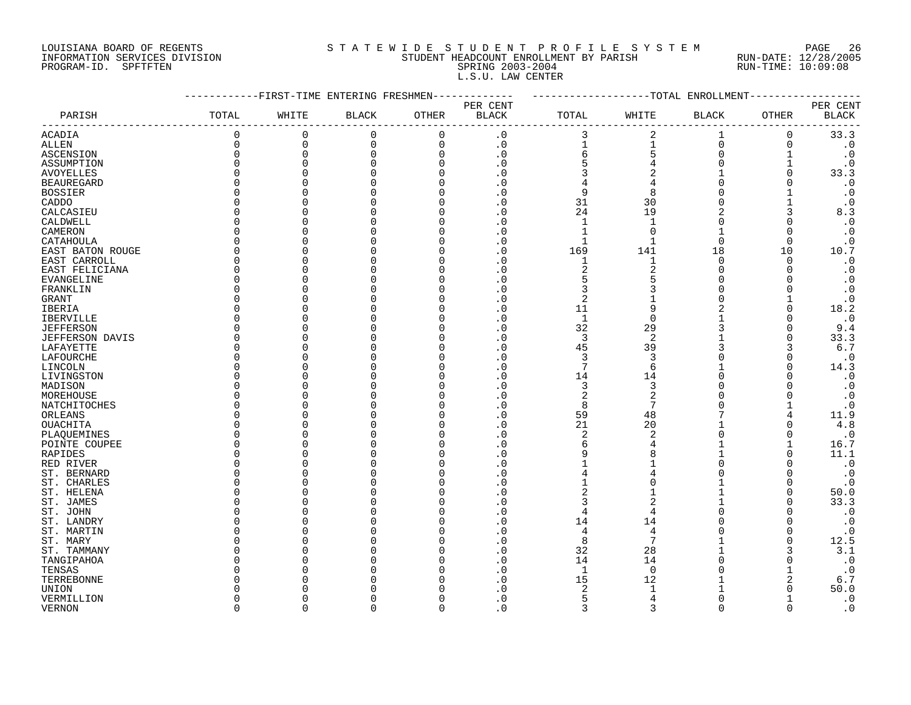LOUISIANA BOARD OF REGENTS
INFORMATION SERVICES DIVISION
PROGRAM-ID. SPFTFTEN

STATEWIDE STUDENT PROFILE SYSTEM
STUDENT HEADCOUNT ENROLLMENT BY PARISH
SPRING 2003-2004
L.S.U. LAW CENTER

RUN-DATE: 12/28/2005
RUN-TIME: 10:09:08

| PARISH | FIRST-TIME ENTERING FRESHMEN TOTAL | WHITE | BLACK | OTHER | PER CENT BLACK | TOTAL ENROLLMENT TOTAL | WHITE | BLACK | OTHER | PER CENT BLACK |
|---|---|---|---|---|---|---|---|---|---|---|
| ACADIA | 0 | 0 | 0 | 0 | .0 | 3 | 2 | 1 | 0 | 33.3 |
| ALLEN | 0 | 0 | 0 | 0 | .0 | 1 | 1 | 0 | 0 | .0 |
| ASCENSION | 0 | 0 | 0 | 0 | .0 | 6 | 5 | 0 | 1 | .0 |
| ASSUMPTION | 0 | 0 | 0 | 0 | .0 | 5 | 4 | 0 | 1 | .0 |
| AVOYELLES | 0 | 0 | 0 | 0 | .0 | 3 | 2 | 1 | 0 | 33.3 |
| BEAUREGARD | 0 | 0 | 0 | 0 | .0 | 4 | 4 | 0 | 0 | .0 |
| BOSSIER | 0 | 0 | 0 | 0 | .0 | 9 | 8 | 0 | 1 | .0 |
| CADDO | 0 | 0 | 0 | 0 | .0 | 31 | 30 | 0 | 1 | .0 |
| CALCASIEU | 0 | 0 | 0 | 0 | .0 | 24 | 19 | 2 | 3 | 8.3 |
| CALDWELL | 0 | 0 | 0 | 0 | .0 | 1 | 1 | 0 | 0 | .0 |
| CAMERON | 0 | 0 | 0 | 0 | .0 | 1 | 0 | 1 | 0 | .0 |
| CATAHOULA | 0 | 0 | 0 | 0 | .0 | 1 | 1 | 0 | 0 | .0 |
| EAST BATON ROUGE | 0 | 0 | 0 | 0 | .0 | 169 | 141 | 18 | 10 | 10.7 |
| EAST CARROLL | 0 | 0 | 0 | 0 | .0 | 1 | 1 | 0 | 0 | .0 |
| EAST FELICIANA | 0 | 0 | 0 | 0 | .0 | 2 | 2 | 0 | 0 | .0 |
| EVANGELINE | 0 | 0 | 0 | 0 | .0 | 5 | 5 | 0 | 0 | .0 |
| FRANKLIN | 0 | 0 | 0 | 0 | .0 | 3 | 3 | 0 | 0 | .0 |
| GRANT | 0 | 0 | 0 | 0 | .0 | 2 | 1 | 0 | 1 | .0 |
| IBERIA | 0 | 0 | 0 | 0 | .0 | 11 | 9 | 2 | 0 | 18.2 |
| IBERVILLE | 0 | 0 | 0 | 0 | .0 | 1 | 0 | 1 | 0 | .0 |
| JEFFERSON | 0 | 0 | 0 | 0 | .0 | 32 | 29 | 3 | 0 | 9.4 |
| JEFFERSON DAVIS | 0 | 0 | 0 | 0 | .0 | 3 | 2 | 1 | 0 | 33.3 |
| LAFAYETTE | 0 | 0 | 0 | 0 | .0 | 45 | 39 | 3 | 3 | 6.7 |
| LAFOURCHE | 0 | 0 | 0 | 0 | .0 | 3 | 3 | 0 | 0 | .0 |
| LINCOLN | 0 | 0 | 0 | 0 | .0 | 7 | 6 | 1 | 0 | 14.3 |
| LIVINGSTON | 0 | 0 | 0 | 0 | .0 | 14 | 14 | 0 | 0 | .0 |
| MADISON | 0 | 0 | 0 | 0 | .0 | 3 | 3 | 0 | 0 | .0 |
| MOREHOUSE | 0 | 0 | 0 | 0 | .0 | 2 | 2 | 0 | 0 | .0 |
| NATCHITOCHES | 0 | 0 | 0 | 0 | .0 | 8 | 7 | 0 | 1 | .0 |
| ORLEANS | 0 | 0 | 0 | 0 | .0 | 59 | 48 | 7 | 4 | 11.9 |
| OUACHITA | 0 | 0 | 0 | 0 | .0 | 21 | 20 | 1 | 0 | 4.8 |
| PLAQUEMINES | 0 | 0 | 0 | 0 | .0 | 2 | 2 | 0 | 0 | .0 |
| POINTE COUPEE | 0 | 0 | 0 | 0 | .0 | 6 | 4 | 1 | 1 | 16.7 |
| RAPIDES | 0 | 0 | 0 | 0 | .0 | 9 | 8 | 1 | 0 | 11.1 |
| RED RIVER | 0 | 0 | 0 | 0 | .0 | 1 | 1 | 0 | 0 | .0 |
| ST. BERNARD | 0 | 0 | 0 | 0 | .0 | 4 | 4 | 0 | 0 | .0 |
| ST. CHARLES | 0 | 0 | 0 | 0 | .0 | 1 | 0 | 1 | 0 | .0 |
| ST. HELENA | 0 | 0 | 0 | 0 | .0 | 2 | 1 | 1 | 0 | 50.0 |
| ST. JAMES | 0 | 0 | 0 | 0 | .0 | 3 | 2 | 1 | 0 | 33.3 |
| ST. JOHN | 0 | 0 | 0 | 0 | .0 | 4 | 4 | 0 | 0 | .0 |
| ST. LANDRY | 0 | 0 | 0 | 0 | .0 | 14 | 14 | 0 | 0 | .0 |
| ST. MARTIN | 0 | 0 | 0 | 0 | .0 | 4 | 4 | 0 | 0 | .0 |
| ST. MARY | 0 | 0 | 0 | 0 | .0 | 8 | 7 | 1 | 0 | 12.5 |
| ST. TAMMANY | 0 | 0 | 0 | 0 | .0 | 32 | 28 | 1 | 3 | 3.1 |
| TANGIPAHOA | 0 | 0 | 0 | 0 | .0 | 14 | 14 | 0 | 0 | .0 |
| TENSAS | 0 | 0 | 0 | 0 | .0 | 1 | 0 | 0 | 1 | .0 |
| TERREBONNE | 0 | 0 | 0 | 0 | .0 | 15 | 12 | 1 | 2 | 6.7 |
| UNION | 0 | 0 | 0 | 0 | .0 | 2 | 1 | 1 | 0 | 50.0 |
| VERMILLION | 0 | 0 | 0 | 0 | .0 | 5 | 4 | 0 | 1 | .0 |
| VERNON | 0 | 0 | 0 | 0 | .0 | 3 | 3 | 0 | 0 | .0 |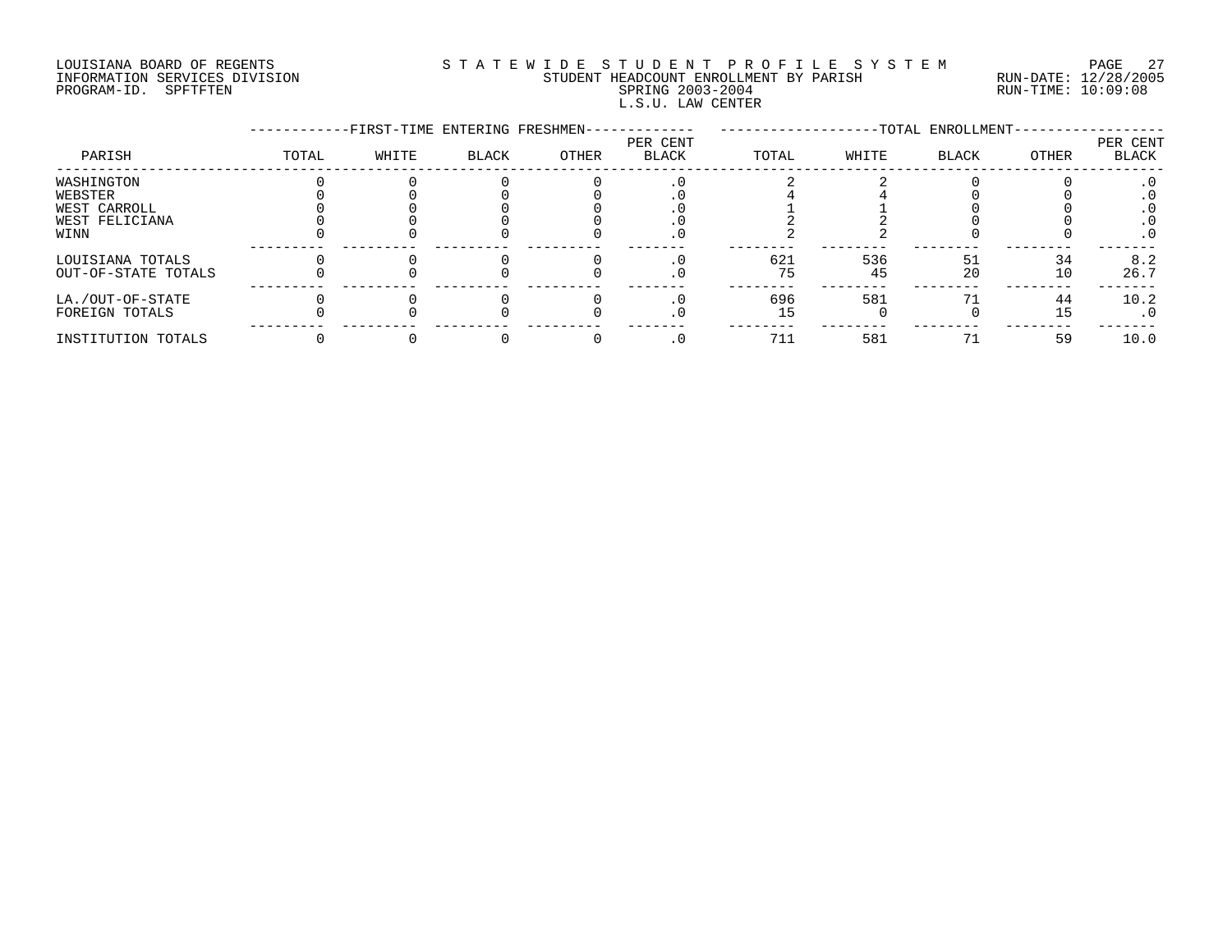LOUISIANA BOARD OF REGENTS
INFORMATION SERVICES DIVISION
PROGRAM-ID. SPFTFTEN

STATEWIDE STUDENT PROFILE SYSTEM
STUDENT HEADCOUNT ENROLLMENT BY PARISH
SPRING 2003-2004
L.S.U. LAW CENTER

RUN-DATE: 12/28/2005
RUN-TIME: 10:09:08

| PARISH | FIRST-TIME ENTERING FRESHMEN TOTAL | WHITE | BLACK | OTHER | PER CENT BLACK | TOTAL ENROLLMENT TOTAL | WHITE | BLACK | OTHER | PER CENT BLACK |
|---|---|---|---|---|---|---|---|---|---|---|
| WASHINGTON | 0 | 0 | 0 | 0 | .0 | 2 | 2 | 0 | 0 | .0 |
| WEBSTER | 0 | 0 | 0 | 0 | .0 | 4 | 4 | 0 | 0 | .0 |
| WEST CARROLL | 0 | 0 | 0 | 0 | .0 | 1 | 1 | 0 | 0 | .0 |
| WEST FELICIANA | 0 | 0 | 0 | 0 | .0 | 2 | 2 | 0 | 0 | .0 |
| WINN | 0 | 0 | 0 | 0 | .0 | 2 | 2 | 0 | 0 | .0 |
| LOUISIANA TOTALS | 0 | 0 | 0 | 0 | .0 | 621 | 536 | 51 | 34 | 8.2 |
| OUT-OF-STATE TOTALS | 0 | 0 | 0 | 0 | .0 | 75 | 45 | 20 | 10 | 26.7 |
| LA./OUT-OF-STATE | 0 | 0 | 0 | 0 | .0 | 696 | 581 | 71 | 44 | 10.2 |
| FOREIGN TOTALS | 0 | 0 | 0 | 0 | .0 | 15 | 0 | 0 | 15 | .0 |
| INSTITUTION TOTALS | 0 | 0 | 0 | 0 | .0 | 711 | 581 | 71 | 59 | 10.0 |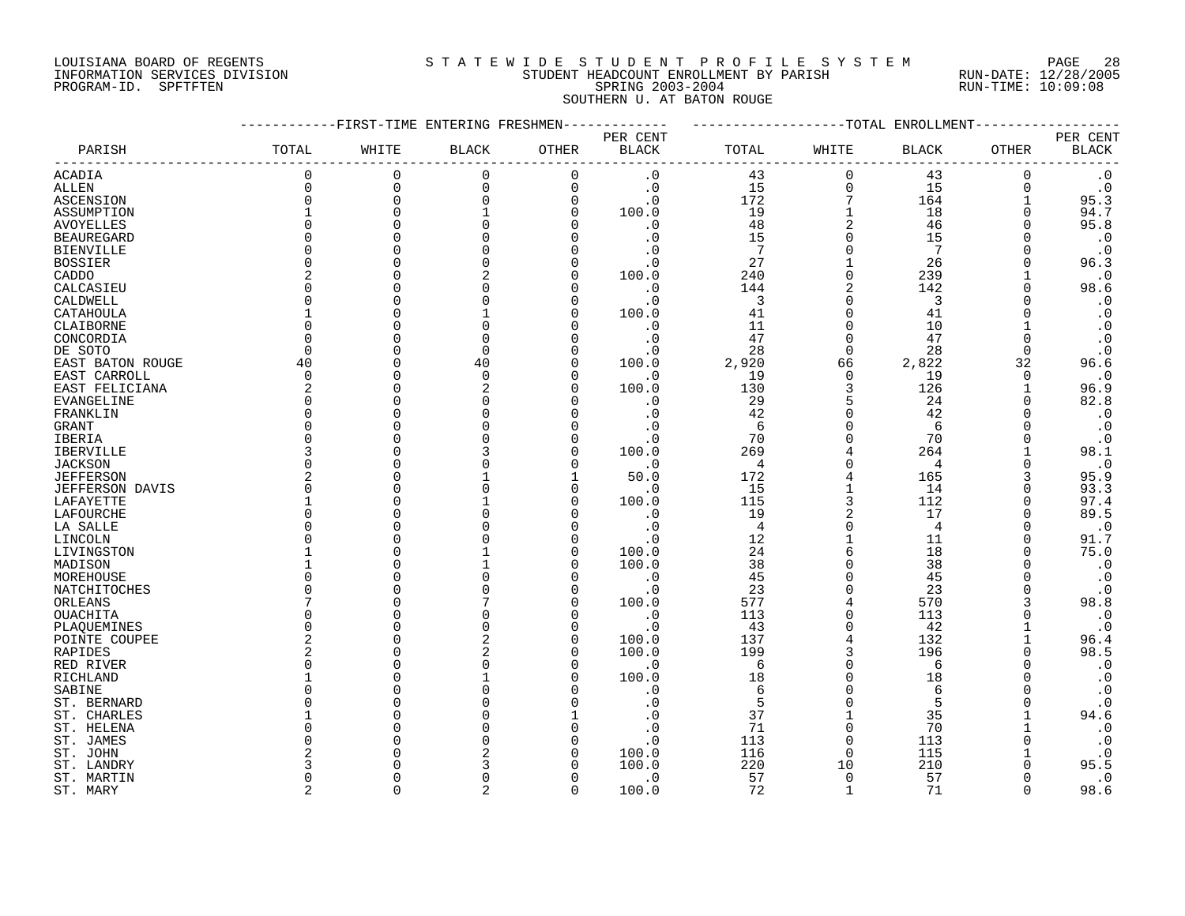LOUISIANA BOARD OF REGENTS
INFORMATION SERVICES DIVISION
PROGRAM-ID. SPFTFTEN

# STATEWIDE STUDENT PROFILE SYSTEM
## STUDENT HEADCOUNT ENROLLMENT BY PARISH
### SPRING 2003-2004
### SOUTHERN U. AT BATON ROUGE

RUN-DATE: 12/28/2005
RUN-TIME: 10:09:08

| PARISH | FIRST-TIME ENTERING FRESHMEN TOTAL | WHITE | BLACK | OTHER | PER CENT BLACK | TOTAL ENROLLMENT TOTAL | WHITE | BLACK | OTHER | PER CENT BLACK |
|---|---|---|---|---|---|---|---|---|---|---|
| ACADIA | 0 | 0 | 0 | 0 | .0 | 43 | 0 | 43 | 0 | .0 |
| ALLEN | 0 | 0 | 0 | 0 | .0 | 15 | 0 | 15 | 0 | .0 |
| ASCENSION | 0 | 0 | 0 | 0 | .0 | 172 | 7 | 164 | 1 | 95.3 |
| ASSUMPTION | 1 | 0 | 1 | 0 | 100.0 | 19 | 1 | 18 | 0 | 94.7 |
| AVOYELLES | 0 | 0 | 0 | 0 | .0 | 48 | 2 | 46 | 0 | 95.8 |
| BEAUREGARD | 0 | 0 | 0 | 0 | .0 | 15 | 0 | 15 | 0 | .0 |
| BIENVILLE | 0 | 0 | 0 | 0 | .0 | 7 | 0 | 7 | 0 | .0 |
| BOSSIER | 0 | 0 | 0 | 0 | .0 | 27 | 1 | 26 | 0 | 96.3 |
| CADDO | 2 | 0 | 2 | 0 | 100.0 | 240 | 0 | 239 | 1 | .0 |
| CALCASIEU | 0 | 0 | 0 | 0 | .0 | 144 | 2 | 142 | 0 | 98.6 |
| CALDWELL | 0 | 0 | 0 | 0 | .0 | 3 | 0 | 3 | 0 | .0 |
| CATAHOULA | 1 | 0 | 1 | 0 | 100.0 | 41 | 0 | 41 | 0 | .0 |
| CLAIBORNE | 0 | 0 | 0 | 0 | .0 | 11 | 0 | 10 | 1 | .0 |
| CONCORDIA | 0 | 0 | 0 | 0 | .0 | 47 | 0 | 47 | 0 | .0 |
| DE SOTO | 0 | 0 | 0 | 0 | .0 | 28 | 0 | 28 | 0 | .0 |
| EAST BATON ROUGE | 40 | 0 | 40 | 0 | 100.0 | 2,920 | 66 | 2,822 | 32 | 96.6 |
| EAST CARROLL | 0 | 0 | 0 | 0 | .0 | 19 | 0 | 19 | 0 | .0 |
| EAST FELICIANA | 2 | 0 | 2 | 0 | 100.0 | 130 | 3 | 126 | 1 | 96.9 |
| EVANGELINE | 0 | 0 | 0 | 0 | .0 | 29 | 5 | 24 | 0 | 82.8 |
| FRANKLIN | 0 | 0 | 0 | 0 | .0 | 42 | 0 | 42 | 0 | .0 |
| GRANT | 0 | 0 | 0 | 0 | .0 | 6 | 0 | 6 | 0 | .0 |
| IBERIA | 0 | 0 | 0 | 0 | .0 | 70 | 0 | 70 | 0 | .0 |
| IBERVILLE | 3 | 0 | 3 | 0 | 100.0 | 269 | 4 | 264 | 1 | 98.1 |
| JACKSON | 0 | 0 | 0 | 0 | .0 | 4 | 0 | 4 | 0 | .0 |
| JEFFERSON | 2 | 0 | 1 | 1 | 50.0 | 172 | 4 | 165 | 3 | 95.9 |
| JEFFERSON DAVIS | 0 | 0 | 0 | 0 | .0 | 15 | 1 | 14 | 0 | 93.3 |
| LAFAYETTE | 1 | 0 | 1 | 0 | 100.0 | 115 | 3 | 112 | 0 | 97.4 |
| LAFOURCHE | 0 | 0 | 0 | 0 | .0 | 19 | 2 | 17 | 0 | 89.5 |
| LA SALLE | 0 | 0 | 0 | 0 | .0 | 4 | 0 | 4 | 0 | .0 |
| LINCOLN | 0 | 0 | 0 | 0 | .0 | 12 | 1 | 11 | 0 | 91.7 |
| LIVINGSTON | 1 | 0 | 1 | 0 | 100.0 | 24 | 6 | 18 | 0 | 75.0 |
| MADISON | 1 | 0 | 1 | 0 | 100.0 | 38 | 0 | 38 | 0 | .0 |
| MOREHOUSE | 0 | 0 | 0 | 0 | .0 | 45 | 0 | 45 | 0 | .0 |
| NATCHITOCHES | 0 | 0 | 0 | 0 | .0 | 23 | 0 | 23 | 0 | .0 |
| ORLEANS | 7 | 0 | 7 | 0 | 100.0 | 577 | 4 | 570 | 3 | 98.8 |
| OUACHITA | 0 | 0 | 0 | 0 | .0 | 113 | 0 | 113 | 0 | .0 |
| PLAQUEMINES | 0 | 0 | 0 | 0 | .0 | 43 | 0 | 42 | 1 | .0 |
| POINTE COUPEE | 2 | 0 | 2 | 0 | 100.0 | 137 | 4 | 132 | 1 | 96.4 |
| RAPIDES | 2 | 0 | 2 | 0 | 100.0 | 199 | 3 | 196 | 0 | 98.5 |
| RED RIVER | 0 | 0 | 0 | 0 | .0 | 6 | 0 | 6 | 0 | .0 |
| RICHLAND | 1 | 0 | 1 | 0 | 100.0 | 18 | 0 | 18 | 0 | .0 |
| SABINE | 0 | 0 | 0 | 0 | .0 | 6 | 0 | 6 | 0 | .0 |
| ST. BERNARD | 0 | 0 | 0 | 0 | .0 | 5 | 0 | 5 | 0 | .0 |
| ST. CHARLES | 1 | 0 | 0 | 1 | .0 | 37 | 1 | 35 | 1 | 94.6 |
| ST. HELENA | 0 | 0 | 0 | 0 | .0 | 71 | 0 | 70 | 1 | .0 |
| ST. JAMES | 0 | 0 | 0 | 0 | .0 | 113 | 0 | 113 | 0 | .0 |
| ST. JOHN | 2 | 0 | 2 | 0 | 100.0 | 116 | 0 | 115 | 1 | .0 |
| ST. LANDRY | 3 | 0 | 3 | 0 | 100.0 | 220 | 10 | 210 | 0 | 95.5 |
| ST. MARTIN | 0 | 0 | 0 | 0 | .0 | 57 | 0 | 57 | 0 | .0 |
| ST. MARY | 2 | 0 | 2 | 0 | 100.0 | 72 | 1 | 71 | 0 | 98.6 |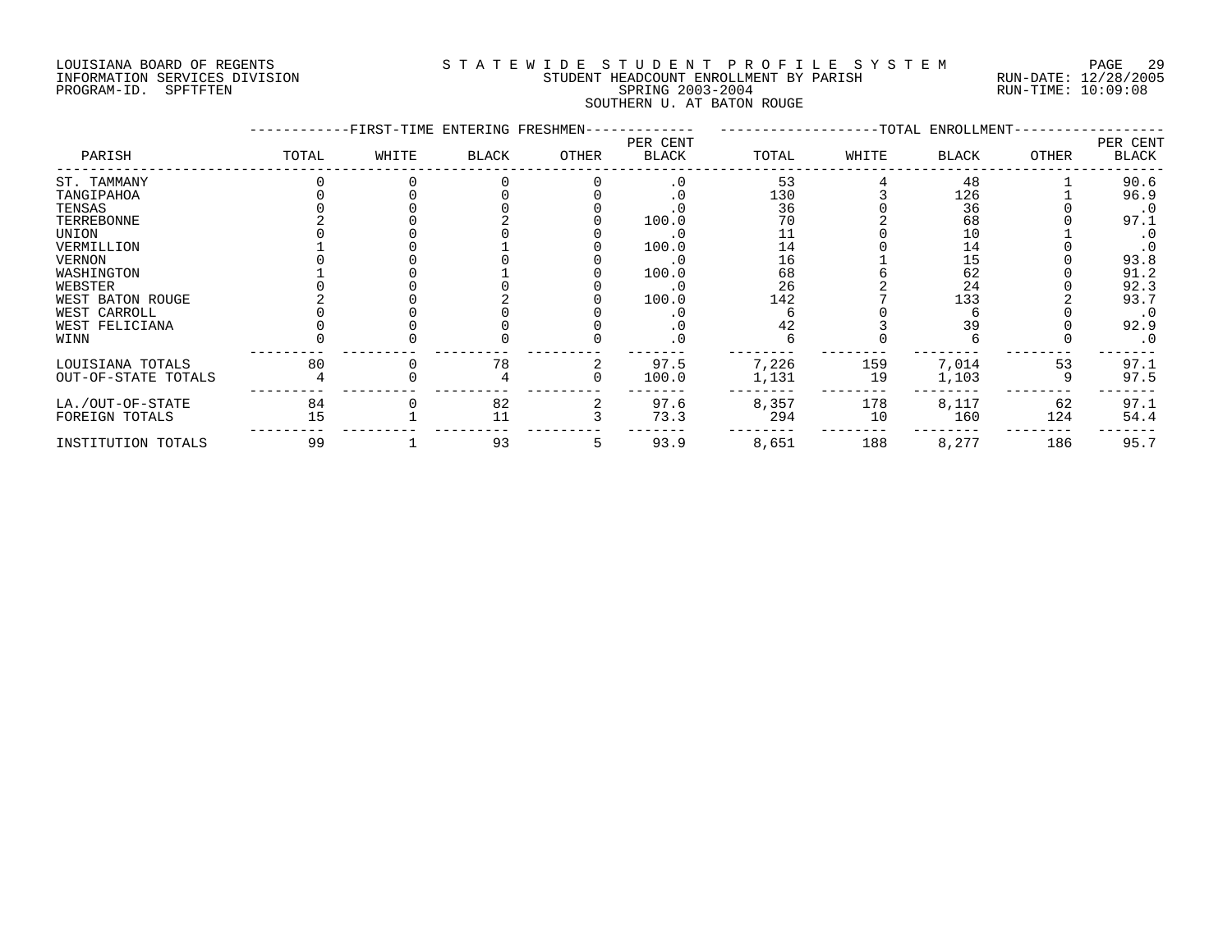LOUISIANA BOARD OF REGENTS
INFORMATION SERVICES DIVISION
PROGRAM-ID. SPFTFTEN

# STATEWIDE STUDENT PROFILE SYSTEM

STUDENT HEADCOUNT ENROLLMENT BY PARISH
SPRING 2003-2004
SOUTHERN U. AT BATON ROUGE

RUN-DATE: 12/28/2005
RUN-TIME: 10:09:08

| PARISH | FIRST-TIME ENTERING FRESHMEN | | | | | TOTAL ENROLLMENT | | | | |
|---|---|---|---|---|---|---|---|---|---|---|
| | TOTAL | WHITE | BLACK | OTHER | PER CENT BLACK | TOTAL | WHITE | BLACK | OTHER | PER CENT BLACK |
| ST. TAMMANY | 0 | 0 | 0 | 0 | .0 | 53 | 4 | 48 | 1 | 90.6 |
| TANGIPAHOA | 0 | 0 | 0 | 0 | .0 | 130 | 3 | 126 | 1 | 96.9 |
| TENSAS | 0 | 0 | 0 | 0 | .0 | 36 | 0 | 36 | 0 | .0 |
| TERREBONNE | 2 | 0 | 2 | 0 | 100.0 | 70 | 2 | 68 | 0 | 97.1 |
| UNION | 0 | 0 | 0 | 0 | .0 | 11 | 0 | 10 | 1 | .0 |
| VERMILLION | 1 | 0 | 1 | 0 | 100.0 | 14 | 0 | 14 | 0 | .0 |
| VERNON | 0 | 0 | 0 | 0 | .0 | 16 | 1 | 15 | 0 | 93.8 |
| WASHINGTON | 1 | 0 | 1 | 0 | 100.0 | 68 | 6 | 62 | 0 | 91.2 |
| WEBSTER | 0 | 0 | 0 | 0 | .0 | 26 | 2 | 24 | 0 | 92.3 |
| WEST BATON ROUGE | 2 | 0 | 2 | 0 | 100.0 | 142 | 7 | 133 | 2 | 93.7 |
| WEST CARROLL | 0 | 0 | 0 | 0 | .0 | 6 | 0 | 6 | 0 | .0 |
| WEST FELICIANA | 0 | 0 | 0 | 0 | .0 | 42 | 3 | 39 | 0 | 92.9 |
| WINN | 0 | 0 | 0 | 0 | .0 | 6 | 0 | 6 | 0 | .0 |
| LOUISIANA TOTALS | 80 | 0 | 78 | 2 | 97.5 | 7,226 | 159 | 7,014 | 53 | 97.1 |
| OUT-OF-STATE TOTALS | 4 | 0 | 4 | 0 | 100.0 | 1,131 | 19 | 1,103 | 9 | 97.5 |
| LA./OUT-OF-STATE | 84 | 0 | 82 | 2 | 97.6 | 8,357 | 178 | 8,117 | 62 | 97.1 |
| FOREIGN TOTALS | 15 | 1 | 11 | 3 | 73.3 | 294 | 10 | 160 | 124 | 54.4 |
| INSTITUTION TOTALS | 99 | 1 | 93 | 5 | 93.9 | 8,651 | 188 | 8,277 | 186 | 95.7 |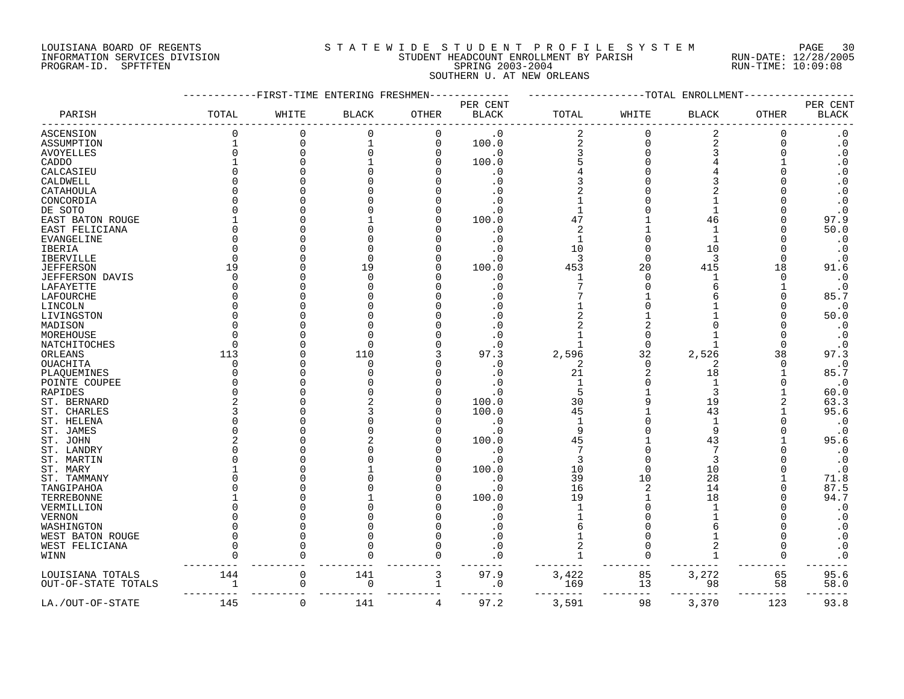LOUISIANA BOARD OF REGENTS
INFORMATION SERVICES DIVISION
PROGRAM-ID. SPFTFTEN

STATEWIDE STUDENT PROFILE SYSTEM
STUDENT HEADCOUNT ENROLLMENT BY PARISH
SPRING 2003-2004
SOUTHERN U. AT NEW ORLEANS

RUN-DATE: 12/28/2005
RUN-TIME: 10:09:08

| PARISH | FIRST-TIME ENTERING FRESHMEN TOTAL | WHITE | BLACK | OTHER | PER CENT BLACK | TOTAL ENROLLMENT TOTAL | WHITE | BLACK | OTHER | PER CENT BLACK |
|---|---|---|---|---|---|---|---|---|---|---|
| ASCENSION | 0 | 0 | 0 | 0 | .0 | 2 | 0 | 2 | 0 | .0 |
| ASSUMPTION | 1 | 0 | 1 | 0 | 100.0 | 2 | 0 | 2 | 0 | .0 |
| AVOYELLES | 0 | 0 | 0 | 0 | .0 | 3 | 0 | 3 | 0 | .0 |
| CADDO | 1 | 0 | 1 | 0 | 100.0 | 5 | 0 | 4 | 1 | .0 |
| CALCASIEU | 0 | 0 | 0 | 0 | .0 | 4 | 0 | 4 | 0 | .0 |
| CALDWELL | 0 | 0 | 0 | 0 | .0 | 3 | 0 | 3 | 0 | .0 |
| CATAHOULA | 0 | 0 | 0 | 0 | .0 | 2 | 0 | 2 | 0 | .0 |
| CONCORDIA | 0 | 0 | 0 | 0 | .0 | 1 | 0 | 1 | 0 | .0 |
| DE SOTO | 0 | 0 | 0 | 0 | .0 | 1 | 0 | 1 | 0 | .0 |
| EAST BATON ROUGE | 1 | 0 | 1 | 0 | 100.0 | 47 | 1 | 46 | 0 | 97.9 |
| EAST FELICIANA | 0 | 0 | 0 | 0 | .0 | 2 | 1 | 1 | 0 | 50.0 |
| EVANGELINE | 0 | 0 | 0 | 0 | .0 | 1 | 0 | 1 | 0 | .0 |
| IBERIA | 0 | 0 | 0 | 0 | .0 | 10 | 0 | 10 | 0 | .0 |
| IBERVILLE | 0 | 0 | 0 | 0 | .0 | 3 | 0 | 3 | 0 | .0 |
| JEFFERSON | 19 | 0 | 19 | 0 | 100.0 | 453 | 20 | 415 | 18 | 91.6 |
| JEFFERSON DAVIS | 0 | 0 | 0 | 0 | .0 | 1 | 0 | 1 | 0 | .0 |
| LAFAYETTE | 0 | 0 | 0 | 0 | .0 | 7 | 0 | 6 | 1 | .0 |
| LAFOURCHE | 0 | 0 | 0 | 0 | .0 | 7 | 1 | 6 | 0 | 85.7 |
| LINCOLN | 0 | 0 | 0 | 0 | .0 | 1 | 0 | 1 | 0 | .0 |
| LIVINGSTON | 0 | 0 | 0 | 0 | .0 | 2 | 1 | 1 | 0 | 50.0 |
| MADISON | 0 | 0 | 0 | 0 | .0 | 2 | 2 | 0 | 0 | .0 |
| MOREHOUSE | 0 | 0 | 0 | 0 | .0 | 1 | 0 | 1 | 0 | .0 |
| NATCHITOCHES | 0 | 0 | 0 | 0 | .0 | 1 | 0 | 1 | 0 | .0 |
| ORLEANS | 113 | 0 | 110 | 3 | 97.3 | 2,596 | 32 | 2,526 | 38 | 97.3 |
| OUACHITA | 0 | 0 | 0 | 0 | .0 | 2 | 0 | 2 | 0 | .0 |
| PLAQUEMINES | 0 | 0 | 0 | 0 | .0 | 21 | 2 | 18 | 1 | 85.7 |
| POINTE COUPEE | 0 | 0 | 0 | 0 | .0 | 1 | 0 | 1 | 0 | .0 |
| RAPIDES | 0 | 0 | 0 | 0 | .0 | 5 | 1 | 3 | 1 | 60.0 |
| ST. BERNARD | 2 | 0 | 2 | 0 | 100.0 | 30 | 9 | 19 | 2 | 63.3 |
| ST. CHARLES | 3 | 0 | 3 | 0 | 100.0 | 45 | 1 | 43 | 1 | 95.6 |
| ST. HELENA | 0 | 0 | 0 | 0 | .0 | 1 | 0 | 1 | 0 | .0 |
| ST. JAMES | 0 | 0 | 0 | 0 | .0 | 9 | 0 | 9 | 0 | .0 |
| ST. JOHN | 2 | 0 | 2 | 0 | 100.0 | 45 | 1 | 43 | 1 | 95.6 |
| ST. LANDRY | 0 | 0 | 0 | 0 | .0 | 7 | 0 | 7 | 0 | .0 |
| ST. MARTIN | 0 | 0 | 0 | 0 | .0 | 3 | 0 | 3 | 0 | .0 |
| ST. MARY | 1 | 0 | 1 | 0 | 100.0 | 10 | 0 | 10 | 0 | .0 |
| ST. TAMMANY | 0 | 0 | 0 | 0 | .0 | 39 | 10 | 28 | 1 | 71.8 |
| TANGIPAHOA | 0 | 0 | 0 | 0 | .0 | 16 | 2 | 14 | 0 | 87.5 |
| TERREBONNE | 1 | 0 | 1 | 0 | 100.0 | 19 | 1 | 18 | 0 | 94.7 |
| VERMILLION | 0 | 0 | 0 | 0 | .0 | 1 | 0 | 1 | 0 | .0 |
| VERNON | 0 | 0 | 0 | 0 | .0 | 1 | 0 | 1 | 0 | .0 |
| WASHINGTON | 0 | 0 | 0 | 0 | .0 | 6 | 0 | 6 | 0 | .0 |
| WEST BATON ROUGE | 0 | 0 | 0 | 0 | .0 | 1 | 0 | 1 | 0 | .0 |
| WEST FELICIANA | 0 | 0 | 0 | 0 | .0 | 2 | 0 | 2 | 0 | .0 |
| WINN | 0 | 0 | 0 | 0 | .0 | 1 | 0 | 1 | 0 | .0 |
| LOUISIANA TOTALS | 144 | 0 | 141 | 3 | 97.9 | 3,422 | 85 | 3,272 | 65 | 95.6 |
| OUT-OF-STATE TOTALS | 1 | 0 | 0 | 1 | .0 | 169 | 13 | 98 | 58 | 58.0 |
| LA./OUT-OF-STATE | 145 | 0 | 141 | 4 | 97.2 | 3,591 | 98 | 3,370 | 123 | 93.8 |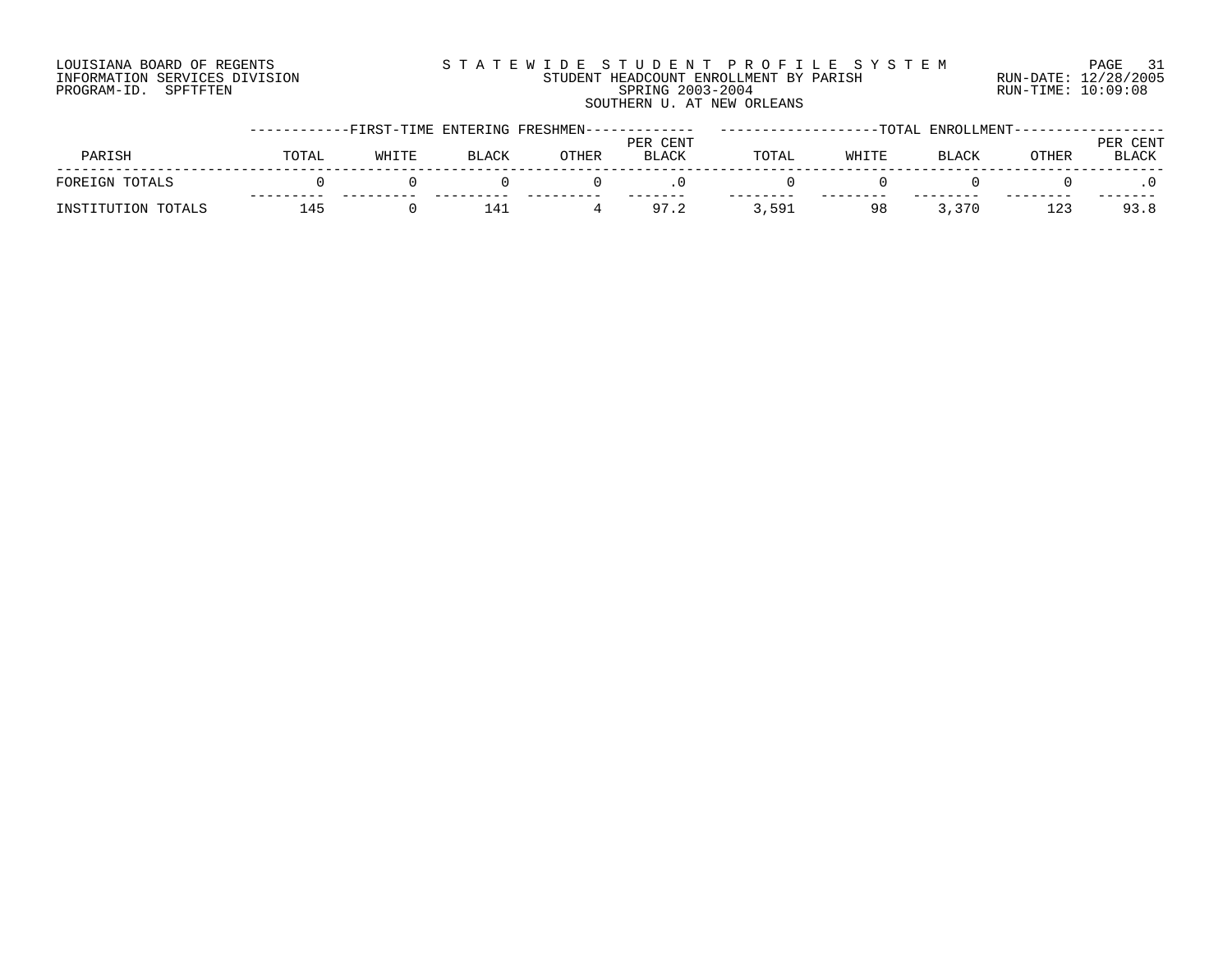LOUISIANA BOARD OF REGENTS
INFORMATION SERVICES DIVISION
PROGRAM-ID. SPFTFTEN

STATEWIDE STUDENT PROFILE SYSTEM
STUDENT HEADCOUNT ENROLLMENT BY PARISH
SPRING 2003-2004
SOUTHERN U. AT NEW ORLEANS

RUN-DATE: 12/28/2005
RUN-TIME: 10:09:08

| PARISH | FIRST-TIME ENTERING FRESHMEN | | | | | TOTAL ENROLLMENT | | | | |
|---|---|---|---|---|---|---|---|---|---|---|
| | TOTAL | WHITE | BLACK | OTHER | PER CENT BLACK | TOTAL | WHITE | BLACK | OTHER | PER CENT BLACK |
| FOREIGN TOTALS | 0 | 0 | 0 | 0 | .0 | 0 | 0 | 0 | 0 | .0 |
| INSTITUTION TOTALS | 145 | 0 | 141 | 4 | 97.2 | 3,591 | 98 | 3,370 | 123 | 93.8 |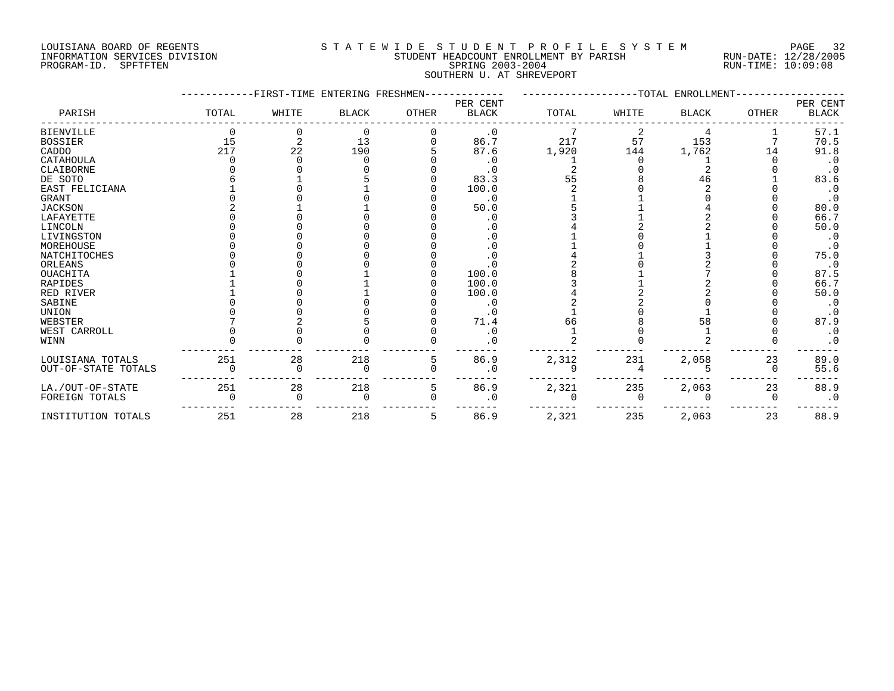LOUISIANA BOARD OF REGENTS
INFORMATION SERVICES DIVISION
PROGRAM-ID. SPFTFTEN

STATEWIDE STUDENT PROFILE SYSTEM
STUDENT HEADCOUNT ENROLLMENT BY PARISH
SPRING 2003-2004
SOUTHERN U. AT SHREVEPORT

RUN-DATE: 12/28/2005
RUN-TIME: 10:09:08

| PARISH | FIRST-TIME ENTERING FRESHMEN | | | | | TOTAL ENROLLMENT | | | | |
|---|---|---|---|---|---|---|---|---|---|---|
| | TOTAL | WHITE | BLACK | OTHER | PER CENT BLACK | TOTAL | WHITE | BLACK | OTHER | PER CENT BLACK |
| BIENVILLE | 0 | 0 | 0 | 0 | .0 | 7 | 2 | 4 | 1 | 57.1 |
| BOSSIER | 15 | 2 | 13 | 0 | 86.7 | 217 | 57 | 153 | 7 | 70.5 |
| CADDO | 217 | 22 | 190 | 5 | 87.6 | 1,920 | 144 | 1,762 | 14 | 91.8 |
| CATAHOULA | 0 | 0 | 0 | 0 | .0 | 1 | 0 | 1 | 0 | .0 |
| CLAIBORNE | 0 | 0 | 0 | 0 | .0 | 2 | 0 | 2 | 0 | .0 |
| DE SOTO | 6 | 1 | 5 | 0 | 83.3 | 55 | 8 | 46 | 1 | 83.6 |
| EAST FELICIANA | 1 | 0 | 1 | 0 | 100.0 | 2 | 0 | 2 | 0 | .0 |
| GRANT | 0 | 0 | 0 | 0 | .0 | 1 | 1 | 0 | 0 | .0 |
| JACKSON | 2 | 1 | 1 | 0 | 50.0 | 5 | 1 | 4 | 0 | 80.0 |
| LAFAYETTE | 0 | 0 | 0 | 0 | .0 | 3 | 1 | 2 | 0 | 66.7 |
| LINCOLN | 0 | 0 | 0 | 0 | .0 | 4 | 2 | 2 | 0 | 50.0 |
| LIVINGSTON | 0 | 0 | 0 | 0 | .0 | 1 | 0 | 1 | 0 | .0 |
| MOREHOUSE | 0 | 0 | 0 | 0 | .0 | 1 | 0 | 1 | 0 | .0 |
| NATCHITOCHES | 0 | 0 | 0 | 0 | .0 | 4 | 1 | 3 | 0 | 75.0 |
| ORLEANS | 0 | 0 | 0 | 0 | .0 | 2 | 0 | 2 | 0 | .0 |
| OUACHITA | 1 | 0 | 1 | 0 | 100.0 | 8 | 1 | 7 | 0 | 87.5 |
| RAPIDES | 1 | 0 | 1 | 0 | 100.0 | 3 | 1 | 2 | 0 | 66.7 |
| RED RIVER | 1 | 0 | 1 | 0 | 100.0 | 4 | 2 | 2 | 0 | 50.0 |
| SABINE | 0 | 0 | 0 | 0 | .0 | 2 | 2 | 0 | 0 | .0 |
| UNION | 0 | 0 | 0 | 0 | .0 | 1 | 0 | 1 | 0 | .0 |
| WEBSTER | 7 | 2 | 5 | 0 | 71.4 | 66 | 8 | 58 | 0 | 87.9 |
| WEST CARROLL | 0 | 0 | 0 | 0 | .0 | 1 | 0 | 1 | 0 | .0 |
| WINN | 0 | 0 | 0 | 0 | .0 | 2 | 0 | 2 | 0 | .0 |
| LOUISIANA TOTALS | 251 | 28 | 218 | 5 | 86.9 | 2,312 | 231 | 2,058 | 23 | 89.0 |
| OUT-OF-STATE TOTALS | 0 | 0 | 0 | 0 | .0 | 9 | 4 | 5 | 0 | 55.6 |
| LA./OUT-OF-STATE | 251 | 28 | 218 | 5 | 86.9 | 2,321 | 235 | 2,063 | 23 | 88.9 |
| FOREIGN TOTALS | 0 | 0 | 0 | 0 | .0 | 0 | 0 | 0 | 0 | .0 |
| INSTITUTION TOTALS | 251 | 28 | 218 | 5 | 86.9 | 2,321 | 235 | 2,063 | 23 | 88.9 |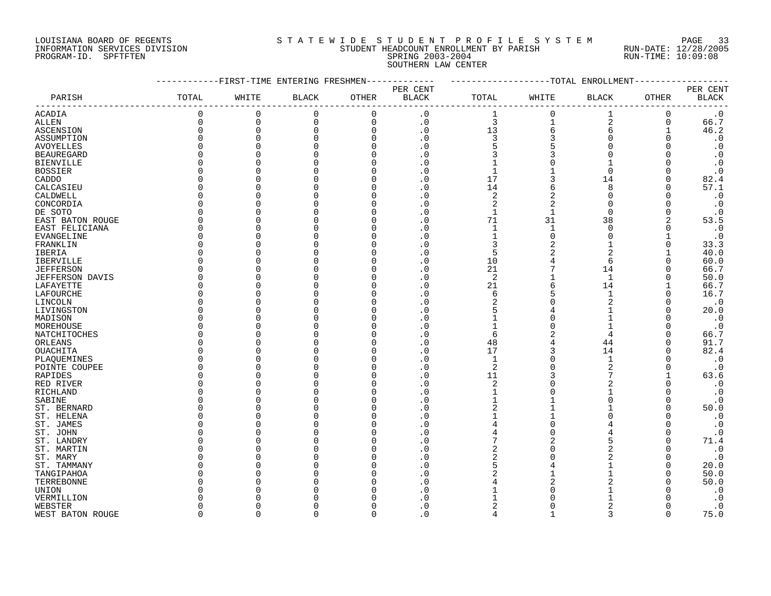LOUISIANA BOARD OF REGENTS
INFORMATION SERVICES DIVISION
PROGRAM-ID. SPFTFTEN

STATEWIDE STUDENT PROFILE SYSTEM
STUDENT HEADCOUNT ENROLLMENT BY PARISH
SPRING 2003-2004
SOUTHERN LAW CENTER

RUN-DATE: 12/28/2005
RUN-TIME: 10:09:08

| PARISH | FIRST-TIME ENTERING FRESHMEN | | | | | TOTAL ENROLLMENT | | | | |
|---|---|---|---|---|---|---|---|---|---|---|
| | TOTAL | WHITE | BLACK | OTHER | PER CENT BLACK | TOTAL | WHITE | BLACK | OTHER | PER CENT BLACK |
| ACADIA | 0 | 0 | 0 | 0 | .0 | 1 | 0 | 1 | 0 | .0 |
| ALLEN | 0 | 0 | 0 | 0 | .0 | 3 | 1 | 2 | 0 | 66.7 |
| ASCENSION | 0 | 0 | 0 | 0 | .0 | 13 | 6 | 6 | 1 | 46.2 |
| ASSUMPTION | 0 | 0 | 0 | 0 | .0 | 3 | 3 | 0 | 0 | .0 |
| AVOYELLES | 0 | 0 | 0 | 0 | .0 | 5 | 5 | 0 | 0 | .0 |
| BEAUREGARD | 0 | 0 | 0 | 0 | .0 | 3 | 3 | 0 | 0 | .0 |
| BIENVILLE | 0 | 0 | 0 | 0 | .0 | 1 | 0 | 1 | 0 | .0 |
| BOSSIER | 0 | 0 | 0 | 0 | .0 | 1 | 1 | 0 | 0 | .0 |
| CADDO | 0 | 0 | 0 | 0 | .0 | 17 | 3 | 14 | 0 | 82.4 |
| CALCASIEU | 0 | 0 | 0 | 0 | .0 | 14 | 6 | 8 | 0 | 57.1 |
| CALDWELL | 0 | 0 | 0 | 0 | .0 | 2 | 2 | 0 | 0 | .0 |
| CONCORDIA | 0 | 0 | 0 | 0 | .0 | 2 | 2 | 0 | 0 | .0 |
| DE SOTO | 0 | 0 | 0 | 0 | .0 | 1 | 1 | 0 | 0 | .0 |
| EAST BATON ROUGE | 0 | 0 | 0 | 0 | .0 | 71 | 31 | 38 | 2 | 53.5 |
| EAST FELICIANA | 0 | 0 | 0 | 0 | .0 | 1 | 1 | 0 | 0 | .0 |
| EVANGELINE | 0 | 0 | 0 | 0 | .0 | 1 | 0 | 0 | 1 | .0 |
| FRANKLIN | 0 | 0 | 0 | 0 | .0 | 3 | 2 | 1 | 0 | 33.3 |
| IBERIA | 0 | 0 | 0 | 0 | .0 | 5 | 2 | 2 | 1 | 40.0 |
| IBERVILLE | 0 | 0 | 0 | 0 | .0 | 10 | 4 | 6 | 0 | 60.0 |
| JEFFERSON | 0 | 0 | 0 | 0 | .0 | 21 | 7 | 14 | 0 | 66.7 |
| JEFFERSON DAVIS | 0 | 0 | 0 | 0 | .0 | 2 | 1 | 1 | 0 | 50.0 |
| LAFAYETTE | 0 | 0 | 0 | 0 | .0 | 21 | 6 | 14 | 1 | 66.7 |
| LAFOURCHE | 0 | 0 | 0 | 0 | .0 | 6 | 5 | 1 | 0 | 16.7 |
| LINCOLN | 0 | 0 | 0 | 0 | .0 | 2 | 0 | 2 | 0 | .0 |
| LIVINGSTON | 0 | 0 | 0 | 0 | .0 | 5 | 4 | 1 | 0 | 20.0 |
| MADISON | 0 | 0 | 0 | 0 | .0 | 1 | 0 | 1 | 0 | .0 |
| MOREHOUSE | 0 | 0 | 0 | 0 | .0 | 1 | 0 | 1 | 0 | .0 |
| NATCHITOCHES | 0 | 0 | 0 | 0 | .0 | 6 | 2 | 4 | 0 | 66.7 |
| ORLEANS | 0 | 0 | 0 | 0 | .0 | 48 | 4 | 44 | 0 | 91.7 |
| OUACHITA | 0 | 0 | 0 | 0 | .0 | 17 | 3 | 14 | 0 | 82.4 |
| PLAQUEMINES | 0 | 0 | 0 | 0 | .0 | 1 | 0 | 1 | 0 | .0 |
| POINTE COUPEE | 0 | 0 | 0 | 0 | .0 | 2 | 0 | 2 | 0 | .0 |
| RAPIDES | 0 | 0 | 0 | 0 | .0 | 11 | 3 | 7 | 1 | 63.6 |
| RED RIVER | 0 | 0 | 0 | 0 | .0 | 2 | 0 | 2 | 0 | .0 |
| RICHLAND | 0 | 0 | 0 | 0 | .0 | 1 | 0 | 1 | 0 | .0 |
| SABINE | 0 | 0 | 0 | 0 | .0 | 1 | 1 | 0 | 0 | .0 |
| ST. BERNARD | 0 | 0 | 0 | 0 | .0 | 2 | 1 | 1 | 0 | 50.0 |
| ST. HELENA | 0 | 0 | 0 | 0 | .0 | 1 | 1 | 0 | 0 | .0 |
| ST. JAMES | 0 | 0 | 0 | 0 | .0 | 4 | 0 | 4 | 0 | .0 |
| ST. JOHN | 0 | 0 | 0 | 0 | .0 | 4 | 0 | 4 | 0 | .0 |
| ST. LANDRY | 0 | 0 | 0 | 0 | .0 | 7 | 2 | 5 | 0 | 71.4 |
| ST. MARTIN | 0 | 0 | 0 | 0 | .0 | 2 | 0 | 2 | 0 | .0 |
| ST. MARY | 0 | 0 | 0 | 0 | .0 | 2 | 0 | 2 | 0 | .0 |
| ST. TAMMANY | 0 | 0 | 0 | 0 | .0 | 5 | 4 | 1 | 0 | 20.0 |
| TANGIPAHOA | 0 | 0 | 0 | 0 | .0 | 2 | 1 | 1 | 0 | 50.0 |
| TERREBONNE | 0 | 0 | 0 | 0 | .0 | 4 | 2 | 2 | 0 | 50.0 |
| UNION | 0 | 0 | 0 | 0 | .0 | 1 | 0 | 1 | 0 | .0 |
| VERMILLION | 0 | 0 | 0 | 0 | .0 | 1 | 0 | 1 | 0 | .0 |
| WEBSTER | 0 | 0 | 0 | 0 | .0 | 2 | 0 | 2 | 0 | .0 |
| WEST BATON ROUGE | 0 | 0 | 0 | 0 | .0 | 4 | 1 | 3 | 0 | 75.0 |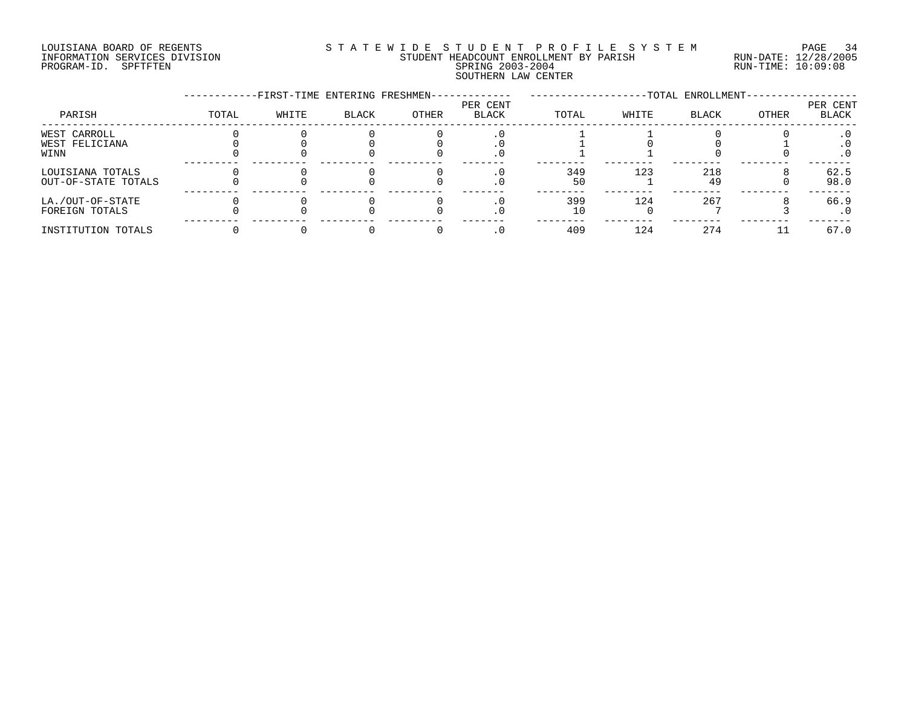LOUISIANA BOARD OF REGENTS
INFORMATION SERVICES DIVISION
PROGRAM-ID. SPFTFTEN

STATEWIDE STUDENT PROFILE SYSTEM
STUDENT HEADCOUNT ENROLLMENT BY PARISH
SPRING 2003-2004
SOUTHERN LAW CENTER

RUN-DATE: 12/28/2005
RUN-TIME: 10:09:08

| PARISH | FIRST-TIME ENTERING FRESHMEN | | | | | TOTAL ENROLLMENT | | | | |
|---|---|---|---|---|---|---|---|---|---|---|
| | TOTAL | WHITE | BLACK | OTHER | PER CENT BLACK | TOTAL | WHITE | BLACK | OTHER | PER CENT BLACK |
| WEST CARROLL | 0 | 0 | 0 | 0 | .0 | 1 | 1 | 0 | 0 | .0 |
| WEST FELICIANA | 0 | 0 | 0 | 0 | .0 | 1 | 0 | 0 | 1 | .0 |
| WINN | 0 | 0 | 0 | 0 | .0 | 1 | 1 | 0 | 0 | .0 |
| LOUISIANA TOTALS | 0 | 0 | 0 | 0 | .0 | 349 | 123 | 218 | 8 | 62.5 |
| OUT-OF-STATE TOTALS | 0 | 0 | 0 | 0 | .0 | 50 | 1 | 49 | 0 | 98.0 |
| LA./OUT-OF-STATE | 0 | 0 | 0 | 0 | .0 | 399 | 124 | 267 | 8 | 66.9 |
| FOREIGN TOTALS | 0 | 0 | 0 | 0 | .0 | 10 | 0 | 7 | 3 | .0 |
| INSTITUTION TOTALS | 0 | 0 | 0 | 0 | .0 | 409 | 124 | 274 | 11 | 67.0 |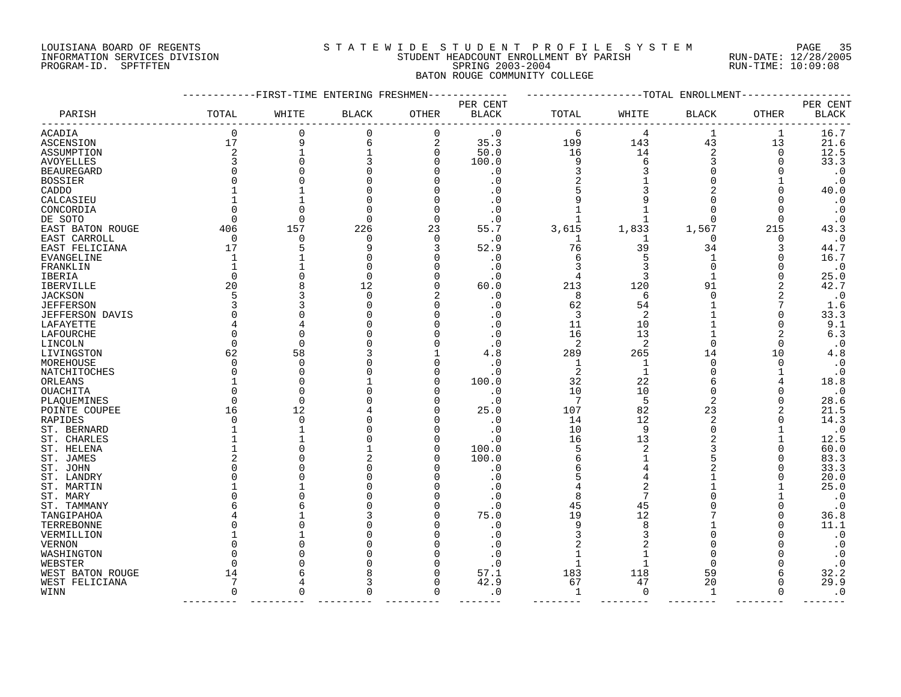LOUISIANA BOARD OF REGENTS
INFORMATION SERVICES DIVISION
PROGRAM-ID. SPFTFTEN

STATEWIDE STUDENT PROFILE SYSTEM
STUDENT HEADCOUNT ENROLLMENT BY PARISH
SPRING 2003-2004
BATON ROUGE COMMUNITY COLLEGE

RUN-DATE: 12/28/2005
RUN-TIME: 10:09:08

| PARISH | FIRST-TIME ENTERING FRESHMEN TOTAL | WHITE | BLACK | OTHER | PER CENT BLACK | TOTAL ENROLLMENT TOTAL | WHITE | BLACK | OTHER | PER CENT BLACK |
|---|---|---|---|---|---|---|---|---|---|---|
| ACADIA | 0 | 0 | 0 | 0 | .0 | 6 | 4 | 1 | 1 | 16.7 |
| ASCENSION | 17 | 9 | 6 | 2 | 35.3 | 199 | 143 | 43 | 13 | 21.6 |
| ASSUMPTION | 2 | 1 | 1 | 0 | 50.0 | 16 | 14 | 2 | 0 | 12.5 |
| AVOYELLES | 3 | 0 | 3 | 0 | 100.0 | 9 | 6 | 3 | 0 | 33.3 |
| BEAUREGARD | 0 | 0 | 0 | 0 | .0 | 3 | 3 | 0 | 0 | .0 |
| BOSSIER | 0 | 0 | 0 | 0 | .0 | 2 | 1 | 0 | 1 | .0 |
| CADDO | 1 | 1 | 0 | 0 | .0 | 5 | 3 | 2 | 0 | 40.0 |
| CALCASIEU | 1 | 1 | 0 | 0 | .0 | 9 | 9 | 0 | 0 | .0 |
| CONCORDIA | 0 | 0 | 0 | 0 | .0 | 1 | 1 | 0 | 0 | .0 |
| DE SOTO | 0 | 0 | 0 | 0 | .0 | 1 | 1 | 0 | 0 | .0 |
| EAST BATON ROUGE | 406 | 157 | 226 | 23 | 55.7 | 3,615 | 1,833 | 1,567 | 215 | 43.3 |
| EAST CARROLL | 0 | 0 | 0 | 0 | .0 | 1 | 1 | 0 | 0 | .0 |
| EAST FELICIANA | 17 | 5 | 9 | 3 | 52.9 | 76 | 39 | 34 | 3 | 44.7 |
| EVANGELINE | 1 | 1 | 0 | 0 | .0 | 6 | 5 | 1 | 0 | 16.7 |
| FRANKLIN | 1 | 1 | 0 | 0 | .0 | 3 | 3 | 0 | 0 | .0 |
| IBERIA | 0 | 0 | 0 | 0 | .0 | 4 | 3 | 1 | 0 | 25.0 |
| IBERVILLE | 20 | 8 | 12 | 0 | 60.0 | 213 | 120 | 91 | 2 | 42.7 |
| JACKSON | 5 | 3 | 0 | 2 | .0 | 8 | 6 | 0 | 2 | .0 |
| JEFFERSON | 3 | 3 | 0 | 0 | .0 | 62 | 54 | 1 | 7 | 1.6 |
| JEFFERSON DAVIS | 0 | 0 | 0 | 0 | .0 | 3 | 2 | 1 | 0 | 33.3 |
| LAFAYETTE | 4 | 4 | 0 | 0 | .0 | 11 | 10 | 1 | 0 | 9.1 |
| LAFOURCHE | 0 | 0 | 0 | 0 | .0 | 16 | 13 | 1 | 2 | 6.3 |
| LINCOLN | 0 | 0 | 0 | 0 | .0 | 2 | 2 | 0 | 0 | .0 |
| LIVINGSTON | 62 | 58 | 3 | 1 | 4.8 | 289 | 265 | 14 | 10 | 4.8 |
| MOREHOUSE | 0 | 0 | 0 | 0 | .0 | 1 | 1 | 0 | 0 | .0 |
| NATCHITOCHES | 0 | 0 | 0 | 0 | .0 | 2 | 1 | 0 | 1 | .0 |
| ORLEANS | 1 | 0 | 1 | 0 | 100.0 | 32 | 22 | 6 | 4 | 18.8 |
| OUACHITA | 0 | 0 | 0 | 0 | .0 | 10 | 10 | 0 | 0 | .0 |
| PLAQUEMINES | 0 | 0 | 0 | 0 | .0 | 7 | 5 | 2 | 0 | 28.6 |
| POINTE COUPEE | 16 | 12 | 4 | 0 | 25.0 | 107 | 82 | 23 | 2 | 21.5 |
| RAPIDES | 0 | 0 | 0 | 0 | .0 | 14 | 12 | 2 | 0 | 14.3 |
| ST. BERNARD | 1 | 1 | 0 | 0 | .0 | 10 | 9 | 0 | 1 | .0 |
| ST. CHARLES | 1 | 1 | 0 | 0 | .0 | 16 | 13 | 2 | 1 | 12.5 |
| ST. HELENA | 1 | 0 | 1 | 0 | 100.0 | 5 | 2 | 3 | 0 | 60.0 |
| ST. JAMES | 2 | 0 | 2 | 0 | 100.0 | 6 | 1 | 5 | 0 | 83.3 |
| ST. JOHN | 0 | 0 | 0 | 0 | .0 | 6 | 4 | 2 | 0 | 33.3 |
| ST. LANDRY | 0 | 0 | 0 | 0 | .0 | 5 | 4 | 1 | 0 | 20.0 |
| ST. MARTIN | 1 | 1 | 0 | 0 | .0 | 4 | 2 | 1 | 1 | 25.0 |
| ST. MARY | 0 | 0 | 0 | 0 | .0 | 8 | 7 | 0 | 1 | .0 |
| ST. TAMMANY | 6 | 6 | 0 | 0 | .0 | 45 | 45 | 0 | 0 | .0 |
| TANGIPAHOA | 4 | 1 | 3 | 0 | 75.0 | 19 | 12 | 7 | 0 | 36.8 |
| TERREBONNE | 0 | 0 | 0 | 0 | .0 | 9 | 8 | 1 | 0 | 11.1 |
| VERMILLION | 1 | 1 | 0 | 0 | .0 | 3 | 3 | 0 | 0 | .0 |
| VERNON | 0 | 0 | 0 | 0 | .0 | 2 | 2 | 0 | 0 | .0 |
| WASHINGTON | 0 | 0 | 0 | 0 | .0 | 1 | 1 | 0 | 0 | .0 |
| WEBSTER | 0 | 0 | 0 | 0 | .0 | 1 | 1 | 0 | 0 | .0 |
| WEST BATON ROUGE | 14 | 6 | 8 | 0 | 57.1 | 183 | 118 | 59 | 6 | 32.2 |
| WEST FELICIANA | 7 | 4 | 3 | 0 | 42.9 | 67 | 47 | 20 | 0 | 29.9 |
| WINN | 0 | 0 | 0 | 0 | .0 | 1 | 0 | 1 | 0 | .0 |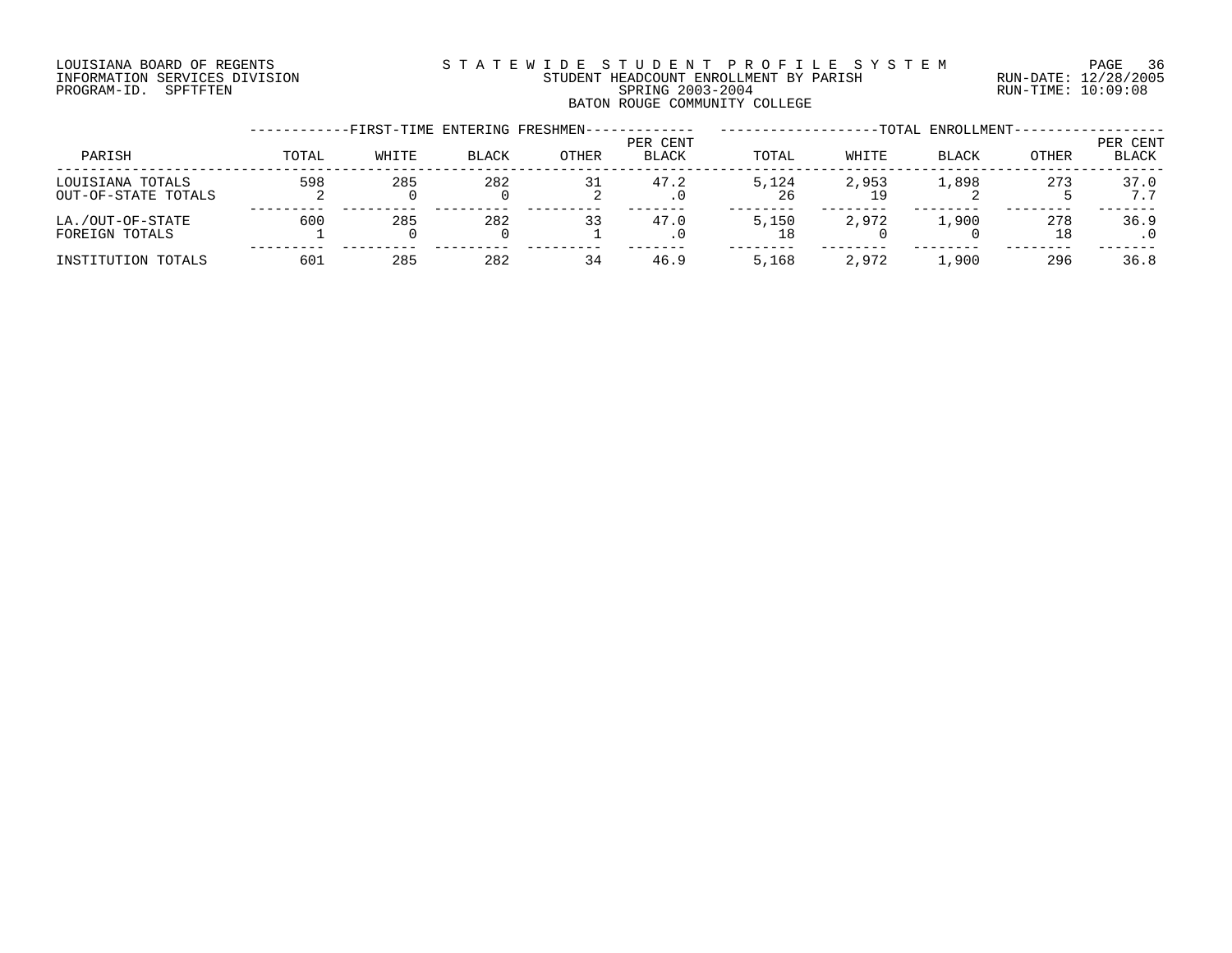LOUISIANA BOARD OF REGENTS
INFORMATION SERVICES DIVISION
PROGRAM-ID. SPFTFTEN

STATEWIDE STUDENT PROFILE SYSTEM
STUDENT HEADCOUNT ENROLLMENT BY PARISH
SPRING 2003-2004
BATON ROUGE COMMUNITY COLLEGE

RUN-DATE: 12/28/2005
RUN-TIME: 10:09:08

| | FIRST-TIME ENTERING FRESHMEN | | | | | TOTAL ENROLLMENT | | | | |
|---|---|---|---|---|---|---|---|---|---|---|
| PARISH | TOTAL | WHITE | BLACK | OTHER | PER CENT BLACK | TOTAL | WHITE | BLACK | OTHER | PER CENT BLACK |
| LOUISIANA TOTALS | 598 | 285 | 282 | 31 | 47.2 | 5,124 | 2,953 | 1,898 | 273 | 37.0 |
| OUT-OF-STATE TOTALS | 2 | 0 | 0 | 2 | .0 | 26 | 19 | 2 | 5 | 7.7 |
| LA./OUT-OF-STATE | 600 | 285 | 282 | 33 | 47.0 | 5,150 | 2,972 | 1,900 | 278 | 36.9 |
| FOREIGN TOTALS | 1 | 0 | 0 | 1 | .0 | 18 | 0 | 0 | 18 | .0 |
| INSTITUTION TOTALS | 601 | 285 | 282 | 34 | 46.9 | 5,168 | 2,972 | 1,900 | 296 | 36.8 |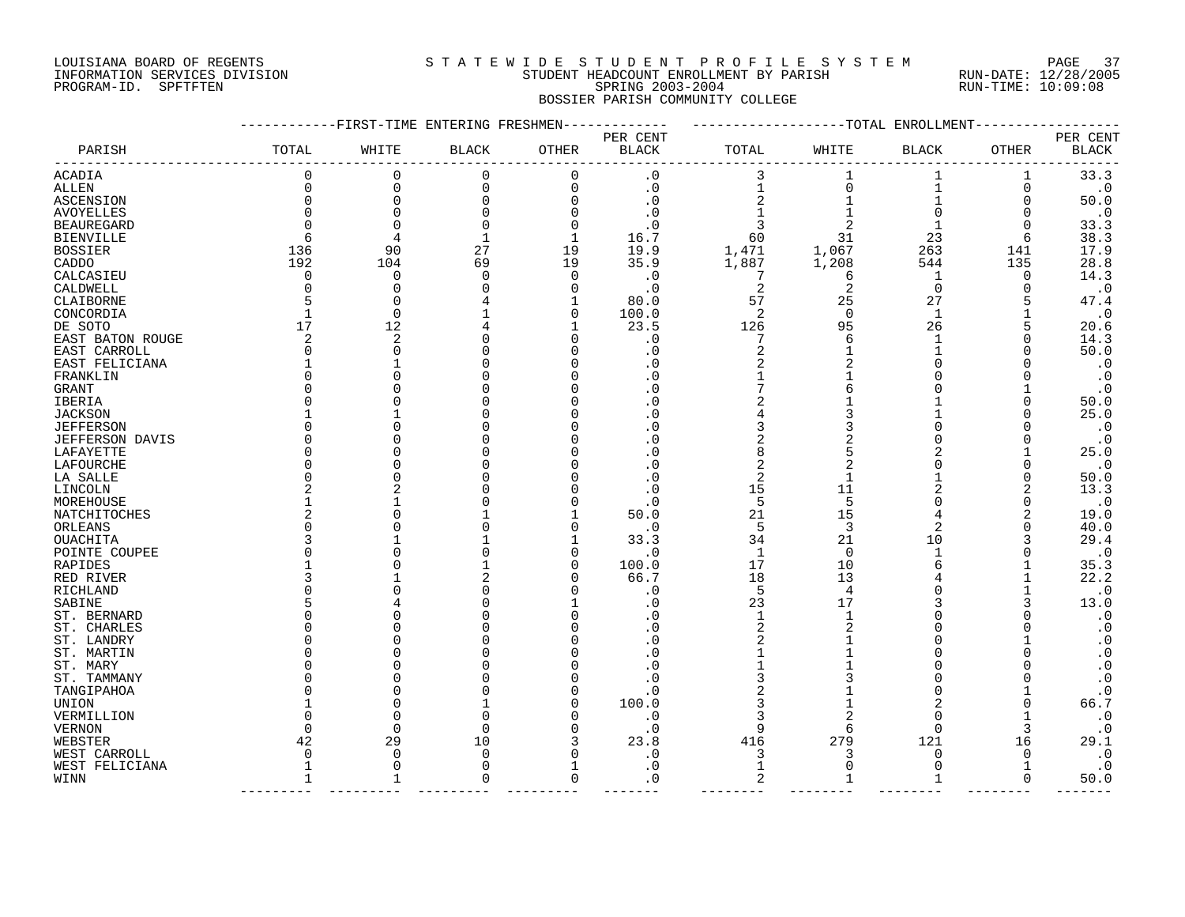LOUISIANA BOARD OF REGENTS
INFORMATION SERVICES DIVISION
PROGRAM-ID. SPFTFTEN

# S T A T E W I D E S T U D E N T P R O F I L E S Y S T E M
## STUDENT HEADCOUNT ENROLLMENT BY PARISH
### SPRING 2003-2004
### BOSSIER PARISH COMMUNITY COLLEGE

RUN-DATE: 12/28/2005
RUN-TIME: 10:09:08

| PARISH | FIRST-TIME ENTERING FRESHMEN TOTAL | WHITE | BLACK | OTHER | PER CENT BLACK | TOTAL ENROLLMENT TOTAL | WHITE | BLACK | OTHER | PER CENT BLACK |
|---|---|---|---|---|---|---|---|---|---|---|
| ACADIA | 0 | 0 | 0 | 0 | .0 | 3 | 1 | 1 | 1 | 33.3 |
| ALLEN | 0 | 0 | 0 | 0 | .0 | 1 | 0 | 1 | 0 | .0 |
| ASCENSION | 0 | 0 | 0 | 0 | .0 | 2 | 1 | 1 | 0 | 50.0 |
| AVOYELLES | 0 | 0 | 0 | 0 | .0 | 1 | 1 | 0 | 0 | .0 |
| BEAUREGARD | 0 | 0 | 0 | 0 | .0 | 3 | 2 | 1 | 0 | 33.3 |
| BIENVILLE | 6 | 4 | 1 | 1 | 16.7 | 60 | 31 | 23 | 6 | 38.3 |
| BOSSIER | 136 | 90 | 27 | 19 | 19.9 | 1,471 | 1,067 | 263 | 141 | 17.9 |
| CADDO | 192 | 104 | 69 | 19 | 35.9 | 1,887 | 1,208 | 544 | 135 | 28.8 |
| CALCASIEU | 0 | 0 | 0 | 0 | .0 | 7 | 6 | 1 | 0 | 14.3 |
| CALDWELL | 0 | 0 | 0 | 0 | .0 | 2 | 2 | 0 | 0 | .0 |
| CLAIBORNE | 5 | 0 | 4 | 1 | 80.0 | 57 | 25 | 27 | 5 | 47.4 |
| CONCORDIA | 1 | 0 | 1 | 0 | 100.0 | 2 | 0 | 1 | 1 | .0 |
| DE SOTO | 17 | 12 | 4 | 1 | 23.5 | 126 | 95 | 26 | 5 | 20.6 |
| EAST BATON ROUGE | 2 | 2 | 0 | 0 | .0 | 7 | 6 | 1 | 0 | 14.3 |
| EAST CARROLL | 0 | 0 | 0 | 0 | .0 | 2 | 1 | 1 | 0 | 50.0 |
| EAST FELICIANA | 1 | 1 | 0 | 0 | .0 | 2 | 2 | 0 | 0 | .0 |
| FRANKLIN | 0 | 0 | 0 | 0 | .0 | 1 | 1 | 0 | 0 | .0 |
| GRANT | 0 | 0 | 0 | 0 | .0 | 7 | 6 | 0 | 1 | .0 |
| IBERIA | 0 | 0 | 0 | 0 | .0 | 2 | 1 | 1 | 0 | 50.0 |
| JACKSON | 1 | 1 | 0 | 0 | .0 | 4 | 3 | 1 | 0 | 25.0 |
| JEFFERSON | 0 | 0 | 0 | 0 | .0 | 3 | 3 | 0 | 0 | .0 |
| JEFFERSON DAVIS | 0 | 0 | 0 | 0 | .0 | 2 | 2 | 0 | 0 | .0 |
| LAFAYETTE | 0 | 0 | 0 | 0 | .0 | 8 | 5 | 2 | 1 | 25.0 |
| LAFOURCHE | 0 | 0 | 0 | 0 | .0 | 2 | 2 | 0 | 0 | .0 |
| LA SALLE | 0 | 0 | 0 | 0 | .0 | 2 | 1 | 1 | 0 | 50.0 |
| LINCOLN | 2 | 2 | 0 | 0 | .0 | 15 | 11 | 2 | 2 | 13.3 |
| MOREHOUSE | 1 | 1 | 0 | 0 | .0 | 5 | 5 | 0 | 0 | .0 |
| NATCHITOCHES | 2 | 0 | 1 | 1 | 50.0 | 21 | 15 | 4 | 2 | 19.0 |
| ORLEANS | 0 | 0 | 0 | 0 | .0 | 5 | 3 | 2 | 0 | 40.0 |
| OUACHITA | 3 | 1 | 1 | 1 | 33.3 | 34 | 21 | 10 | 3 | 29.4 |
| POINTE COUPEE | 0 | 0 | 0 | 0 | .0 | 1 | 0 | 1 | 0 | .0 |
| RAPIDES | 1 | 0 | 1 | 0 | 100.0 | 17 | 10 | 6 | 1 | 35.3 |
| RED RIVER | 3 | 1 | 2 | 0 | 66.7 | 18 | 13 | 4 | 1 | 22.2 |
| RICHLAND | 0 | 0 | 0 | 0 | .0 | 5 | 4 | 0 | 1 | .0 |
| SABINE | 5 | 4 | 0 | 1 | .0 | 23 | 17 | 3 | 3 | 13.0 |
| ST. BERNARD | 0 | 0 | 0 | 0 | .0 | 1 | 1 | 0 | 0 | .0 |
| ST. CHARLES | 0 | 0 | 0 | 0 | .0 | 2 | 2 | 0 | 0 | .0 |
| ST. LANDRY | 0 | 0 | 0 | 0 | .0 | 2 | 1 | 0 | 1 | .0 |
| ST. MARTIN | 0 | 0 | 0 | 0 | .0 | 1 | 1 | 0 | 0 | .0 |
| ST. MARY | 0 | 0 | 0 | 0 | .0 | 1 | 1 | 0 | 0 | .0 |
| ST. TAMMANY | 0 | 0 | 0 | 0 | .0 | 3 | 3 | 0 | 0 | .0 |
| TANGIPAHOA | 0 | 0 | 0 | 0 | .0 | 2 | 1 | 0 | 1 | .0 |
| UNION | 1 | 0 | 1 | 0 | 100.0 | 3 | 1 | 2 | 0 | 66.7 |
| VERMILLION | 0 | 0 | 0 | 0 | .0 | 3 | 2 | 0 | 1 | .0 |
| VERNON | 0 | 0 | 0 | 0 | .0 | 9 | 6 | 0 | 3 | .0 |
| WEBSTER | 42 | 29 | 10 | 3 | 23.8 | 416 | 279 | 121 | 16 | 29.1 |
| WEST CARROLL | 0 | 0 | 0 | 0 | .0 | 3 | 3 | 0 | 0 | .0 |
| WEST FELICIANA | 1 | 0 | 0 | 1 | .0 | 1 | 0 | 0 | 1 | .0 |
| WINN | 1 | 1 | 0 | 0 | .0 | 2 | 1 | 1 | 0 | 50.0 |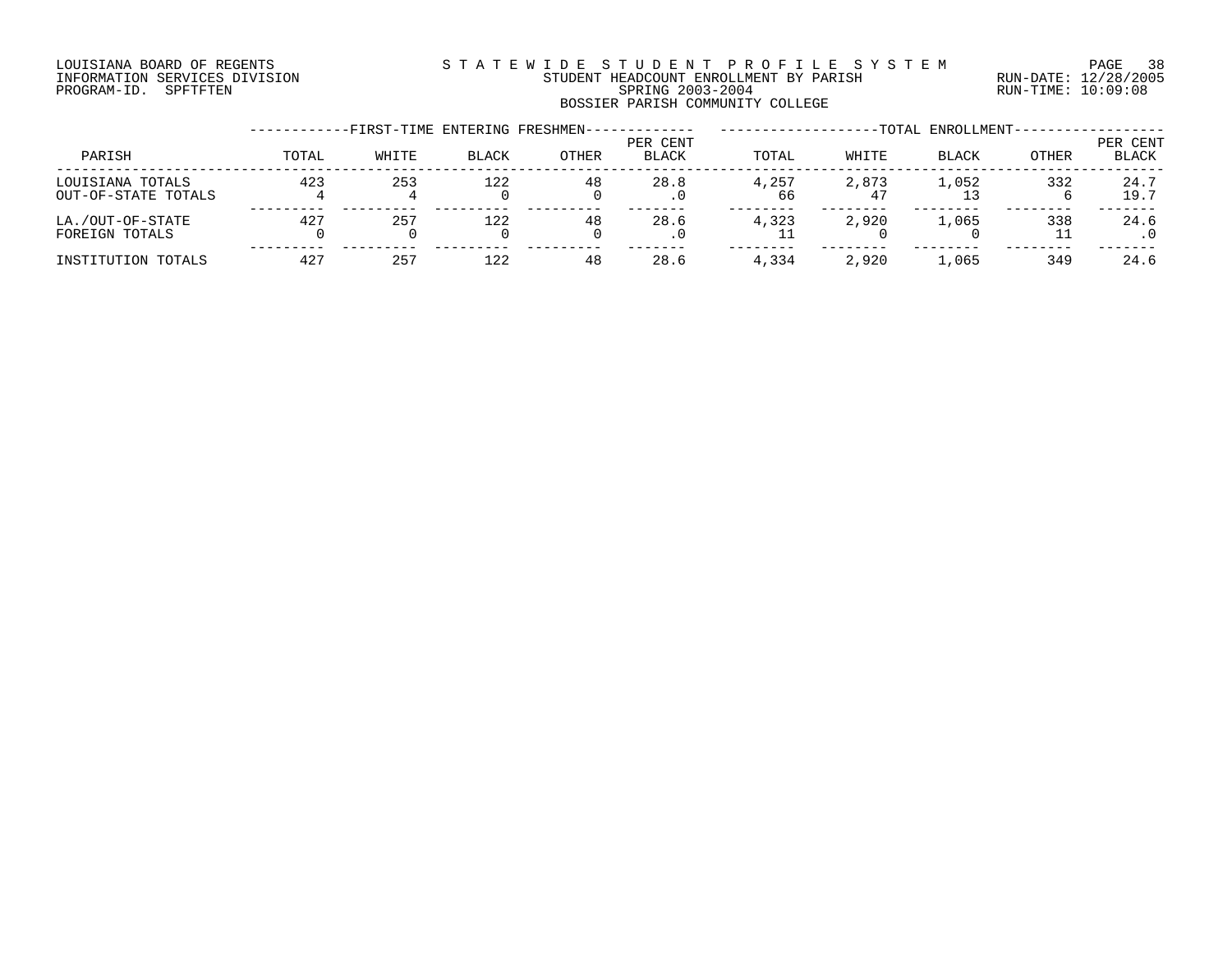LOUISIANA BOARD OF REGENTS
INFORMATION SERVICES DIVISION
PROGRAM-ID. SPFTFTEN

STATEWIDE STUDENT PROFILE SYSTEM
STUDENT HEADCOUNT ENROLLMENT BY PARISH
SPRING 2003-2004
BOSSIER PARISH COMMUNITY COLLEGE

RUN-DATE: 12/28/2005
RUN-TIME: 10:09:08

| PARISH | FIRST-TIME ENTERING FRESHMEN TOTAL | WHITE | BLACK | OTHER | PER CENT BLACK | TOTAL ENROLLMENT TOTAL | WHITE | BLACK | OTHER | PER CENT BLACK |
|---|---|---|---|---|---|---|---|---|---|---|
| LOUISIANA TOTALS | 423 | 253 | 122 | 48 | 28.8 | 4,257 | 2,873 | 1,052 | 332 | 24.7 |
| OUT-OF-STATE TOTALS | 4 | 4 | 0 | 0 | .0 | 66 | 47 | 13 | 6 | 19.7 |
| LA./OUT-OF-STATE | 427 | 257 | 122 | 48 | 28.6 | 4,323 | 2,920 | 1,065 | 338 | 24.6 |
| FOREIGN TOTALS | 0 | 0 | 0 | 0 | .0 | 11 | 0 | 0 | 11 | .0 |
| INSTITUTION TOTALS | 427 | 257 | 122 | 48 | 28.6 | 4,334 | 2,920 | 1,065 | 349 | 24.6 |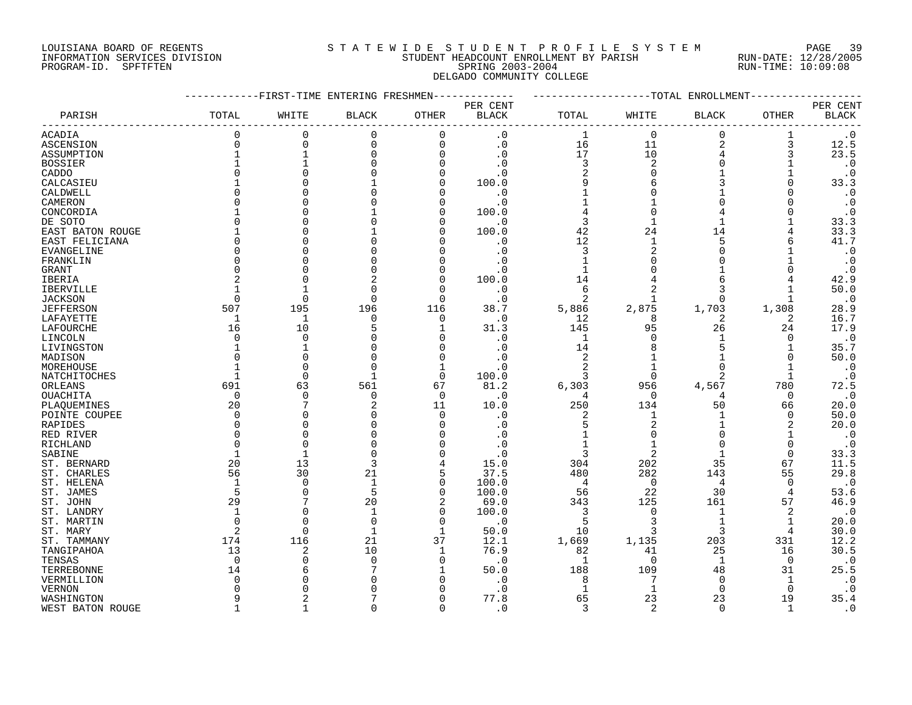LOUISIANA BOARD OF REGENTS
INFORMATION SERVICES DIVISION
PROGRAM-ID. SPFTFTEN

STATEWIDE STUDENT PROFILE SYSTEM
STUDENT HEADCOUNT ENROLLMENT BY PARISH
SPRING 2003-2004
DELGADO COMMUNITY COLLEGE

RUN-DATE: 12/28/2005
RUN-TIME: 10:09:08

| PARISH | FIRST-TIME ENTERING FRESHMEN TOTAL | WHITE | BLACK | OTHER | PER CENT BLACK | TOTAL ENROLLMENT TOTAL | WHITE | BLACK | OTHER | PER CENT BLACK |
|---|---|---|---|---|---|---|---|---|---|---|
| ACADIA | 0 | 0 | 0 | 0 | .0 | 1 | 0 | 0 | 1 | .0 |
| ASCENSION | 0 | 0 | 0 | 0 | .0 | 16 | 11 | 2 | 3 | 12.5 |
| ASSUMPTION | 1 | 1 | 0 | 0 | .0 | 17 | 10 | 4 | 3 | 23.5 |
| BOSSIER | 1 | 1 | 0 | 0 | .0 | 3 | 2 | 0 | 1 | .0 |
| CADDO | 0 | 0 | 0 | 0 | .0 | 2 | 0 | 1 | 1 | .0 |
| CALCASIEU | 1 | 0 | 1 | 0 | 100.0 | 9 | 6 | 3 | 0 | 33.3 |
| CALDWELL | 0 | 0 | 0 | 0 | .0 | 1 | 0 | 1 | 0 | .0 |
| CAMERON | 0 | 0 | 0 | 0 | .0 | 1 | 1 | 0 | 0 | .0 |
| CONCORDIA | 1 | 0 | 1 | 0 | 100.0 | 4 | 0 | 4 | 0 | .0 |
| DE SOTO | 0 | 0 | 0 | 0 | .0 | 3 | 1 | 1 | 1 | 33.3 |
| EAST BATON ROUGE | 1 | 0 | 1 | 0 | 100.0 | 42 | 24 | 14 | 4 | 33.3 |
| EAST FELICIANA | 0 | 0 | 0 | 0 | .0 | 12 | 1 | 5 | 6 | 41.7 |
| EVANGELINE | 0 | 0 | 0 | 0 | .0 | 3 | 2 | 0 | 1 | .0 |
| FRANKLIN | 0 | 0 | 0 | 0 | .0 | 1 | 0 | 0 | 1 | .0 |
| GRANT | 0 | 0 | 0 | 0 | .0 | 1 | 0 | 1 | 0 | .0 |
| IBERIA | 2 | 0 | 2 | 0 | 100.0 | 14 | 4 | 6 | 4 | 42.9 |
| IBERVILLE | 1 | 1 | 0 | 0 | .0 | 6 | 2 | 3 | 1 | 50.0 |
| JACKSON | 0 | 0 | 0 | 0 | .0 | 2 | 1 | 0 | 1 | .0 |
| JEFFERSON | 507 | 195 | 196 | 116 | 38.7 | 5,886 | 2,875 | 1,703 | 1,308 | 28.9 |
| LAFAYETTE | 1 | 1 | 0 | 0 | .0 | 12 | 8 | 2 | 2 | 16.7 |
| LAFOURCHE | 16 | 10 | 5 | 1 | 31.3 | 145 | 95 | 26 | 24 | 17.9 |
| LINCOLN | 0 | 0 | 0 | 0 | .0 | 1 | 0 | 1 | 0 | .0 |
| LIVINGSTON | 1 | 1 | 0 | 0 | .0 | 14 | 8 | 5 | 1 | 35.7 |
| MADISON | 0 | 0 | 0 | 0 | .0 | 2 | 1 | 1 | 0 | 50.0 |
| MOREHOUSE | 1 | 0 | 0 | 1 | .0 | 2 | 1 | 0 | 1 | .0 |
| NATCHITOCHES | 1 | 0 | 1 | 0 | 100.0 | 3 | 0 | 2 | 1 | .0 |
| ORLEANS | 691 | 63 | 561 | 67 | 81.2 | 6,303 | 956 | 4,567 | 780 | 72.5 |
| OUACHITA | 0 | 0 | 0 | 0 | .0 | 4 | 0 | 4 | 0 | .0 |
| PLAQUEMINES | 20 | 7 | 2 | 11 | 10.0 | 250 | 134 | 50 | 66 | 20.0 |
| POINTE COUPEE | 0 | 0 | 0 | 0 | .0 | 2 | 1 | 1 | 0 | 50.0 |
| RAPIDES | 0 | 0 | 0 | 0 | .0 | 5 | 2 | 1 | 2 | 20.0 |
| RED RIVER | 0 | 0 | 0 | 0 | .0 | 1 | 0 | 0 | 1 | .0 |
| RICHLAND | 0 | 0 | 0 | 0 | .0 | 1 | 1 | 0 | 0 | .0 |
| SABINE | 1 | 1 | 0 | 0 | .0 | 3 | 2 | 1 | 0 | 33.3 |
| ST. BERNARD | 20 | 13 | 3 | 4 | 15.0 | 304 | 202 | 35 | 67 | 11.5 |
| ST. CHARLES | 56 | 30 | 21 | 5 | 37.5 | 480 | 282 | 143 | 55 | 29.8 |
| ST. HELENA | 1 | 0 | 1 | 0 | 100.0 | 4 | 0 | 4 | 0 | .0 |
| ST. JAMES | 5 | 0 | 5 | 0 | 100.0 | 56 | 22 | 30 | 4 | 53.6 |
| ST. JOHN | 29 | 7 | 20 | 2 | 69.0 | 343 | 125 | 161 | 57 | 46.9 |
| ST. LANDRY | 1 | 0 | 1 | 0 | 100.0 | 3 | 0 | 1 | 2 | .0 |
| ST. MARTIN | 0 | 0 | 0 | 0 | .0 | 5 | 3 | 1 | 1 | 20.0 |
| ST. MARY | 2 | 0 | 1 | 1 | 50.0 | 10 | 3 | 3 | 4 | 30.0 |
| ST. TAMMANY | 174 | 116 | 21 | 37 | 12.1 | 1,669 | 1,135 | 203 | 331 | 12.2 |
| TANGIPAHOA | 13 | 2 | 10 | 1 | 76.9 | 82 | 41 | 25 | 16 | 30.5 |
| TENSAS | 0 | 0 | 0 | 0 | .0 | 1 | 0 | 1 | 0 | .0 |
| TERREBONNE | 14 | 6 | 7 | 1 | 50.0 | 188 | 109 | 48 | 31 | 25.5 |
| VERMILLION | 0 | 0 | 0 | 0 | .0 | 8 | 7 | 0 | 1 | .0 |
| VERNON | 0 | 0 | 0 | 0 | .0 | 1 | 1 | 0 | 0 | .0 |
| WASHINGTON | 9 | 2 | 7 | 0 | 77.8 | 65 | 23 | 23 | 19 | 35.4 |
| WEST BATON ROUGE | 1 | 1 | 0 | 0 | .0 | 3 | 2 | 0 | 1 | .0 |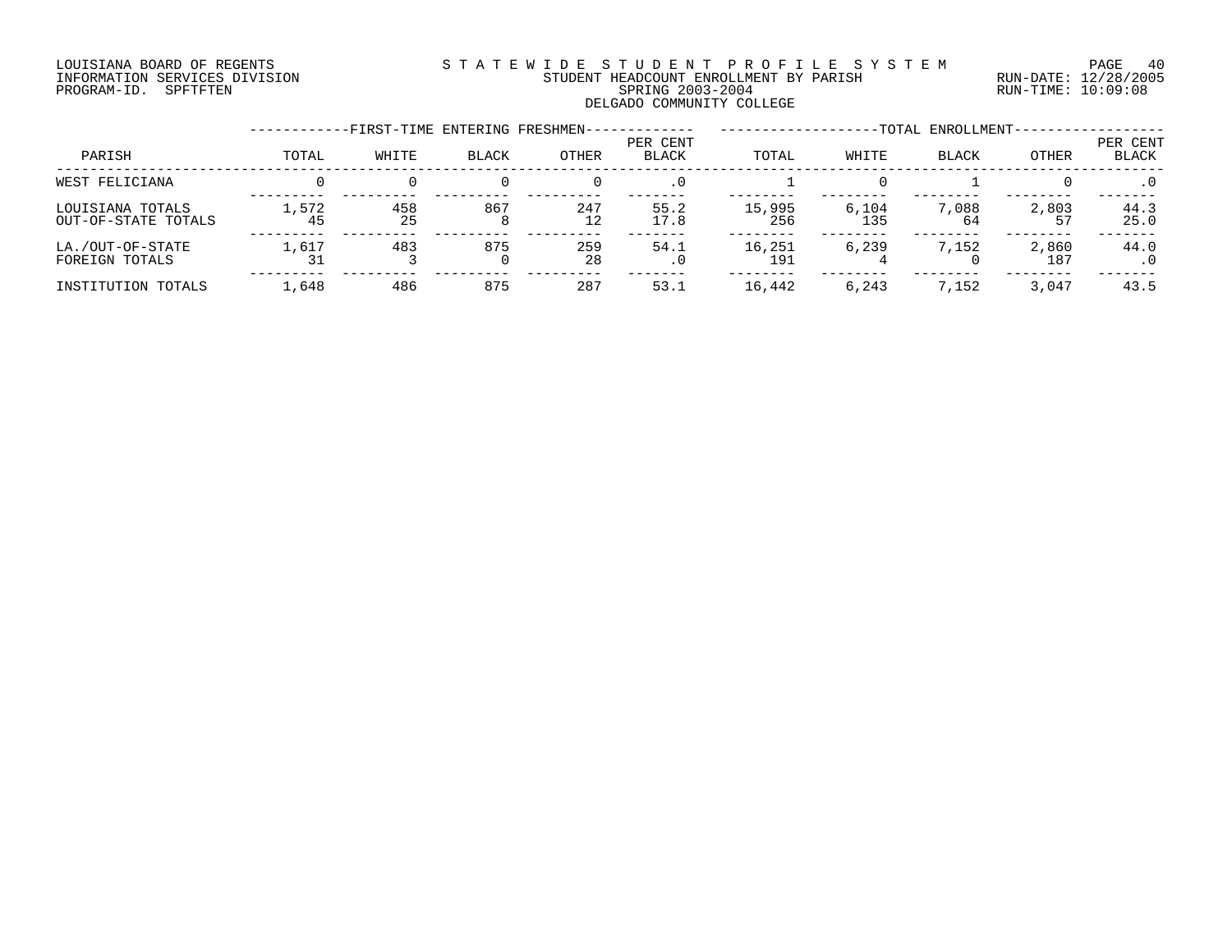LOUISIANA BOARD OF REGENTS
INFORMATION SERVICES DIVISION
PROGRAM-ID. SPFTFTEN

STATEWIDE STUDENT PROFILE SYSTEM
STUDENT HEADCOUNT ENROLLMENT BY PARISH
SPRING 2003-2004
DELGADO COMMUNITY COLLEGE

RUN-DATE: 12/28/2005
RUN-TIME: 10:09:08

| PARISH | FIRST-TIME ENTERING FRESHMEN | | | | | TOTAL ENROLLMENT | | | | |
|---|---|---|---|---|---|---|---|---|---|---|
| | TOTAL | WHITE | BLACK | OTHER | PER CENT BLACK | TOTAL | WHITE | BLACK | OTHER | PER CENT BLACK |
| WEST FELICIANA | 0 | 0 | 0 | 0 | .0 | 1 | 0 | 1 | 0 | .0 |
| LOUISIANA TOTALS | 1,572 | 458 | 867 | 247 | 55.2 | 15,995 | 6,104 | 7,088 | 2,803 | 44.3 |
| OUT-OF-STATE TOTALS | 45 | 25 | 8 | 12 | 17.8 | 256 | 135 | 64 | 57 | 25.0 |
| LA./OUT-OF-STATE | 1,617 | 483 | 875 | 259 | 54.1 | 16,251 | 6,239 | 7,152 | 2,860 | 44.0 |
| FOREIGN TOTALS | 31 | 3 | 0 | 28 | .0 | 191 | 4 | 0 | 187 | .0 |
| INSTITUTION TOTALS | 1,648 | 486 | 875 | 287 | 53.1 | 16,442 | 6,243 | 7,152 | 3,047 | 43.5 |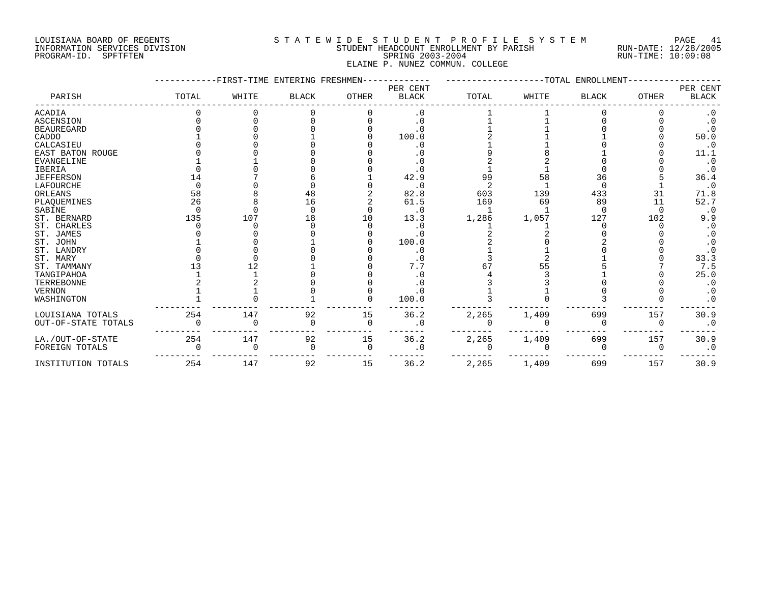LOUISIANA BOARD OF REGENTS
INFORMATION SERVICES DIVISION
PROGRAM-ID. SPFTFTEN

STATEWIDE STUDENT PROFILE SYSTEM
STUDENT HEADCOUNT ENROLLMENT BY PARISH
SPRING 2003-2004
ELAINE P. NUNEZ COMMUN. COLLEGE

RUN-DATE: 12/28/2005
RUN-TIME: 10:09:08

| PARISH | FIRST-TIME ENTERING FRESHMEN | | | | | TOTAL ENROLLMENT | | | | |
|---|---|---|---|---|---|---|---|---|---|---|
| | TOTAL | WHITE | BLACK | OTHER | PER CENT BLACK | TOTAL | WHITE | BLACK | OTHER | PER CENT BLACK |
| ACADIA | 0 | 0 | 0 | 0 | .0 | 1 | 1 | 0 | 0 | .0 |
| ASCENSION | 0 | 0 | 0 | 0 | .0 | 1 | 1 | 0 | 0 | .0 |
| BEAUREGARD | 0 | 0 | 0 | 0 | .0 | 1 | 1 | 0 | 0 | .0 |
| CADDO | 1 | 0 | 1 | 0 | 100.0 | 2 | 1 | 1 | 0 | 50.0 |
| CALCASIEU | 0 | 0 | 0 | 0 | .0 | 1 | 1 | 0 | 0 | .0 |
| EAST BATON ROUGE | 0 | 0 | 0 | 0 | .0 | 9 | 8 | 1 | 0 | 11.1 |
| EVANGELINE | 1 | 1 | 0 | 0 | .0 | 2 | 2 | 0 | 0 | .0 |
| IBERIA | 0 | 0 | 0 | 0 | .0 | 1 | 1 | 0 | 0 | .0 |
| JEFFERSON | 14 | 7 | 6 | 1 | 42.9 | 99 | 58 | 36 | 5 | 36.4 |
| LAFOURCHE | 0 | 0 | 0 | 0 | .0 | 2 | 1 | 0 | 1 | .0 |
| ORLEANS | 58 | 8 | 48 | 2 | 82.8 | 603 | 139 | 433 | 31 | 71.8 |
| PLAQUEMINES | 26 | 8 | 16 | 2 | 61.5 | 169 | 69 | 89 | 11 | 52.7 |
| SABINE | 0 | 0 | 0 | 0 | .0 | 1 | 1 | 0 | 0 | .0 |
| ST. BERNARD | 135 | 107 | 18 | 10 | 13.3 | 1,286 | 1,057 | 127 | 102 | 9.9 |
| ST. CHARLES | 0 | 0 | 0 | 0 | .0 | 1 | 1 | 0 | 0 | .0 |
| ST. JAMES | 0 | 0 | 0 | 0 | .0 | 2 | 2 | 0 | 0 | .0 |
| ST. JOHN | 1 | 0 | 1 | 0 | 100.0 | 2 | 0 | 2 | 0 | .0 |
| ST. LANDRY | 0 | 0 | 0 | 0 | .0 | 1 | 1 | 0 | 0 | .0 |
| ST. MARY | 0 | 0 | 0 | 0 | .0 | 3 | 2 | 1 | 0 | 33.3 |
| ST. TAMMANY | 13 | 12 | 1 | 0 | 7.7 | 67 | 55 | 5 | 7 | 7.5 |
| TANGIPAHOA | 1 | 1 | 0 | 0 | .0 | 4 | 3 | 1 | 0 | 25.0 |
| TERREBONNE | 2 | 2 | 0 | 0 | .0 | 3 | 3 | 0 | 0 | .0 |
| VERNON | 1 | 1 | 0 | 0 | .0 | 1 | 1 | 0 | 0 | .0 |
| WASHINGTON | 1 | 0 | 1 | 0 | 100.0 | 3 | 0 | 3 | 0 | .0 |
| LOUISIANA TOTALS | 254 | 147 | 92 | 15 | 36.2 | 2,265 | 1,409 | 699 | 157 | 30.9 |
| OUT-OF-STATE TOTALS | 0 | 0 | 0 | 0 | .0 | 0 | 0 | 0 | 0 | .0 |
| LA./OUT-OF-STATE | 254 | 147 | 92 | 15 | 36.2 | 2,265 | 1,409 | 699 | 157 | 30.9 |
| FOREIGN TOTALS | 0 | 0 | 0 | 0 | .0 | 0 | 0 | 0 | 0 | .0 |
| INSTITUTION TOTALS | 254 | 147 | 92 | 15 | 36.2 | 2,265 | 1,409 | 699 | 157 | 30.9 |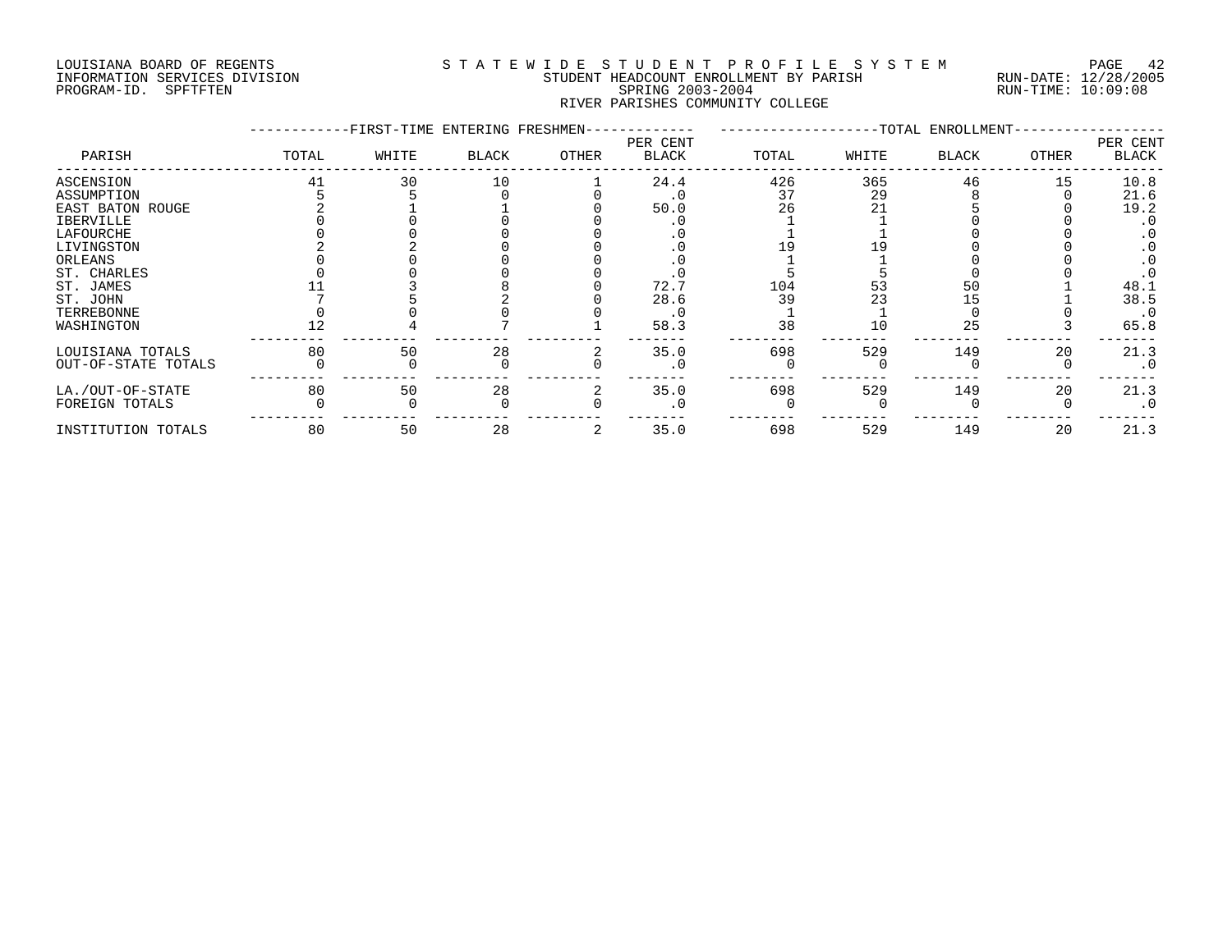LOUISIANA BOARD OF REGENTS
INFORMATION SERVICES DIVISION
PROGRAM-ID. SPFTFTEN

STATEWIDE STUDENT PROFILE SYSTEM
STUDENT HEADCOUNT ENROLLMENT BY PARISH
SPRING 2003-2004
RIVER PARISHES COMMUNITY COLLEGE

RUN-DATE: 12/28/2005
RUN-TIME: 10:09:08

| PARISH | FIRST-TIME ENTERING FRESHMEN TOTAL | WHITE | BLACK | OTHER | PER CENT BLACK | TOTAL ENROLLMENT TOTAL | WHITE | BLACK | OTHER | PER CENT BLACK |
|---|---|---|---|---|---|---|---|---|---|---|
| ASCENSION | 41 | 30 | 10 | 1 | 24.4 | 426 | 365 | 46 | 15 | 10.8 |
| ASSUMPTION | 5 | 5 | 0 | 0 | .0 | 37 | 29 | 8 | 0 | 21.6 |
| EAST BATON ROUGE | 2 | 1 | 1 | 0 | 50.0 | 26 | 21 | 5 | 0 | 19.2 |
| IBERVILLE | 0 | 0 | 0 | 0 | .0 | 1 | 1 | 0 | 0 | .0 |
| LAFOURCHE | 0 | 0 | 0 | 0 | .0 | 1 | 1 | 0 | 0 | .0 |
| LIVINGSTON | 2 | 2 | 0 | 0 | .0 | 19 | 19 | 0 | 0 | .0 |
| ORLEANS | 0 | 0 | 0 | 0 | .0 | 1 | 1 | 0 | 0 | .0 |
| ST. CHARLES | 0 | 0 | 0 | 0 | .0 | 5 | 5 | 0 | 0 | .0 |
| ST. JAMES | 11 | 3 | 8 | 0 | 72.7 | 104 | 53 | 50 | 1 | 48.1 |
| ST. JOHN | 7 | 5 | 2 | 0 | 28.6 | 39 | 23 | 15 | 1 | 38.5 |
| TERREBONNE | 0 | 0 | 0 | 0 | .0 | 1 | 1 | 0 | 0 | .0 |
| WASHINGTON | 12 | 4 | 7 | 1 | 58.3 | 38 | 10 | 25 | 3 | 65.8 |
| LOUISIANA TOTALS | 80 | 50 | 28 | 2 | 35.0 | 698 | 529 | 149 | 20 | 21.3 |
| OUT-OF-STATE TOTALS | 0 | 0 | 0 | 0 | .0 | 0 | 0 | 0 | 0 | .0 |
| LA./OUT-OF-STATE | 80 | 50 | 28 | 2 | 35.0 | 698 | 529 | 149 | 20 | 21.3 |
| FOREIGN TOTALS | 0 | 0 | 0 | 0 | .0 | 0 | 0 | 0 | 0 | .0 |
| INSTITUTION TOTALS | 80 | 50 | 28 | 2 | 35.0 | 698 | 529 | 149 | 20 | 21.3 |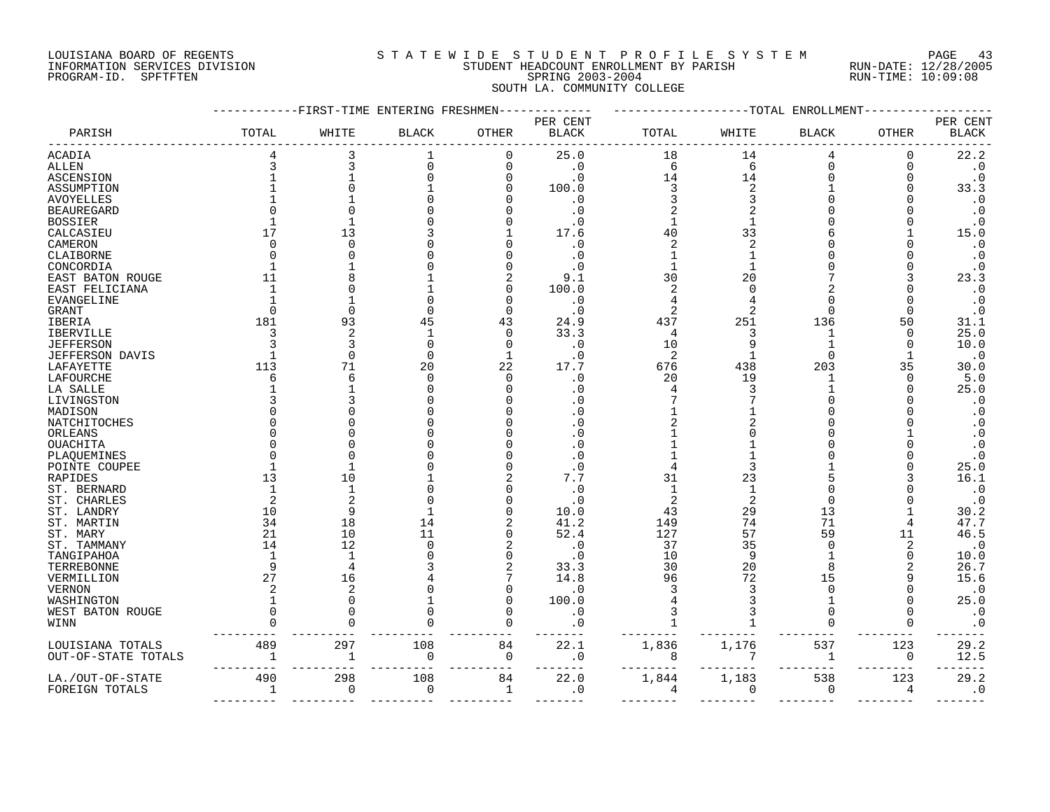LOUISIANA BOARD OF REGENTS
INFORMATION SERVICES DIVISION
PROGRAM-ID. SPFTFTEN

# STATEWIDE STUDENT PROFILE SYSTEM
## STUDENT HEADCOUNT ENROLLMENT BY PARISH
## SPRING 2003-2004
## SOUTH LA. COMMUNITY COLLEGE

RUN-DATE: 12/28/2005
RUN-TIME: 10:09:08

| PARISH | FIRST-TIME ENTERING FRESHMEN TOTAL | WHITE | BLACK | OTHER | PER CENT BLACK | TOTAL ENROLLMENT TOTAL | WHITE | BLACK | OTHER | PER CENT BLACK |
|---|---|---|---|---|---|---|---|---|---|---|
| ACADIA | 4 | 3 | 1 | 0 | 25.0 | 18 | 14 | 4 | 0 | 22.2 |
| ALLEN | 3 | 3 | 0 | 0 | .0 | 6 | 6 | 0 | 0 | .0 |
| ASCENSION | 1 | 1 | 0 | 0 | .0 | 14 | 14 | 0 | 0 | .0 |
| ASSUMPTION | 1 | 0 | 1 | 0 | 100.0 | 3 | 2 | 1 | 0 | 33.3 |
| AVOYELLES | 1 | 1 | 0 | 0 | .0 | 3 | 3 | 0 | 0 | .0 |
| BEAUREGARD | 0 | 0 | 0 | 0 | .0 | 2 | 2 | 0 | 0 | .0 |
| BOSSIER | 1 | 1 | 0 | 0 | .0 | 1 | 1 | 0 | 0 | .0 |
| CALCASIEU | 17 | 13 | 3 | 1 | 17.6 | 40 | 33 | 6 | 1 | 15.0 |
| CAMERON | 0 | 0 | 0 | 0 | .0 | 2 | 2 | 0 | 0 | .0 |
| CLAIBORNE | 0 | 0 | 0 | 0 | .0 | 1 | 1 | 0 | 0 | .0 |
| CONCORDIA | 1 | 1 | 0 | 0 | .0 | 1 | 1 | 0 | 0 | .0 |
| EAST BATON ROUGE | 11 | 8 | 1 | 2 | 9.1 | 30 | 20 | 7 | 3 | 23.3 |
| EAST FELICIANA | 1 | 0 | 1 | 0 | 100.0 | 2 | 0 | 2 | 0 | .0 |
| EVANGELINE | 1 | 1 | 0 | 0 | .0 | 4 | 4 | 0 | 0 | .0 |
| GRANT | 0 | 0 | 0 | 0 | .0 | 2 | 2 | 0 | 0 | .0 |
| IBERIA | 181 | 93 | 45 | 43 | 24.9 | 437 | 251 | 136 | 50 | 31.1 |
| IBERVILLE | 3 | 2 | 1 | 0 | 33.3 | 4 | 3 | 1 | 0 | 25.0 |
| JEFFERSON | 3 | 3 | 0 | 0 | .0 | 10 | 9 | 1 | 0 | 10.0 |
| JEFFERSON DAVIS | 1 | 0 | 0 | 1 | .0 | 2 | 1 | 0 | 1 | .0 |
| LAFAYETTE | 113 | 71 | 20 | 22 | 17.7 | 676 | 438 | 203 | 35 | 30.0 |
| LAFOURCHE | 6 | 6 | 0 | 0 | .0 | 20 | 19 | 1 | 0 | 5.0 |
| LA SALLE | 1 | 1 | 0 | 0 | .0 | 4 | 3 | 1 | 0 | 25.0 |
| LIVINGSTON | 3 | 3 | 0 | 0 | .0 | 7 | 7 | 0 | 0 | .0 |
| MADISON | 0 | 0 | 0 | 0 | .0 | 1 | 1 | 0 | 0 | .0 |
| NATCHITOCHES | 0 | 0 | 0 | 0 | .0 | 2 | 2 | 0 | 0 | .0 |
| ORLEANS | 0 | 0 | 0 | 0 | .0 | 1 | 0 | 0 | 1 | .0 |
| OUACHITA | 0 | 0 | 0 | 0 | .0 | 1 | 1 | 0 | 0 | .0 |
| PLAQUEMINES | 0 | 0 | 0 | 0 | .0 | 1 | 1 | 0 | 0 | .0 |
| POINTE COUPEE | 1 | 1 | 0 | 0 | .0 | 4 | 3 | 1 | 0 | 25.0 |
| RAPIDES | 13 | 10 | 1 | 2 | 7.7 | 31 | 23 | 5 | 3 | 16.1 |
| ST. BERNARD | 1 | 1 | 0 | 0 | .0 | 1 | 1 | 0 | 0 | .0 |
| ST. CHARLES | 2 | 2 | 0 | 0 | .0 | 2 | 2 | 0 | 0 | .0 |
| ST. LANDRY | 10 | 9 | 1 | 0 | 10.0 | 43 | 29 | 13 | 1 | 30.2 |
| ST. MARTIN | 34 | 18 | 14 | 2 | 41.2 | 149 | 74 | 71 | 4 | 47.7 |
| ST. MARY | 21 | 10 | 11 | 0 | 52.4 | 127 | 57 | 59 | 11 | 46.5 |
| ST. TAMMANY | 14 | 12 | 0 | 2 | .0 | 37 | 35 | 0 | 2 | .0 |
| TANGIPAHOA | 1 | 1 | 0 | 0 | .0 | 10 | 9 | 1 | 0 | 10.0 |
| TERREBONNE | 9 | 4 | 3 | 2 | 33.3 | 30 | 20 | 8 | 2 | 26.7 |
| VERMILLION | 27 | 16 | 4 | 7 | 14.8 | 96 | 72 | 15 | 9 | 15.6 |
| VERNON | 2 | 2 | 0 | 0 | .0 | 3 | 3 | 0 | 0 | .0 |
| WASHINGTON | 1 | 0 | 1 | 0 | 100.0 | 4 | 3 | 1 | 0 | 25.0 |
| WEST BATON ROUGE | 0 | 0 | 0 | 0 | .0 | 3 | 3 | 0 | 0 | .0 |
| WINN | 0 | 0 | 0 | 0 | .0 | 1 | 1 | 0 | 0 | .0 |
| LOUISIANA TOTALS | 489 | 297 | 108 | 84 | 22.1 | 1,836 | 1,176 | 537 | 123 | 29.2 |
| OUT-OF-STATE TOTALS | 1 | 1 | 0 | 0 | .0 | 8 | 7 | 1 | 0 | 12.5 |
| LA./OUT-OF-STATE | 490 | 298 | 108 | 84 | 22.0 | 1,844 | 1,183 | 538 | 123 | 29.2 |
| FOREIGN TOTALS | 1 | 0 | 0 | 1 | .0 | 4 | 0 | 0 | 4 | .0 |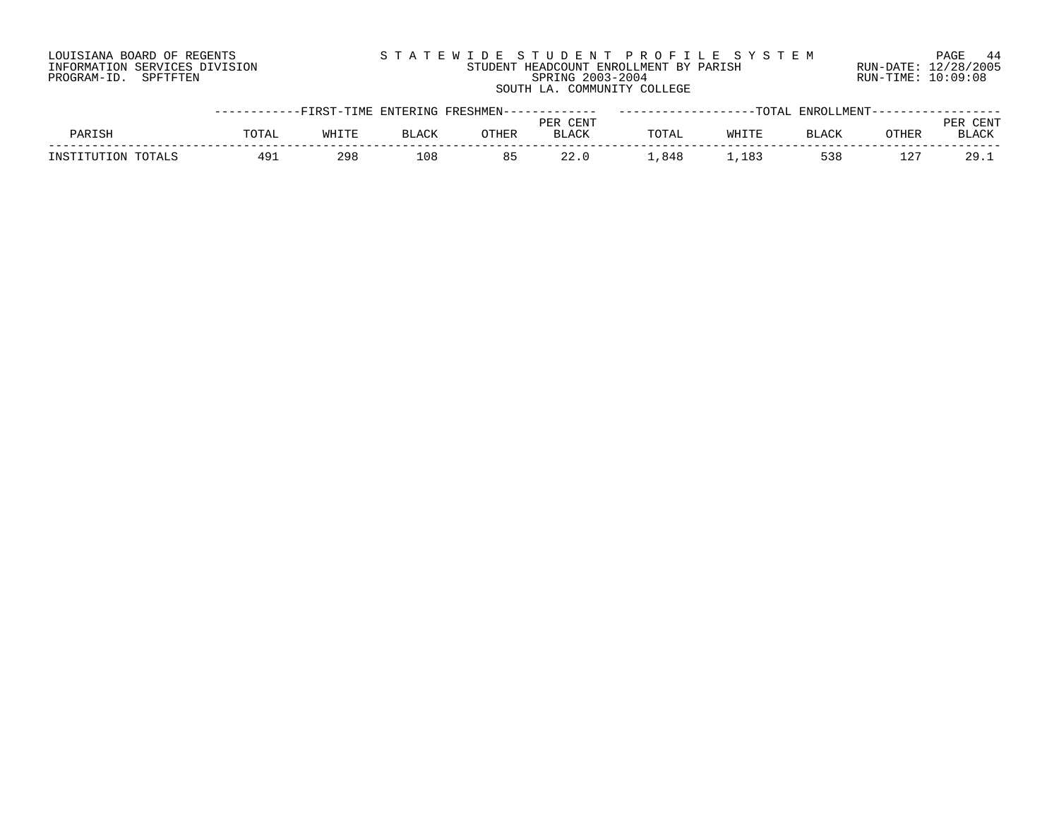LOUISIANA BOARD OF REGENTS
INFORMATION SERVICES DIVISION
PROGRAM-ID. SPFTFTEN

STATEWIDE STUDENT PROFILE SYSTEM
STUDENT HEADCOUNT ENROLLMENT BY PARISH
SPRING 2003-2004
SOUTH LA. COMMUNITY COLLEGE

RUN-DATE: 12/28/2005
RUN-TIME: 10:09:08

| | FIRST-TIME ENTERING FRESHMEN | | | | | TOTAL ENROLLMENT | | | | |
|---|---|---|---|---|---|---|---|---|---|---|
| PARISH | TOTAL | WHITE | BLACK | OTHER | PER CENT BLACK | TOTAL | WHITE | BLACK | OTHER | PER CENT BLACK |
| INSTITUTION TOTALS | 491 | 298 | 108 | 85 | 22.0 | 1,848 | 1,183 | 538 | 127 | 29.1 |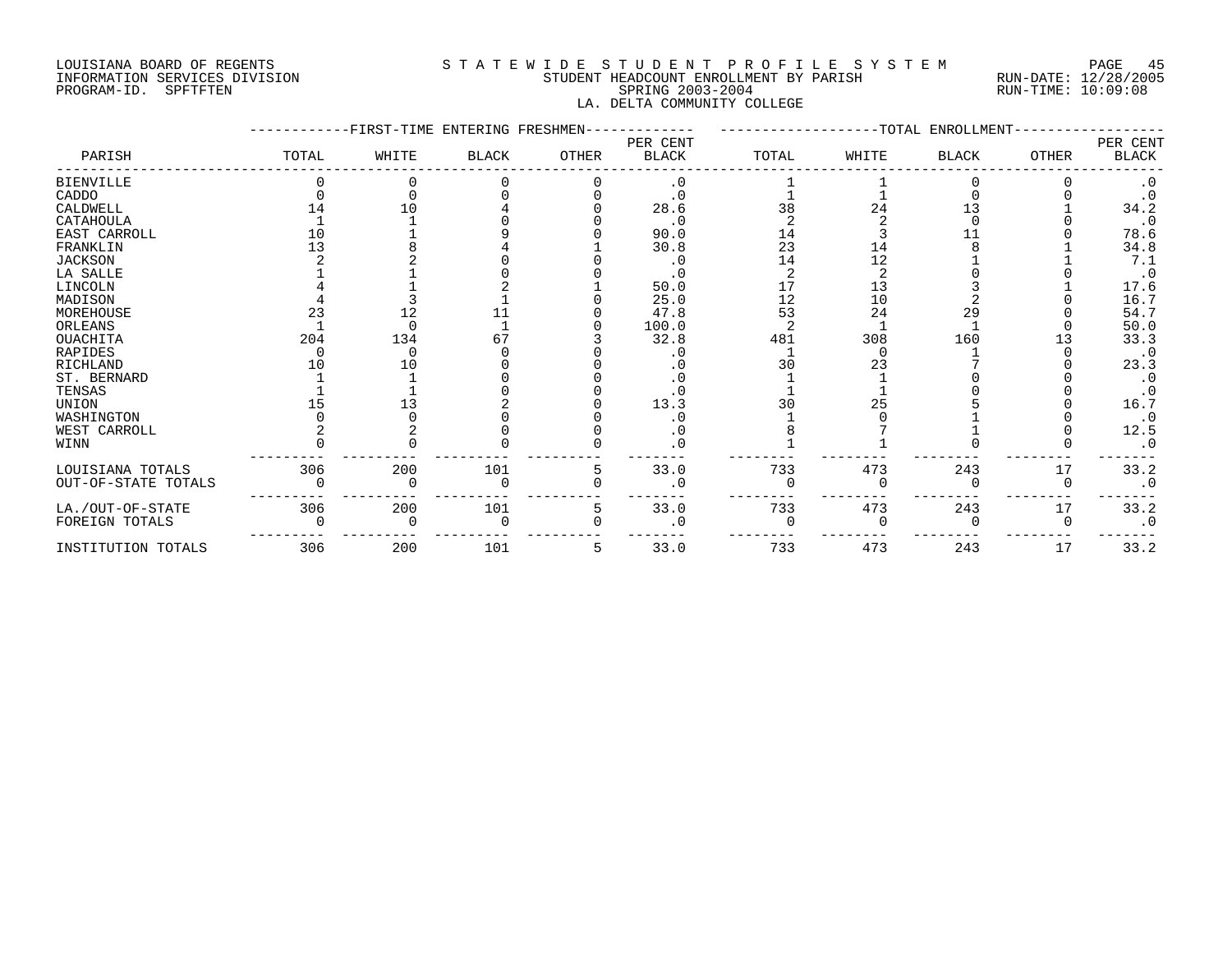LOUISIANA BOARD OF REGENTS
INFORMATION SERVICES DIVISION
PROGRAM-ID. SPFTFTEN

STATEWIDE STUDENT PROFILE SYSTEM
STUDENT HEADCOUNT ENROLLMENT BY PARISH
SPRING 2003-2004
LA. DELTA COMMUNITY COLLEGE

RUN-DATE: 12/28/2005
RUN-TIME: 10:09:08

| PARISH | FIRST-TIME ENTERING FRESHMEN | | | | | TOTAL ENROLLMENT | | | | |
|---|---|---|---|---|---|---|---|---|---|---|
| | TOTAL | WHITE | BLACK | OTHER | PER CENT BLACK | TOTAL | WHITE | BLACK | OTHER | PER CENT BLACK |
| BIENVILLE | 0 | 0 | 0 | 0 | .0 | 1 | 1 | 0 | 0 | .0 |
| CADDO | 0 | 0 | 0 | 0 | .0 | 1 | 1 | 0 | 0 | .0 |
| CALDWELL | 14 | 10 | 4 | 0 | 28.6 | 38 | 24 | 13 | 1 | 34.2 |
| CATAHOULA | 1 | 1 | 0 | 0 | .0 | 2 | 2 | 0 | 0 | .0 |
| EAST CARROLL | 10 | 1 | 9 | 0 | 90.0 | 14 | 3 | 11 | 0 | 78.6 |
| FRANKLIN | 13 | 8 | 4 | 1 | 30.8 | 23 | 14 | 8 | 1 | 34.8 |
| JACKSON | 2 | 2 | 0 | 0 | .0 | 14 | 12 | 1 | 1 | 7.1 |
| LA SALLE | 1 | 1 | 0 | 0 | .0 | 2 | 2 | 0 | 0 | .0 |
| LINCOLN | 4 | 1 | 2 | 1 | 50.0 | 17 | 13 | 3 | 1 | 17.6 |
| MADISON | 4 | 3 | 1 | 0 | 25.0 | 12 | 10 | 2 | 0 | 16.7 |
| MOREHOUSE | 23 | 12 | 11 | 0 | 47.8 | 53 | 24 | 29 | 0 | 54.7 |
| ORLEANS | 1 | 0 | 1 | 0 | 100.0 | 2 | 1 | 1 | 0 | 50.0 |
| OUACHITA | 204 | 134 | 67 | 3 | 32.8 | 481 | 308 | 160 | 13 | 33.3 |
| RAPIDES | 0 | 0 | 0 | 0 | .0 | 1 | 0 | 1 | 0 | .0 |
| RICHLAND | 10 | 10 | 0 | 0 | .0 | 30 | 23 | 7 | 0 | 23.3 |
| ST. BERNARD | 1 | 1 | 0 | 0 | .0 | 1 | 1 | 0 | 0 | .0 |
| TENSAS | 1 | 1 | 0 | 0 | .0 | 1 | 1 | 0 | 0 | .0 |
| UNION | 15 | 13 | 2 | 0 | 13.3 | 30 | 25 | 5 | 0 | 16.7 |
| WASHINGTON | 0 | 0 | 0 | 0 | .0 | 1 | 0 | 1 | 0 | .0 |
| WEST CARROLL | 2 | 2 | 0 | 0 | .0 | 8 | 7 | 1 | 0 | 12.5 |
| WINN | 0 | 0 | 0 | 0 | .0 | 1 | 1 | 0 | 0 | .0 |
| LOUISIANA TOTALS | 306 | 200 | 101 | 5 | 33.0 | 733 | 473 | 243 | 17 | 33.2 |
| OUT-OF-STATE TOTALS | 0 | 0 | 0 | 0 | .0 | 0 | 0 | 0 | 0 | .0 |
| LA./OUT-OF-STATE | 306 | 200 | 101 | 5 | 33.0 | 733 | 473 | 243 | 17 | 33.2 |
| FOREIGN TOTALS | 0 | 0 | 0 | 0 | .0 | 0 | 0 | 0 | 0 | .0 |
| INSTITUTION TOTALS | 306 | 200 | 101 | 5 | 33.0 | 733 | 473 | 243 | 17 | 33.2 |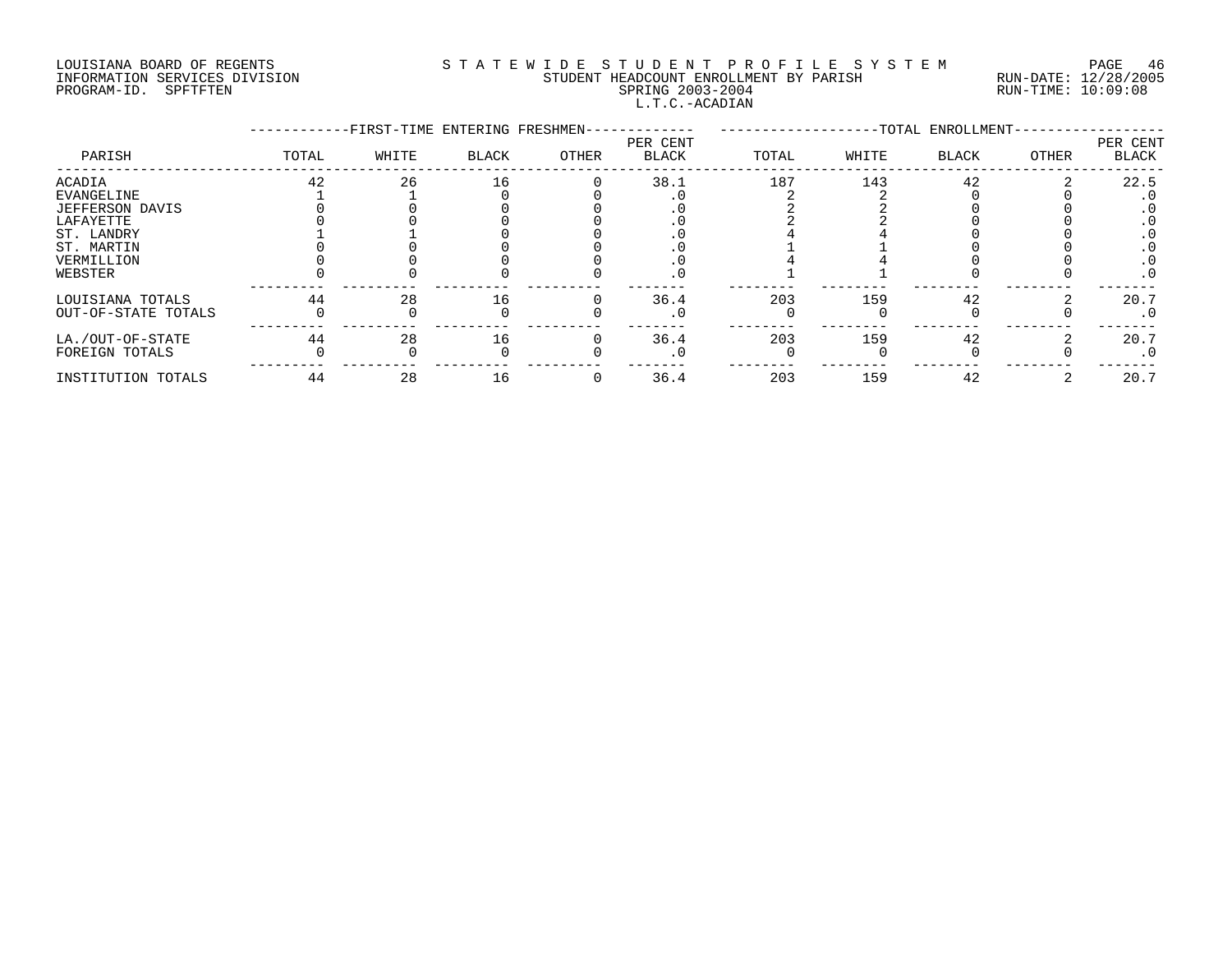LOUISIANA BOARD OF REGENTS
INFORMATION SERVICES DIVISION
PROGRAM-ID. SPFTFTEN

STATEWIDE STUDENT PROFILE SYSTEM
STUDENT HEADCOUNT ENROLLMENT BY PARISH
SPRING 2003-2004
L.T.C.-ACADIAN

RUN-DATE: 12/28/2005
RUN-TIME: 10:09:08

| PARISH | FIRST-TIME ENTERING FRESHMEN | | | | | TOTAL ENROLLMENT | | | | |
|---|---|---|---|---|---|---|---|---|---|---|
| | TOTAL | WHITE | BLACK | OTHER | PER CENT BLACK | TOTAL | WHITE | BLACK | OTHER | PER CENT BLACK |
| ACADIA | 42 | 26 | 16 | 0 | 38.1 | 187 | 143 | 42 | 2 | 22.5 |
| EVANGELINE | 1 | 1 | 0 | 0 | .0 | 2 | 2 | 0 | 0 | .0 |
| JEFFERSON DAVIS | 0 | 0 | 0 | 0 | .0 | 2 | 2 | 0 | 0 | .0 |
| LAFAYETTE | 0 | 0 | 0 | 0 | .0 | 2 | 2 | 0 | 0 | .0 |
| ST. LANDRY | 1 | 1 | 0 | 0 | .0 | 4 | 4 | 0 | 0 | .0 |
| ST. MARTIN | 0 | 0 | 0 | 0 | .0 | 1 | 1 | 0 | 0 | .0 |
| VERMILLION | 0 | 0 | 0 | 0 | .0 | 4 | 4 | 0 | 0 | .0 |
| WEBSTER | 0 | 0 | 0 | 0 | .0 | 1 | 1 | 0 | 0 | .0 |
| LOUISIANA TOTALS | 44 | 28 | 16 | 0 | 36.4 | 203 | 159 | 42 | 2 | 20.7 |
| OUT-OF-STATE TOTALS | 0 | 0 | 0 | 0 | .0 | 0 | 0 | 0 | 0 | .0 |
| LA./OUT-OF-STATE | 44 | 28 | 16 | 0 | 36.4 | 203 | 159 | 42 | 2 | 20.7 |
| FOREIGN TOTALS | 0 | 0 | 0 | 0 | .0 | 0 | 0 | 0 | 0 | .0 |
| INSTITUTION TOTALS | 44 | 28 | 16 | 0 | 36.4 | 203 | 159 | 42 | 2 | 20.7 |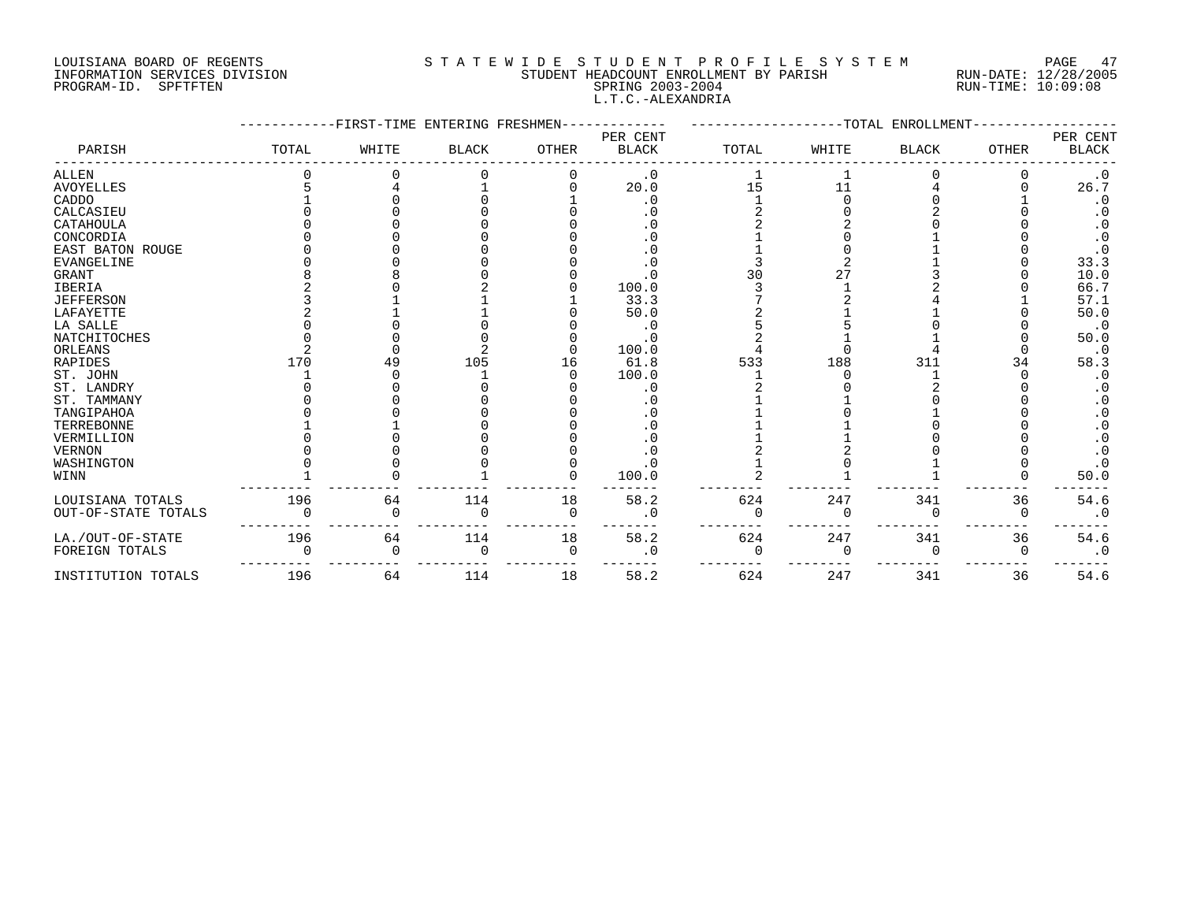LOUISIANA BOARD OF REGENTS
INFORMATION SERVICES DIVISION
PROGRAM-ID. SPFTFTEN

STATEWIDE STUDENT PROFILE SYSTEM
STUDENT HEADCOUNT ENROLLMENT BY PARISH
SPRING 2003-2004
L.T.C.-ALEXANDRIA

RUN-DATE: 12/28/2005
RUN-TIME: 10:09:08

| PARISH | FIRST-TIME ENTERING FRESHMEN TOTAL | WHITE | BLACK | OTHER | PER CENT BLACK | TOTAL ENROLLMENT TOTAL | WHITE | BLACK | OTHER | PER CENT BLACK |
|---|---|---|---|---|---|---|---|---|---|---|
| ALLEN | 0 | 0 | 0 | 0 | .0 | 1 | 1 | 0 | 0 | .0 |
| AVOYELLES | 5 | 4 | 1 | 0 | 20.0 | 15 | 11 | 4 | 0 | 26.7 |
| CADDO | 1 | 0 | 0 | 1 | .0 | 1 | 0 | 0 | 1 | .0 |
| CALCASIEU | 0 | 0 | 0 | 0 | .0 | 2 | 0 | 2 | 0 | .0 |
| CATAHOULA | 0 | 0 | 0 | 0 | .0 | 2 | 2 | 0 | 0 | .0 |
| CONCORDIA | 0 | 0 | 0 | 0 | .0 | 1 | 0 | 1 | 0 | .0 |
| EAST BATON ROUGE | 0 | 0 | 0 | 0 | .0 | 1 | 0 | 1 | 0 | .0 |
| EVANGELINE | 0 | 0 | 0 | 0 | .0 | 3 | 2 | 1 | 0 | 33.3 |
| GRANT | 8 | 8 | 0 | 0 | .0 | 30 | 27 | 3 | 0 | 10.0 |
| IBERIA | 2 | 0 | 2 | 0 | 100.0 | 3 | 1 | 2 | 0 | 66.7 |
| JEFFERSON | 3 | 1 | 1 | 1 | 33.3 | 7 | 2 | 4 | 1 | 57.1 |
| LAFAYETTE | 2 | 1 | 1 | 0 | 50.0 | 2 | 1 | 1 | 0 | 50.0 |
| LA SALLE | 0 | 0 | 0 | 0 | .0 | 5 | 5 | 0 | 0 | .0 |
| NATCHITOCHES | 0 | 0 | 0 | 0 | .0 | 2 | 1 | 1 | 0 | 50.0 |
| ORLEANS | 2 | 0 | 2 | 0 | 100.0 | 4 | 0 | 4 | 0 | .0 |
| RAPIDES | 170 | 49 | 105 | 16 | 61.8 | 533 | 188 | 311 | 34 | 58.3 |
| ST. JOHN | 1 | 0 | 1 | 0 | 100.0 | 1 | 0 | 1 | 0 | .0 |
| ST. LANDRY | 0 | 0 | 0 | 0 | .0 | 2 | 0 | 2 | 0 | .0 |
| ST. TAMMANY | 0 | 0 | 0 | 0 | .0 | 1 | 1 | 0 | 0 | .0 |
| TANGIPAHOA | 0 | 0 | 0 | 0 | .0 | 1 | 0 | 1 | 0 | .0 |
| TERREBONNE | 1 | 1 | 0 | 0 | .0 | 1 | 1 | 0 | 0 | .0 |
| VERMILLION | 0 | 0 | 0 | 0 | .0 | 1 | 1 | 0 | 0 | .0 |
| VERNON | 0 | 0 | 0 | 0 | .0 | 2 | 2 | 0 | 0 | .0 |
| WASHINGTON | 0 | 0 | 0 | 0 | .0 | 1 | 0 | 1 | 0 | .0 |
| WINN | 1 | 0 | 1 | 0 | 100.0 | 2 | 1 | 1 | 0 | 50.0 |
| LOUISIANA TOTALS | 196 | 64 | 114 | 18 | 58.2 | 624 | 247 | 341 | 36 | 54.6 |
| OUT-OF-STATE TOTALS | 0 | 0 | 0 | 0 | .0 | 0 | 0 | 0 | 0 | .0 |
| LA./OUT-OF-STATE | 196 | 64 | 114 | 18 | 58.2 | 624 | 247 | 341 | 36 | 54.6 |
| FOREIGN TOTALS | 0 | 0 | 0 | 0 | .0 | 0 | 0 | 0 | 0 | .0 |
| INSTITUTION TOTALS | 196 | 64 | 114 | 18 | 58.2 | 624 | 247 | 341 | 36 | 54.6 |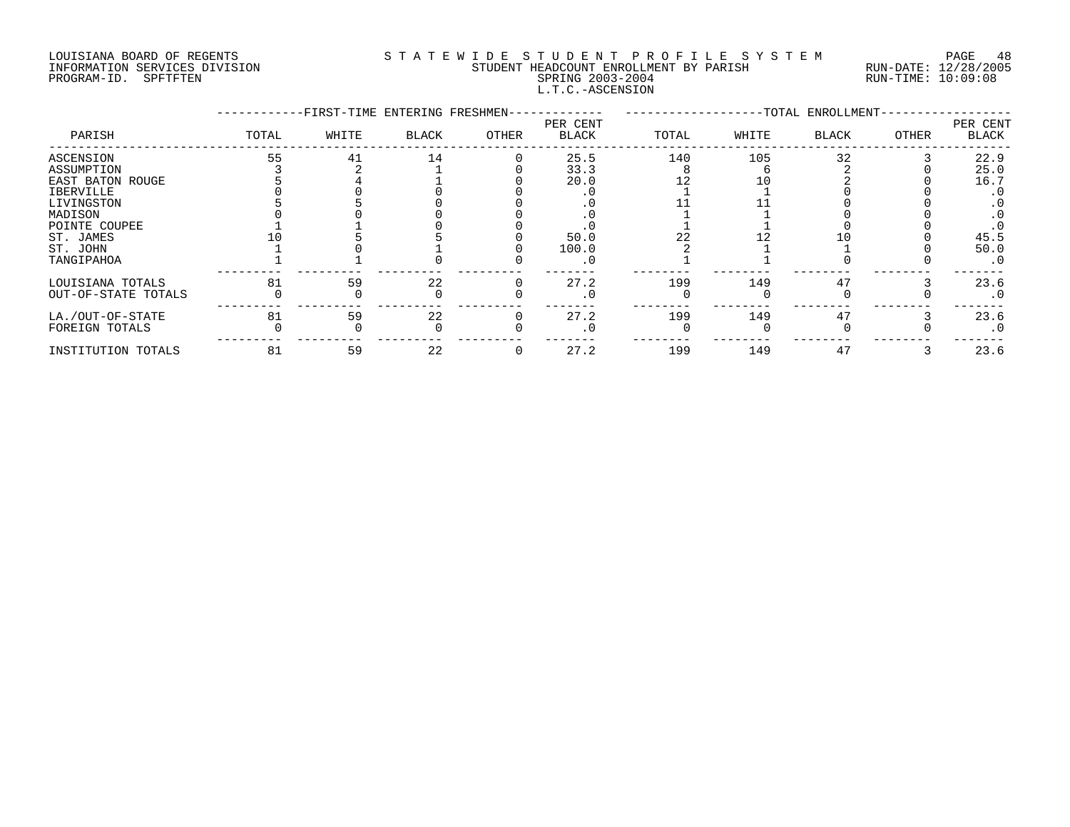LOUISIANA BOARD OF REGENTS
INFORMATION SERVICES DIVISION
PROGRAM-ID. SPFTFTEN

STATEWIDE STUDENT PROFILE SYSTEM
STUDENT HEADCOUNT ENROLLMENT BY PARISH
SPRING 2003-2004
L.T.C.-ASCENSION

RUN-DATE: 12/28/2005
RUN-TIME: 10:09:08

| PARISH | FIRST-TIME ENTERING FRESHMEN | | | | | TOTAL ENROLLMENT | | | | |
|---|---|---|---|---|---|---|---|---|---|---|
| | TOTAL | WHITE | BLACK | OTHER | PER CENT BLACK | TOTAL | WHITE | BLACK | OTHER | PER CENT BLACK |
| ASCENSION | 55 | 41 | 14 | 0 | 25.5 | 140 | 105 | 32 | 3 | 22.9 |
| ASSUMPTION | 3 | 2 | 1 | 0 | 33.3 | 8 | 6 | 2 | 0 | 25.0 |
| EAST BATON ROUGE | 5 | 4 | 1 | 0 | 20.0 | 12 | 10 | 2 | 0 | 16.7 |
| IBERVILLE | 0 | 0 | 0 | 0 | .0 | 1 | 1 | 0 | 0 | .0 |
| LIVINGSTON | 5 | 5 | 0 | 0 | .0 | 11 | 11 | 0 | 0 | .0 |
| MADISON | 0 | 0 | 0 | 0 | .0 | 1 | 1 | 0 | 0 | .0 |
| POINTE COUPEE | 1 | 1 | 0 | 0 | .0 | 1 | 1 | 0 | 0 | .0 |
| ST. JAMES | 10 | 5 | 5 | 0 | 50.0 | 22 | 12 | 10 | 0 | 45.5 |
| ST. JOHN | 1 | 0 | 1 | 0 | 100.0 | 2 | 1 | 1 | 0 | 50.0 |
| TANGIPAHOA | 1 | 1 | 0 | 0 | .0 | 1 | 1 | 0 | 0 | .0 |
| LOUISIANA TOTALS | 81 | 59 | 22 | 0 | 27.2 | 199 | 149 | 47 | 3 | 23.6 |
| OUT-OF-STATE TOTALS | 0 | 0 | 0 | 0 | .0 | 0 | 0 | 0 | 0 | .0 |
| LA./OUT-OF-STATE | 81 | 59 | 22 | 0 | 27.2 | 199 | 149 | 47 | 3 | 23.6 |
| FOREIGN TOTALS | 0 | 0 | 0 | 0 | .0 | 0 | 0 | 0 | 0 | .0 |
| INSTITUTION TOTALS | 81 | 59 | 22 | 0 | 27.2 | 199 | 149 | 47 | 3 | 23.6 |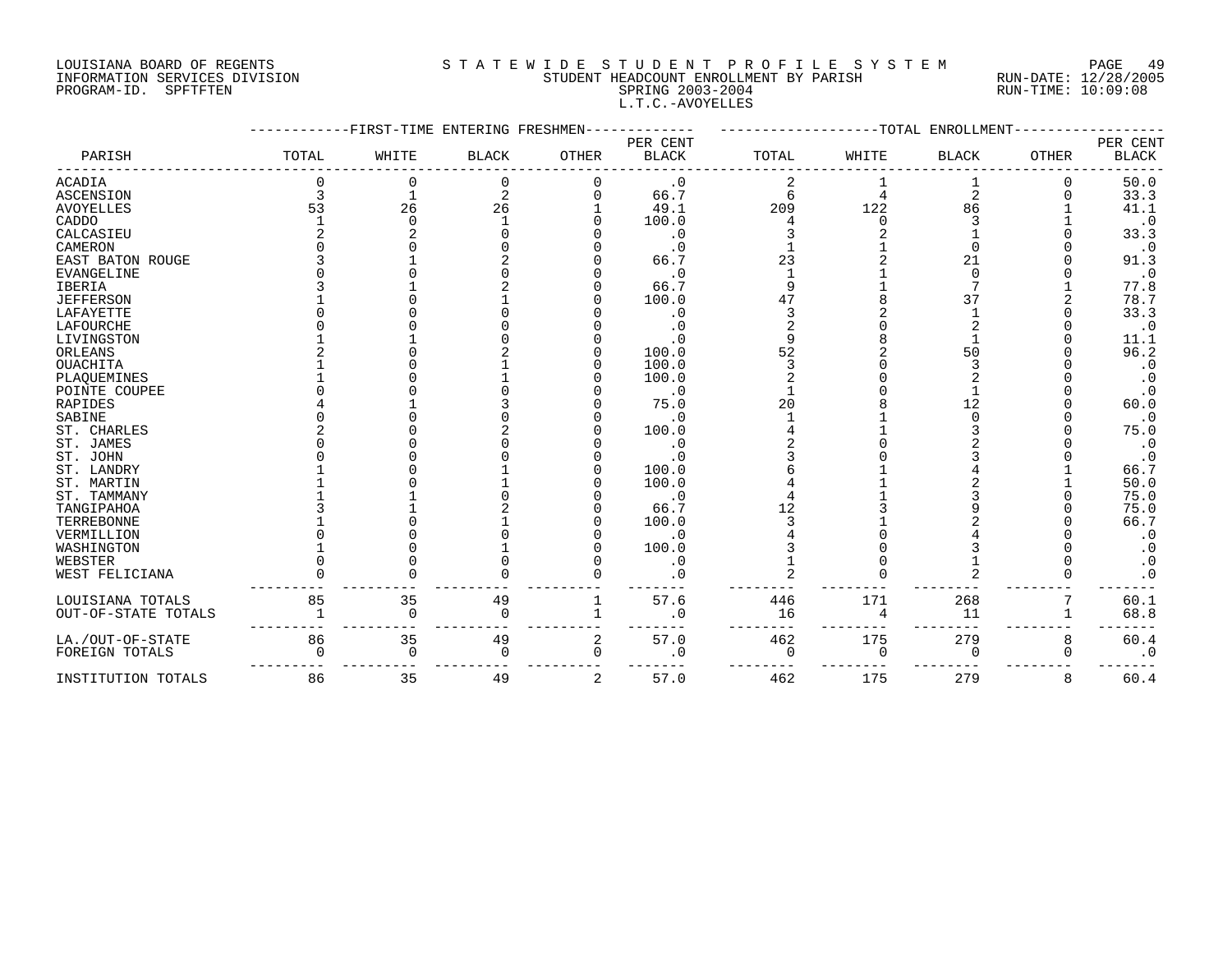LOUISIANA BOARD OF REGENTS
INFORMATION SERVICES DIVISION
PROGRAM-ID. SPFTFTEN

STATEWIDE STUDENT PROFILE SYSTEM
STUDENT HEADCOUNT ENROLLMENT BY PARISH
SPRING 2003-2004
L.T.C.-AVOYELLES

RUN-DATE: 12/28/2005
RUN-TIME: 10:09:08

| PARISH | FIRST-TIME ENTERING FRESHMEN TOTAL | WHITE | BLACK | OTHER | PER CENT BLACK | TOTAL ENROLLMENT TOTAL | WHITE | BLACK | OTHER | PER CENT BLACK |
|---|---|---|---|---|---|---|---|---|---|---|
| ACADIA | 0 | 0 | 0 | 0 | .0 | 2 | 1 | 1 | 0 | 50.0 |
| ASCENSION | 3 | 1 | 2 | 0 | 66.7 | 6 | 4 | 2 | 0 | 33.3 |
| AVOYELLES | 53 | 26 | 26 | 1 | 49.1 | 209 | 122 | 86 | 1 | 41.1 |
| CADDO | 1 | 0 | 1 | 0 | 100.0 | 4 | 0 | 3 | 1 | .0 |
| CALCASIEU | 2 | 2 | 0 | 0 | .0 | 3 | 2 | 1 | 0 | 33.3 |
| CAMERON | 0 | 0 | 0 | 0 | .0 | 1 | 1 | 0 | 0 | .0 |
| EAST BATON ROUGE | 3 | 1 | 2 | 0 | 66.7 | 23 | 2 | 21 | 0 | 91.3 |
| EVANGELINE | 0 | 0 | 0 | 0 | .0 | 1 | 1 | 0 | 0 | .0 |
| IBERIA | 3 | 1 | 2 | 0 | 66.7 | 9 | 1 | 7 | 1 | 77.8 |
| JEFFERSON | 1 | 0 | 1 | 0 | 100.0 | 47 | 8 | 37 | 2 | 78.7 |
| LAFAYETTE | 0 | 0 | 0 | 0 | .0 | 3 | 2 | 1 | 0 | 33.3 |
| LAFOURCHE | 0 | 0 | 0 | 0 | .0 | 2 | 0 | 2 | 0 | .0 |
| LIVINGSTON | 1 | 1 | 0 | 0 | .0 | 9 | 8 | 1 | 0 | 11.1 |
| ORLEANS | 2 | 0 | 2 | 0 | 100.0 | 52 | 2 | 50 | 0 | 96.2 |
| OUACHITA | 1 | 0 | 1 | 0 | 100.0 | 3 | 0 | 3 | 0 | .0 |
| PLAQUEMINES | 1 | 0 | 1 | 0 | 100.0 | 2 | 0 | 2 | 0 | .0 |
| POINTE COUPEE | 0 | 0 | 0 | 0 | .0 | 1 | 0 | 1 | 0 | .0 |
| RAPIDES | 4 | 1 | 3 | 0 | 75.0 | 20 | 8 | 12 | 0 | 60.0 |
| SABINE | 0 | 0 | 0 | 0 | .0 | 1 | 1 | 0 | 0 | .0 |
| ST. CHARLES | 2 | 0 | 2 | 0 | 100.0 | 4 | 1 | 3 | 0 | 75.0 |
| ST. JAMES | 0 | 0 | 0 | 0 | .0 | 2 | 0 | 2 | 0 | .0 |
| ST. JOHN | 0 | 0 | 0 | 0 | .0 | 3 | 0 | 3 | 0 | .0 |
| ST. LANDRY | 1 | 0 | 1 | 0 | 100.0 | 6 | 1 | 4 | 1 | 66.7 |
| ST. MARTIN | 1 | 0 | 1 | 0 | 100.0 | 4 | 1 | 2 | 1 | 50.0 |
| ST. TAMMANY | 1 | 1 | 0 | 0 | .0 | 4 | 1 | 3 | 0 | 75.0 |
| TANGIPAHOA | 3 | 1 | 2 | 0 | 66.7 | 12 | 3 | 9 | 0 | 75.0 |
| TERREBONNE | 1 | 0 | 1 | 0 | 100.0 | 3 | 1 | 2 | 0 | 66.7 |
| VERMILLION | 0 | 0 | 0 | 0 | .0 | 4 | 0 | 4 | 0 | .0 |
| WASHINGTON | 1 | 0 | 1 | 0 | 100.0 | 3 | 0 | 3 | 0 | .0 |
| WEBSTER | 0 | 0 | 0 | 0 | .0 | 1 | 0 | 1 | 0 | .0 |
| WEST FELICIANA | 0 | 0 | 0 | 0 | .0 | 2 | 0 | 2 | 0 | .0 |
| LOUISIANA TOTALS | 85 | 35 | 49 | 1 | 57.6 | 446 | 171 | 268 | 7 | 60.1 |
| OUT-OF-STATE TOTALS | 1 | 0 | 0 | 1 | .0 | 16 | 4 | 11 | 1 | 68.8 |
| LA./OUT-OF-STATE | 86 | 35 | 49 | 2 | 57.0 | 462 | 175 | 279 | 8 | 60.4 |
| FOREIGN TOTALS | 0 | 0 | 0 | 0 | .0 | 0 | 0 | 0 | 0 | .0 |
| INSTITUTION TOTALS | 86 | 35 | 49 | 2 | 57.0 | 462 | 175 | 279 | 8 | 60.4 |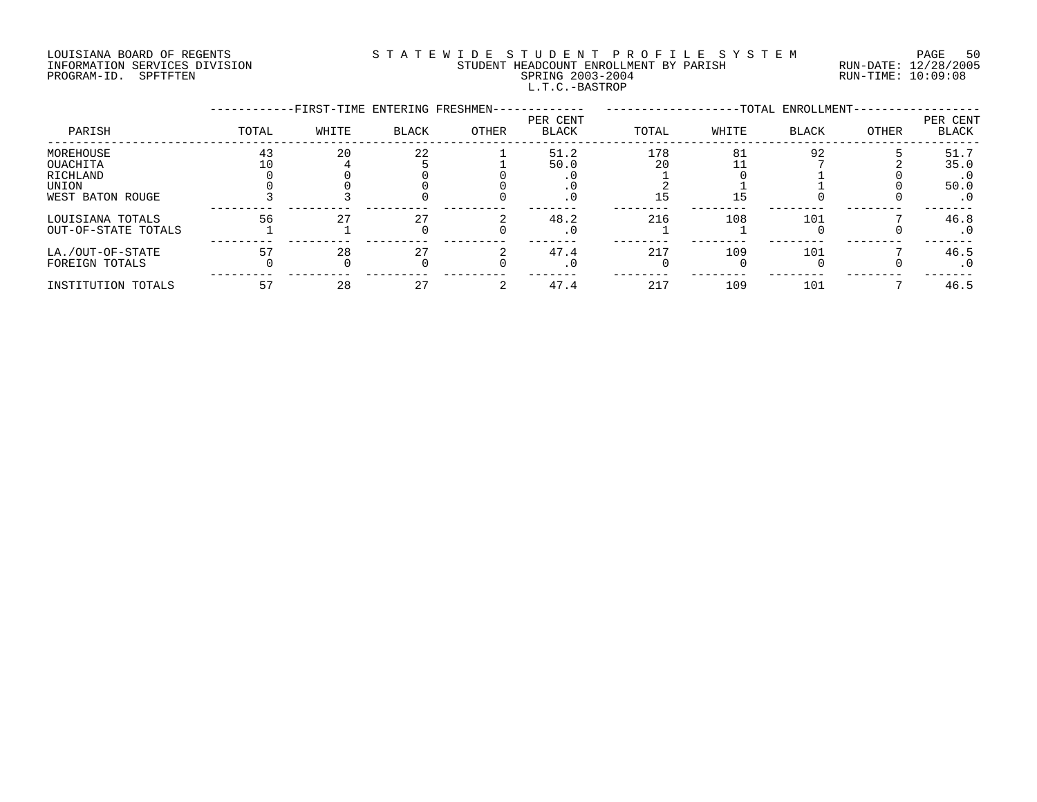LOUISIANA BOARD OF REGENTS
INFORMATION SERVICES DIVISION
PROGRAM-ID. SPFTFTEN

STATEWIDE STUDENT PROFILE SYSTEM
STUDENT HEADCOUNT ENROLLMENT BY PARISH
SPRING 2003-2004
L.T.C.-BASTROP

RUN-DATE: 12/28/2005
RUN-TIME: 10:09:08

| PARISH | FIRST-TIME ENTERING FRESHMEN | | | | | TOTAL ENROLLMENT | | | | |
|---|---|---|---|---|---|---|---|---|---|---|
| | TOTAL | WHITE | BLACK | OTHER | PER CENT BLACK | TOTAL | WHITE | BLACK | OTHER | PER CENT BLACK |
| MOREHOUSE | 43 | 20 | 22 | 1 | 51.2 | 178 | 81 | 92 | 5 | 51.7 |
| OUACHITA | 10 | 4 | 5 | 1 | 50.0 | 20 | 11 | 7 | 2 | 35.0 |
| RICHLAND | 0 | 0 | 0 | 0 | .0 | 1 | 0 | 1 | 0 | .0 |
| UNION | 0 | 0 | 0 | 0 | .0 | 2 | 1 | 1 | 0 | 50.0 |
| WEST BATON ROUGE | 3 | 3 | 0 | 0 | .0 | 15 | 15 | 0 | 0 | .0 |
| LOUISIANA TOTALS | 56 | 27 | 27 | 2 | 48.2 | 216 | 108 | 101 | 7 | 46.8 |
| OUT-OF-STATE TOTALS | 1 | 1 | 0 | 0 | .0 | 1 | 1 | 0 | 0 | .0 |
| LA./OUT-OF-STATE | 57 | 28 | 27 | 2 | 47.4 | 217 | 109 | 101 | 7 | 46.5 |
| FOREIGN TOTALS | 0 | 0 | 0 | 0 | .0 | 0 | 0 | 0 | 0 | .0 |
| INSTITUTION TOTALS | 57 | 28 | 27 | 2 | 47.4 | 217 | 109 | 101 | 7 | 46.5 |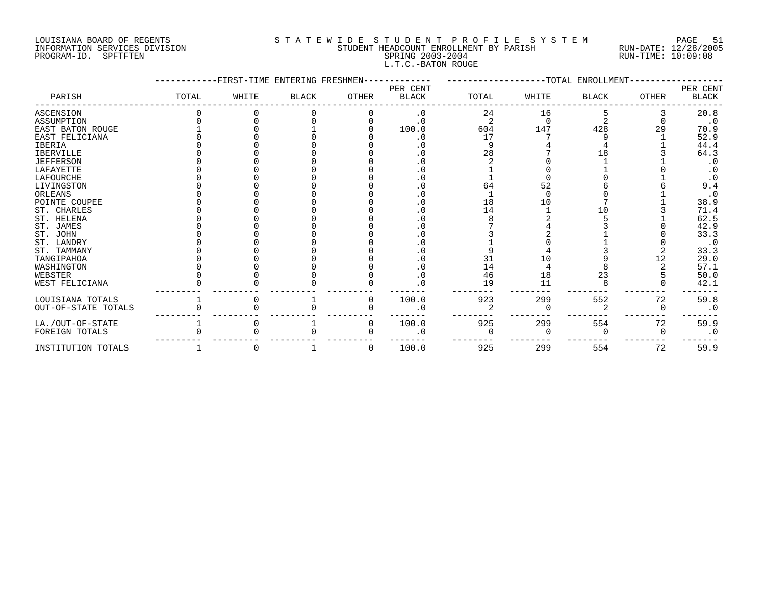LOUISIANA BOARD OF REGENTS
INFORMATION SERVICES DIVISION
PROGRAM-ID. SPFTFTEN

STATEWIDE STUDENT PROFILE SYSTEM
STUDENT HEADCOUNT ENROLLMENT BY PARISH
SPRING 2003-2004
L.T.C.-BATON ROUGE

RUN-DATE: 12/28/2005
RUN-TIME: 10:09:08

| PARISH | FIRST-TIME ENTERING FRESHMEN TOTAL | WHITE | BLACK | OTHER | PER CENT BLACK | TOTAL ENROLLMENT TOTAL | WHITE | BLACK | OTHER | PER CENT BLACK |
|---|---|---|---|---|---|---|---|---|---|---|
| ASCENSION | 0 | 0 | 0 | 0 | .0 | 24 | 16 | 5 | 3 | 20.8 |
| ASSUMPTION | 0 | 0 | 0 | 0 | .0 | 2 | 0 | 2 | 0 | .0 |
| EAST BATON ROUGE | 1 | 0 | 1 | 0 | 100.0 | 604 | 147 | 428 | 29 | 70.9 |
| EAST FELICIANA | 0 | 0 | 0 | 0 | .0 | 17 | 7 | 9 | 1 | 52.9 |
| IBERIA | 0 | 0 | 0 | 0 | .0 | 9 | 4 | 4 | 1 | 44.4 |
| IBERVILLE | 0 | 0 | 0 | 0 | .0 | 28 | 7 | 18 | 3 | 64.3 |
| JEFFERSON | 0 | 0 | 0 | 0 | .0 | 2 | 0 | 1 | 1 | .0 |
| LAFAYETTE | 0 | 0 | 0 | 0 | .0 | 1 | 0 | 1 | 0 | .0 |
| LAFOURCHE | 0 | 0 | 0 | 0 | .0 | 1 | 0 | 0 | 1 | .0 |
| LIVINGSTON | 0 | 0 | 0 | 0 | .0 | 64 | 52 | 6 | 6 | 9.4 |
| ORLEANS | 0 | 0 | 0 | 0 | .0 | 1 | 0 | 0 | 1 | .0 |
| POINTE COUPEE | 0 | 0 | 0 | 0 | .0 | 18 | 10 | 7 | 1 | 38.9 |
| ST. CHARLES | 0 | 0 | 0 | 0 | .0 | 14 | 1 | 10 | 3 | 71.4 |
| ST. HELENA | 0 | 0 | 0 | 0 | .0 | 8 | 2 | 5 | 1 | 62.5 |
| ST. JAMES | 0 | 0 | 0 | 0 | .0 | 7 | 4 | 3 | 0 | 42.9 |
| ST. JOHN | 0 | 0 | 0 | 0 | .0 | 3 | 2 | 1 | 0 | 33.3 |
| ST. LANDRY | 0 | 0 | 0 | 0 | .0 | 1 | 0 | 1 | 0 | .0 |
| ST. TAMMANY | 0 | 0 | 0 | 0 | .0 | 9 | 4 | 3 | 2 | 33.3 |
| TANGIPAHOA | 0 | 0 | 0 | 0 | .0 | 31 | 10 | 9 | 12 | 29.0 |
| WASHINGTON | 0 | 0 | 0 | 0 | .0 | 14 | 4 | 8 | 2 | 57.1 |
| WEBSTER | 0 | 0 | 0 | 0 | .0 | 46 | 18 | 23 | 5 | 50.0 |
| WEST FELICIANA | 0 | 0 | 0 | 0 | .0 | 19 | 11 | 8 | 0 | 42.1 |
| LOUISIANA TOTALS | 1 | 0 | 1 | 0 | 100.0 | 923 | 299 | 552 | 72 | 59.8 |
| OUT-OF-STATE TOTALS | 0 | 0 | 0 | 0 | .0 | 2 | 0 | 2 | 0 | .0 |
| LA./OUT-OF-STATE | 1 | 0 | 1 | 0 | 100.0 | 925 | 299 | 554 | 72 | 59.9 |
| FOREIGN TOTALS | 0 | 0 | 0 | 0 | .0 | 0 | 0 | 0 | 0 | .0 |
| INSTITUTION TOTALS | 1 | 0 | 1 | 0 | 100.0 | 925 | 299 | 554 | 72 | 59.9 |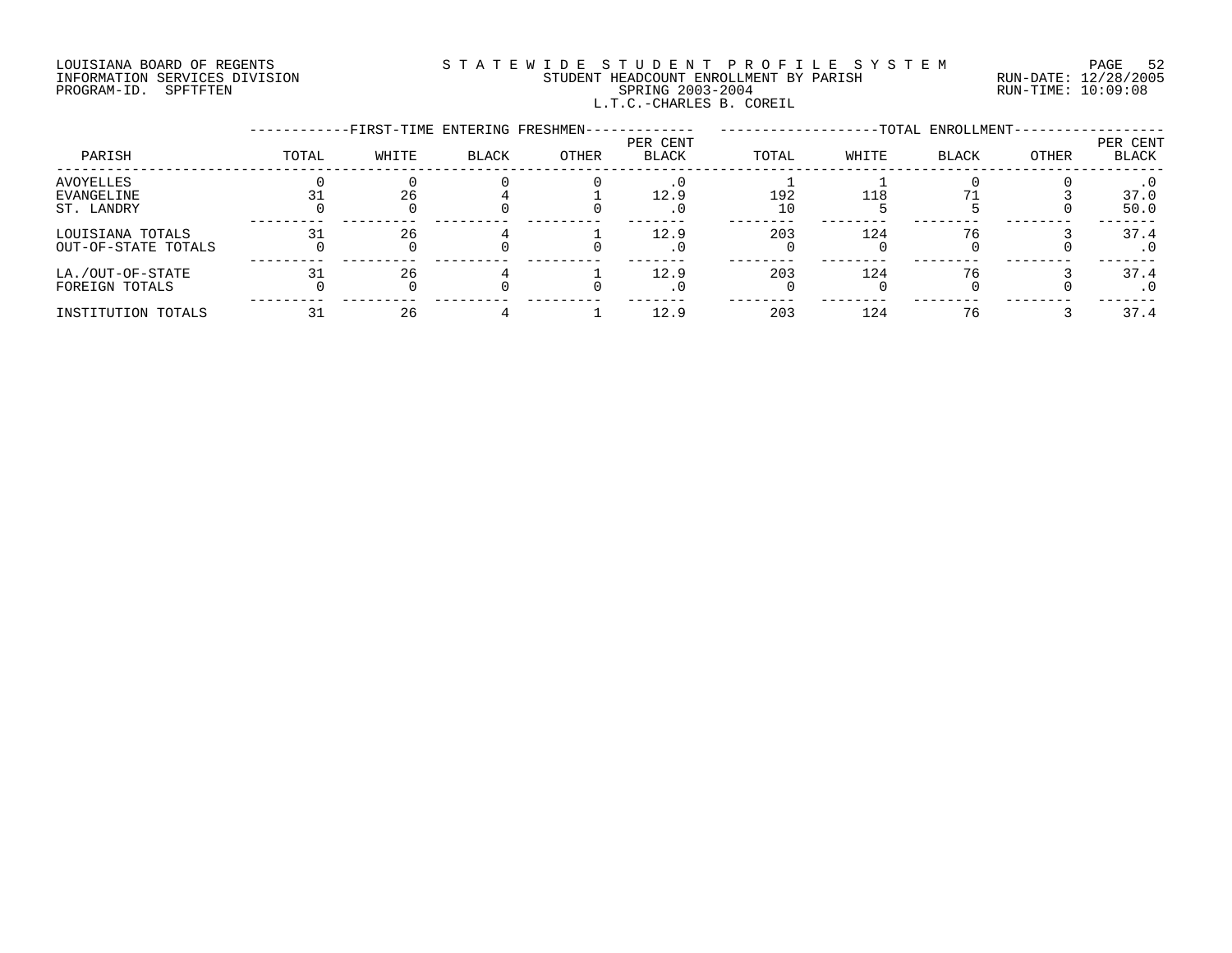LOUISIANA BOARD OF REGENTS
INFORMATION SERVICES DIVISION
PROGRAM-ID. SPFTFTEN

STATEWIDE STUDENT PROFILE SYSTEM
STUDENT HEADCOUNT ENROLLMENT BY PARISH
SPRING 2003-2004
L.T.C.-CHARLES B. COREIL

RUN-DATE: 12/28/2005
RUN-TIME: 10:09:08

| PARISH | FIRST-TIME ENTERING FRESHMEN TOTAL | WHITE | BLACK | OTHER | PER CENT BLACK | TOTAL ENROLLMENT TOTAL | WHITE | BLACK | OTHER | PER CENT BLACK |
|---|---|---|---|---|---|---|---|---|---|---|
| AVOYELLES | 0 | 0 | 0 | 0 | .0 | 1 | 1 | 0 | 0 | .0 |
| EVANGELINE | 31 | 26 | 4 | 1 | 12.9 | 192 | 118 | 71 | 3 | 37.0 |
| ST. LANDRY | 0 | 0 | 0 | 0 | .0 | 10 | 5 | 5 | 0 | 50.0 |
| LOUISIANA TOTALS | 31 | 26 | 4 | 1 | 12.9 | 203 | 124 | 76 | 3 | 37.4 |
| OUT-OF-STATE TOTALS | 0 | 0 | 0 | 0 | .0 | 0 | 0 | 0 | 0 | .0 |
| LA./OUT-OF-STATE | 31 | 26 | 4 | 1 | 12.9 | 203 | 124 | 76 | 3 | 37.4 |
| FOREIGN TOTALS | 0 | 0 | 0 | 0 | .0 | 0 | 0 | 0 | 0 | .0 |
| INSTITUTION TOTALS | 31 | 26 | 4 | 1 | 12.9 | 203 | 124 | 76 | 3 | 37.4 |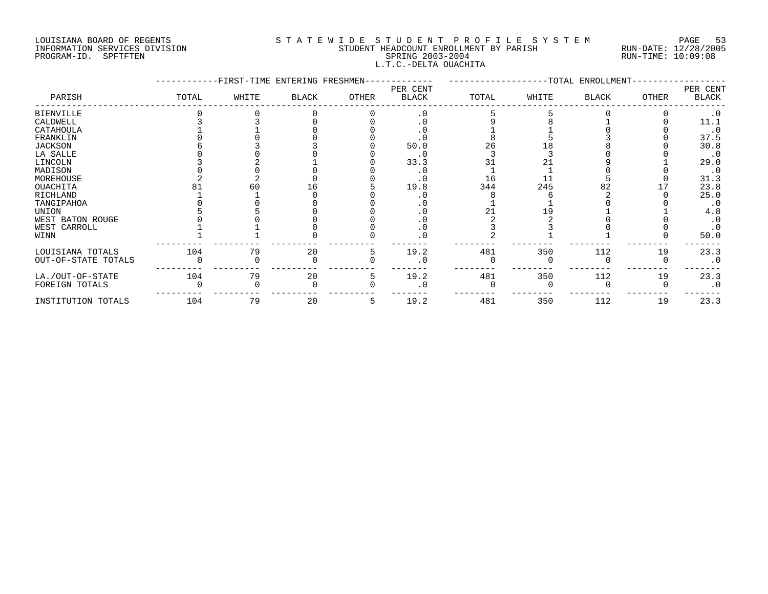LOUISIANA BOARD OF REGENTS
INFORMATION SERVICES DIVISION
PROGRAM-ID. SPFTFTEN

STATEWIDE STUDENT PROFILE SYSTEM
STUDENT HEADCOUNT ENROLLMENT BY PARISH
SPRING 2003-2004
L.T.C.-DELTA OUACHITA

RUN-DATE: 12/28/2005
RUN-TIME: 10:09:08

| PARISH | FIRST-TIME ENTERING FRESHMEN TOTAL | WHITE | BLACK | OTHER | PER CENT BLACK | TOTAL ENROLLMENT TOTAL | WHITE | BLACK | OTHER | PER CENT BLACK |
|---|---|---|---|---|---|---|---|---|---|---|
| BIENVILLE | 0 | 0 | 0 | 0 | .0 | 5 | 5 | 0 | 0 | .0 |
| CALDWELL | 3 | 3 | 0 | 0 | .0 | 9 | 8 | 1 | 0 | 11.1 |
| CATAHOULA | 1 | 1 | 0 | 0 | .0 | 1 | 1 | 0 | 0 | .0 |
| FRANKLIN | 0 | 0 | 0 | 0 | .0 | 8 | 5 | 3 | 0 | 37.5 |
| JACKSON | 6 | 3 | 3 | 0 | 50.0 | 26 | 18 | 8 | 0 | 30.8 |
| LA SALLE | 0 | 0 | 0 | 0 | .0 | 3 | 3 | 0 | 0 | .0 |
| LINCOLN | 3 | 2 | 1 | 0 | 33.3 | 31 | 21 | 9 | 1 | 29.0 |
| MADISON | 0 | 0 | 0 | 0 | .0 | 1 | 1 | 0 | 0 | .0 |
| MOREHOUSE | 2 | 2 | 0 | 0 | .0 | 16 | 11 | 5 | 0 | 31.3 |
| OUACHITA | 81 | 60 | 16 | 5 | 19.8 | 344 | 245 | 82 | 17 | 23.8 |
| RICHLAND | 1 | 1 | 0 | 0 | .0 | 8 | 6 | 2 | 0 | 25.0 |
| TANGIPAHOA | 0 | 0 | 0 | 0 | .0 | 1 | 1 | 0 | 0 | .0 |
| UNION | 5 | 5 | 0 | 0 | .0 | 21 | 19 | 1 | 1 | 4.8 |
| WEST BATON ROUGE | 0 | 0 | 0 | 0 | .0 | 2 | 2 | 0 | 0 | .0 |
| WEST CARROLL | 1 | 1 | 0 | 0 | .0 | 3 | 3 | 0 | 0 | .0 |
| WINN | 1 | 1 | 0 | 0 | .0 | 2 | 1 | 1 | 0 | 50.0 |
| LOUISIANA TOTALS | 104 | 79 | 20 | 5 | 19.2 | 481 | 350 | 112 | 19 | 23.3 |
| OUT-OF-STATE TOTALS | 0 | 0 | 0 | 0 | .0 | 0 | 0 | 0 | 0 | .0 |
| LA./OUT-OF-STATE | 104 | 79 | 20 | 5 | 19.2 | 481 | 350 | 112 | 19 | 23.3 |
| FOREIGN TOTALS | 0 | 0 | 0 | 0 | .0 | 0 | 0 | 0 | 0 | .0 |
| INSTITUTION TOTALS | 104 | 79 | 20 | 5 | 19.2 | 481 | 350 | 112 | 19 | 23.3 |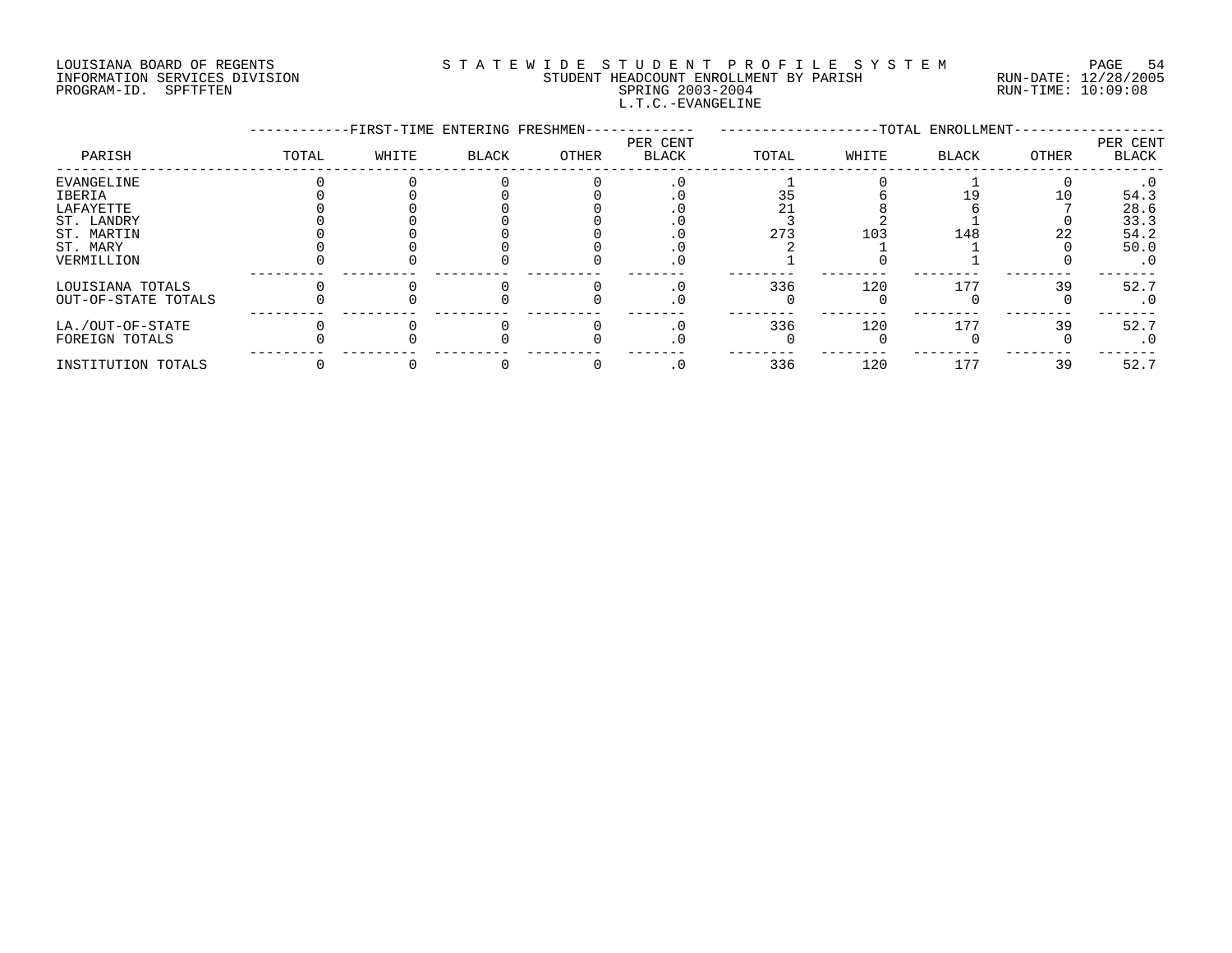LOUISIANA BOARD OF REGENTS
INFORMATION SERVICES DIVISION
PROGRAM-ID. SPFTFTEN

STATEWIDE STUDENT PROFILE SYSTEM
STUDENT HEADCOUNT ENROLLMENT BY PARISH
SPRING 2003-2004
L.T.C.-EVANGELINE

RUN-DATE: 12/28/2005
RUN-TIME: 10:09:08

| PARISH | FIRST-TIME ENTERING FRESHMEN | | | | | TOTAL ENROLLMENT | | | | |
|---|---|---|---|---|---|---|---|---|---|---|
| | TOTAL | WHITE | BLACK | OTHER | PER CENT BLACK | TOTAL | WHITE | BLACK | OTHER | PER CENT BLACK |
| EVANGELINE | 0 | 0 | 0 | 0 | .0 | 1 | 0 | 1 | 0 | .0 |
| IBERIA | 0 | 0 | 0 | 0 | .0 | 35 | 6 | 19 | 10 | 54.3 |
| LAFAYETTE | 0 | 0 | 0 | 0 | .0 | 21 | 8 | 6 | 7 | 28.6 |
| ST. LANDRY | 0 | 0 | 0 | 0 | .0 | 3 | 2 | 1 | 0 | 33.3 |
| ST. MARTIN | 0 | 0 | 0 | 0 | .0 | 273 | 103 | 148 | 22 | 54.2 |
| ST. MARY | 0 | 0 | 0 | 0 | .0 | 2 | 1 | 1 | 0 | 50.0 |
| VERMILLION | 0 | 0 | 0 | 0 | .0 | 1 | 0 | 1 | 0 | .0 |
| LOUISIANA TOTALS | 0 | 0 | 0 | 0 | .0 | 336 | 120 | 177 | 39 | 52.7 |
| OUT-OF-STATE TOTALS | 0 | 0 | 0 | 0 | .0 | 0 | 0 | 0 | 0 | .0 |
| LA./OUT-OF-STATE | 0 | 0 | 0 | 0 | .0 | 336 | 120 | 177 | 39 | 52.7 |
| FOREIGN TOTALS | 0 | 0 | 0 | 0 | .0 | 0 | 0 | 0 | 0 | .0 |
| INSTITUTION TOTALS | 0 | 0 | 0 | 0 | .0 | 336 | 120 | 177 | 39 | 52.7 |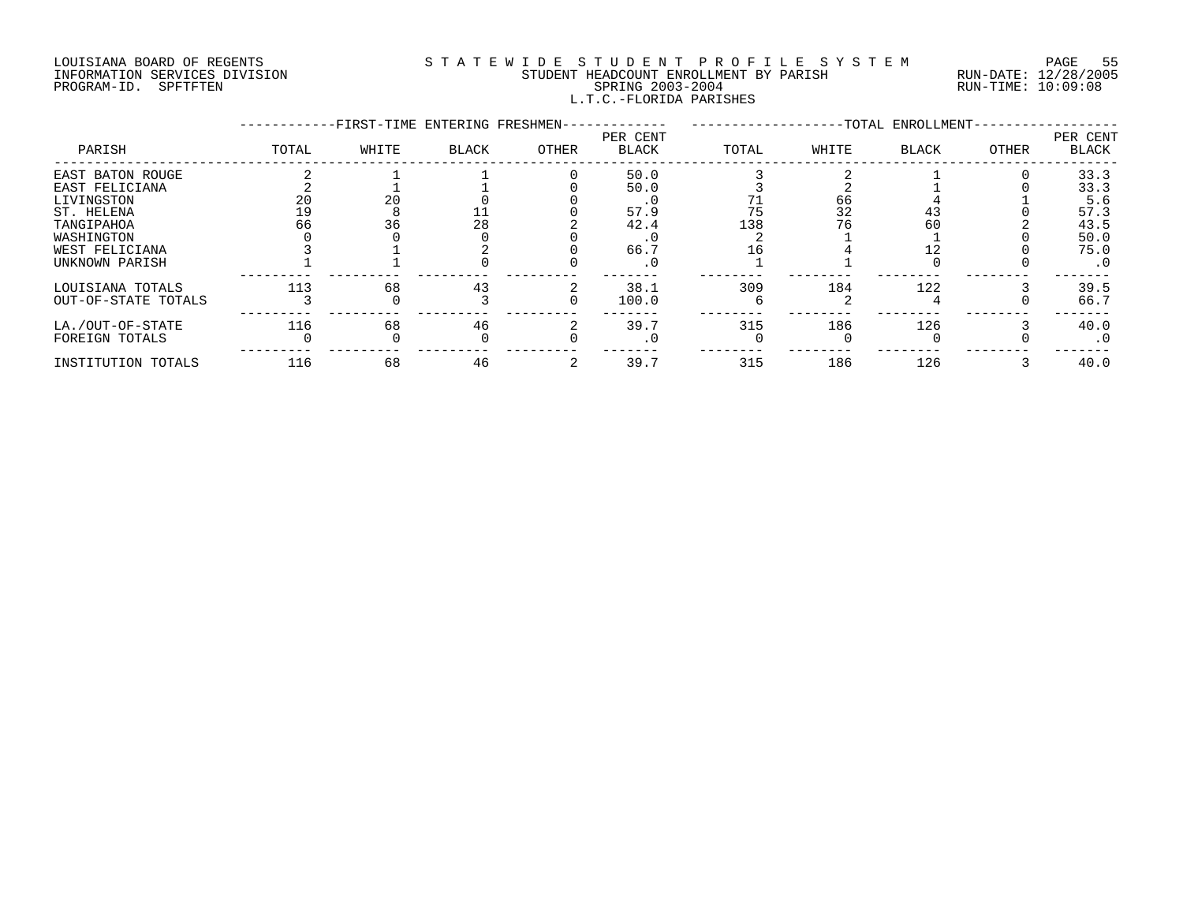LOUISIANA BOARD OF REGENTS
INFORMATION SERVICES DIVISION
PROGRAM-ID. SPFTFTEN

STATEWIDE STUDENT PROFILE SYSTEM
STUDENT HEADCOUNT ENROLLMENT BY PARISH
SPRING 2003-2004
L.T.C.-FLORIDA PARISHES

RUN-DATE: 12/28/2005
RUN-TIME: 10:09:08

| PARISH | FIRST-TIME ENTERING FRESHMEN TOTAL | WHITE | BLACK | OTHER | PER CENT BLACK | TOTAL ENROLLMENT TOTAL | WHITE | BLACK | OTHER | PER CENT BLACK |
|---|---|---|---|---|---|---|---|---|---|---|
| EAST BATON ROUGE | 2 | 1 | 1 | 0 | 50.0 | 3 | 2 | 1 | 0 | 33.3 |
| EAST FELICIANA | 2 | 1 | 1 | 0 | 50.0 | 3 | 2 | 1 | 0 | 33.3 |
| LIVINGSTON | 20 | 20 | 0 | 0 | .0 | 71 | 66 | 4 | 1 | 5.6 |
| ST. HELENA | 19 | 8 | 11 | 0 | 57.9 | 75 | 32 | 43 | 0 | 57.3 |
| TANGIPAHOA | 66 | 36 | 28 | 2 | 42.4 | 138 | 76 | 60 | 2 | 43.5 |
| WASHINGTON | 0 | 0 | 0 | 0 | .0 | 2 | 1 | 1 | 0 | 50.0 |
| WEST FELICIANA | 3 | 1 | 2 | 0 | 66.7 | 16 | 4 | 12 | 0 | 75.0 |
| UNKNOWN PARISH | 1 | 1 | 0 | 0 | .0 | 1 | 1 | 0 | 0 | .0 |
| LOUISIANA TOTALS | 113 | 68 | 43 | 2 | 38.1 | 309 | 184 | 122 | 3 | 39.5 |
| OUT-OF-STATE TOTALS | 3 | 0 | 3 | 0 | 100.0 | 6 | 2 | 4 | 0 | 66.7 |
| LA./OUT-OF-STATE | 116 | 68 | 46 | 2 | 39.7 | 315 | 186 | 126 | 3 | 40.0 |
| FOREIGN TOTALS | 0 | 0 | 0 | 0 | .0 | 0 | 0 | 0 | 0 | .0 |
| INSTITUTION TOTALS | 116 | 68 | 46 | 2 | 39.7 | 315 | 186 | 126 | 3 | 40.0 |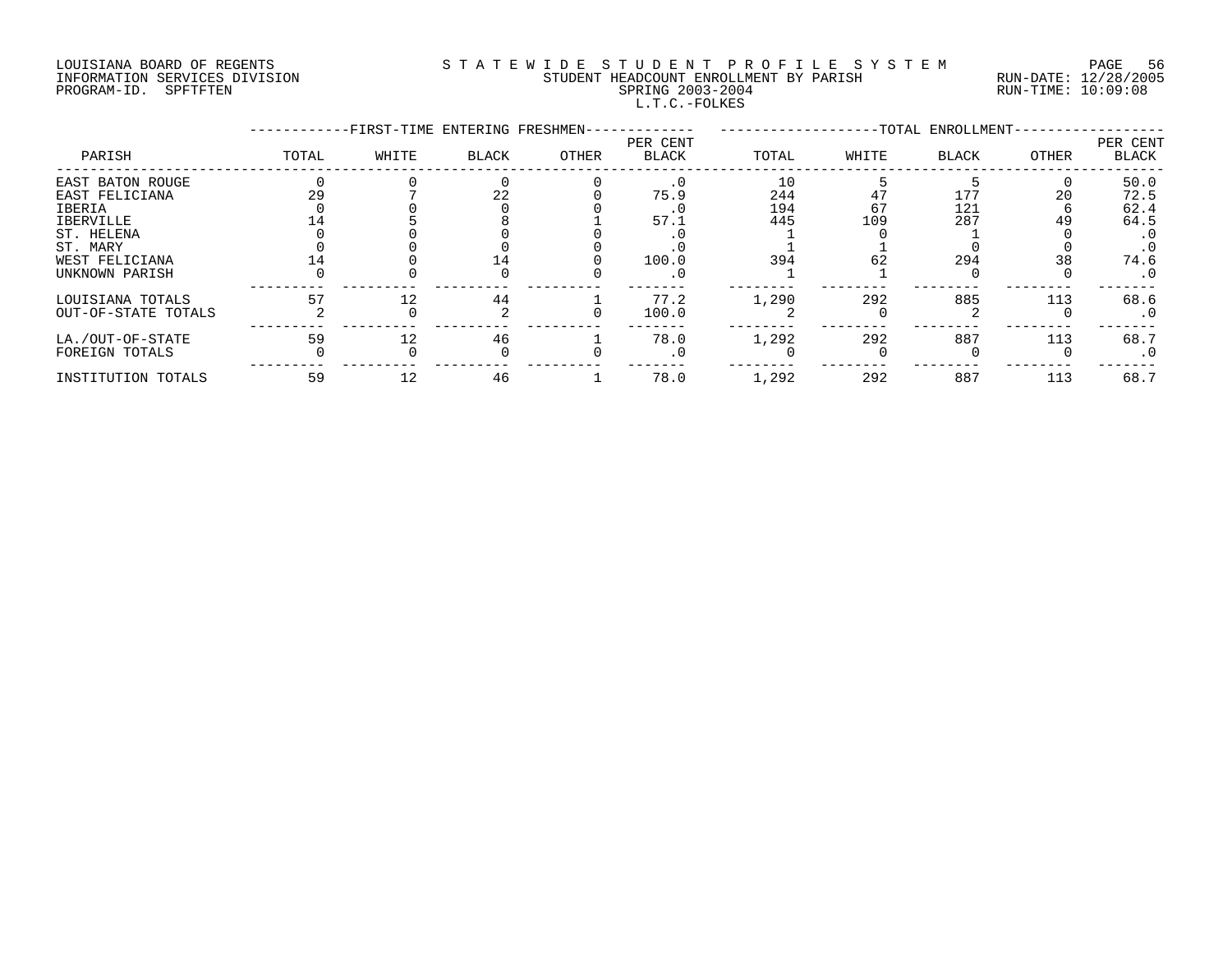LOUISIANA BOARD OF REGENTS
INFORMATION SERVICES DIVISION
PROGRAM-ID. SPFTFTEN

# STATEWIDE STUDENT PROFILE SYSTEM

STUDENT HEADCOUNT ENROLLMENT BY PARISH
SPRING 2003-2004
L.T.C.-FOLKES

RUN-DATE: 12/28/2005
RUN-TIME: 10:09:08

| PARISH | FIRST-TIME ENTERING FRESHMEN | | | | | TOTAL ENROLLMENT | | | | |
|---|---|---|---|---|---|---|---|---|---|---|
| | TOTAL | WHITE | BLACK | OTHER | PER CENT BLACK | TOTAL | WHITE | BLACK | OTHER | PER CENT BLACK |
| EAST BATON ROUGE | 0 | 0 | 0 | 0 | .0 | 10 | 5 | 5 | 0 | 50.0 |
| EAST FELICIANA | 29 | 7 | 22 | 0 | 75.9 | 244 | 47 | 177 | 20 | 72.5 |
| IBERIA | 0 | 0 | 0 | 0 | .0 | 194 | 67 | 121 | 6 | 62.4 |
| IBERVILLE | 14 | 5 | 8 | 1 | 57.1 | 445 | 109 | 287 | 49 | 64.5 |
| ST. HELENA | 0 | 0 | 0 | 0 | .0 | 1 | 0 | 1 | 0 | .0 |
| ST. MARY | 0 | 0 | 0 | 0 | .0 | 1 | 1 | 0 | 0 | .0 |
| WEST FELICIANA | 14 | 0 | 14 | 0 | 100.0 | 394 | 62 | 294 | 38 | 74.6 |
| UNKNOWN PARISH | 0 | 0 | 0 | 0 | .0 | 1 | 1 | 0 | 0 | .0 |
| LOUISIANA TOTALS | 57 | 12 | 44 | 1 | 77.2 | 1,290 | 292 | 885 | 113 | 68.6 |
| OUT-OF-STATE TOTALS | 2 | 0 | 2 | 0 | 100.0 | 2 | 0 | 2 | 0 | .0 |
| LA./OUT-OF-STATE | 59 | 12 | 46 | 1 | 78.0 | 1,292 | 292 | 887 | 113 | 68.7 |
| FOREIGN TOTALS | 0 | 0 | 0 | 0 | .0 | 0 | 0 | 0 | 0 | .0 |
| INSTITUTION TOTALS | 59 | 12 | 46 | 1 | 78.0 | 1,292 | 292 | 887 | 113 | 68.7 |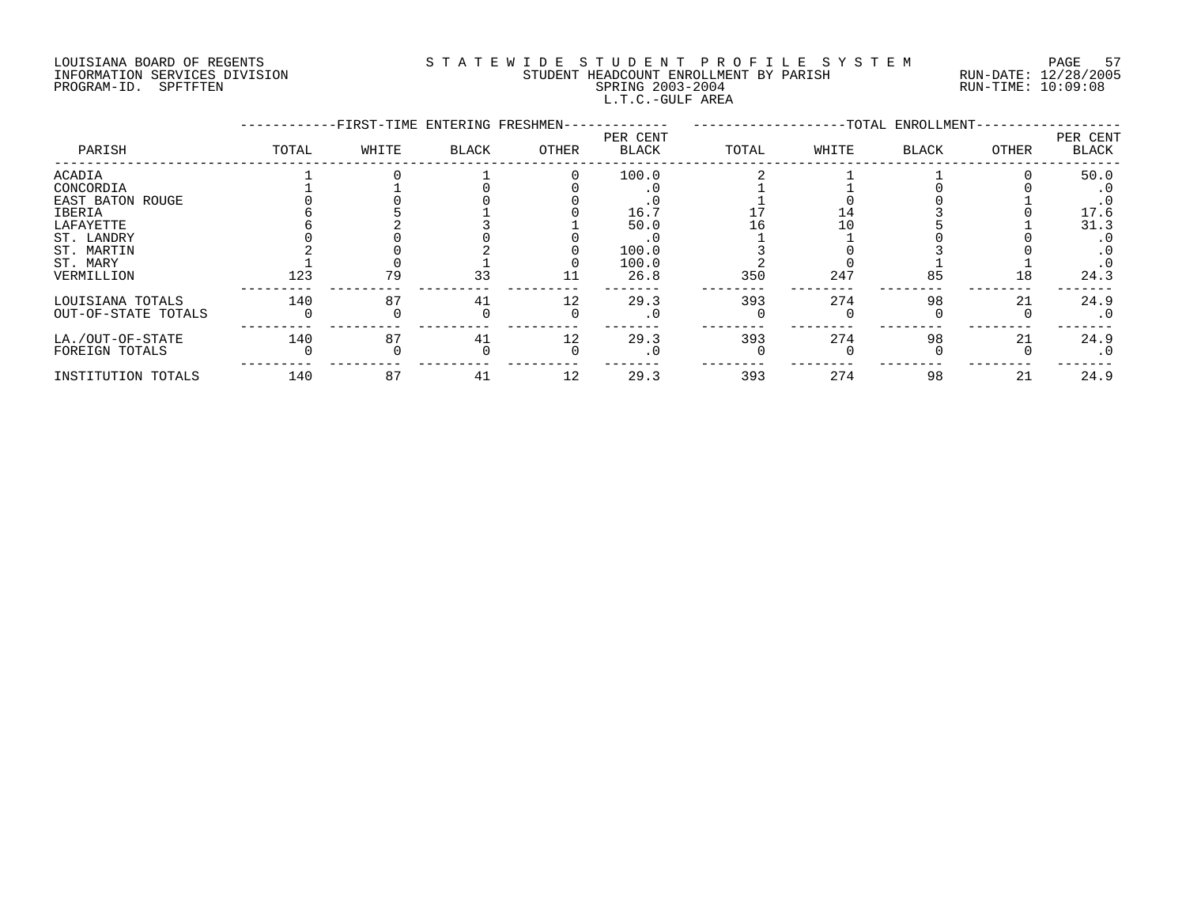LOUISIANA BOARD OF REGENTS
INFORMATION SERVICES DIVISION
PROGRAM-ID. SPFTFTEN

STATEWIDE STUDENT PROFILE SYSTEM
STUDENT HEADCOUNT ENROLLMENT BY PARISH
SPRING 2003-2004
L.T.C.-GULF AREA

RUN-DATE: 12/28/2005
RUN-TIME: 10:09:08

| PARISH | FIRST-TIME ENTERING FRESHMEN | | | | | TOTAL ENROLLMENT | | | | |
|---|---|---|---|---|---|---|---|---|---|---|
| | TOTAL | WHITE | BLACK | OTHER | PER CENT BLACK | TOTAL | WHITE | BLACK | OTHER | PER CENT BLACK |
| ACADIA | 1 | 0 | 1 | 0 | 100.0 | 2 | 1 | 1 | 0 | 50.0 |
| CONCORDIA | 1 | 1 | 0 | 0 | .0 | 1 | 1 | 0 | 0 | .0 |
| EAST BATON ROUGE | 0 | 0 | 0 | 0 | .0 | 1 | 0 | 0 | 1 | .0 |
| IBERIA | 6 | 5 | 1 | 0 | 16.7 | 17 | 14 | 3 | 0 | 17.6 |
| LAFAYETTE | 6 | 2 | 3 | 1 | 50.0 | 16 | 10 | 5 | 1 | 31.3 |
| ST. LANDRY | 0 | 0 | 0 | 0 | .0 | 1 | 1 | 0 | 0 | .0 |
| ST. MARTIN | 2 | 0 | 2 | 0 | 100.0 | 3 | 0 | 3 | 0 | .0 |
| ST. MARY | 1 | 0 | 1 | 0 | 100.0 | 2 | 0 | 1 | 1 | .0 |
| VERMILLION | 123 | 79 | 33 | 11 | 26.8 | 350 | 247 | 85 | 18 | 24.3 |
| LOUISIANA TOTALS | 140 | 87 | 41 | 12 | 29.3 | 393 | 274 | 98 | 21 | 24.9 |
| OUT-OF-STATE TOTALS | 0 | 0 | 0 | 0 | .0 | 0 | 0 | 0 | 0 | .0 |
| LA./OUT-OF-STATE | 140 | 87 | 41 | 12 | 29.3 | 393 | 274 | 98 | 21 | 24.9 |
| FOREIGN TOTALS | 0 | 0 | 0 | 0 | .0 | 0 | 0 | 0 | 0 | .0 |
| INSTITUTION TOTALS | 140 | 87 | 41 | 12 | 29.3 | 393 | 274 | 98 | 21 | 24.9 |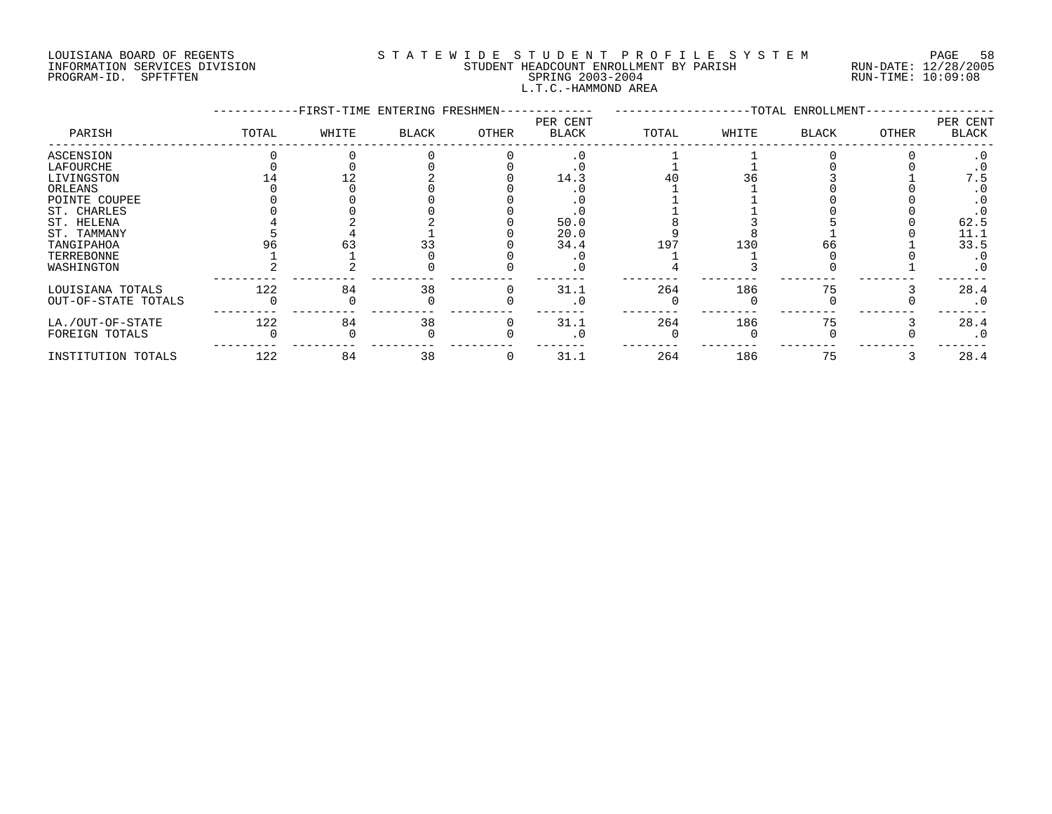LOUISIANA BOARD OF REGENTS
INFORMATION SERVICES DIVISION
PROGRAM-ID. SPFTFTEN

STATEWIDE STUDENT PROFILE SYSTEM
STUDENT HEADCOUNT ENROLLMENT BY PARISH
SPRING 2003-2004
L.T.C.-HAMMOND AREA

RUN-DATE: 12/28/2005
RUN-TIME: 10:09:08

| PARISH | FIRST-TIME ENTERING FRESHMEN TOTAL | WHITE | BLACK | OTHER | PER CENT BLACK | TOTAL ENROLLMENT TOTAL | WHITE | BLACK | OTHER | PER CENT BLACK |
|---|---|---|---|---|---|---|---|---|---|---|
| ASCENSION | 0 | 0 | 0 | 0 | .0 | 1 | 1 | 0 | 0 | .0 |
| LAFOURCHE | 0 | 0 | 0 | 0 | .0 | 1 | 1 | 0 | 0 | .0 |
| LIVINGSTON | 14 | 12 | 2 | 0 | 14.3 | 40 | 36 | 3 | 1 | 7.5 |
| ORLEANS | 0 | 0 | 0 | 0 | .0 | 1 | 1 | 0 | 0 | .0 |
| POINTE COUPEE | 0 | 0 | 0 | 0 | .0 | 1 | 1 | 0 | 0 | .0 |
| ST. CHARLES | 0 | 0 | 0 | 0 | .0 | 1 | 1 | 0 | 0 | .0 |
| ST. HELENA | 4 | 2 | 2 | 0 | 50.0 | 8 | 3 | 5 | 0 | 62.5 |
| ST. TAMMANY | 5 | 4 | 1 | 0 | 20.0 | 9 | 8 | 1 | 0 | 11.1 |
| TANGIPAHOA | 96 | 63 | 33 | 0 | 34.4 | 197 | 130 | 66 | 1 | 33.5 |
| TERREBONNE | 1 | 1 | 0 | 0 | .0 | 1 | 1 | 0 | 0 | .0 |
| WASHINGTON | 2 | 2 | 0 | 0 | .0 | 4 | 3 | 0 | 1 | .0 |
| LOUISIANA TOTALS | 122 | 84 | 38 | 0 | 31.1 | 264 | 186 | 75 | 3 | 28.4 |
| OUT-OF-STATE TOTALS | 0 | 0 | 0 | 0 | .0 | 0 | 0 | 0 | 0 | .0 |
| LA./OUT-OF-STATE | 122 | 84 | 38 | 0 | 31.1 | 264 | 186 | 75 | 3 | 28.4 |
| FOREIGN TOTALS | 0 | 0 | 0 | 0 | .0 | 0 | 0 | 0 | 0 | .0 |
| INSTITUTION TOTALS | 122 | 84 | 38 | 0 | 31.1 | 264 | 186 | 75 | 3 | 28.4 |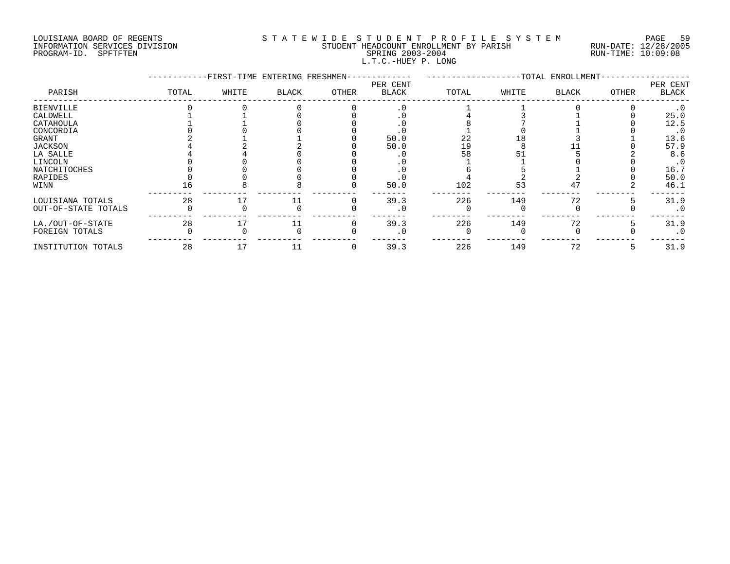LOUISIANA BOARD OF REGENTS
INFORMATION SERVICES DIVISION
PROGRAM-ID. SPFTFTEN

STATEWIDE STUDENT PROFILE SYSTEM
STUDENT HEADCOUNT ENROLLMENT BY PARISH
SPRING 2003-2004
L.T.C.-HUEY P. LONG

RUN-DATE: 12/28/2005
RUN-TIME: 10:09:08

| PARISH | FIRST-TIME ENTERING FRESHMEN | | | | | TOTAL ENROLLMENT | | | | |
|---|---|---|---|---|---|---|---|---|---|---|
| | TOTAL | WHITE | BLACK | OTHER | PER CENT BLACK | TOTAL | WHITE | BLACK | OTHER | PER CENT BLACK |
| BIENVILLE | 0 | 0 | 0 | 0 | .0 | 1 | 1 | 0 | 0 | .0 |
| CALDWELL | 1 | 1 | 0 | 0 | .0 | 4 | 3 | 1 | 0 | 25.0 |
| CATAHOULA | 1 | 1 | 0 | 0 | .0 | 8 | 7 | 1 | 0 | 12.5 |
| CONCORDIA | 0 | 0 | 0 | 0 | .0 | 1 | 0 | 1 | 0 | .0 |
| GRANT | 2 | 1 | 1 | 0 | 50.0 | 22 | 18 | 3 | 1 | 13.6 |
| JACKSON | 4 | 2 | 2 | 0 | 50.0 | 19 | 8 | 11 | 0 | 57.9 |
| LA SALLE | 4 | 4 | 0 | 0 | .0 | 58 | 51 | 5 | 2 | 8.6 |
| LINCOLN | 0 | 0 | 0 | 0 | .0 | 1 | 1 | 0 | 0 | .0 |
| NATCHITOCHES | 0 | 0 | 0 | 0 | .0 | 6 | 5 | 1 | 0 | 16.7 |
| RAPIDES | 0 | 0 | 0 | 0 | .0 | 4 | 2 | 2 | 0 | 50.0 |
| WINN | 16 | 8 | 8 | 0 | 50.0 | 102 | 53 | 47 | 2 | 46.1 |
| LOUISIANA TOTALS | 28 | 17 | 11 | 0 | 39.3 | 226 | 149 | 72 | 5 | 31.9 |
| OUT-OF-STATE TOTALS | 0 | 0 | 0 | 0 | .0 | 0 | 0 | 0 | 0 | .0 |
| LA./OUT-OF-STATE | 28 | 17 | 11 | 0 | 39.3 | 226 | 149 | 72 | 5 | 31.9 |
| FOREIGN TOTALS | 0 | 0 | 0 | 0 | .0 | 0 | 0 | 0 | 0 | .0 |
| INSTITUTION TOTALS | 28 | 17 | 11 | 0 | 39.3 | 226 | 149 | 72 | 5 | 31.9 |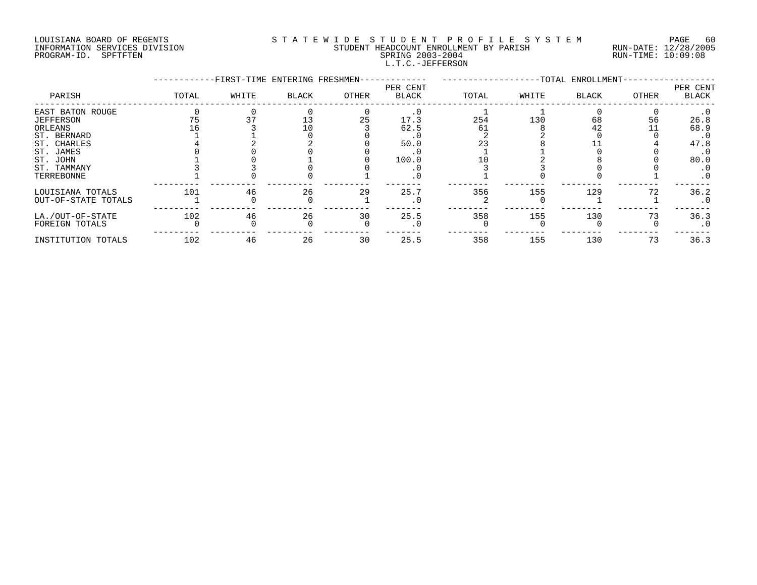LOUISIANA BOARD OF REGENTS
INFORMATION SERVICES DIVISION
PROGRAM-ID. SPFTFTEN

STATEWIDE STUDENT PROFILE SYSTEM
STUDENT HEADCOUNT ENROLLMENT BY PARISH
SPRING 2003-2004
L.T.C.-JEFFERSON

RUN-DATE: 12/28/2005
RUN-TIME: 10:09:08

| PARISH | FIRST-TIME ENTERING FRESHMEN TOTAL | WHITE | BLACK | OTHER | PER CENT BLACK | TOTAL ENROLLMENT TOTAL | WHITE | BLACK | OTHER | PER CENT BLACK |
|---|---|---|---|---|---|---|---|---|---|---|
| EAST BATON ROUGE | 0 | 0 | 0 | 0 | .0 | 1 | 1 | 0 | 0 | .0 |
| JEFFERSON | 75 | 37 | 13 | 25 | 17.3 | 254 | 130 | 68 | 56 | 26.8 |
| ORLEANS | 16 | 3 | 10 | 3 | 62.5 | 61 | 8 | 42 | 11 | 68.9 |
| ST. BERNARD | 1 | 1 | 0 | 0 | .0 | 2 | 2 | 0 | 0 | .0 |
| ST. CHARLES | 4 | 2 | 2 | 0 | 50.0 | 23 | 8 | 11 | 4 | 47.8 |
| ST. JAMES | 0 | 0 | 0 | 0 | .0 | 1 | 1 | 0 | 0 | .0 |
| ST. JOHN | 1 | 0 | 1 | 0 | 100.0 | 10 | 2 | 8 | 0 | 80.0 |
| ST. TAMMANY | 3 | 3 | 0 | 0 | .0 | 3 | 3 | 0 | 0 | .0 |
| TERREBONNE | 1 | 0 | 0 | 1 | .0 | 1 | 0 | 0 | 1 | .0 |
| LOUISIANA TOTALS | 101 | 46 | 26 | 29 | 25.7 | 356 | 155 | 129 | 72 | 36.2 |
| OUT-OF-STATE TOTALS | 1 | 0 | 0 | 1 | .0 | 2 | 0 | 1 | 1 | .0 |
| LA./OUT-OF-STATE | 102 | 46 | 26 | 30 | 25.5 | 358 | 155 | 130 | 73 | 36.3 |
| FOREIGN TOTALS | 0 | 0 | 0 | 0 | .0 | 0 | 0 | 0 | 0 | .0 |
| INSTITUTION TOTALS | 102 | 46 | 26 | 30 | 25.5 | 358 | 155 | 130 | 73 | 36.3 |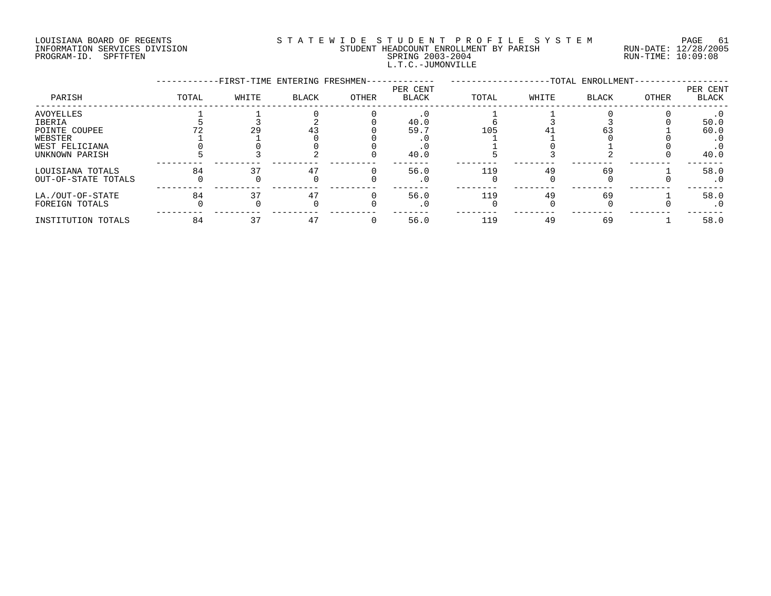LOUISIANA BOARD OF REGENTS
INFORMATION SERVICES DIVISION
PROGRAM-ID. SPFTFTEN

# STATEWIDE STUDENT PROFILE SYSTEM

STUDENT HEADCOUNT ENROLLMENT BY PARISH
SPRING 2003-2004
L.T.C.-JUMONVILLE

RUN-DATE: 12/28/2005
RUN-TIME: 10:09:08

| PARISH | FIRST-TIME ENTERING FRESHMEN | | | | | TOTAL ENROLLMENT | | | | |
|---|---|---|---|---|---|---|---|---|---|---|
| | TOTAL | WHITE | BLACK | OTHER | PER CENT BLACK | TOTAL | WHITE | BLACK | OTHER | PER CENT BLACK |
| AVOYELLES | 1 | 1 | 0 | 0 | .0 | 1 | 1 | 0 | 0 | .0 |
| IBERIA | 5 | 3 | 2 | 0 | 40.0 | 6 | 3 | 3 | 0 | 50.0 |
| POINTE COUPEE | 72 | 29 | 43 | 0 | 59.7 | 105 | 41 | 63 | 1 | 60.0 |
| WEBSTER | 1 | 1 | 0 | 0 | .0 | 1 | 1 | 0 | 0 | .0 |
| WEST FELICIANA | 0 | 0 | 0 | 0 | .0 | 1 | 0 | 1 | 0 | .0 |
| UNKNOWN PARISH | 5 | 3 | 2 | 0 | 40.0 | 5 | 3 | 2 | 0 | 40.0 |
| LOUISIANA TOTALS | 84 | 37 | 47 | 0 | 56.0 | 119 | 49 | 69 | 1 | 58.0 |
| OUT-OF-STATE TOTALS | 0 | 0 | 0 | 0 | .0 | 0 | 0 | 0 | 0 | .0 |
| LA./OUT-OF-STATE | 84 | 37 | 47 | 0 | 56.0 | 119 | 49 | 69 | 1 | 58.0 |
| FOREIGN TOTALS | 0 | 0 | 0 | 0 | .0 | 0 | 0 | 0 | 0 | .0 |
| INSTITUTION TOTALS | 84 | 37 | 47 | 0 | 56.0 | 119 | 49 | 69 | 1 | 58.0 |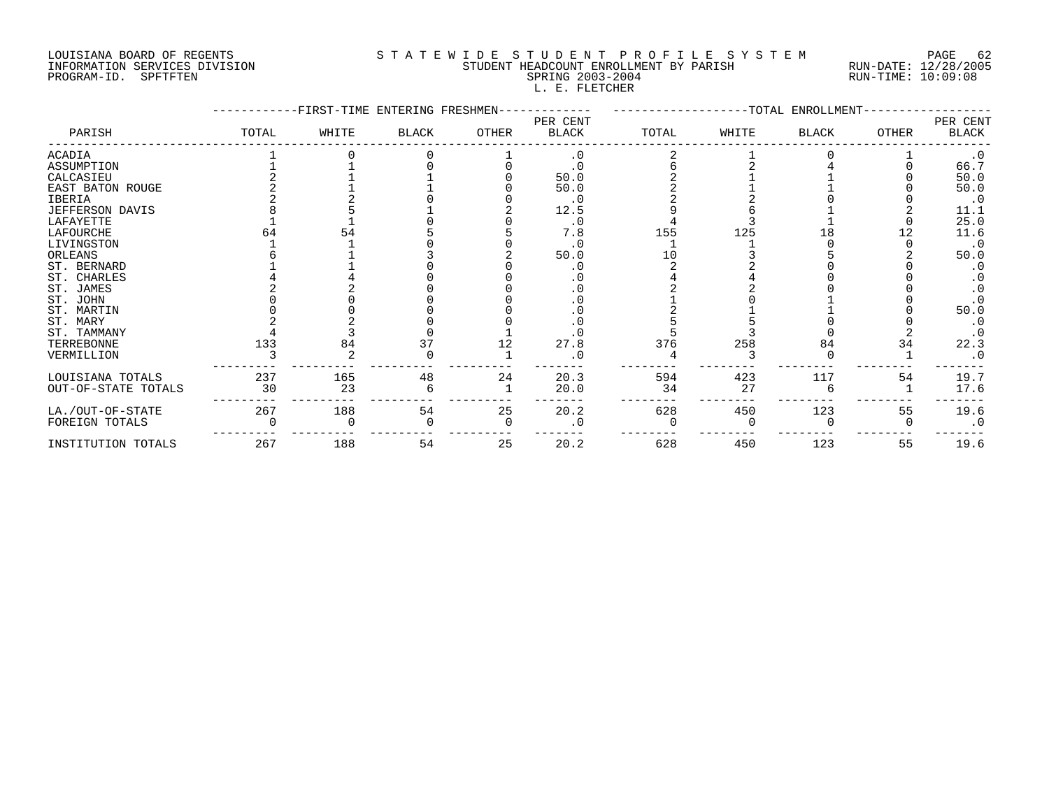LOUISIANA BOARD OF REGENTS
INFORMATION SERVICES DIVISION
PROGRAM-ID. SPFTFTEN

STATEWIDE STUDENT PROFILE SYSTEM
STUDENT HEADCOUNT ENROLLMENT BY PARISH
SPRING 2003-2004
L. E. FLETCHER

RUN-DATE: 12/28/2005
RUN-TIME: 10:09:08

| PARISH | FIRST-TIME ENTERING FRESHMEN TOTAL | WHITE | BLACK | OTHER | PER CENT BLACK | TOTAL ENROLLMENT TOTAL | WHITE | BLACK | OTHER | PER CENT BLACK |
|---|---|---|---|---|---|---|---|---|---|---|
| ACADIA | 1 | 0 | 0 | 1 | .0 | 2 | 1 | 0 | 1 | .0 |
| ASSUMPTION | 1 | 1 | 0 | 0 | .0 | 6 | 2 | 4 | 0 | 66.7 |
| CALCASIEU | 2 | 1 | 1 | 0 | 50.0 | 2 | 1 | 1 | 0 | 50.0 |
| EAST BATON ROUGE | 2 | 1 | 1 | 0 | 50.0 | 2 | 1 | 1 | 0 | 50.0 |
| IBERIA | 2 | 2 | 0 | 0 | .0 | 2 | 2 | 0 | 0 | .0 |
| JEFFERSON DAVIS | 8 | 5 | 1 | 2 | 12.5 | 9 | 6 | 1 | 2 | 11.1 |
| LAFAYETTE | 1 | 1 | 0 | 0 | .0 | 4 | 3 | 1 | 0 | 25.0 |
| LAFOURCHE | 64 | 54 | 5 | 5 | 7.8 | 155 | 125 | 18 | 12 | 11.6 |
| LIVINGSTON | 1 | 1 | 0 | 0 | .0 | 1 | 1 | 0 | 0 | .0 |
| ORLEANS | 6 | 1 | 3 | 2 | 50.0 | 10 | 3 | 5 | 2 | 50.0 |
| ST. BERNARD | 1 | 1 | 0 | 0 | .0 | 2 | 2 | 0 | 0 | .0 |
| ST. CHARLES | 4 | 4 | 0 | 0 | .0 | 4 | 4 | 0 | 0 | .0 |
| ST. JAMES | 2 | 2 | 0 | 0 | .0 | 2 | 2 | 0 | 0 | .0 |
| ST. JOHN | 0 | 0 | 0 | 0 | .0 | 1 | 0 | 1 | 0 | .0 |
| ST. MARTIN | 0 | 0 | 0 | 0 | .0 | 2 | 1 | 1 | 0 | 50.0 |
| ST. MARY | 2 | 2 | 0 | 0 | .0 | 5 | 5 | 0 | 0 | .0 |
| ST. TAMMANY | 4 | 3 | 0 | 1 | .0 | 5 | 3 | 0 | 2 | .0 |
| TERREBONNE | 133 | 84 | 37 | 12 | 27.8 | 376 | 258 | 84 | 34 | 22.3 |
| VERMILLION | 3 | 2 | 0 | 1 | .0 | 4 | 3 | 0 | 1 | .0 |
| LOUISIANA TOTALS | 237 | 165 | 48 | 24 | 20.3 | 594 | 423 | 117 | 54 | 19.7 |
| OUT-OF-STATE TOTALS | 30 | 23 | 6 | 1 | 20.0 | 34 | 27 | 6 | 1 | 17.6 |
| LA./OUT-OF-STATE | 267 | 188 | 54 | 25 | 20.2 | 628 | 450 | 123 | 55 | 19.6 |
| FOREIGN TOTALS | 0 | 0 | 0 | 0 | .0 | 0 | 0 | 0 | 0 | .0 |
| INSTITUTION TOTALS | 267 | 188 | 54 | 25 | 20.2 | 628 | 450 | 123 | 55 | 19.6 |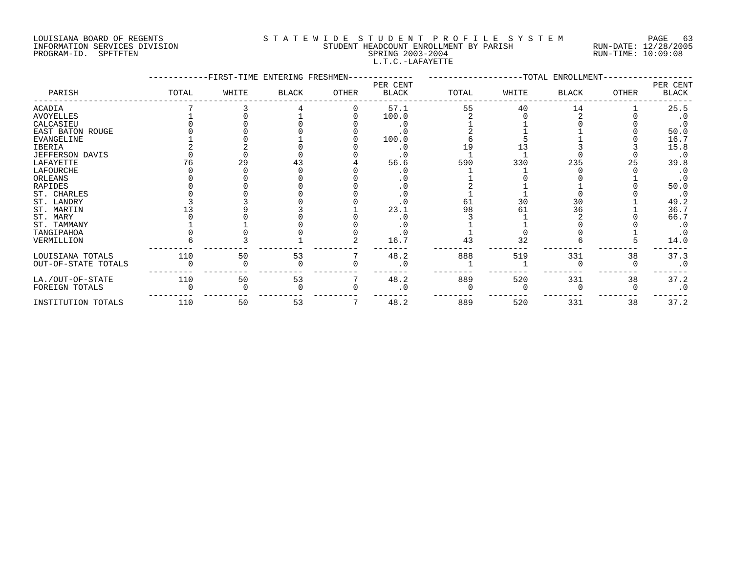LOUISIANA BOARD OF REGENTS
INFORMATION SERVICES DIVISION
PROGRAM-ID. SPFTFTEN

STATEWIDE STUDENT PROFILE SYSTEM
STUDENT HEADCOUNT ENROLLMENT BY PARISH
SPRING 2003-2004
L.T.C.-LAFAYETTE

RUN-DATE: 12/28/2005
RUN-TIME: 10:09:08

| PARISH | FIRST-TIME ENTERING FRESHMEN | | | | | TOTAL ENROLLMENT | | | | |
|---|---|---|---|---|---|---|---|---|---|---|
| | TOTAL | WHITE | BLACK | OTHER | PER CENT BLACK | TOTAL | WHITE | BLACK | OTHER | PER CENT BLACK |
| ACADIA | 7 | 3 | 4 | 0 | 57.1 | 55 | 40 | 14 | 1 | 25.5 |
| AVOYELLES | 1 | 0 | 1 | 0 | 100.0 | 2 | 0 | 2 | 0 | .0 |
| CALCASIEU | 0 | 0 | 0 | 0 | .0 | 1 | 1 | 0 | 0 | .0 |
| EAST BATON ROUGE | 0 | 0 | 0 | 0 | .0 | 2 | 1 | 1 | 0 | 50.0 |
| EVANGELINE | 1 | 0 | 1 | 0 | 100.0 | 6 | 5 | 1 | 0 | 16.7 |
| IBERIA | 2 | 2 | 0 | 0 | .0 | 19 | 13 | 3 | 3 | 15.8 |
| JEFFERSON DAVIS | 0 | 0 | 0 | 0 | .0 | 1 | 1 | 0 | 0 | .0 |
| LAFAYETTE | 76 | 29 | 43 | 4 | 56.6 | 590 | 330 | 235 | 25 | 39.8 |
| LAFOURCHE | 0 | 0 | 0 | 0 | .0 | 1 | 1 | 0 | 0 | .0 |
| ORLEANS | 0 | 0 | 0 | 0 | .0 | 1 | 0 | 0 | 1 | .0 |
| RAPIDES | 0 | 0 | 0 | 0 | .0 | 2 | 1 | 1 | 0 | 50.0 |
| ST. CHARLES | 0 | 0 | 0 | 0 | .0 | 1 | 1 | 0 | 0 | .0 |
| ST. LANDRY | 3 | 3 | 0 | 0 | .0 | 61 | 30 | 30 | 1 | 49.2 |
| ST. MARTIN | 13 | 9 | 3 | 1 | 23.1 | 98 | 61 | 36 | 1 | 36.7 |
| ST. MARY | 0 | 0 | 0 | 0 | .0 | 3 | 1 | 2 | 0 | 66.7 |
| ST. TAMMANY | 1 | 1 | 0 | 0 | .0 | 1 | 1 | 0 | 0 | .0 |
| TANGIPAHOA | 0 | 0 | 0 | 0 | .0 | 1 | 0 | 0 | 1 | .0 |
| VERMILLION | 6 | 3 | 1 | 2 | 16.7 | 43 | 32 | 6 | 5 | 14.0 |
| LOUISIANA TOTALS | 110 | 50 | 53 | 7 | 48.2 | 888 | 519 | 331 | 38 | 37.3 |
| OUT-OF-STATE TOTALS | 0 | 0 | 0 | 0 | .0 | 1 | 1 | 0 | 0 | .0 |
| LA./OUT-OF-STATE | 110 | 50 | 53 | 7 | 48.2 | 889 | 520 | 331 | 38 | 37.2 |
| FOREIGN TOTALS | 0 | 0 | 0 | 0 | .0 | 0 | 0 | 0 | 0 | .0 |
| INSTITUTION TOTALS | 110 | 50 | 53 | 7 | 48.2 | 889 | 520 | 331 | 38 | 37.2 |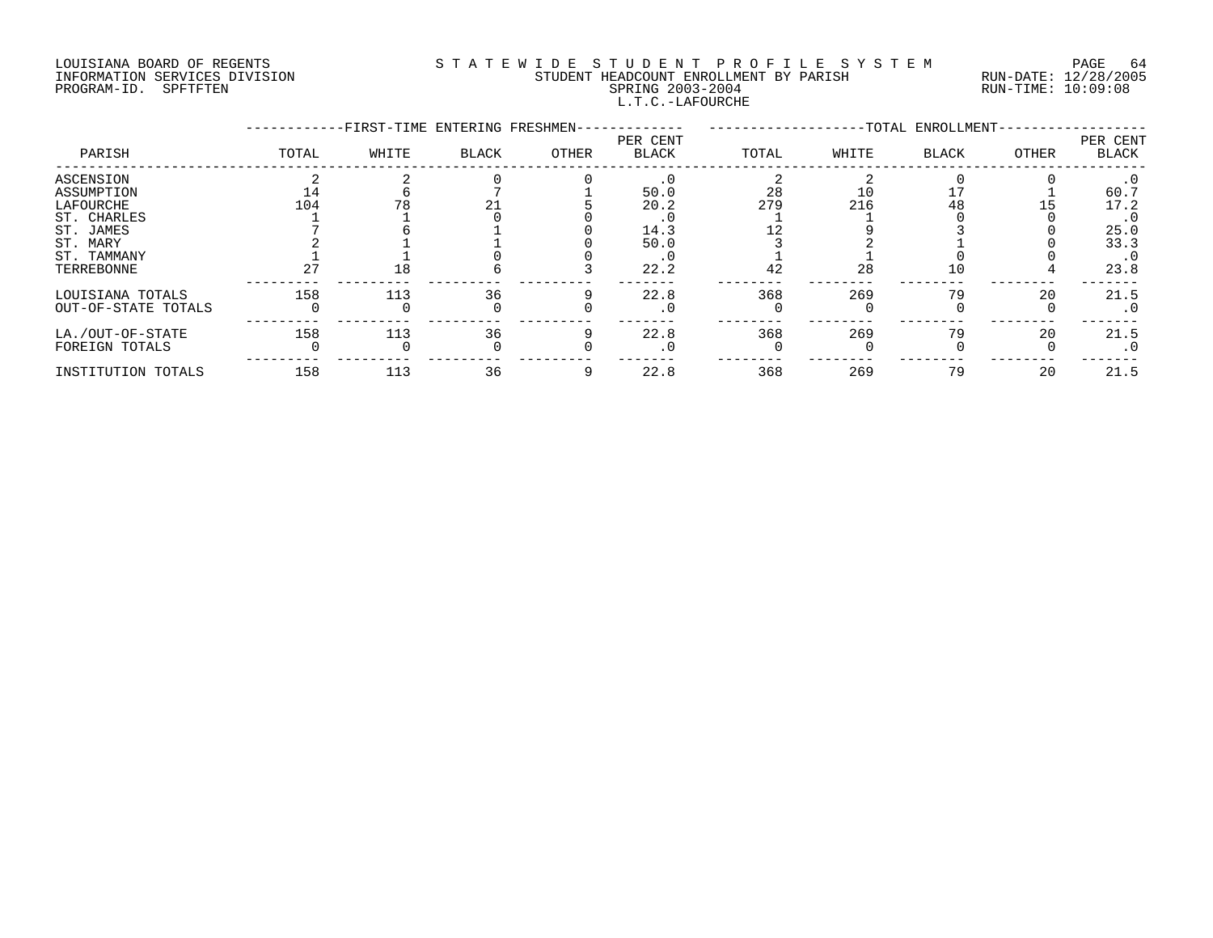LOUISIANA BOARD OF REGENTS
INFORMATION SERVICES DIVISION
PROGRAM-ID. SPFTFTEN

STATEWIDE STUDENT PROFILE SYSTEM
STUDENT HEADCOUNT ENROLLMENT BY PARISH
SPRING 2003-2004
L.T.C.-LAFOURCHE

RUN-DATE: 12/28/2005
RUN-TIME: 10:09:08

| PARISH | FIRST-TIME ENTERING FRESHMEN TOTAL | WHITE | BLACK | OTHER | PER CENT BLACK | TOTAL ENROLLMENT TOTAL | WHITE | BLACK | OTHER | PER CENT BLACK |
|---|---|---|---|---|---|---|---|---|---|---|
| ASCENSION | 2 | 2 | 0 | 0 | .0 | 2 | 2 | 0 | 0 | .0 |
| ASSUMPTION | 14 | 6 | 7 | 1 | 50.0 | 28 | 10 | 17 | 1 | 60.7 |
| LAFOURCHE | 104 | 78 | 21 | 5 | 20.2 | 279 | 216 | 48 | 15 | 17.2 |
| ST. CHARLES | 1 | 1 | 0 | 0 | .0 | 1 | 1 | 0 | 0 | .0 |
| ST. JAMES | 7 | 6 | 1 | 0 | 14.3 | 12 | 9 | 3 | 0 | 25.0 |
| ST. MARY | 2 | 1 | 1 | 0 | 50.0 | 3 | 2 | 1 | 0 | 33.3 |
| ST. TAMMANY | 1 | 1 | 0 | 0 | .0 | 1 | 1 | 0 | 0 | .0 |
| TERREBONNE | 27 | 18 | 6 | 3 | 22.2 | 42 | 28 | 10 | 4 | 23.8 |
| LOUISIANA TOTALS | 158 | 113 | 36 | 9 | 22.8 | 368 | 269 | 79 | 20 | 21.5 |
| OUT-OF-STATE TOTALS | 0 | 0 | 0 | 0 | .0 | 0 | 0 | 0 | 0 | .0 |
| LA./OUT-OF-STATE | 158 | 113 | 36 | 9 | 22.8 | 368 | 269 | 79 | 20 | 21.5 |
| FOREIGN TOTALS | 0 | 0 | 0 | 0 | .0 | 0 | 0 | 0 | 0 | .0 |
| INSTITUTION TOTALS | 158 | 113 | 36 | 9 | 22.8 | 368 | 269 | 79 | 20 | 21.5 |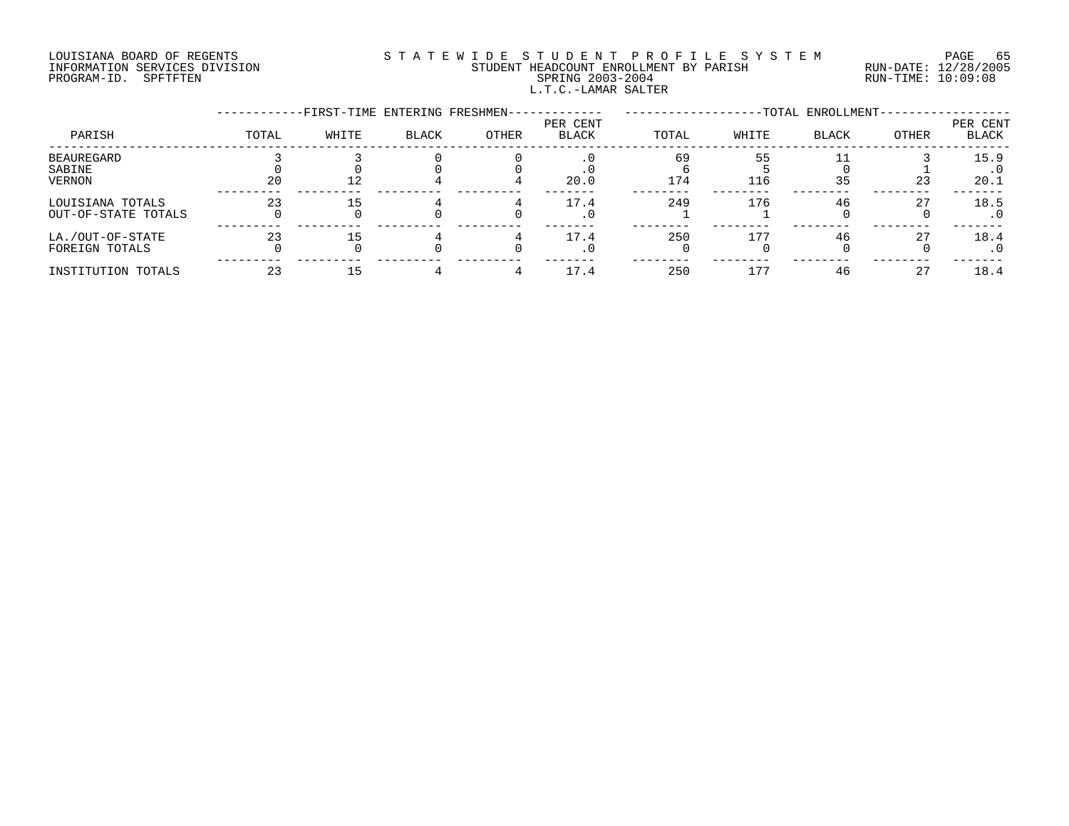LOUISIANA BOARD OF REGENTS
INFORMATION SERVICES DIVISION
PROGRAM-ID. SPFTFTEN

STATEWIDE STUDENT PROFILE SYSTEM
STUDENT HEADCOUNT ENROLLMENT BY PARISH
SPRING 2003-2004
L.T.C.-LAMAR SALTER

RUN-DATE: 12/28/2005
RUN-TIME: 10:09:08

| PARISH | FIRST-TIME ENTERING FRESHMEN TOTAL | WHITE | BLACK | OTHER | PER CENT BLACK | TOTAL ENROLLMENT TOTAL | WHITE | BLACK | OTHER | PER CENT BLACK |
|---|---|---|---|---|---|---|---|---|---|---|
| BEAUREGARD | 3 | 3 | 0 | 0 | .0 | 69 | 55 | 11 | 3 | 15.9 |
| SABINE | 0 | 0 | 0 | 0 | .0 | 6 | 5 | 0 | 1 | .0 |
| VERNON | 20 | 12 | 4 | 4 | 20.0 | 174 | 116 | 35 | 23 | 20.1 |
| LOUISIANA TOTALS | 23 | 15 | 4 | 4 | 17.4 | 249 | 176 | 46 | 27 | 18.5 |
| OUT-OF-STATE TOTALS | 0 | 0 | 0 | 0 | .0 | 1 | 1 | 0 | 0 | .0 |
| LA./OUT-OF-STATE | 23 | 15 | 4 | 4 | 17.4 | 250 | 177 | 46 | 27 | 18.4 |
| FOREIGN TOTALS | 0 | 0 | 0 | 0 | .0 | 0 | 0 | 0 | 0 | .0 |
| INSTITUTION TOTALS | 23 | 15 | 4 | 4 | 17.4 | 250 | 177 | 46 | 27 | 18.4 |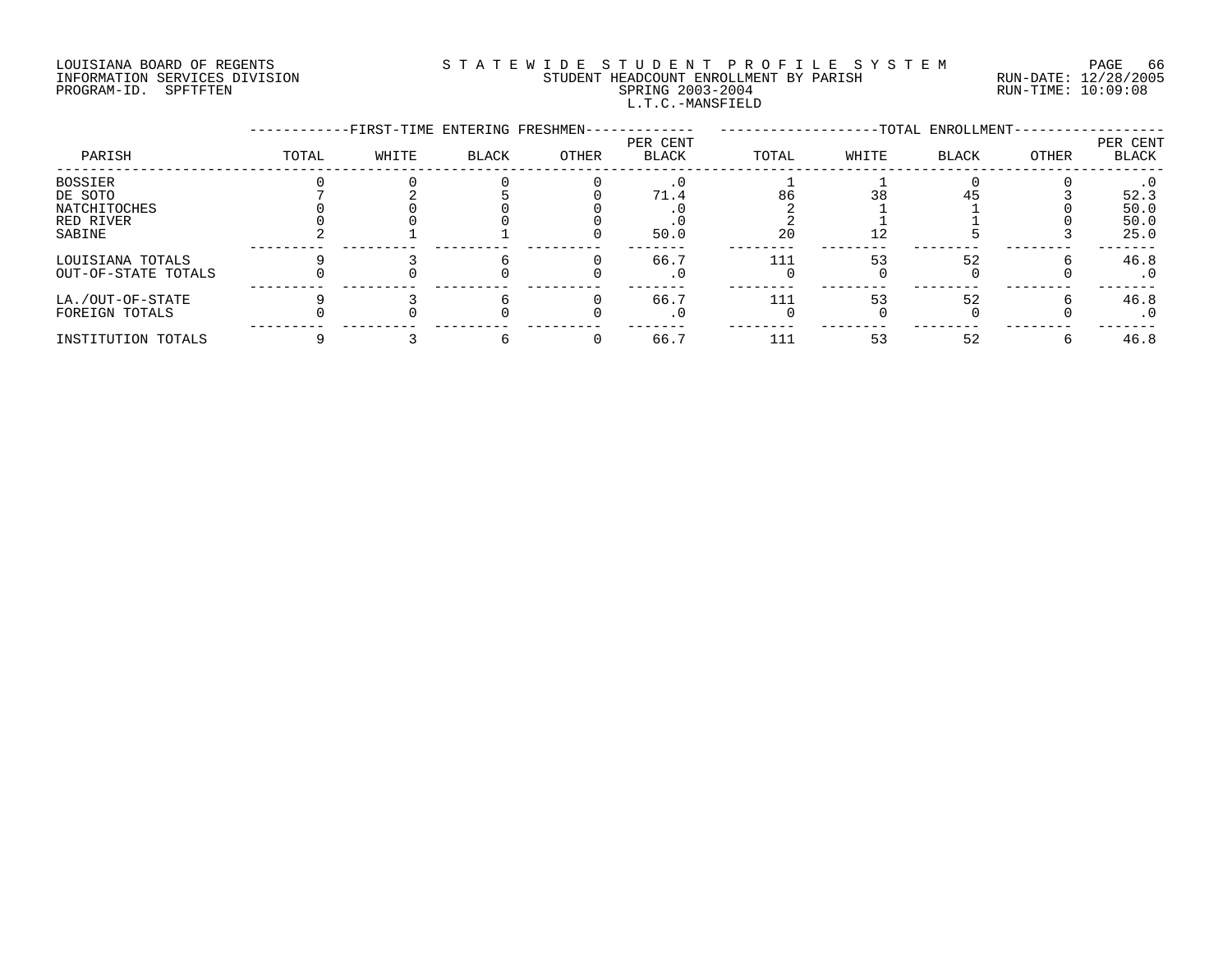LOUISIANA BOARD OF REGENTS
INFORMATION SERVICES DIVISION
PROGRAM-ID. SPFTFTEN

# STATEWIDE STUDENT PROFILE SYSTEM

STUDENT HEADCOUNT ENROLLMENT BY PARISH
SPRING 2003-2004
L.T.C.-MANSFIELD

RUN-DATE: 12/28/2005
RUN-TIME: 10:09:08

| PARISH | FIRST-TIME ENTERING FRESHMEN | | | | | TOTAL ENROLLMENT | | | | |
|---|---|---|---|---|---|---|---|---|---|---|
| | TOTAL | WHITE | BLACK | OTHER | PER CENT BLACK | TOTAL | WHITE | BLACK | OTHER | PER CENT BLACK |
| BOSSIER | 0 | 0 | 0 | 0 | .0 | 1 | 1 | 0 | 0 | .0 |
| DE SOTO | 7 | 2 | 5 | 0 | 71.4 | 86 | 38 | 45 | 3 | 52.3 |
| NATCHITOCHES | 0 | 0 | 0 | 0 | .0 | 2 | 1 | 1 | 0 | 50.0 |
| RED RIVER | 0 | 0 | 0 | 0 | .0 | 2 | 1 | 1 | 0 | 50.0 |
| SABINE | 2 | 1 | 1 | 0 | 50.0 | 20 | 12 | 5 | 3 | 25.0 |
| LOUISIANA TOTALS | 9 | 3 | 6 | 0 | 66.7 | 111 | 53 | 52 | 6 | 46.8 |
| OUT-OF-STATE TOTALS | 0 | 0 | 0 | 0 | .0 | 0 | 0 | 0 | 0 | .0 |
| LA./OUT-OF-STATE | 9 | 3 | 6 | 0 | 66.7 | 111 | 53 | 52 | 6 | 46.8 |
| FOREIGN TOTALS | 0 | 0 | 0 | 0 | .0 | 0 | 0 | 0 | 0 | .0 |
| INSTITUTION TOTALS | 9 | 3 | 6 | 0 | 66.7 | 111 | 53 | 52 | 6 | 46.8 |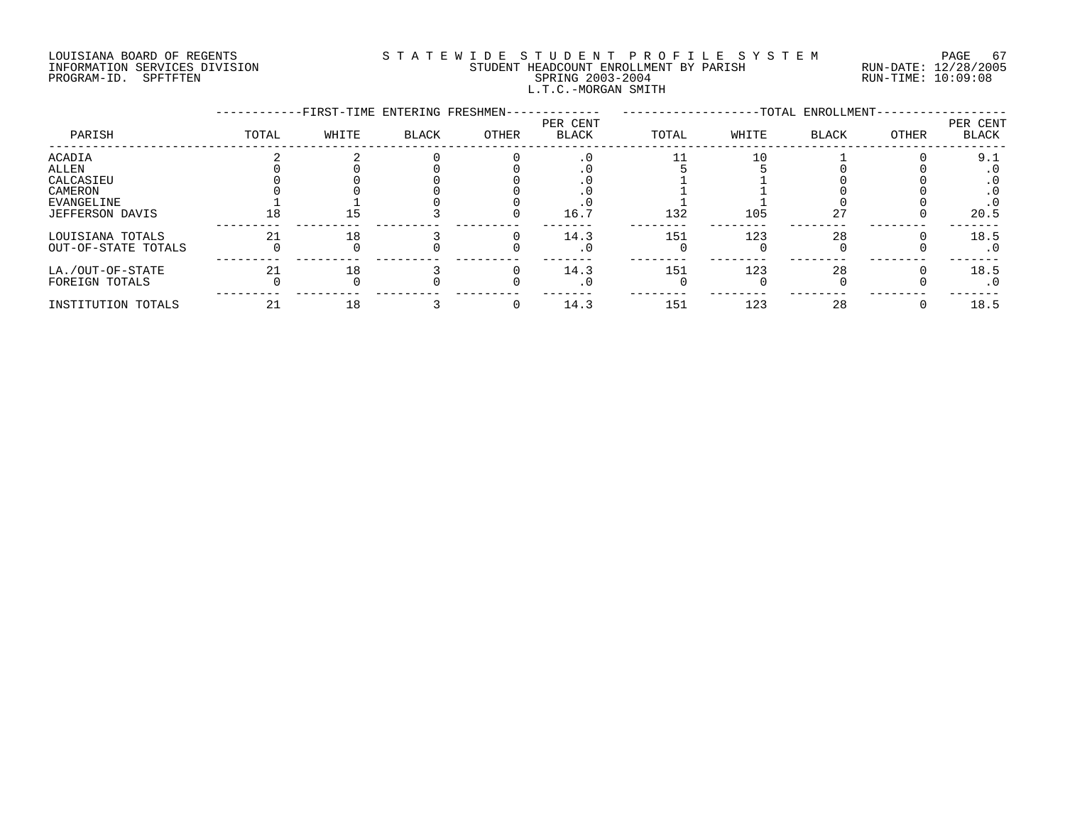LOUISIANA BOARD OF REGENTS
INFORMATION SERVICES DIVISION
PROGRAM-ID. SPFTFTEN

STATEWIDE STUDENT PROFILE SYSTEM
STUDENT HEADCOUNT ENROLLMENT BY PARISH
SPRING 2003-2004
L.T.C.-MORGAN SMITH

RUN-DATE: 12/28/2005
RUN-TIME: 10:09:08

| PARISH | FIRST-TIME ENTERING FRESHMEN TOTAL | WHITE | BLACK | OTHER | PER CENT BLACK | TOTAL ENROLLMENT TOTAL | WHITE | BLACK | OTHER | PER CENT BLACK |
|---|---|---|---|---|---|---|---|---|---|---|
| ACADIA | 2 | 2 | 0 | 0 | .0 | 11 | 10 | 1 | 0 | 9.1 |
| ALLEN | 0 | 0 | 0 | 0 | .0 | 5 | 5 | 0 | 0 | .0 |
| CALCASIEU | 0 | 0 | 0 | 0 | .0 | 1 | 1 | 0 | 0 | .0 |
| CAMERON | 0 | 0 | 0 | 0 | .0 | 1 | 1 | 0 | 0 | .0 |
| EVANGELINE | 1 | 1 | 0 | 0 | .0 | 1 | 1 | 0 | 0 | .0 |
| JEFFERSON DAVIS | 18 | 15 | 3 | 0 | 16.7 | 132 | 105 | 27 | 0 | 20.5 |
| LOUISIANA TOTALS | 21 | 18 | 3 | 0 | 14.3 | 151 | 123 | 28 | 0 | 18.5 |
| OUT-OF-STATE TOTALS | 0 | 0 | 0 | 0 | .0 | 0 | 0 | 0 | 0 | .0 |
| LA./OUT-OF-STATE | 21 | 18 | 3 | 0 | 14.3 | 151 | 123 | 28 | 0 | 18.5 |
| FOREIGN TOTALS | 0 | 0 | 0 | 0 | .0 | 0 | 0 | 0 | 0 | .0 |
| INSTITUTION TOTALS | 21 | 18 | 3 | 0 | 14.3 | 151 | 123 | 28 | 0 | 18.5 |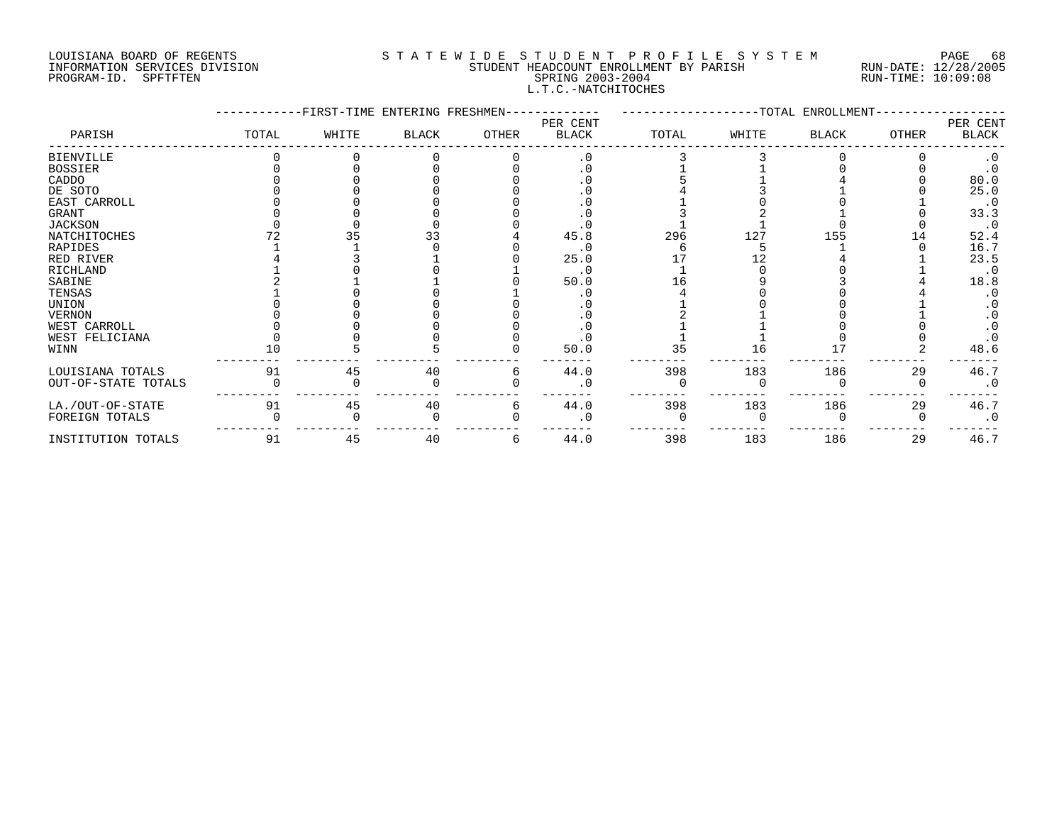LOUISIANA BOARD OF REGENTS
INFORMATION SERVICES DIVISION
PROGRAM-ID. SPFTFTEN

STATEWIDE STUDENT PROFILE SYSTEM
STUDENT HEADCOUNT ENROLLMENT BY PARISH
SPRING 2003-2004
L.T.C.-NATCHITOCHES

RUN-DATE: 12/28/2005
RUN-TIME: 10:09:08

| PARISH | FIRST-TIME ENTERING FRESHMEN TOTAL | WHITE | BLACK | OTHER | PER CENT BLACK | TOTAL ENROLLMENT TOTAL | WHITE | BLACK | OTHER | PER CENT BLACK |
|---|---|---|---|---|---|---|---|---|---|---|
| BIENVILLE | 0 | 0 | 0 | 0 | .0 | 3 | 3 | 0 | 0 | .0 |
| BOSSIER | 0 | 0 | 0 | 0 | .0 | 1 | 1 | 0 | 0 | .0 |
| CADDO | 0 | 0 | 0 | 0 | .0 | 5 | 1 | 4 | 0 | 80.0 |
| DE SOTO | 0 | 0 | 0 | 0 | .0 | 4 | 3 | 1 | 0 | 25.0 |
| EAST CARROLL | 0 | 0 | 0 | 0 | .0 | 1 | 0 | 0 | 1 | .0 |
| GRANT | 0 | 0 | 0 | 0 | .0 | 3 | 2 | 1 | 0 | 33.3 |
| JACKSON | 0 | 0 | 0 | 0 | .0 | 1 | 1 | 0 | 0 | .0 |
| NATCHITOCHES | 72 | 35 | 33 | 4 | 45.8 | 296 | 127 | 155 | 14 | 52.4 |
| RAPIDES | 1 | 1 | 0 | 0 | .0 | 6 | 5 | 1 | 0 | 16.7 |
| RED RIVER | 4 | 3 | 1 | 0 | 25.0 | 17 | 12 | 4 | 1 | 23.5 |
| RICHLAND | 1 | 0 | 0 | 1 | .0 | 1 | 0 | 0 | 1 | .0 |
| SABINE | 2 | 1 | 1 | 0 | 50.0 | 16 | 9 | 3 | 4 | 18.8 |
| TENSAS | 1 | 0 | 0 | 1 | .0 | 4 | 0 | 0 | 4 | .0 |
| UNION | 0 | 0 | 0 | 0 | .0 | 1 | 0 | 0 | 1 | .0 |
| VERNON | 0 | 0 | 0 | 0 | .0 | 2 | 1 | 0 | 1 | .0 |
| WEST CARROLL | 0 | 0 | 0 | 0 | .0 | 1 | 1 | 0 | 0 | .0 |
| WEST FELICIANA | 0 | 0 | 0 | 0 | .0 | 1 | 1 | 0 | 0 | .0 |
| WINN | 10 | 5 | 5 | 0 | 50.0 | 35 | 16 | 17 | 2 | 48.6 |
| LOUISIANA TOTALS | 91 | 45 | 40 | 6 | 44.0 | 398 | 183 | 186 | 29 | 46.7 |
| OUT-OF-STATE TOTALS | 0 | 0 | 0 | 0 | .0 | 0 | 0 | 0 | 0 | .0 |
| LA./OUT-OF-STATE | 91 | 45 | 40 | 6 | 44.0 | 398 | 183 | 186 | 29 | 46.7 |
| FOREIGN TOTALS | 0 | 0 | 0 | 0 | .0 | 0 | 0 | 0 | 0 | .0 |
| INSTITUTION TOTALS | 91 | 45 | 40 | 6 | 44.0 | 398 | 183 | 186 | 29 | 46.7 |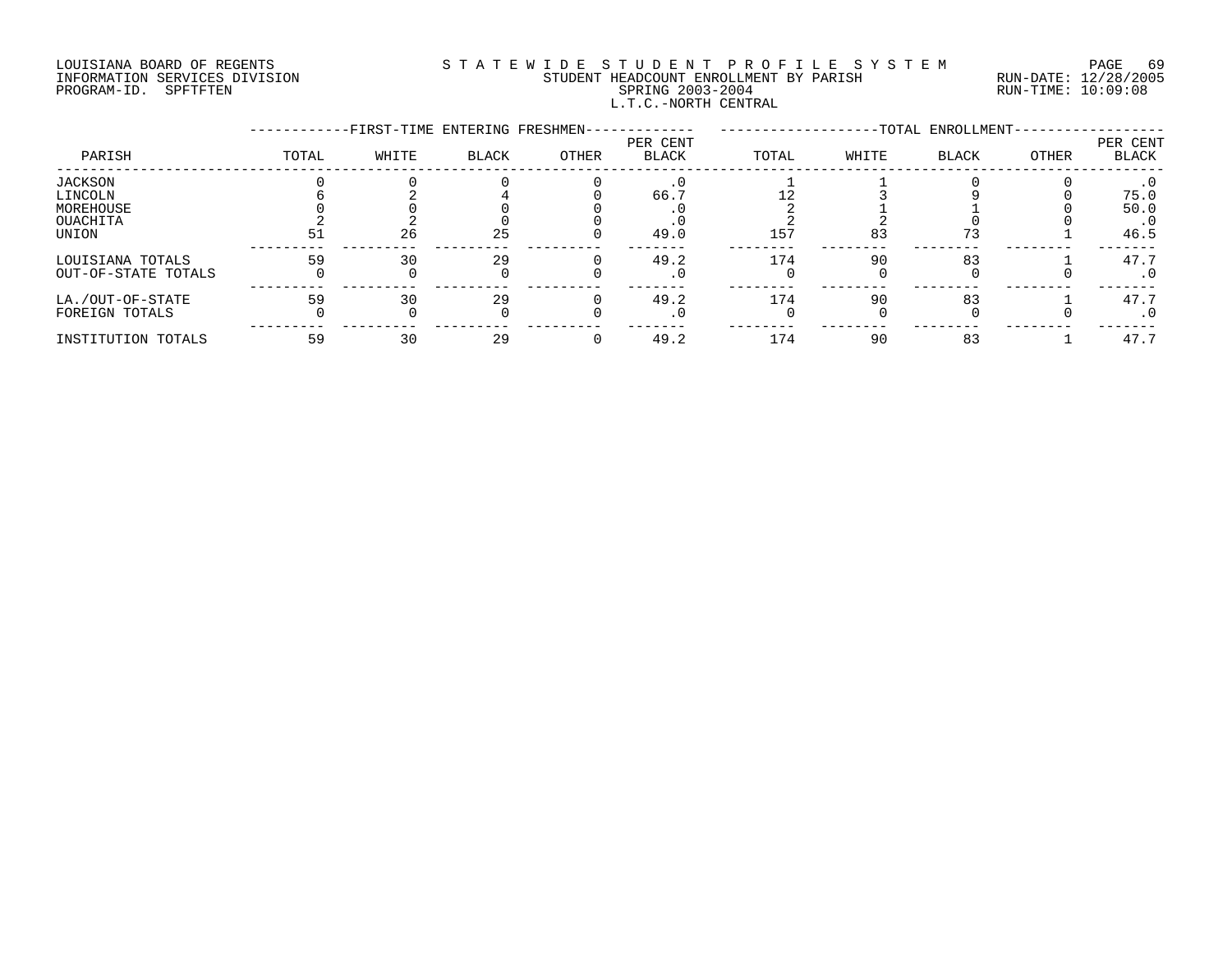LOUISIANA BOARD OF REGENTS
INFORMATION SERVICES DIVISION
PROGRAM-ID. SPFTFTEN

STATEWIDE STUDENT PROFILE SYSTEM
STUDENT HEADCOUNT ENROLLMENT BY PARISH
SPRING 2003-2004
L.T.C.-NORTH CENTRAL

RUN-DATE: 12/28/2005
RUN-TIME: 10:09:08

| PARISH | FIRST-TIME ENTERING FRESHMEN TOTAL | WHITE | BLACK | OTHER | PER CENT BLACK | TOTAL ENROLLMENT TOTAL | WHITE | BLACK | OTHER | PER CENT BLACK |
|---|---|---|---|---|---|---|---|---|---|---|
| JACKSON | 0 | 0 | 0 | 0 | .0 | 1 | 1 | 0 | 0 | .0 |
| LINCOLN | 6 | 2 | 4 | 0 | 66.7 | 12 | 3 | 9 | 0 | 75.0 |
| MOREHOUSE | 0 | 0 | 0 | 0 | .0 | 2 | 1 | 1 | 0 | 50.0 |
| OUACHITA | 2 | 2 | 0 | 0 | .0 | 2 | 2 | 0 | 0 | .0 |
| UNION | 51 | 26 | 25 | 0 | 49.0 | 157 | 83 | 73 | 1 | 46.5 |
| LOUISIANA TOTALS | 59 | 30 | 29 | 0 | 49.2 | 174 | 90 | 83 | 1 | 47.7 |
| OUT-OF-STATE TOTALS | 0 | 0 | 0 | 0 | .0 | 0 | 0 | 0 | 0 | .0 |
| LA./OUT-OF-STATE | 59 | 30 | 29 | 0 | 49.2 | 174 | 90 | 83 | 1 | 47.7 |
| FOREIGN TOTALS | 0 | 0 | 0 | 0 | .0 | 0 | 0 | 0 | 0 | .0 |
| INSTITUTION TOTALS | 59 | 30 | 29 | 0 | 49.2 | 174 | 90 | 83 | 1 | 47.7 |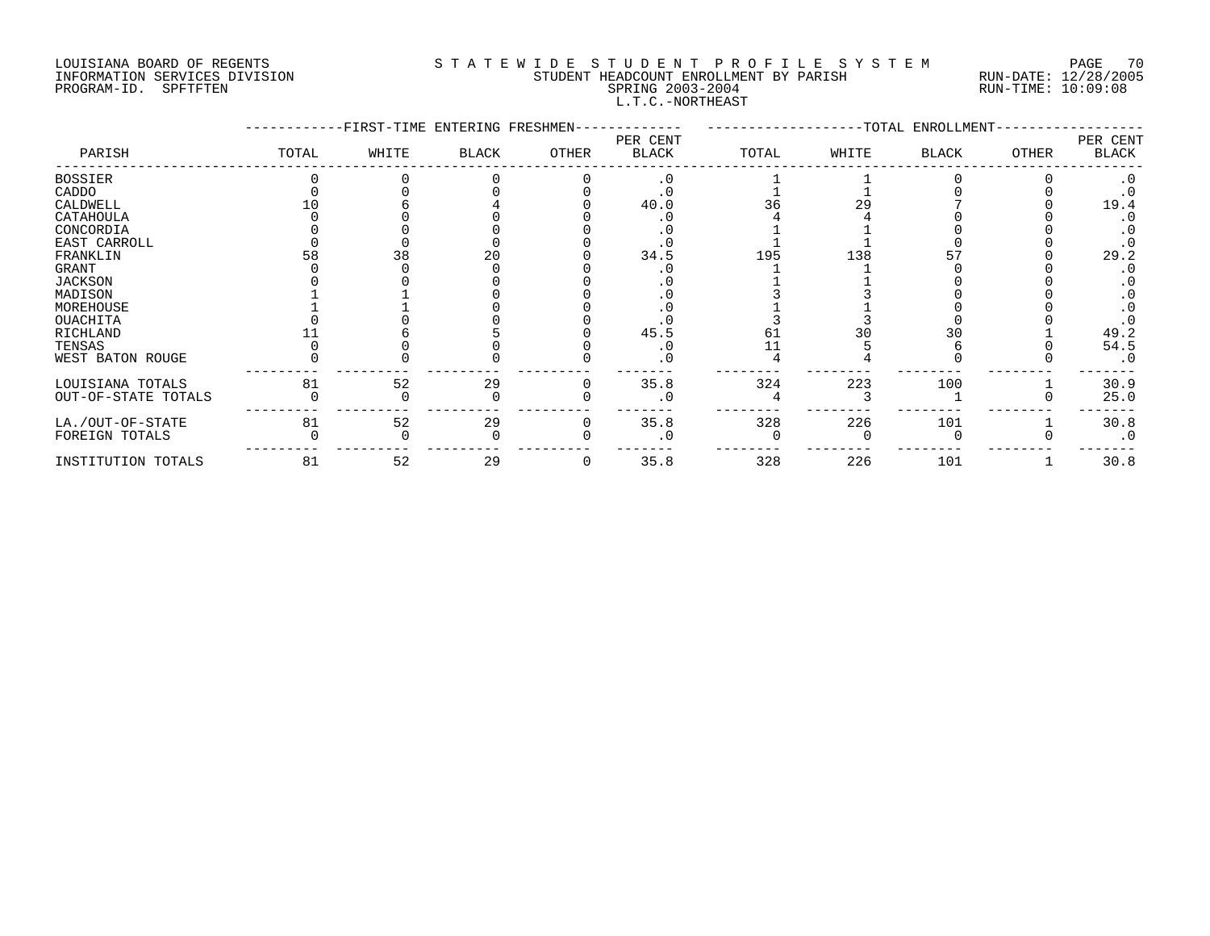LOUISIANA BOARD OF REGENTS
INFORMATION SERVICES DIVISION
PROGRAM-ID. SPFTFTEN

STATEWIDE STUDENT PROFILE SYSTEM
STUDENT HEADCOUNT ENROLLMENT BY PARISH
SPRING 2003-2004
L.T.C.-NORTHEAST

RUN-DATE: 12/28/2005
RUN-TIME: 10:09:08

| PARISH | FIRST-TIME ENTERING FRESHMEN | | | | | TOTAL ENROLLMENT | | | | |
|---|---|---|---|---|---|---|---|---|---|---|
| | TOTAL | WHITE | BLACK | OTHER | PER CENT BLACK | TOTAL | WHITE | BLACK | OTHER | PER CENT BLACK |
| BOSSIER | 0 | 0 | 0 | 0 | .0 | 1 | 1 | 0 | 0 | .0 |
| CADDO | 0 | 0 | 0 | 0 | .0 | 1 | 1 | 0 | 0 | .0 |
| CALDWELL | 10 | 6 | 4 | 0 | 40.0 | 36 | 29 | 7 | 0 | 19.4 |
| CATAHOULA | 0 | 0 | 0 | 0 | .0 | 4 | 4 | 0 | 0 | .0 |
| CONCORDIA | 0 | 0 | 0 | 0 | .0 | 1 | 1 | 0 | 0 | .0 |
| EAST CARROLL | 0 | 0 | 0 | 0 | .0 | 1 | 1 | 0 | 0 | .0 |
| FRANKLIN | 58 | 38 | 20 | 0 | 34.5 | 195 | 138 | 57 | 0 | 29.2 |
| GRANT | 0 | 0 | 0 | 0 | .0 | 1 | 1 | 0 | 0 | .0 |
| JACKSON | 0 | 0 | 0 | 0 | .0 | 1 | 1 | 0 | 0 | .0 |
| MADISON | 1 | 1 | 0 | 0 | .0 | 3 | 3 | 0 | 0 | .0 |
| MOREHOUSE | 1 | 1 | 0 | 0 | .0 | 1 | 1 | 0 | 0 | .0 |
| OUACHITA | 0 | 0 | 0 | 0 | .0 | 3 | 3 | 0 | 0 | .0 |
| RICHLAND | 11 | 6 | 5 | 0 | 45.5 | 61 | 30 | 30 | 1 | 49.2 |
| TENSAS | 0 | 0 | 0 | 0 | .0 | 11 | 5 | 6 | 0 | 54.5 |
| WEST BATON ROUGE | 0 | 0 | 0 | 0 | .0 | 4 | 4 | 0 | 0 | .0 |
| LOUISIANA TOTALS | 81 | 52 | 29 | 0 | 35.8 | 324 | 223 | 100 | 1 | 30.9 |
| OUT-OF-STATE TOTALS | 0 | 0 | 0 | 0 | .0 | 4 | 3 | 1 | 0 | 25.0 |
| LA./OUT-OF-STATE | 81 | 52 | 29 | 0 | 35.8 | 328 | 226 | 101 | 1 | 30.8 |
| FOREIGN TOTALS | 0 | 0 | 0 | 0 | .0 | 0 | 0 | 0 | 0 | .0 |
| INSTITUTION TOTALS | 81 | 52 | 29 | 0 | 35.8 | 328 | 226 | 101 | 1 | 30.8 |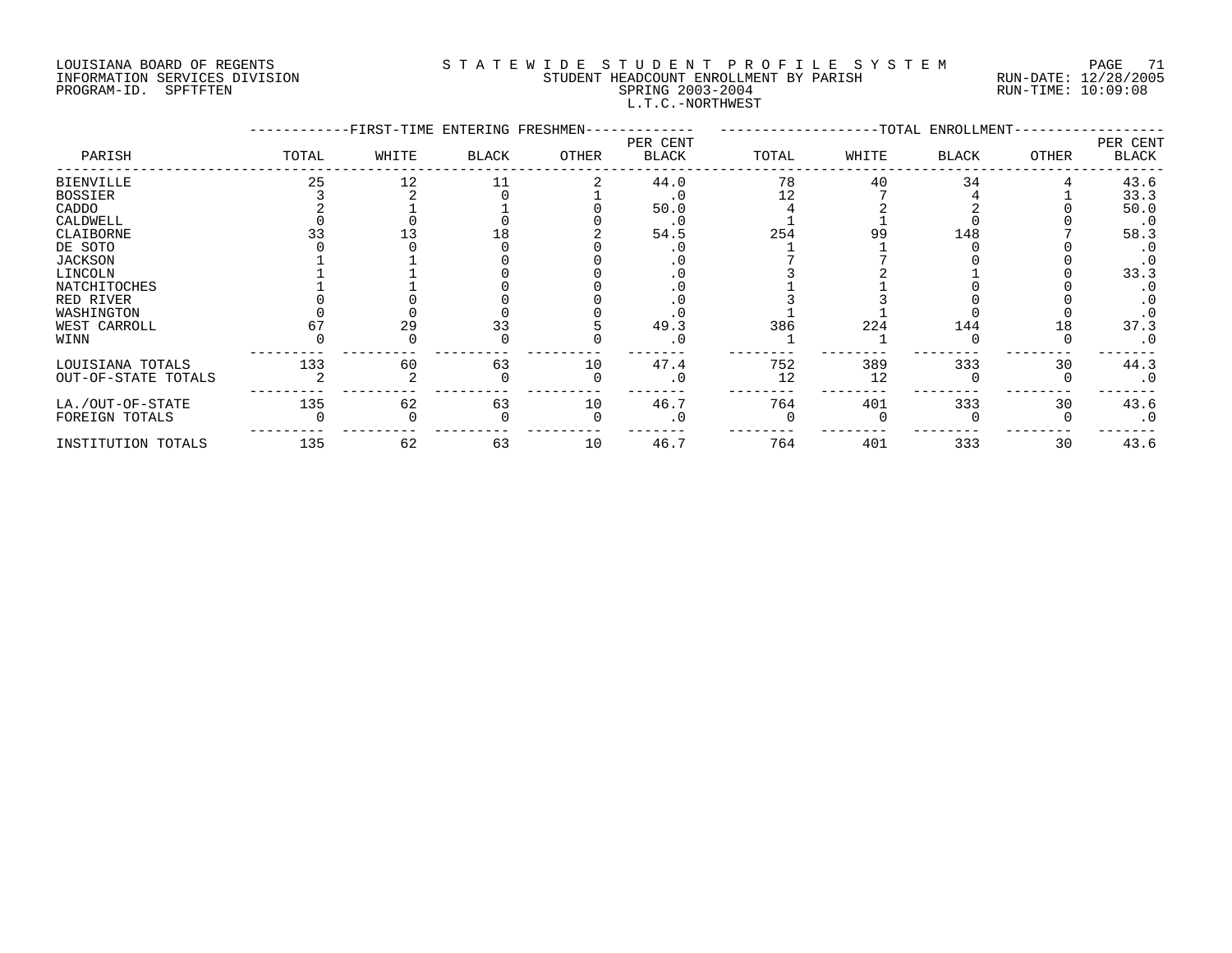LOUISIANA BOARD OF REGENTS
INFORMATION SERVICES DIVISION
PROGRAM-ID. SPFTFTEN

S T A T E W I D E   S T U D E N T   P R O F I L E   S Y S T E M
STUDENT HEADCOUNT ENROLLMENT BY PARISH
SPRING 2003-2004
L.T.C.-NORTHWEST

RUN-DATE: 12/28/2005
RUN-TIME: 10:09:08

| PARISH | FIRST-TIME ENTERING FRESHMEN TOTAL | WHITE | BLACK | OTHER | PER CENT BLACK | TOTAL ENROLLMENT TOTAL | WHITE | BLACK | OTHER | PER CENT BLACK |
|---|---|---|---|---|---|---|---|---|---|---|
| BIENVILLE | 25 | 12 | 11 | 2 | 44.0 | 78 | 40 | 34 | 4 | 43.6 |
| BOSSIER | 3 | 2 | 0 | 1 | .0 | 12 | 7 | 4 | 1 | 33.3 |
| CADDO | 2 | 1 | 1 | 0 | 50.0 | 4 | 2 | 2 | 0 | 50.0 |
| CALDWELL | 0 | 0 | 0 | 0 | .0 | 1 | 1 | 0 | 0 | .0 |
| CLAIBORNE | 33 | 13 | 18 | 2 | 54.5 | 254 | 99 | 148 | 7 | 58.3 |
| DE SOTO | 0 | 0 | 0 | 0 | .0 | 1 | 1 | 0 | 0 | .0 |
| JACKSON | 1 | 1 | 0 | 0 | .0 | 7 | 7 | 0 | 0 | .0 |
| LINCOLN | 1 | 1 | 0 | 0 | .0 | 3 | 2 | 1 | 0 | 33.3 |
| NATCHITOCHES | 1 | 1 | 0 | 0 | .0 | 1 | 1 | 0 | 0 | .0 |
| RED RIVER | 0 | 0 | 0 | 0 | .0 | 3 | 3 | 0 | 0 | .0 |
| WASHINGTON | 0 | 0 | 0 | 0 | .0 | 1 | 1 | 0 | 0 | .0 |
| WEST CARROLL | 67 | 29 | 33 | 5 | 49.3 | 386 | 224 | 144 | 18 | 37.3 |
| WINN | 0 | 0 | 0 | 0 | .0 | 1 | 1 | 0 | 0 | .0 |
| LOUISIANA TOTALS | 133 | 60 | 63 | 10 | 47.4 | 752 | 389 | 333 | 30 | 44.3 |
| OUT-OF-STATE TOTALS | 2 | 2 | 0 | 0 | .0 | 12 | 12 | 0 | 0 | .0 |
| LA./OUT-OF-STATE | 135 | 62 | 63 | 10 | 46.7 | 764 | 401 | 333 | 30 | 43.6 |
| FOREIGN TOTALS | 0 | 0 | 0 | 0 | .0 | 0 | 0 | 0 | 0 | .0 |
| INSTITUTION TOTALS | 135 | 62 | 63 | 10 | 46.7 | 764 | 401 | 333 | 30 | 43.6 |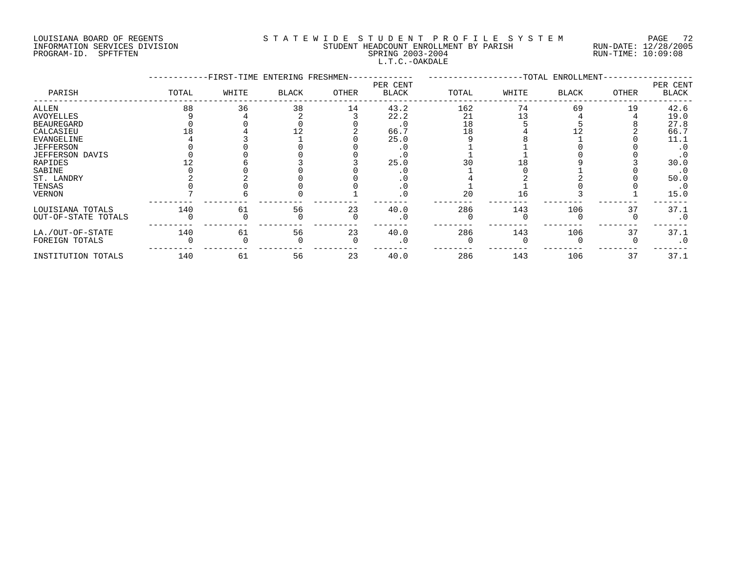LOUISIANA BOARD OF REGENTS
INFORMATION SERVICES DIVISION
PROGRAM-ID. SPFTFTEN

STATEWIDE STUDENT PROFILE SYSTEM
STUDENT HEADCOUNT ENROLLMENT BY PARISH
SPRING 2003-2004
L.T.C.-OAKDALE

RUN-DATE: 12/28/2005
RUN-TIME: 10:09:08

| PARISH | FIRST-TIME ENTERING FRESHMEN | | | | | TOTAL ENROLLMENT | | | | |
|---|---|---|---|---|---|---|---|---|---|---|
| | TOTAL | WHITE | BLACK | OTHER | PER CENT BLACK | TOTAL | WHITE | BLACK | OTHER | PER CENT BLACK |
| ALLEN | 88 | 36 | 38 | 14 | 43.2 | 162 | 74 | 69 | 19 | 42.6 |
| AVOYELLES | 9 | 4 | 2 | 3 | 22.2 | 21 | 13 | 4 | 4 | 19.0 |
| BEAUREGARD | 0 | 0 | 0 | 0 | .0 | 18 | 5 | 5 | 8 | 27.8 |
| CALCASIEU | 18 | 4 | 12 | 2 | 66.7 | 18 | 4 | 12 | 2 | 66.7 |
| EVANGELINE | 4 | 3 | 1 | 0 | 25.0 | 9 | 8 | 1 | 0 | 11.1 |
| JEFFERSON | 0 | 0 | 0 | 0 | .0 | 1 | 1 | 0 | 0 | .0 |
| JEFFERSON DAVIS | 0 | 0 | 0 | 0 | .0 | 1 | 1 | 0 | 0 | .0 |
| RAPIDES | 12 | 6 | 3 | 3 | 25.0 | 30 | 18 | 9 | 3 | 30.0 |
| SABINE | 0 | 0 | 0 | 0 | .0 | 1 | 0 | 1 | 0 | .0 |
| ST. LANDRY | 2 | 2 | 0 | 0 | .0 | 4 | 2 | 2 | 0 | 50.0 |
| TENSAS | 0 | 0 | 0 | 0 | .0 | 1 | 1 | 0 | 0 | .0 |
| VERNON | 7 | 6 | 0 | 1 | .0 | 20 | 16 | 3 | 1 | 15.0 |
| LOUISIANA TOTALS | 140 | 61 | 56 | 23 | 40.0 | 286 | 143 | 106 | 37 | 37.1 |
| OUT-OF-STATE TOTALS | 0 | 0 | 0 | 0 | .0 | 0 | 0 | 0 | 0 | .0 |
| LA./OUT-OF-STATE | 140 | 61 | 56 | 23 | 40.0 | 286 | 143 | 106 | 37 | 37.1 |
| FOREIGN TOTALS | 0 | 0 | 0 | 0 | .0 | 0 | 0 | 0 | 0 | .0 |
| INSTITUTION TOTALS | 140 | 61 | 56 | 23 | 40.0 | 286 | 143 | 106 | 37 | 37.1 |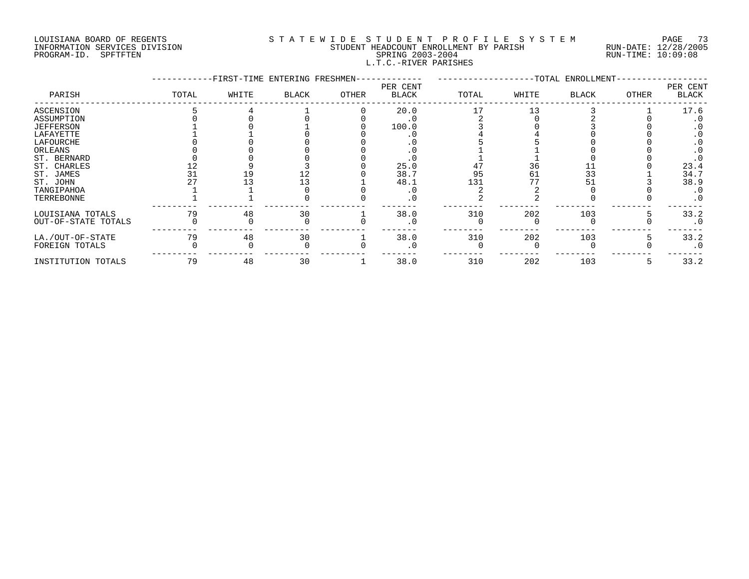LOUISIANA BOARD OF REGENTS
INFORMATION SERVICES DIVISION
PROGRAM-ID. SPFTFTEN

STATEWIDE STUDENT PROFILE SYSTEM
STUDENT HEADCOUNT ENROLLMENT BY PARISH
SPRING 2003-2004
L.T.C.-RIVER PARISHES

RUN-DATE: 12/28/2005
RUN-TIME: 10:09:08

| PARISH | FIRST-TIME ENTERING FRESHMEN TOTAL | WHITE | BLACK | OTHER | PER CENT BLACK | TOTAL ENROLLMENT TOTAL | WHITE | BLACK | OTHER | PER CENT BLACK |
|---|---|---|---|---|---|---|---|---|---|---|
| ASCENSION | 5 | 4 | 1 | 0 | 20.0 | 17 | 13 | 3 | 1 | 17.6 |
| ASSUMPTION | 0 | 0 | 0 | 0 | .0 | 2 | 0 | 2 | 0 | .0 |
| JEFFERSON | 1 | 0 | 1 | 0 | 100.0 | 3 | 0 | 3 | 0 | .0 |
| LAFAYETTE | 1 | 1 | 0 | 0 | .0 | 4 | 4 | 0 | 0 | .0 |
| LAFOURCHE | 0 | 0 | 0 | 0 | .0 | 5 | 5 | 0 | 0 | .0 |
| ORLEANS | 0 | 0 | 0 | 0 | .0 | 1 | 1 | 0 | 0 | .0 |
| ST. BERNARD | 0 | 0 | 0 | 0 | .0 | 1 | 1 | 0 | 0 | .0 |
| ST. CHARLES | 12 | 9 | 3 | 0 | 25.0 | 47 | 36 | 11 | 0 | 23.4 |
| ST. JAMES | 31 | 19 | 12 | 0 | 38.7 | 95 | 61 | 33 | 1 | 34.7 |
| ST. JOHN | 27 | 13 | 13 | 1 | 48.1 | 131 | 77 | 51 | 3 | 38.9 |
| TANGIPAHOA | 1 | 1 | 0 | 0 | .0 | 2 | 2 | 0 | 0 | .0 |
| TERREBONNE | 1 | 1 | 0 | 0 | .0 | 2 | 2 | 0 | 0 | .0 |
| LOUISIANA TOTALS | 79 | 48 | 30 | 1 | 38.0 | 310 | 202 | 103 | 5 | 33.2 |
| OUT-OF-STATE TOTALS | 0 | 0 | 0 | 0 | .0 | 0 | 0 | 0 | 0 | .0 |
| LA./OUT-OF-STATE | 79 | 48 | 30 | 1 | 38.0 | 310 | 202 | 103 | 5 | 33.2 |
| FOREIGN TOTALS | 0 | 0 | 0 | 0 | .0 | 0 | 0 | 0 | 0 | .0 |
| INSTITUTION TOTALS | 79 | 48 | 30 | 1 | 38.0 | 310 | 202 | 103 | 5 | 33.2 |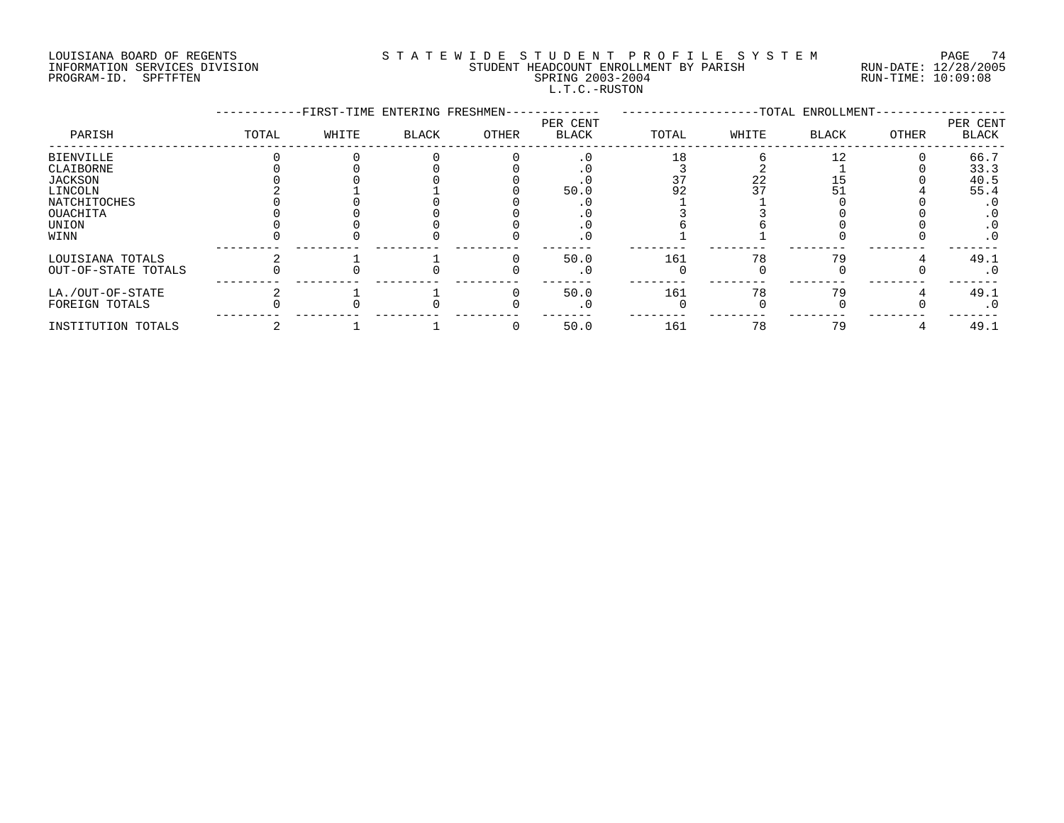LOUISIANA BOARD OF REGENTS
INFORMATION SERVICES DIVISION
PROGRAM-ID. SPFTFTEN

S T A T E W I D E S T U D E N T P R O F I L E S Y S T E M
STUDENT HEADCOUNT ENROLLMENT BY PARISH
SPRING 2003-2004
L.T.C.-RUSTON

RUN-DATE: 12/28/2005
RUN-TIME: 10:09:08

| PARISH | FIRST-TIME ENTERING FRESHMEN | | | | | TOTAL ENROLLMENT | | | | |
|---|---|---|---|---|---|---|---|---|---|---|
| | TOTAL | WHITE | BLACK | OTHER | PER CENT BLACK | TOTAL | WHITE | BLACK | OTHER | PER CENT BLACK |
| BIENVILLE | 0 | 0 | 0 | 0 | .0 | 18 | 6 | 12 | 0 | 66.7 |
| CLAIBORNE | 0 | 0 | 0 | 0 | .0 | 3 | 2 | 1 | 0 | 33.3 |
| JACKSON | 0 | 0 | 0 | 0 | .0 | 37 | 22 | 15 | 0 | 40.5 |
| LINCOLN | 2 | 1 | 1 | 0 | 50.0 | 92 | 37 | 51 | 4 | 55.4 |
| NATCHITOCHES | 0 | 0 | 0 | 0 | .0 | 1 | 1 | 0 | 0 | .0 |
| OUACHITA | 0 | 0 | 0 | 0 | .0 | 3 | 3 | 0 | 0 | .0 |
| UNION | 0 | 0 | 0 | 0 | .0 | 6 | 6 | 0 | 0 | .0 |
| WINN | 0 | 0 | 0 | 0 | .0 | 1 | 1 | 0 | 0 | .0 |
| LOUISIANA TOTALS | 2 | 1 | 1 | 0 | 50.0 | 161 | 78 | 79 | 4 | 49.1 |
| OUT-OF-STATE TOTALS | 0 | 0 | 0 | 0 | .0 | 0 | 0 | 0 | 0 | .0 |
| LA./OUT-OF-STATE | 2 | 1 | 1 | 0 | 50.0 | 161 | 78 | 79 | 4 | 49.1 |
| FOREIGN TOTALS | 0 | 0 | 0 | 0 | .0 | 0 | 0 | 0 | 0 | .0 |
| INSTITUTION TOTALS | 2 | 1 | 1 | 0 | 50.0 | 161 | 78 | 79 | 4 | 49.1 |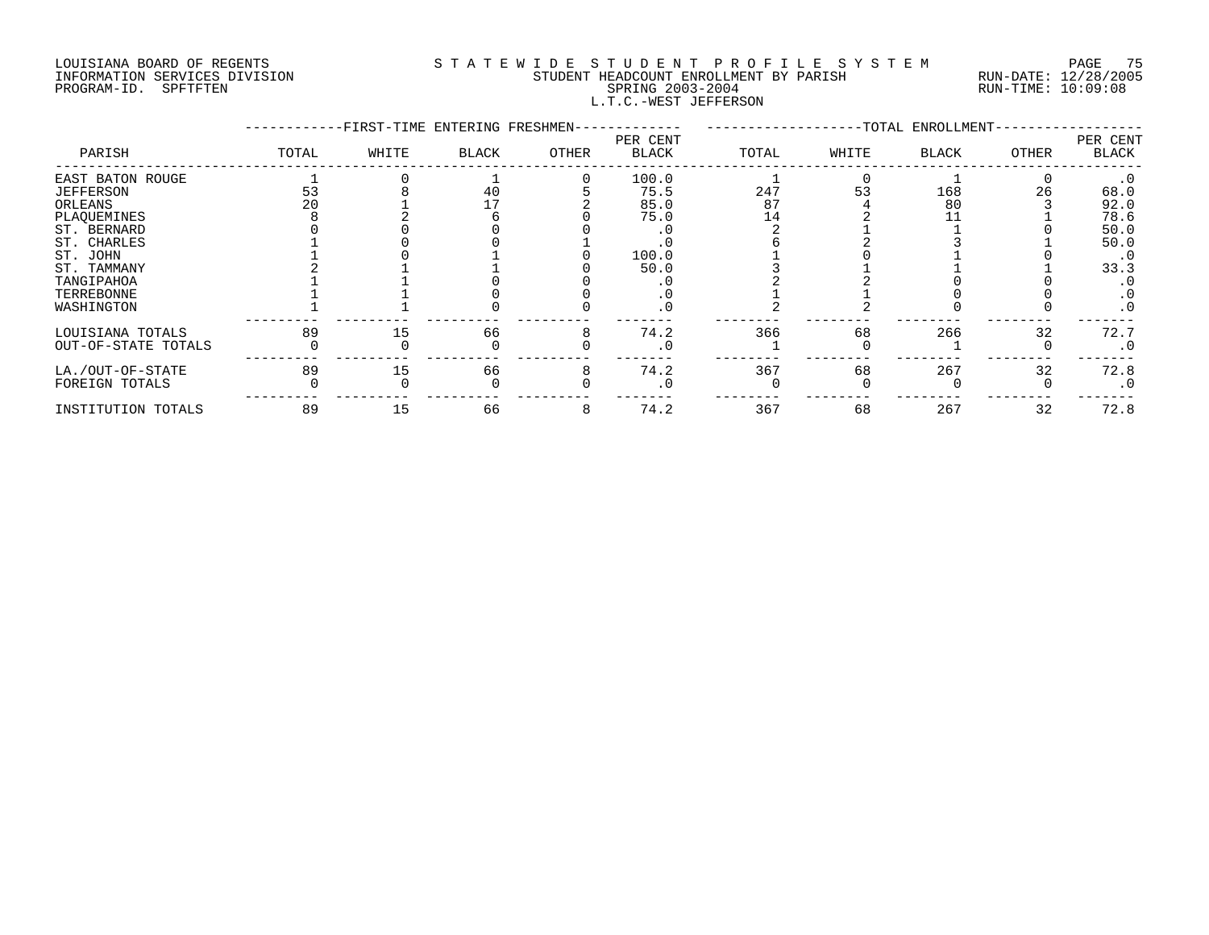LOUISIANA BOARD OF REGENTS
INFORMATION SERVICES DIVISION
PROGRAM-ID. SPFTFTEN

STATEWIDE STUDENT PROFILE SYSTEM
STUDENT HEADCOUNT ENROLLMENT BY PARISH
SPRING 2003-2004
L.T.C.-WEST JEFFERSON

RUN-DATE: 12/28/2005
RUN-TIME: 10:09:08

| PARISH | FIRST-TIME ENTERING FRESHMEN | | | | | TOTAL ENROLLMENT | | | | |
|---|---|---|---|---|---|---|---|---|---|---|
| | TOTAL | WHITE | BLACK | OTHER | PER CENT BLACK | TOTAL | WHITE | BLACK | OTHER | PER CENT BLACK |
| EAST BATON ROUGE | 1 | 0 | 1 | 0 | 100.0 | 1 | 0 | 1 | 0 | .0 |
| JEFFERSON | 53 | 8 | 40 | 5 | 75.5 | 247 | 53 | 168 | 26 | 68.0 |
| ORLEANS | 20 | 1 | 17 | 2 | 85.0 | 87 | 4 | 80 | 3 | 92.0 |
| PLAQUEMINES | 8 | 2 | 6 | 0 | 75.0 | 14 | 2 | 11 | 1 | 78.6 |
| ST. BERNARD | 0 | 0 | 0 | 0 | .0 | 2 | 1 | 1 | 0 | 50.0 |
| ST. CHARLES | 1 | 0 | 0 | 1 | .0 | 6 | 2 | 3 | 1 | 50.0 |
| ST. JOHN | 1 | 0 | 1 | 0 | 100.0 | 1 | 0 | 1 | 0 | .0 |
| ST. TAMMANY | 2 | 1 | 1 | 0 | 50.0 | 3 | 1 | 1 | 1 | 33.3 |
| TANGIPAHOA | 1 | 1 | 0 | 0 | .0 | 2 | 2 | 0 | 0 | .0 |
| TERREBONNE | 1 | 1 | 0 | 0 | .0 | 1 | 1 | 0 | 0 | .0 |
| WASHINGTON | 1 | 1 | 0 | 0 | .0 | 2 | 2 | 0 | 0 | .0 |
| LOUISIANA TOTALS | 89 | 15 | 66 | 8 | 74.2 | 366 | 68 | 266 | 32 | 72.7 |
| OUT-OF-STATE TOTALS | 0 | 0 | 0 | 0 | .0 | 1 | 0 | 1 | 0 | .0 |
| LA./OUT-OF-STATE | 89 | 15 | 66 | 8 | 74.2 | 367 | 68 | 267 | 32 | 72.8 |
| FOREIGN TOTALS | 0 | 0 | 0 | 0 | .0 | 0 | 0 | 0 | 0 | .0 |
| INSTITUTION TOTALS | 89 | 15 | 66 | 8 | 74.2 | 367 | 68 | 267 | 32 | 72.8 |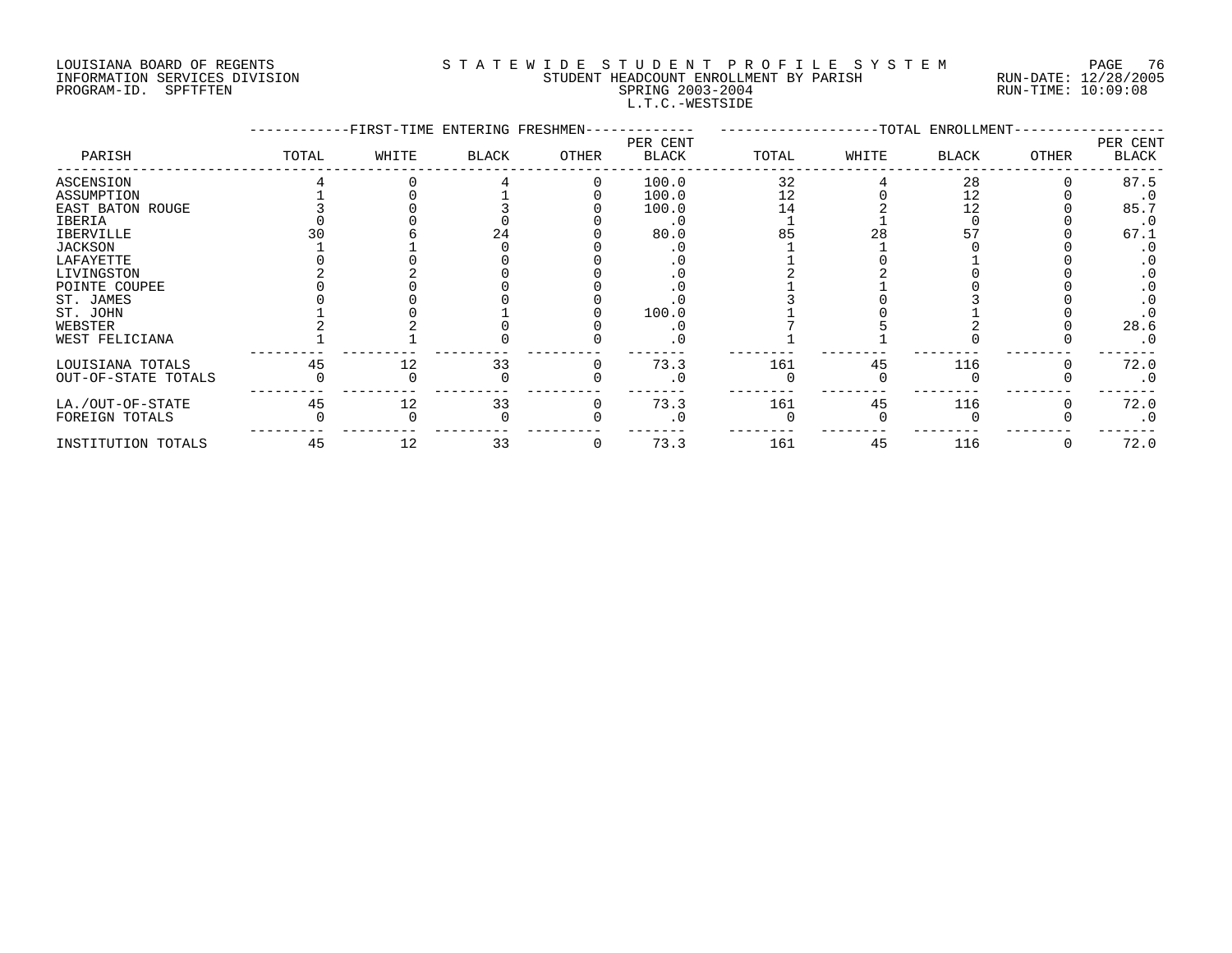LOUISIANA BOARD OF REGENTS
INFORMATION SERVICES DIVISION
PROGRAM-ID. SPFTFTEN

STATEWIDE STUDENT PROFILE SYSTEM
STUDENT HEADCOUNT ENROLLMENT BY PARISH
SPRING 2003-2004
L.T.C.-WESTSIDE

RUN-DATE: 12/28/2005
RUN-TIME: 10:09:08

| PARISH | FIRST-TIME ENTERING FRESHMEN TOTAL | WHITE | BLACK | OTHER | PER CENT BLACK | TOTAL ENROLLMENT TOTAL | WHITE | BLACK | OTHER | PER CENT BLACK |
|---|---|---|---|---|---|---|---|---|---|---|
| ASCENSION | 4 | 0 | 4 | 0 | 100.0 | 32 | 4 | 28 | 0 | 87.5 |
| ASSUMPTION | 1 | 0 | 1 | 0 | 100.0 | 12 | 0 | 12 | 0 | .0 |
| EAST BATON ROUGE | 3 | 0 | 3 | 0 | 100.0 | 14 | 2 | 12 | 0 | 85.7 |
| IBERIA | 0 | 0 | 0 | 0 | .0 | 1 | 1 | 0 | 0 | .0 |
| IBERVILLE | 30 | 6 | 24 | 0 | 80.0 | 85 | 28 | 57 | 0 | 67.1 |
| JACKSON | 1 | 1 | 0 | 0 | .0 | 1 | 1 | 0 | 0 | .0 |
| LAFAYETTE | 0 | 0 | 0 | 0 | .0 | 1 | 0 | 1 | 0 | .0 |
| LIVINGSTON | 2 | 2 | 0 | 0 | .0 | 2 | 2 | 0 | 0 | .0 |
| POINTE COUPEE | 0 | 0 | 0 | 0 | .0 | 1 | 1 | 0 | 0 | .0 |
| ST. JAMES | 0 | 0 | 0 | 0 | .0 | 3 | 0 | 3 | 0 | .0 |
| ST. JOHN | 1 | 0 | 1 | 0 | 100.0 | 1 | 0 | 1 | 0 | .0 |
| WEBSTER | 2 | 2 | 0 | 0 | .0 | 7 | 5 | 2 | 0 | 28.6 |
| WEST FELICIANA | 1 | 1 | 0 | 0 | .0 | 1 | 1 | 0 | 0 | .0 |
| LOUISIANA TOTALS | 45 | 12 | 33 | 0 | 73.3 | 161 | 45 | 116 | 0 | 72.0 |
| OUT-OF-STATE TOTALS | 0 | 0 | 0 | 0 | .0 | 0 | 0 | 0 | 0 | .0 |
| LA./OUT-OF-STATE | 45 | 12 | 33 | 0 | 73.3 | 161 | 45 | 116 | 0 | 72.0 |
| FOREIGN TOTALS | 0 | 0 | 0 | 0 | .0 | 0 | 0 | 0 | 0 | .0 |
| INSTITUTION TOTALS | 45 | 12 | 33 | 0 | 73.3 | 161 | 45 | 116 | 0 | 72.0 |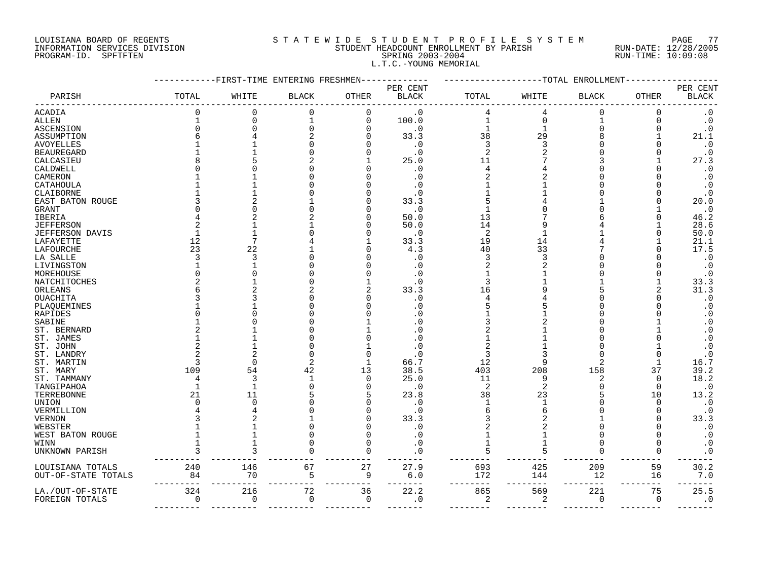LOUISIANA BOARD OF REGENTS
INFORMATION SERVICES DIVISION
PROGRAM-ID. SPFTFTEN

STATEWIDE STUDENT PROFILE SYSTEM
STUDENT HEADCOUNT ENROLLMENT BY PARISH
SPRING 2003-2004
L.T.C.-YOUNG MEMORIAL

RUN-DATE: 12/28/2005
RUN-TIME: 10:09:08

| PARISH | FIRST-TIME ENTERING FRESHMEN TOTAL | WHITE | BLACK | OTHER | PER CENT BLACK | TOTAL ENROLLMENT TOTAL | WHITE | BLACK | OTHER | PER CENT BLACK |
|---|---|---|---|---|---|---|---|---|---|---|
| ACADIA | 0 | 0 | 0 | 0 | .0 | 4 | 4 | 0 | 0 | .0 |
| ALLEN | 1 | 0 | 1 | 0 | 100.0 | 1 | 0 | 1 | 0 | .0 |
| ASCENSION | 0 | 0 | 0 | 0 | .0 | 1 | 1 | 0 | 0 | .0 |
| ASSUMPTION | 6 | 4 | 2 | 0 | 33.3 | 38 | 29 | 8 | 1 | 21.1 |
| AVOYELLES | 1 | 1 | 0 | 0 | .0 | 3 | 3 | 0 | 0 | .0 |
| BEAUREGARD | 1 | 1 | 0 | 0 | .0 | 2 | 2 | 0 | 0 | .0 |
| CALCASIEU | 8 | 5 | 2 | 1 | 25.0 | 11 | 7 | 3 | 1 | 27.3 |
| CALDWELL | 0 | 0 | 0 | 0 | .0 | 4 | 4 | 0 | 0 | .0 |
| CAMERON | 1 | 1 | 0 | 0 | .0 | 2 | 2 | 0 | 0 | .0 |
| CATAHOULA | 1 | 1 | 0 | 0 | .0 | 1 | 1 | 0 | 0 | .0 |
| CLAIBORNE | 1 | 1 | 0 | 0 | .0 | 1 | 1 | 0 | 0 | .0 |
| EAST BATON ROUGE | 3 | 2 | 1 | 0 | 33.3 | 5 | 4 | 1 | 0 | 20.0 |
| GRANT | 0 | 0 | 0 | 0 | .0 | 1 | 0 | 0 | 1 | .0 |
| IBERIA | 4 | 2 | 2 | 0 | 50.0 | 13 | 7 | 6 | 0 | 46.2 |
| JEFFERSON | 2 | 1 | 1 | 0 | 50.0 | 14 | 9 | 4 | 1 | 28.6 |
| JEFFERSON DAVIS | 1 | 1 | 0 | 0 | .0 | 2 | 1 | 1 | 0 | 50.0 |
| LAFAYETTE | 12 | 7 | 4 | 1 | 33.3 | 19 | 14 | 4 | 1 | 21.1 |
| LAFOURCHE | 23 | 22 | 1 | 0 | 4.3 | 40 | 33 | 7 | 0 | 17.5 |
| LA SALLE | 3 | 3 | 0 | 0 | .0 | 3 | 3 | 0 | 0 | .0 |
| LIVINGSTON | 1 | 1 | 0 | 0 | .0 | 2 | 2 | 0 | 0 | .0 |
| MOREHOUSE | 0 | 0 | 0 | 0 | .0 | 1 | 1 | 0 | 0 | .0 |
| NATCHITOCHES | 2 | 1 | 0 | 1 | .0 | 3 | 1 | 1 | 1 | 33.3 |
| ORLEANS | 6 | 2 | 2 | 2 | 33.3 | 16 | 9 | 5 | 2 | 31.3 |
| OUACHITA | 3 | 3 | 0 | 0 | .0 | 4 | 4 | 0 | 0 | .0 |
| PLAQUEMINES | 1 | 1 | 0 | 0 | .0 | 5 | 5 | 0 | 0 | .0 |
| RAPIDES | 0 | 0 | 0 | 0 | .0 | 1 | 1 | 0 | 0 | .0 |
| SABINE | 1 | 0 | 0 | 1 | .0 | 3 | 2 | 0 | 1 | .0 |
| ST. BERNARD | 2 | 1 | 0 | 1 | .0 | 2 | 1 | 0 | 1 | .0 |
| ST. JAMES | 1 | 1 | 0 | 0 | .0 | 1 | 1 | 0 | 0 | .0 |
| ST. JOHN | 2 | 1 | 0 | 1 | .0 | 2 | 1 | 0 | 1 | .0 |
| ST. LANDRY | 2 | 2 | 0 | 0 | .0 | 3 | 3 | 0 | 0 | .0 |
| ST. MARTIN | 3 | 0 | 2 | 1 | 66.7 | 12 | 9 | 2 | 1 | 16.7 |
| ST. MARY | 109 | 54 | 42 | 13 | 38.5 | 403 | 208 | 158 | 37 | 39.2 |
| ST. TAMMANY | 4 | 3 | 1 | 0 | 25.0 | 11 | 9 | 2 | 0 | 18.2 |
| TANGIPAHOA | 1 | 1 | 0 | 0 | .0 | 2 | 2 | 0 | 0 | .0 |
| TERREBONNE | 21 | 11 | 5 | 5 | 23.8 | 38 | 23 | 5 | 10 | 13.2 |
| UNION | 0 | 0 | 0 | 0 | .0 | 1 | 1 | 0 | 0 | .0 |
| VERMILLION | 4 | 4 | 0 | 0 | .0 | 6 | 6 | 0 | 0 | .0 |
| VERNON | 3 | 2 | 1 | 0 | 33.3 | 3 | 2 | 1 | 0 | 33.3 |
| WEBSTER | 1 | 1 | 0 | 0 | .0 | 2 | 2 | 0 | 0 | .0 |
| WEST BATON ROUGE | 1 | 1 | 0 | 0 | .0 | 1 | 1 | 0 | 0 | .0 |
| WINN | 1 | 1 | 0 | 0 | .0 | 1 | 1 | 0 | 0 | .0 |
| UNKNOWN PARISH | 3 | 3 | 0 | 0 | .0 | 5 | 5 | 0 | 0 | .0 |
| LOUISIANA TOTALS | 240 | 146 | 67 | 27 | 27.9 | 693 | 425 | 209 | 59 | 30.2 |
| OUT-OF-STATE TOTALS | 84 | 70 | 5 | 9 | 6.0 | 172 | 144 | 12 | 16 | 7.0 |
| LA./OUT-OF-STATE | 324 | 216 | 72 | 36 | 22.2 | 865 | 569 | 221 | 75 | 25.5 |
| FOREIGN TOTALS | 0 | 0 | 0 | 0 | .0 | 2 | 2 | 0 | 0 | .0 |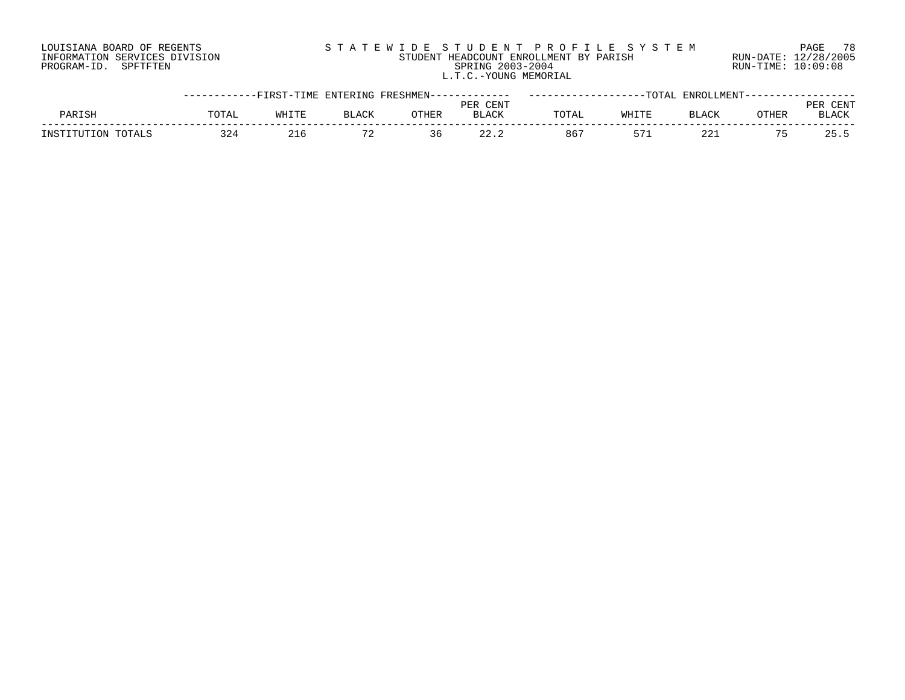LOUISIANA BOARD OF REGENTS
INFORMATION SERVICES DIVISION
PROGRAM-ID. SPFTFTEN

STATEWIDE STUDENT PROFILE SYSTEM
STUDENT HEADCOUNT ENROLLMENT BY PARISH
SPRING 2003-2004
L.T.C.-YOUNG MEMORIAL

RUN-DATE: 12/28/2005
RUN-TIME: 10:09:08

| PARISH | FIRST-TIME ENTERING FRESHMEN | | | | | TOTAL ENROLLMENT | | | | |
|---|---|---|---|---|---|---|---|---|---|---|
| | TOTAL | WHITE | BLACK | OTHER | PER CENT BLACK | TOTAL | WHITE | BLACK | OTHER | PER CENT BLACK |
| INSTITUTION TOTALS | 324 | 216 | 72 | 36 | 22.2 | 867 | 571 | 221 | 75 | 25.5 |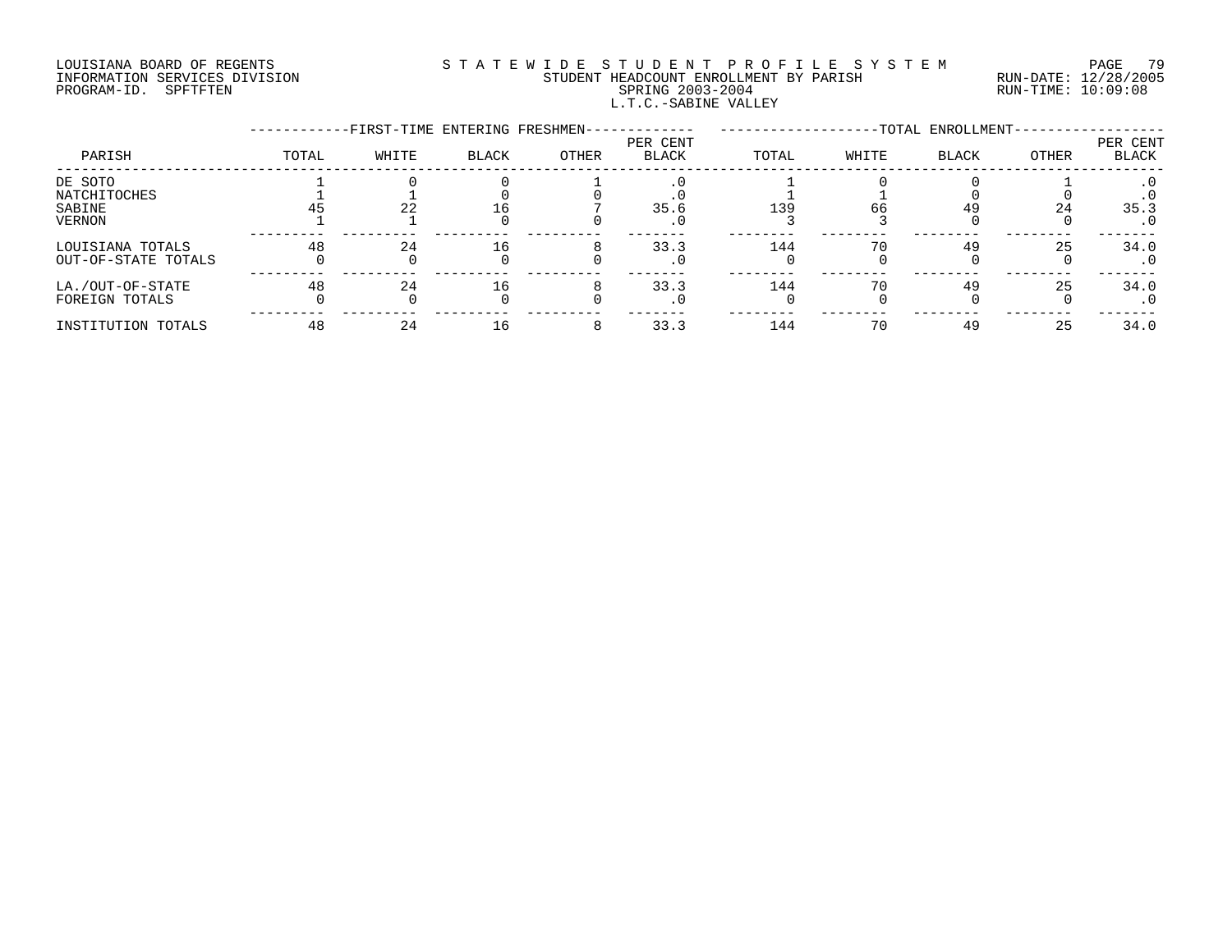LOUISIANA BOARD OF REGENTS
INFORMATION SERVICES DIVISION
PROGRAM-ID. SPFTFTEN

STATEWIDE STUDENT PROFILE SYSTEM
STUDENT HEADCOUNT ENROLLMENT BY PARISH
SPRING 2003-2004
L.T.C.-SABINE VALLEY

RUN-DATE: 12/28/2005
RUN-TIME: 10:09:08

| PARISH | FIRST-TIME ENTERING FRESHMEN TOTAL | WHITE | BLACK | OTHER | PER CENT BLACK | TOTAL ENROLLMENT TOTAL | WHITE | BLACK | OTHER | PER CENT BLACK |
|---|---|---|---|---|---|---|---|---|---|---|
| DE SOTO | 1 | 0 | 0 | 1 | .0 | 1 | 0 | 0 | 1 | .0 |
| NATCHITOCHES | 1 | 1 | 0 | 0 | .0 | 1 | 1 | 0 | 0 | .0 |
| SABINE | 45 | 22 | 16 | 7 | 35.6 | 139 | 66 | 49 | 24 | 35.3 |
| VERNON | 1 | 1 | 0 | 0 | .0 | 3 | 3 | 0 | 0 | .0 |
| LOUISIANA TOTALS | 48 | 24 | 16 | 8 | 33.3 | 144 | 70 | 49 | 25 | 34.0 |
| OUT-OF-STATE TOTALS | 0 | 0 | 0 | 0 | .0 | 0 | 0 | 0 | 0 | .0 |
| LA./OUT-OF-STATE | 48 | 24 | 16 | 8 | 33.3 | 144 | 70 | 49 | 25 | 34.0 |
| FOREIGN TOTALS | 0 | 0 | 0 | 0 | .0 | 0 | 0 | 0 | 0 | .0 |
| INSTITUTION TOTALS | 48 | 24 | 16 | 8 | 33.3 | 144 | 70 | 49 | 25 | 34.0 |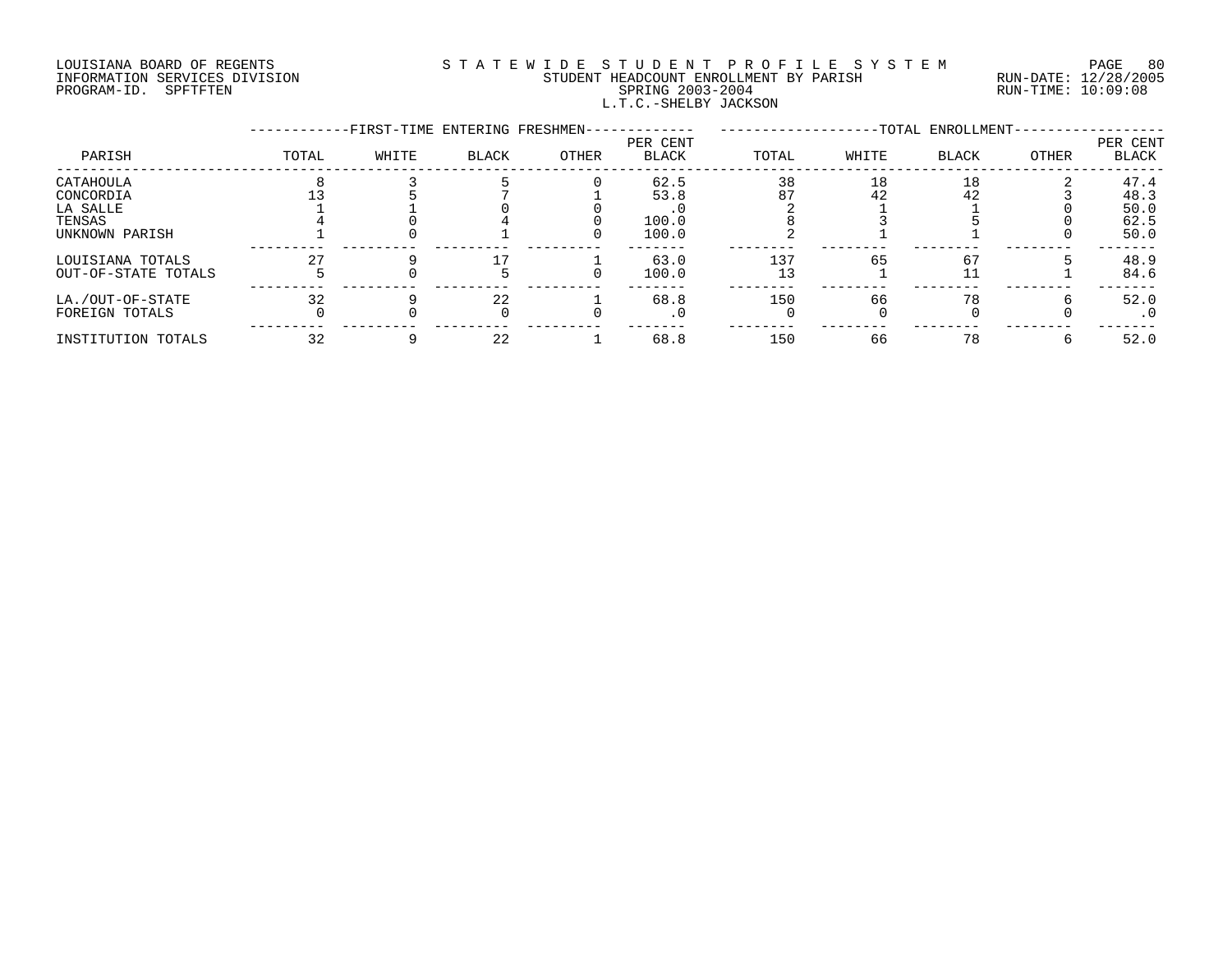LOUISIANA BOARD OF REGENTS
INFORMATION SERVICES DIVISION
PROGRAM-ID. SPFTFTEN

STATEWIDE STUDENT PROFILE SYSTEM
STUDENT HEADCOUNT ENROLLMENT BY PARISH
SPRING 2003-2004
L.T.C.-SHELBY JACKSON

RUN-DATE: 12/28/2005
RUN-TIME: 10:09:08

| PARISH | FIRST-TIME ENTERING FRESHMEN | | | | | TOTAL ENROLLMENT | | | | |
|---|---|---|---|---|---|---|---|---|---|---|
| | TOTAL | WHITE | BLACK | OTHER | PER CENT BLACK | TOTAL | WHITE | BLACK | OTHER | PER CENT BLACK |
| CATAHOULA | 8 | 3 | 5 | 0 | 62.5 | 38 | 18 | 18 | 2 | 47.4 |
| CONCORDIA | 13 | 5 | 7 | 1 | 53.8 | 87 | 42 | 42 | 3 | 48.3 |
| LA SALLE | 1 | 1 | 0 | 0 | .0 | 2 | 1 | 1 | 0 | 50.0 |
| TENSAS | 4 | 0 | 4 | 0 | 100.0 | 8 | 3 | 5 | 0 | 62.5 |
| UNKNOWN PARISH | 1 | 0 | 1 | 0 | 100.0 | 2 | 1 | 1 | 0 | 50.0 |
| LOUISIANA TOTALS | 27 | 9 | 17 | 1 | 63.0 | 137 | 65 | 67 | 5 | 48.9 |
| OUT-OF-STATE TOTALS | 5 | 0 | 5 | 0 | 100.0 | 13 | 1 | 11 | 1 | 84.6 |
| LA./OUT-OF-STATE | 32 | 9 | 22 | 1 | 68.8 | 150 | 66 | 78 | 6 | 52.0 |
| FOREIGN TOTALS | 0 | 0 | 0 | 0 | .0 | 0 | 0 | 0 | 0 | .0 |
| INSTITUTION TOTALS | 32 | 9 | 22 | 1 | 68.8 | 150 | 66 | 78 | 6 | 52.0 |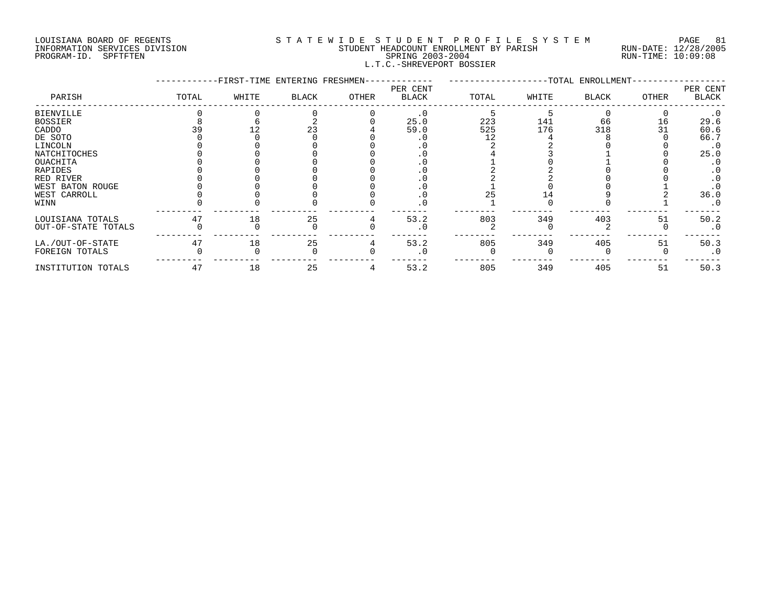LOUISIANA BOARD OF REGENTS
INFORMATION SERVICES DIVISION
PROGRAM-ID. SPFTFTEN

# S T A T E W I D E   S T U D E N T   P R O F I L E   S Y S T E M

STUDENT HEADCOUNT ENROLLMENT BY PARISH
SPRING 2003-2004
L.T.C.-SHREVEPORT BOSSIER

RUN-DATE: 12/28/2005
RUN-TIME: 10:09:08

| PARISH | FIRST-TIME ENTERING FRESHMEN TOTAL | WHITE | BLACK | OTHER | PER CENT BLACK | TOTAL ENROLLMENT TOTAL | WHITE | BLACK | OTHER | PER CENT BLACK |
|---|---|---|---|---|---|---|---|---|---|---|
| BIENVILLE | 0 | 0 | 0 | 0 | .0 | 5 | 5 | 0 | 0 | .0 |
| BOSSIER | 8 | 6 | 2 | 0 | 25.0 | 223 | 141 | 66 | 16 | 29.6 |
| CADDO | 39 | 12 | 23 | 4 | 59.0 | 525 | 176 | 318 | 31 | 60.6 |
| DE SOTO | 0 | 0 | 0 | 0 | .0 | 12 | 4 | 8 | 0 | 66.7 |
| LINCOLN | 0 | 0 | 0 | 0 | .0 | 2 | 2 | 0 | 0 | .0 |
| NATCHITOCHES | 0 | 0 | 0 | 0 | .0 | 4 | 3 | 1 | 0 | 25.0 |
| OUACHITA | 0 | 0 | 0 | 0 | .0 | 1 | 0 | 1 | 0 | .0 |
| RAPIDES | 0 | 0 | 0 | 0 | .0 | 2 | 2 | 0 | 0 | .0 |
| RED RIVER | 0 | 0 | 0 | 0 | .0 | 2 | 2 | 0 | 0 | .0 |
| WEST BATON ROUGE | 0 | 0 | 0 | 0 | .0 | 1 | 0 | 0 | 1 | .0 |
| WEST CARROLL | 0 | 0 | 0 | 0 | .0 | 25 | 14 | 9 | 2 | 36.0 |
| WINN | 0 | 0 | 0 | 0 | .0 | 1 | 0 | 0 | 1 | .0 |
| LOUISIANA TOTALS | 47 | 18 | 25 | 4 | 53.2 | 803 | 349 | 403 | 51 | 50.2 |
| OUT-OF-STATE TOTALS | 0 | 0 | 0 | 0 | .0 | 2 | 0 | 2 | 0 | .0 |
| LA./OUT-OF-STATE | 47 | 18 | 25 | 4 | 53.2 | 805 | 349 | 405 | 51 | 50.3 |
| FOREIGN TOTALS | 0 | 0 | 0 | 0 | .0 | 0 | 0 | 0 | 0 | .0 |
| INSTITUTION TOTALS | 47 | 18 | 25 | 4 | 53.2 | 805 | 349 | 405 | 51 | 50.3 |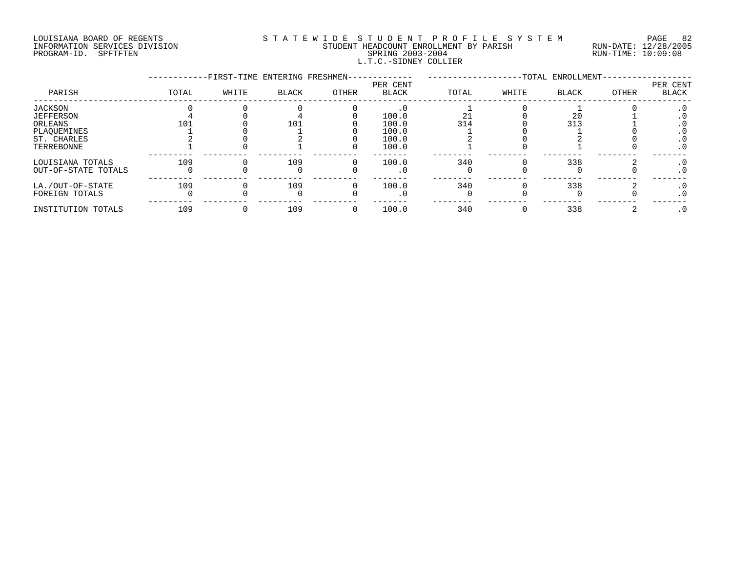LOUISIANA BOARD OF REGENTS
INFORMATION SERVICES DIVISION
PROGRAM-ID. SPFTFTEN

STATEWIDE STUDENT PROFILE SYSTEM
STUDENT HEADCOUNT ENROLLMENT BY PARISH
SPRING 2003-2004
L.T.C.-SIDNEY COLLIER

RUN-DATE: 12/28/2005
RUN-TIME: 10:09:08

| PARISH | FIRST-TIME ENTERING FRESHMEN TOTAL | WHITE | BLACK | OTHER | PER CENT BLACK | TOTAL ENROLLMENT TOTAL | WHITE | BLACK | OTHER | PER CENT BLACK |
|---|---|---|---|---|---|---|---|---|---|---|
| JACKSON | 0 | 0 | 0 | 0 | .0 | 1 | 0 | 1 | 0 | .0 |
| JEFFERSON | 4 | 0 | 4 | 0 | 100.0 | 21 | 0 | 20 | 1 | .0 |
| ORLEANS | 101 | 0 | 101 | 0 | 100.0 | 314 | 0 | 313 | 1 | .0 |
| PLAQUEMINES | 1 | 0 | 1 | 0 | 100.0 | 1 | 0 | 1 | 0 | .0 |
| ST. CHARLES | 2 | 0 | 2 | 0 | 100.0 | 2 | 0 | 2 | 0 | .0 |
| TERREBONNE | 1 | 0 | 1 | 0 | 100.0 | 1 | 0 | 1 | 0 | .0 |
| LOUISIANA TOTALS | 109 | 0 | 109 | 0 | 100.0 | 340 | 0 | 338 | 2 | .0 |
| OUT-OF-STATE TOTALS | 0 | 0 | 0 | 0 | .0 | 0 | 0 | 0 | 0 | .0 |
| LA./OUT-OF-STATE | 109 | 0 | 109 | 0 | 100.0 | 340 | 0 | 338 | 2 | .0 |
| FOREIGN TOTALS | 0 | 0 | 0 | 0 | .0 | 0 | 0 | 0 | 0 | .0 |
| INSTITUTION TOTALS | 109 | 0 | 109 | 0 | 100.0 | 340 | 0 | 338 | 2 | .0 |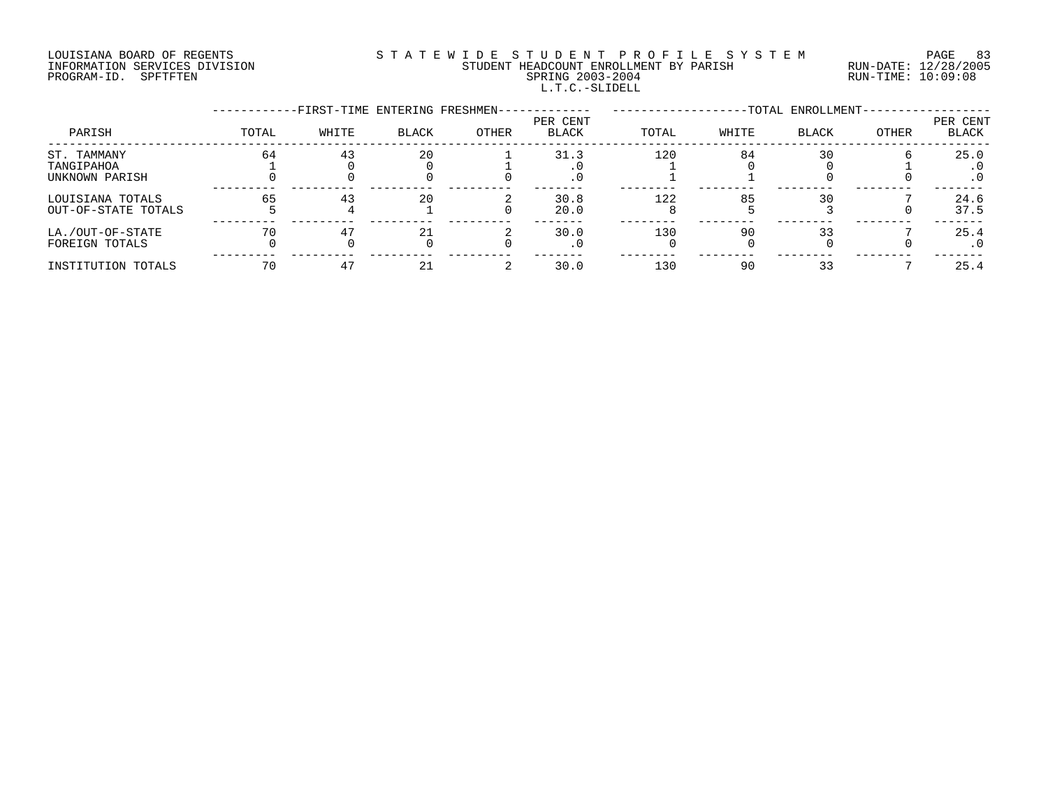LOUISIANA BOARD OF REGENTS
INFORMATION SERVICES DIVISION
PROGRAM-ID. SPFTFTEN

STATEWIDE STUDENT PROFILE SYSTEM
STUDENT HEADCOUNT ENROLLMENT BY PARISH
SPRING 2003-2004
L.T.C.-SLIDELL

RUN-DATE: 12/28/2005
RUN-TIME: 10:09:08

| PARISH | FIRST-TIME ENTERING FRESHMEN TOTAL | WHITE | BLACK | OTHER | PER CENT BLACK | TOTAL ENROLLMENT TOTAL | WHITE | BLACK | OTHER | PER CENT BLACK |
|---|---|---|---|---|---|---|---|---|---|---|
| ST. TAMMANY | 64 | 43 | 20 | 1 | 31.3 | 120 | 84 | 30 | 6 | 25.0 |
| TANGIPAHOA | 1 | 0 | 0 | 1 | .0 | 1 | 0 | 0 | 1 | .0 |
| UNKNOWN PARISH | 0 | 0 | 0 | 0 | .0 | 1 | 1 | 0 | 0 | .0 |
| LOUISIANA TOTALS | 65 | 43 | 20 | 2 | 30.8 | 122 | 85 | 30 | 7 | 24.6 |
| OUT-OF-STATE TOTALS | 5 | 4 | 1 | 0 | 20.0 | 8 | 5 | 3 | 0 | 37.5 |
| LA./OUT-OF-STATE | 70 | 47 | 21 | 2 | 30.0 | 130 | 90 | 33 | 7 | 25.4 |
| FOREIGN TOTALS | 0 | 0 | 0 | 0 | .0 | 0 | 0 | 0 | 0 | .0 |
| INSTITUTION TOTALS | 70 | 47 | 21 | 2 | 30.0 | 130 | 90 | 33 | 7 | 25.4 |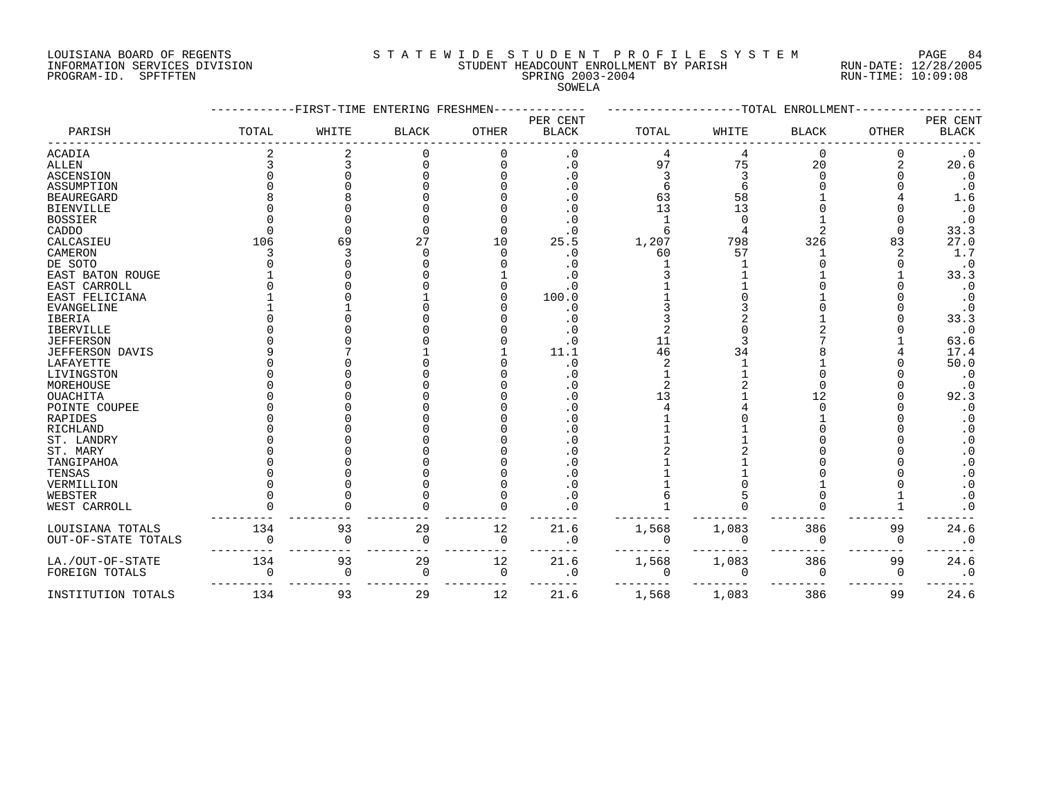LOUISIANA BOARD OF REGENTS
INFORMATION SERVICES DIVISION
PROGRAM-ID. SPFTFTEN

STATEWIDE STUDENT PROFILE SYSTEM
STUDENT HEADCOUNT ENROLLMENT BY PARISH
SPRING 2003-2004
SOWELA

RUN-DATE: 12/28/2005
RUN-TIME: 10:09:08

| PARISH | FIRST-TIME ENTERING FRESHMEN TOTAL | WHITE | BLACK | OTHER | PER CENT BLACK | TOTAL ENROLLMENT TOTAL | WHITE | BLACK | OTHER | PER CENT BLACK |
|---|---|---|---|---|---|---|---|---|---|---|
| ACADIA | 2 | 2 | 0 | 0 | .0 | 4 | 4 | 0 | 0 | .0 |
| ALLEN | 3 | 3 | 0 | 0 | .0 | 97 | 75 | 20 | 2 | 20.6 |
| ASCENSION | 0 | 0 | 0 | 0 | .0 | 3 | 3 | 0 | 0 | .0 |
| ASSUMPTION | 0 | 0 | 0 | 0 | .0 | 6 | 6 | 0 | 0 | .0 |
| BEAUREGARD | 8 | 8 | 0 | 0 | .0 | 63 | 58 | 1 | 4 | 1.6 |
| BIENVILLE | 0 | 0 | 0 | 0 | .0 | 13 | 13 | 0 | 0 | .0 |
| BOSSIER | 0 | 0 | 0 | 0 | .0 | 1 | 0 | 1 | 0 | .0 |
| CADDO | 0 | 0 | 0 | 0 | .0 | 6 | 4 | 2 | 0 | 33.3 |
| CALCASIEU | 106 | 69 | 27 | 10 | 25.5 | 1,207 | 798 | 326 | 83 | 27.0 |
| CAMERON | 3 | 3 | 0 | 0 | .0 | 60 | 57 | 1 | 2 | 1.7 |
| DE SOTO | 0 | 0 | 0 | 0 | .0 | 1 | 1 | 0 | 0 | .0 |
| EAST BATON ROUGE | 1 | 0 | 0 | 1 | .0 | 3 | 1 | 1 | 1 | 33.3 |
| EAST CARROLL | 0 | 0 | 0 | 0 | .0 | 1 | 1 | 0 | 0 | .0 |
| EAST FELICIANA | 1 | 0 | 1 | 0 | 100.0 | 1 | 0 | 1 | 0 | .0 |
| EVANGELINE | 1 | 1 | 0 | 0 | .0 | 3 | 3 | 0 | 0 | .0 |
| IBERIA | 0 | 0 | 0 | 0 | .0 | 3 | 2 | 1 | 0 | 33.3 |
| IBERVILLE | 0 | 0 | 0 | 0 | .0 | 2 | 0 | 2 | 0 | .0 |
| JEFFERSON | 0 | 0 | 0 | 0 | .0 | 11 | 3 | 7 | 1 | 63.6 |
| JEFFERSON DAVIS | 9 | 7 | 1 | 1 | 11.1 | 46 | 34 | 8 | 4 | 17.4 |
| LAFAYETTE | 0 | 0 | 0 | 0 | .0 | 2 | 1 | 1 | 0 | 50.0 |
| LIVINGSTON | 0 | 0 | 0 | 0 | .0 | 1 | 1 | 0 | 0 | .0 |
| MOREHOUSE | 0 | 0 | 0 | 0 | .0 | 2 | 2 | 0 | 0 | .0 |
| OUACHITA | 0 | 0 | 0 | 0 | .0 | 13 | 1 | 12 | 0 | 92.3 |
| POINTE COUPEE | 0 | 0 | 0 | 0 | .0 | 4 | 4 | 0 | 0 | .0 |
| RAPIDES | 0 | 0 | 0 | 0 | .0 | 1 | 0 | 1 | 0 | .0 |
| RICHLAND | 0 | 0 | 0 | 0 | .0 | 1 | 1 | 0 | 0 | .0 |
| ST. LANDRY | 0 | 0 | 0 | 0 | .0 | 1 | 1 | 0 | 0 | .0 |
| ST. MARY | 0 | 0 | 0 | 0 | .0 | 2 | 2 | 0 | 0 | .0 |
| TANGIPAHOA | 0 | 0 | 0 | 0 | .0 | 1 | 1 | 0 | 0 | .0 |
| TENSAS | 0 | 0 | 0 | 0 | .0 | 1 | 1 | 0 | 0 | .0 |
| VERMILLION | 0 | 0 | 0 | 0 | .0 | 1 | 0 | 1 | 0 | .0 |
| WEBSTER | 0 | 0 | 0 | 0 | .0 | 6 | 5 | 0 | 1 | .0 |
| WEST CARROLL | 0 | 0 | 0 | 0 | .0 | 1 | 0 | 0 | 1 | .0 |
| LOUISIANA TOTALS | 134 | 93 | 29 | 12 | 21.6 | 1,568 | 1,083 | 386 | 99 | 24.6 |
| OUT-OF-STATE TOTALS | 0 | 0 | 0 | 0 | .0 | 0 | 0 | 0 | 0 | .0 |
| LA./OUT-OF-STATE | 134 | 93 | 29 | 12 | 21.6 | 1,568 | 1,083 | 386 | 99 | 24.6 |
| FOREIGN TOTALS | 0 | 0 | 0 | 0 | .0 | 0 | 0 | 0 | 0 | .0 |
| INSTITUTION TOTALS | 134 | 93 | 29 | 12 | 21.6 | 1,568 | 1,083 | 386 | 99 | 24.6 |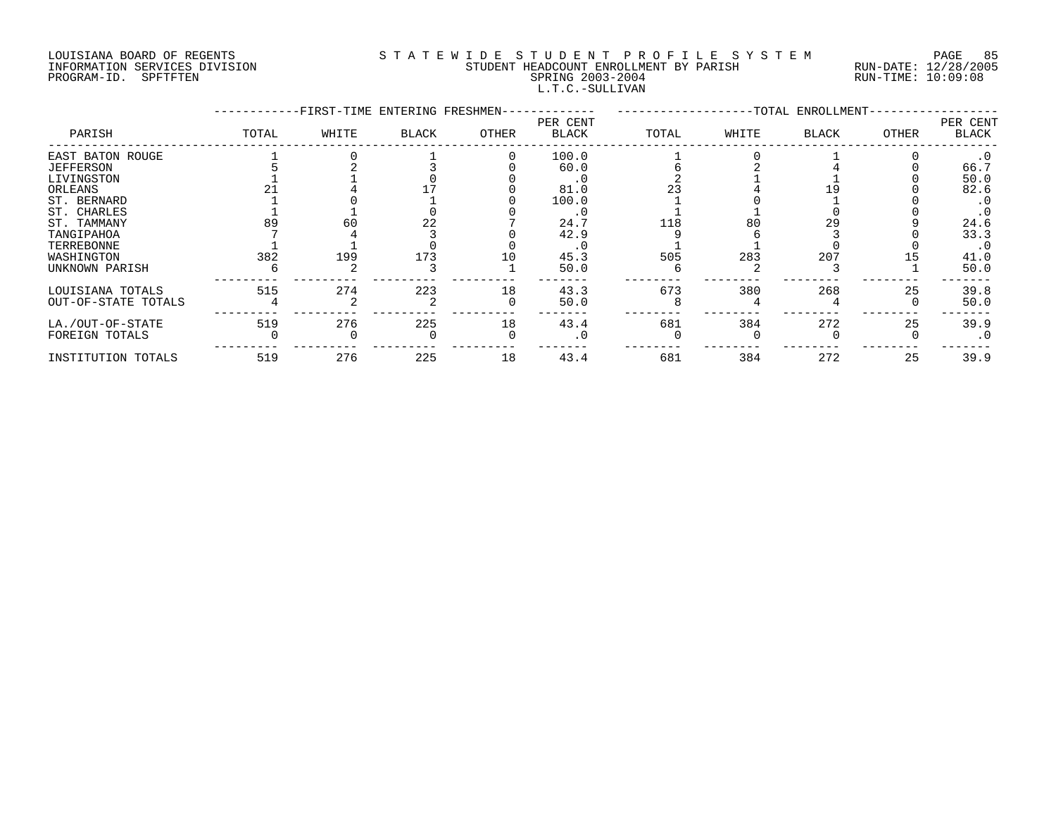LOUISIANA BOARD OF REGENTS
INFORMATION SERVICES DIVISION
PROGRAM-ID. SPFTFTEN

S T A T E W I D E S T U D E N T P R O F I L E S Y S T E M
STUDENT HEADCOUNT ENROLLMENT BY PARISH
SPRING 2003-2004
L.T.C.-SULLIVAN

RUN-DATE: 12/28/2005
RUN-TIME: 10:09:08

| PARISH | FIRST-TIME ENTERING FRESHMEN | | | | | TOTAL ENROLLMENT | | | | |
|---|---|---|---|---|---|---|---|---|---|---|
| | TOTAL | WHITE | BLACK | OTHER | PER CENT BLACK | TOTAL | WHITE | BLACK | OTHER | PER CENT BLACK |
| EAST BATON ROUGE | 1 | 0 | 1 | 0 | 100.0 | 1 | 0 | 1 | 0 | .0 |
| JEFFERSON | 5 | 2 | 3 | 0 | 60.0 | 6 | 2 | 4 | 0 | 66.7 |
| LIVINGSTON | 1 | 1 | 0 | 0 | .0 | 2 | 1 | 1 | 0 | 50.0 |
| ORLEANS | 21 | 4 | 17 | 0 | 81.0 | 23 | 4 | 19 | 0 | 82.6 |
| ST. BERNARD | 1 | 0 | 1 | 0 | 100.0 | 1 | 0 | 1 | 0 | .0 |
| ST. CHARLES | 1 | 1 | 0 | 0 | .0 | 1 | 1 | 0 | 0 | .0 |
| ST. TAMMANY | 89 | 60 | 22 | 7 | 24.7 | 118 | 80 | 29 | 9 | 24.6 |
| TANGIPAHOA | 7 | 4 | 3 | 0 | 42.9 | 9 | 6 | 3 | 0 | 33.3 |
| TERREBONNE | 1 | 1 | 0 | 0 | .0 | 1 | 1 | 0 | 0 | .0 |
| WASHINGTON | 382 | 199 | 173 | 10 | 45.3 | 505 | 283 | 207 | 15 | 41.0 |
| UNKNOWN PARISH | 6 | 2 | 3 | 1 | 50.0 | 6 | 2 | 3 | 1 | 50.0 |
| LOUISIANA TOTALS | 515 | 274 | 223 | 18 | 43.3 | 673 | 380 | 268 | 25 | 39.8 |
| OUT-OF-STATE TOTALS | 4 | 2 | 2 | 0 | 50.0 | 8 | 4 | 4 | 0 | 50.0 |
| LA./OUT-OF-STATE | 519 | 276 | 225 | 18 | 43.4 | 681 | 384 | 272 | 25 | 39.9 |
| FOREIGN TOTALS | 0 | 0 | 0 | 0 | .0 | 0 | 0 | 0 | 0 | .0 |
| INSTITUTION TOTALS | 519 | 276 | 225 | 18 | 43.4 | 681 | 384 | 272 | 25 | 39.9 |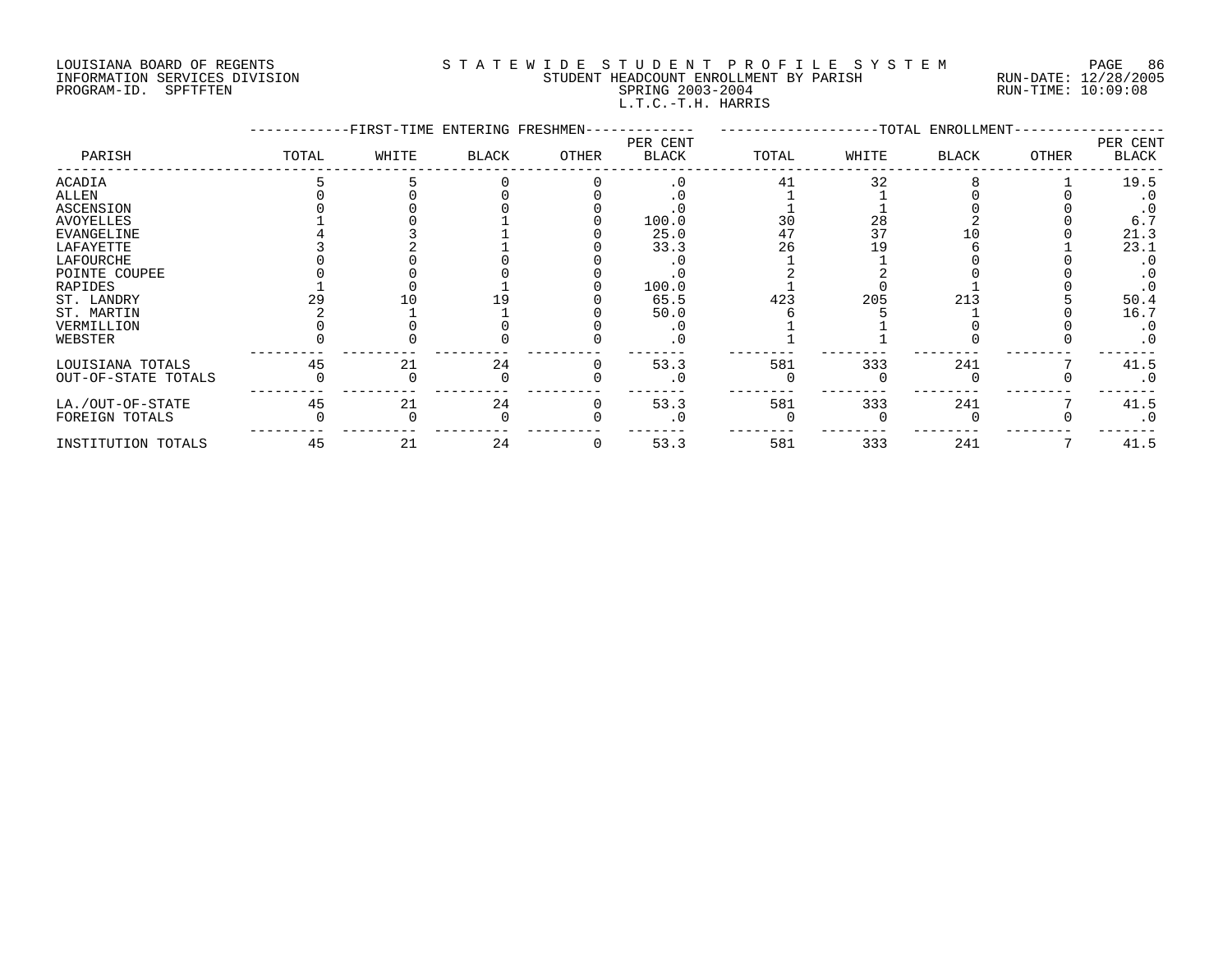LOUISIANA BOARD OF REGENTS
INFORMATION SERVICES DIVISION
PROGRAM-ID. SPFTFTEN

STATEWIDE STUDENT PROFILE SYSTEM
STUDENT HEADCOUNT ENROLLMENT BY PARISH
SPRING 2003-2004
L.T.C.-T.H. HARRIS

RUN-DATE: 12/28/2005
RUN-TIME: 10:09:08

| PARISH | FIRST-TIME ENTERING FRESHMEN | | | | | TOTAL ENROLLMENT | | | | |
|---|---|---|---|---|---|---|---|---|---|---|
| | TOTAL | WHITE | BLACK | OTHER | PER CENT BLACK | TOTAL | WHITE | BLACK | OTHER | PER CENT BLACK |
| ACADIA | 5 | 5 | 0 | 0 | .0 | 41 | 32 | 8 | 1 | 19.5 |
| ALLEN | 0 | 0 | 0 | 0 | .0 | 1 | 1 | 0 | 0 | .0 |
| ASCENSION | 0 | 0 | 0 | 0 | .0 | 1 | 1 | 0 | 0 | .0 |
| AVOYELLES | 1 | 0 | 1 | 0 | 100.0 | 30 | 28 | 2 | 0 | 6.7 |
| EVANGELINE | 4 | 3 | 1 | 0 | 25.0 | 47 | 37 | 10 | 0 | 21.3 |
| LAFAYETTE | 3 | 2 | 1 | 0 | 33.3 | 26 | 19 | 6 | 1 | 23.1 |
| LAFOURCHE | 0 | 0 | 0 | 0 | .0 | 1 | 1 | 0 | 0 | .0 |
| POINTE COUPEE | 0 | 0 | 0 | 0 | .0 | 2 | 2 | 0 | 0 | .0 |
| RAPIDES | 1 | 0 | 1 | 0 | 100.0 | 1 | 0 | 1 | 0 | .0 |
| ST. LANDRY | 29 | 10 | 19 | 0 | 65.5 | 423 | 205 | 213 | 5 | 50.4 |
| ST. MARTIN | 2 | 1 | 1 | 0 | 50.0 | 6 | 5 | 1 | 0 | 16.7 |
| VERMILLION | 0 | 0 | 0 | 0 | .0 | 1 | 1 | 0 | 0 | .0 |
| WEBSTER | 0 | 0 | 0 | 0 | .0 | 1 | 1 | 0 | 0 | .0 |
| LOUISIANA TOTALS | 45 | 21 | 24 | 0 | 53.3 | 581 | 333 | 241 | 7 | 41.5 |
| OUT-OF-STATE TOTALS | 0 | 0 | 0 | 0 | .0 | 0 | 0 | 0 | 0 | .0 |
| LA./OUT-OF-STATE | 45 | 21 | 24 | 0 | 53.3 | 581 | 333 | 241 | 7 | 41.5 |
| FOREIGN TOTALS | 0 | 0 | 0 | 0 | .0 | 0 | 0 | 0 | 0 | .0 |
| INSTITUTION TOTALS | 45 | 21 | 24 | 0 | 53.3 | 581 | 333 | 241 | 7 | 41.5 |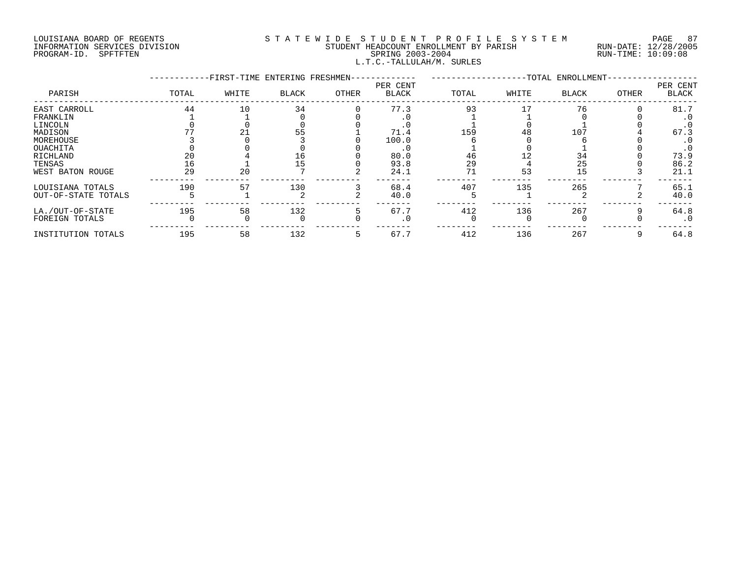LOUISIANA BOARD OF REGENTS
INFORMATION SERVICES DIVISION
PROGRAM-ID. SPFTFTEN

STATEWIDE STUDENT PROFILE SYSTEM
STUDENT HEADCOUNT ENROLLMENT BY PARISH
SPRING 2003-2004
L.T.C.-TALLULAH/M. SURLES

RUN-DATE: 12/28/2005
RUN-TIME: 10:09:08

| PARISH | FIRST-TIME ENTERING FRESHMEN | | | | | TOTAL ENROLLMENT | | | | |
|---|---|---|---|---|---|---|---|---|---|---|
| | TOTAL | WHITE | BLACK | OTHER | PER CENT BLACK | TOTAL | WHITE | BLACK | OTHER | PER CENT BLACK |
| EAST CARROLL | 44 | 10 | 34 | 0 | 77.3 | 93 | 17 | 76 | 0 | 81.7 |
| FRANKLIN | 1 | 1 | 0 | 0 | .0 | 1 | 1 | 0 | 0 | .0 |
| LINCOLN | 0 | 0 | 0 | 0 | .0 | 1 | 0 | 1 | 0 | .0 |
| MADISON | 77 | 21 | 55 | 1 | 71.4 | 159 | 48 | 107 | 4 | 67.3 |
| MOREHOUSE | 3 | 0 | 3 | 0 | 100.0 | 6 | 0 | 6 | 0 | .0 |
| OUACHITA | 0 | 0 | 0 | 0 | .0 | 1 | 0 | 1 | 0 | .0 |
| RICHLAND | 20 | 4 | 16 | 0 | 80.0 | 46 | 12 | 34 | 0 | 73.9 |
| TENSAS | 16 | 1 | 15 | 0 | 93.8 | 29 | 4 | 25 | 0 | 86.2 |
| WEST BATON ROUGE | 29 | 20 | 7 | 2 | 24.1 | 71 | 53 | 15 | 3 | 21.1 |
| LOUISIANA TOTALS | 190 | 57 | 130 | 3 | 68.4 | 407 | 135 | 265 | 7 | 65.1 |
| OUT-OF-STATE TOTALS | 5 | 1 | 2 | 2 | 40.0 | 5 | 1 | 2 | 2 | 40.0 |
| LA./OUT-OF-STATE | 195 | 58 | 132 | 5 | 67.7 | 412 | 136 | 267 | 9 | 64.8 |
| FOREIGN TOTALS | 0 | 0 | 0 | 0 | .0 | 0 | 0 | 0 | 0 | .0 |
| INSTITUTION TOTALS | 195 | 58 | 132 | 5 | 67.7 | 412 | 136 | 267 | 9 | 64.8 |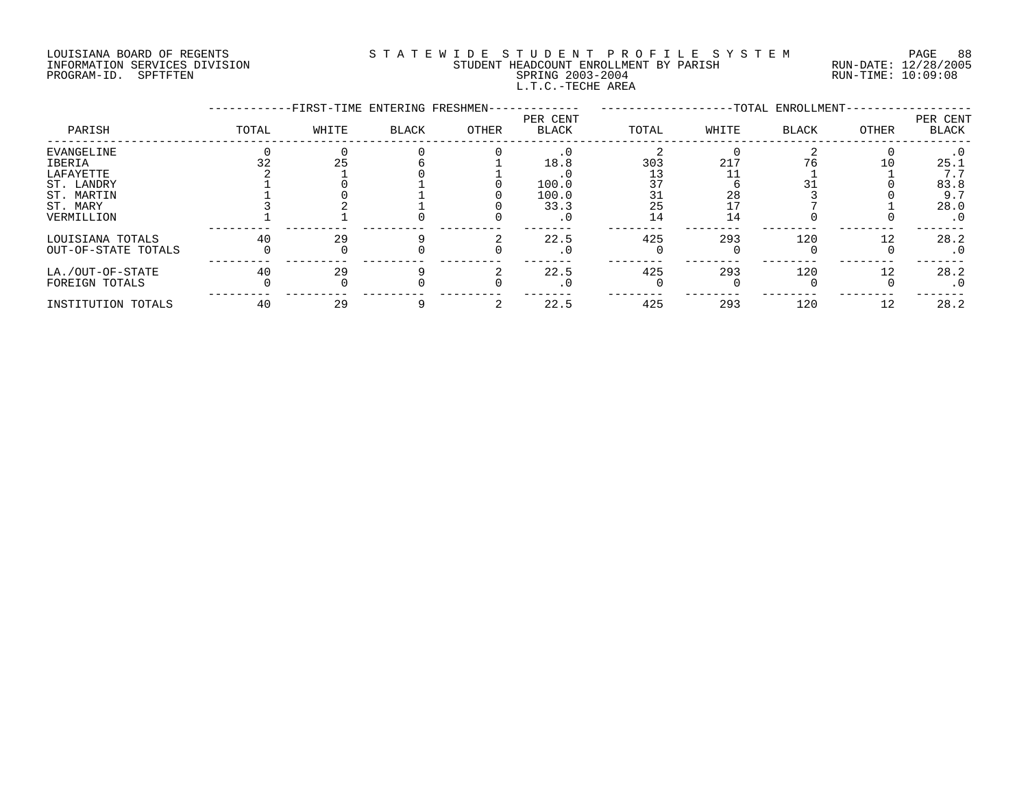LOUISIANA BOARD OF REGENTS
INFORMATION SERVICES DIVISION
PROGRAM-ID. SPFTFTEN

# STATEWIDE STUDENT PROFILE SYSTEM

STUDENT HEADCOUNT ENROLLMENT BY PARISH
SPRING 2003-2004
L.T.C.-TECHE AREA

RUN-DATE: 12/28/2005
RUN-TIME: 10:09:08

| PARISH | FIRST-TIME ENTERING FRESHMEN TOTAL | WHITE | BLACK | OTHER | PER CENT BLACK | TOTAL ENROLLMENT TOTAL | WHITE | BLACK | OTHER | PER CENT BLACK |
|---|---|---|---|---|---|---|---|---|---|---|
| EVANGELINE | 0 | 0 | 0 | 0 | .0 | 2 | 0 | 2 | 0 | .0 |
| IBERIA | 32 | 25 | 6 | 1 | 18.8 | 303 | 217 | 76 | 10 | 25.1 |
| LAFAYETTE | 2 | 1 | 0 | 1 | .0 | 13 | 11 | 1 | 1 | 7.7 |
| ST. LANDRY | 1 | 0 | 1 | 0 | 100.0 | 37 | 6 | 31 | 0 | 83.8 |
| ST. MARTIN | 1 | 0 | 1 | 0 | 100.0 | 31 | 28 | 3 | 0 | 9.7 |
| ST. MARY | 3 | 2 | 1 | 0 | 33.3 | 25 | 17 | 7 | 1 | 28.0 |
| VERMILLION | 1 | 1 | 0 | 0 | .0 | 14 | 14 | 0 | 0 | .0 |
| LOUISIANA TOTALS | 40 | 29 | 9 | 2 | 22.5 | 425 | 293 | 120 | 12 | 28.2 |
| OUT-OF-STATE TOTALS | 0 | 0 | 0 | 0 | .0 | 0 | 0 | 0 | 0 | .0 |
| LA./OUT-OF-STATE | 40 | 29 | 9 | 2 | 22.5 | 425 | 293 | 120 | 12 | 28.2 |
| FOREIGN TOTALS | 0 | 0 | 0 | 0 | .0 | 0 | 0 | 0 | 0 | .0 |
| INSTITUTION TOTALS | 40 | 29 | 9 | 2 | 22.5 | 425 | 293 | 120 | 12 | 28.2 |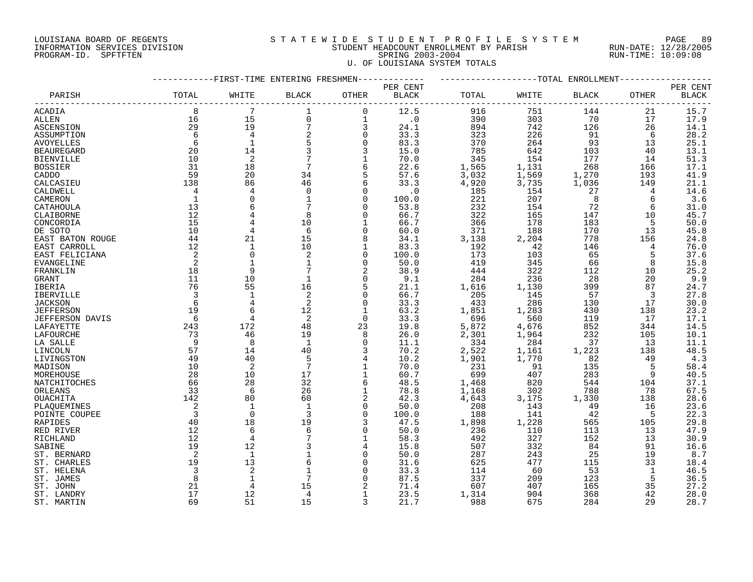LOUISIANA BOARD OF REGENTS
INFORMATION SERVICES DIVISION
PROGRAM-ID. SPFTFTEN

# STATEWIDE STUDENT PROFILE SYSTEM
## STUDENT HEADCOUNT ENROLLMENT BY PARISH
### SPRING 2003-2004
### U. OF LOUISIANA SYSTEM TOTALS

RUN-DATE: 12/28/2005
RUN-TIME: 10:09:08

| | FIRST-TIME ENTERING FRESHMEN | | | | | TOTAL ENROLLMENT | | | | |
|---|---|---|---|---|---|---|---|---|---|---|
| PARISH | TOTAL | WHITE | BLACK | OTHER | PER CENT BLACK | TOTAL | WHITE | BLACK | OTHER | PER CENT BLACK |
| ACADIA | 8 | 7 | 1 | 0 | 12.5 | 916 | 751 | 144 | 21 | 15.7 |
| ALLEN | 16 | 15 | 0 | 1 | .0 | 390 | 303 | 70 | 17 | 17.9 |
| ASCENSION | 29 | 19 | 7 | 3 | 24.1 | 894 | 742 | 126 | 26 | 14.1 |
| ASSUMPTION | 6 | 4 | 2 | 0 | 33.3 | 323 | 226 | 91 | 6 | 28.2 |
| AVOYELLES | 6 | 1 | 5 | 0 | 83.3 | 370 | 264 | 93 | 13 | 25.1 |
| BEAUREGARD | 20 | 14 | 3 | 3 | 15.0 | 785 | 642 | 103 | 40 | 13.1 |
| BIENVILLE | 10 | 2 | 7 | 1 | 70.0 | 345 | 154 | 177 | 14 | 51.3 |
| BOSSIER | 31 | 18 | 7 | 6 | 22.6 | 1,565 | 1,131 | 268 | 166 | 17.1 |
| CADDO | 59 | 20 | 34 | 5 | 57.6 | 3,032 | 1,569 | 1,270 | 193 | 41.9 |
| CALCASIEU | 138 | 86 | 46 | 6 | 33.3 | 4,920 | 3,735 | 1,036 | 149 | 21.1 |
| CALDWELL | 4 | 4 | 0 | 0 | .0 | 185 | 154 | 27 | 4 | 14.6 |
| CAMERON | 1 | 0 | 1 | 0 | 100.0 | 221 | 207 | 8 | 6 | 3.6 |
| CATAHOULA | 13 | 6 | 7 | 0 | 53.8 | 232 | 154 | 72 | 6 | 31.0 |
| CLAIBORNE | 12 | 4 | 8 | 0 | 66.7 | 322 | 165 | 147 | 10 | 45.7 |
| CONCORDIA | 15 | 4 | 10 | 1 | 66.7 | 366 | 178 | 183 | 5 | 50.0 |
| DE SOTO | 10 | 4 | 6 | 0 | 60.0 | 371 | 188 | 170 | 13 | 45.8 |
| EAST BATON ROUGE | 44 | 21 | 15 | 8 | 34.1 | 3,138 | 2,204 | 778 | 156 | 24.8 |
| EAST CARROLL | 12 | 1 | 10 | 1 | 83.3 | 192 | 42 | 146 | 4 | 76.0 |
| EAST FELICIANA | 2 | 0 | 2 | 0 | 100.0 | 173 | 103 | 65 | 5 | 37.6 |
| EVANGELINE | 2 | 1 | 1 | 0 | 50.0 | 419 | 345 | 66 | 8 | 15.8 |
| FRANKLIN | 18 | 9 | 7 | 2 | 38.9 | 444 | 322 | 112 | 10 | 25.2 |
| GRANT | 11 | 10 | 1 | 0 | 9.1 | 284 | 236 | 28 | 20 | 9.9 |
| IBERIA | 76 | 55 | 16 | 5 | 21.1 | 1,616 | 1,130 | 399 | 87 | 24.7 |
| IBERVILLE | 3 | 1 | 2 | 0 | 66.7 | 205 | 145 | 57 | 3 | 27.8 |
| JACKSON | 6 | 4 | 2 | 0 | 33.3 | 433 | 286 | 130 | 17 | 30.0 |
| JEFFERSON | 19 | 6 | 12 | 1 | 63.2 | 1,851 | 1,283 | 430 | 138 | 23.2 |
| JEFFERSON DAVIS | 6 | 4 | 2 | 0 | 33.3 | 696 | 560 | 119 | 17 | 17.1 |
| LAFAYETTE | 243 | 172 | 48 | 23 | 19.8 | 5,872 | 4,676 | 852 | 344 | 14.5 |
| LAFOURCHE | 73 | 46 | 19 | 8 | 26.0 | 2,301 | 1,964 | 232 | 105 | 10.1 |
| LA SALLE | 9 | 8 | 1 | 0 | 11.1 | 334 | 284 | 37 | 13 | 11.1 |
| LINCOLN | 57 | 14 | 40 | 3 | 70.2 | 2,522 | 1,161 | 1,223 | 138 | 48.5 |
| LIVINGSTON | 49 | 40 | 5 | 4 | 10.2 | 1,901 | 1,770 | 82 | 49 | 4.3 |
| MADISON | 10 | 2 | 7 | 1 | 70.0 | 231 | 91 | 135 | 5 | 58.4 |
| MOREHOUSE | 28 | 10 | 17 | 1 | 60.7 | 699 | 407 | 283 | 9 | 40.5 |
| NATCHITOCHES | 66 | 28 | 32 | 6 | 48.5 | 1,468 | 820 | 544 | 104 | 37.1 |
| ORLEANS | 33 | 6 | 26 | 1 | 78.8 | 1,168 | 302 | 788 | 78 | 67.5 |
| OUACHITA | 142 | 80 | 60 | 2 | 42.3 | 4,643 | 3,175 | 1,330 | 138 | 28.6 |
| PLAQUEMINES | 2 | 1 | 1 | 0 | 50.0 | 208 | 143 | 49 | 16 | 23.6 |
| POINTE COUPEE | 3 | 0 | 3 | 0 | 100.0 | 188 | 141 | 42 | 5 | 22.3 |
| RAPIDES | 40 | 18 | 19 | 3 | 47.5 | 1,898 | 1,228 | 565 | 105 | 29.8 |
| RED RIVER | 12 | 6 | 6 | 0 | 50.0 | 236 | 110 | 113 | 13 | 47.9 |
| RICHLAND | 12 | 4 | 7 | 1 | 58.3 | 492 | 327 | 152 | 13 | 30.9 |
| SABINE | 19 | 12 | 3 | 4 | 15.8 | 507 | 332 | 84 | 91 | 16.6 |
| ST. BERNARD | 2 | 1 | 1 | 0 | 50.0 | 287 | 243 | 25 | 19 | 8.7 |
| ST. CHARLES | 19 | 13 | 6 | 0 | 31.6 | 625 | 477 | 115 | 33 | 18.4 |
| ST. HELENA | 3 | 2 | 1 | 0 | 33.3 | 114 | 60 | 53 | 1 | 46.5 |
| ST. JAMES | 8 | 1 | 7 | 0 | 87.5 | 337 | 209 | 123 | 5 | 36.5 |
| ST. JOHN | 21 | 4 | 15 | 2 | 71.4 | 607 | 407 | 165 | 35 | 27.2 |
| ST. LANDRY | 17 | 12 | 4 | 1 | 23.5 | 1,314 | 904 | 368 | 42 | 28.0 |
| ST. MARTIN | 69 | 51 | 15 | 3 | 21.7 | 988 | 675 | 284 | 29 | 28.7 |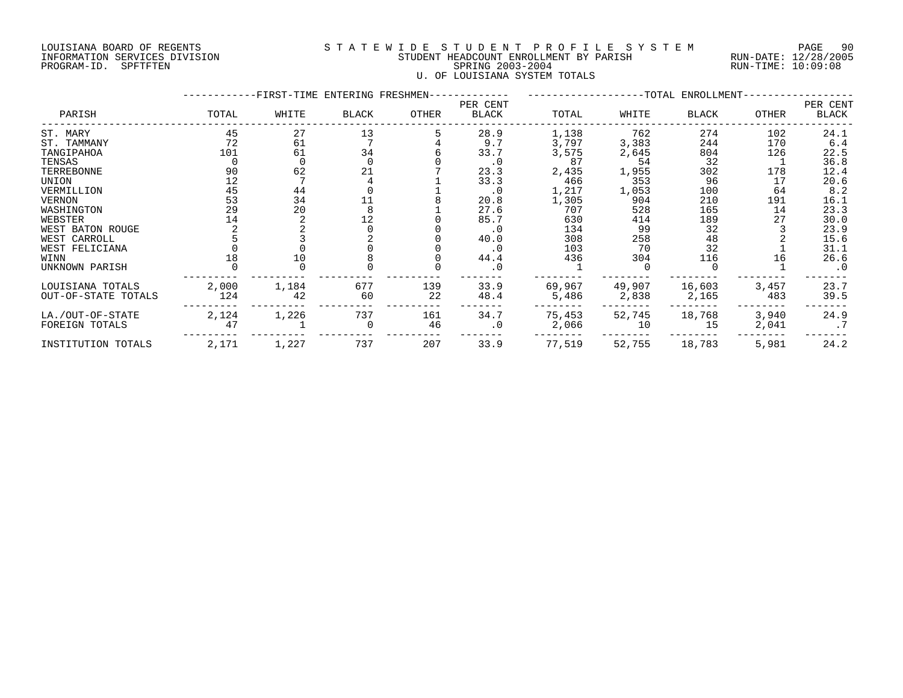LOUISIANA BOARD OF REGENTS
INFORMATION SERVICES DIVISION
PROGRAM-ID. SPFTFTEN

# STATEWIDE STUDENT PROFILE SYSTEM
## STUDENT HEADCOUNT ENROLLMENT BY PARISH
### SPRING 2003-2004
### U. OF LOUISIANA SYSTEM TOTALS

RUN-DATE: 12/28/2005
RUN-TIME: 10:09:08

| PARISH | FIRST-TIME ENTERING FRESHMEN | | | | | TOTAL ENROLLMENT | | | | |
|---|---|---|---|---|---|---|---|---|---|---|
| | TOTAL | WHITE | BLACK | OTHER | PER CENT BLACK | TOTAL | WHITE | BLACK | OTHER | PER CENT BLACK |
| ST. MARY | 45 | 27 | 13 | 5 | 28.9 | 1,138 | 762 | 274 | 102 | 24.1 |
| ST. TAMMANY | 72 | 61 | 7 | 4 | 9.7 | 3,797 | 3,383 | 244 | 170 | 6.4 |
| TANGIPAHOA | 101 | 61 | 34 | 6 | 33.7 | 3,575 | 2,645 | 804 | 126 | 22.5 |
| TENSAS | 0 | 0 | 0 | 0 | .0 | 87 | 54 | 32 | 1 | 36.8 |
| TERREBONNE | 90 | 62 | 21 | 7 | 23.3 | 2,435 | 1,955 | 302 | 178 | 12.4 |
| UNION | 12 | 7 | 4 | 1 | 33.3 | 466 | 353 | 96 | 17 | 20.6 |
| VERMILLION | 45 | 44 | 0 | 1 | .0 | 1,217 | 1,053 | 100 | 64 | 8.2 |
| VERNON | 53 | 34 | 11 | 8 | 20.8 | 1,305 | 904 | 210 | 191 | 16.1 |
| WASHINGTON | 29 | 20 | 8 | 1 | 27.6 | 707 | 528 | 165 | 14 | 23.3 |
| WEBSTER | 14 | 2 | 12 | 0 | 85.7 | 630 | 414 | 189 | 27 | 30.0 |
| WEST BATON ROUGE | 2 | 2 | 0 | 0 | .0 | 134 | 99 | 32 | 3 | 23.9 |
| WEST CARROLL | 5 | 3 | 2 | 0 | 40.0 | 308 | 258 | 48 | 2 | 15.6 |
| WEST FELICIANA | 0 | 0 | 0 | 0 | .0 | 103 | 70 | 32 | 1 | 31.1 |
| WINN | 18 | 10 | 8 | 0 | 44.4 | 436 | 304 | 116 | 16 | 26.6 |
| UNKNOWN PARISH | 0 | 0 | 0 | 0 | .0 | 1 | 0 | 0 | 1 | .0 |
| LOUISIANA TOTALS | 2,000 | 1,184 | 677 | 139 | 33.9 | 69,967 | 49,907 | 16,603 | 3,457 | 23.7 |
| OUT-OF-STATE TOTALS | 124 | 42 | 60 | 22 | 48.4 | 5,486 | 2,838 | 2,165 | 483 | 39.5 |
| LA./OUT-OF-STATE | 2,124 | 1,226 | 737 | 161 | 34.7 | 75,453 | 52,745 | 18,768 | 3,940 | 24.9 |
| FOREIGN TOTALS | 47 | 1 | 0 | 46 | .0 | 2,066 | 10 | 15 | 2,041 | .7 |
| INSTITUTION TOTALS | 2,171 | 1,227 | 737 | 207 | 33.9 | 77,519 | 52,755 | 18,783 | 5,981 | 24.2 |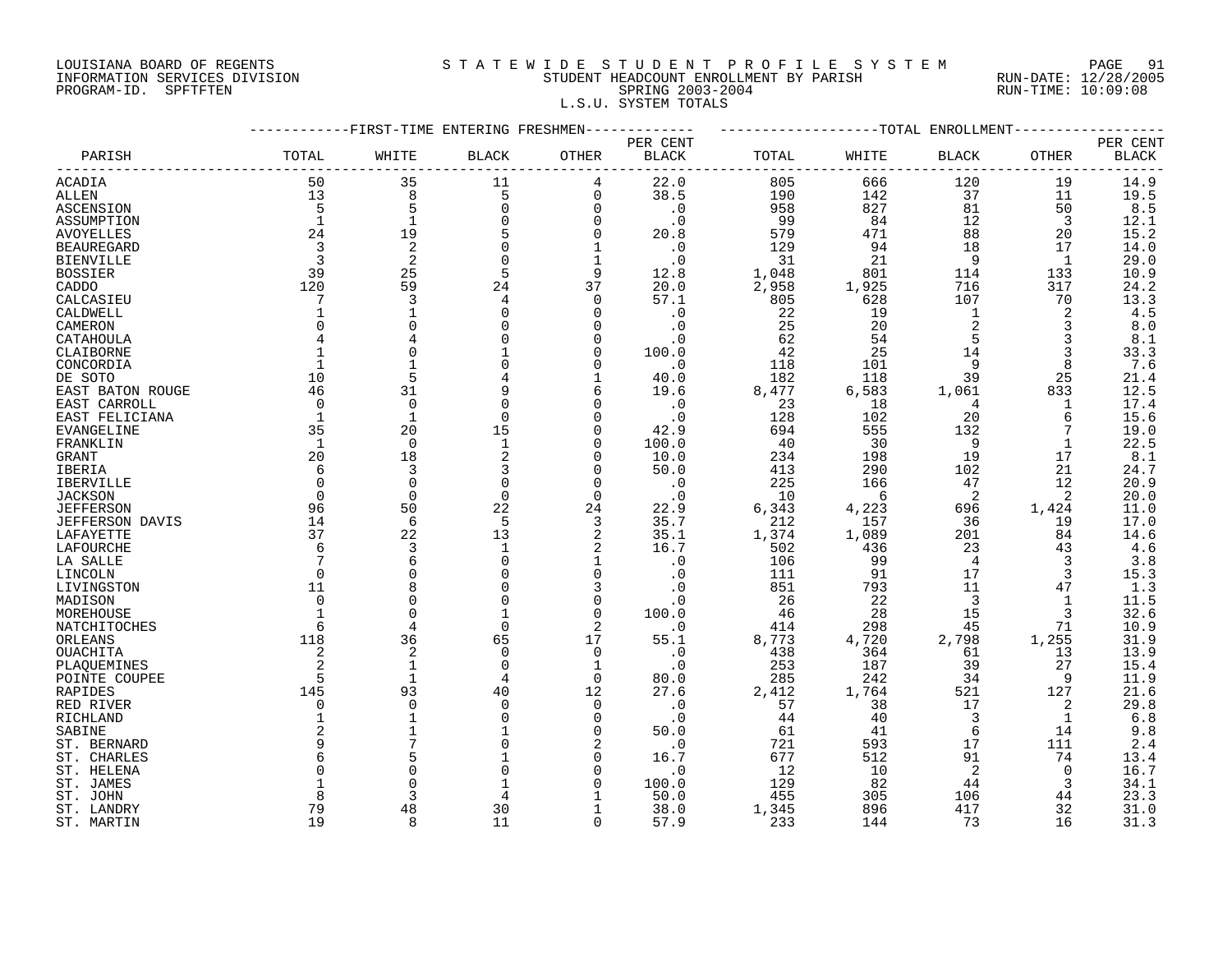LOUISIANA BOARD OF REGENTS
INFORMATION SERVICES DIVISION
PROGRAM-ID. SPFTFTEN

STATEWIDE STUDENT PROFILE SYSTEM
STUDENT HEADCOUNT ENROLLMENT BY PARISH
SPRING 2003-2004
L.S.U. SYSTEM TOTALS

RUN-DATE: 12/28/2005
RUN-TIME: 10:09:08

| | FIRST-TIME ENTERING FRESHMEN | | | | | TOTAL ENROLLMENT | | | | |
|---|---|---|---|---|---|---|---|---|---|---|
| PARISH | TOTAL | WHITE | BLACK | OTHER | PER CENT BLACK | TOTAL | WHITE | BLACK | OTHER | PER CENT BLACK |
| ACADIA | 50 | 35 | 11 | 4 | 22.0 | 805 | 666 | 120 | 19 | 14.9 |
| ALLEN | 13 | 8 | 5 | 0 | 38.5 | 190 | 142 | 37 | 11 | 19.5 |
| ASCENSION | 5 | 5 | 0 | 0 | .0 | 958 | 827 | 81 | 50 | 8.5 |
| ASSUMPTION | 1 | 1 | 0 | 0 | .0 | 99 | 84 | 12 | 3 | 12.1 |
| AVOYELLES | 24 | 19 | 5 | 0 | 20.8 | 579 | 471 | 88 | 20 | 15.2 |
| BEAUREGARD | 3 | 2 | 0 | 1 | .0 | 129 | 94 | 18 | 17 | 14.0 |
| BIENVILLE | 3 | 2 | 0 | 1 | .0 | 31 | 21 | 9 | 1 | 29.0 |
| BOSSIER | 39 | 25 | 5 | 9 | 12.8 | 1,048 | 801 | 114 | 133 | 10.9 |
| CADDO | 120 | 59 | 24 | 37 | 20.0 | 2,958 | 1,925 | 716 | 317 | 24.2 |
| CALCASIEU | 7 | 3 | 4 | 0 | 57.1 | 805 | 628 | 107 | 70 | 13.3 |
| CALDWELL | 1 | 1 | 0 | 0 | .0 | 22 | 19 | 1 | 2 | 4.5 |
| CAMERON | 0 | 0 | 0 | 0 | .0 | 25 | 20 | 2 | 3 | 8.0 |
| CATAHOULA | 4 | 4 | 0 | 0 | .0 | 62 | 54 | 5 | 3 | 8.1 |
| CLAIBORNE | 1 | 0 | 1 | 0 | 100.0 | 42 | 25 | 14 | 3 | 33.3 |
| CONCORDIA | 1 | 1 | 0 | 0 | .0 | 118 | 101 | 9 | 8 | 7.6 |
| DE SOTO | 10 | 5 | 4 | 1 | 40.0 | 182 | 118 | 39 | 25 | 21.4 |
| EAST BATON ROUGE | 46 | 31 | 9 | 6 | 19.6 | 8,477 | 6,583 | 1,061 | 833 | 12.5 |
| EAST CARROLL | 0 | 0 | 0 | 0 | .0 | 23 | 18 | 4 | 1 | 17.4 |
| EAST FELICIANA | 1 | 1 | 0 | 0 | .0 | 128 | 102 | 20 | 6 | 15.6 |
| EVANGELINE | 35 | 20 | 15 | 0 | 42.9 | 694 | 555 | 132 | 7 | 19.0 |
| FRANKLIN | 1 | 0 | 1 | 0 | 100.0 | 40 | 30 | 9 | 1 | 22.5 |
| GRANT | 20 | 18 | 2 | 0 | 10.0 | 234 | 198 | 19 | 17 | 8.1 |
| IBERIA | 6 | 3 | 3 | 0 | 50.0 | 413 | 290 | 102 | 21 | 24.7 |
| IBERVILLE | 0 | 0 | 0 | 0 | .0 | 225 | 166 | 47 | 12 | 20.9 |
| JACKSON | 0 | 0 | 0 | 0 | .0 | 10 | 6 | 2 | 2 | 20.0 |
| JEFFERSON | 96 | 50 | 22 | 24 | 22.9 | 6,343 | 4,223 | 696 | 1,424 | 11.0 |
| JEFFERSON DAVIS | 14 | 6 | 5 | 3 | 35.7 | 212 | 157 | 36 | 19 | 17.0 |
| LAFAYETTE | 37 | 22 | 13 | 2 | 35.1 | 1,374 | 1,089 | 201 | 84 | 14.6 |
| LAFOURCHE | 6 | 3 | 1 | 2 | 16.7 | 502 | 436 | 23 | 43 | 4.6 |
| LA SALLE | 7 | 6 | 0 | 1 | .0 | 106 | 99 | 4 | 3 | 3.8 |
| LINCOLN | 0 | 0 | 0 | 0 | .0 | 111 | 91 | 17 | 3 | 15.3 |
| LIVINGSTON | 11 | 8 | 0 | 3 | .0 | 851 | 793 | 11 | 47 | 1.3 |
| MADISON | 0 | 0 | 0 | 0 | .0 | 26 | 22 | 3 | 1 | 11.5 |
| MOREHOUSE | 1 | 0 | 1 | 0 | 100.0 | 46 | 28 | 15 | 3 | 32.6 |
| NATCHITOCHES | 6 | 4 | 0 | 2 | .0 | 414 | 298 | 45 | 71 | 10.9 |
| ORLEANS | 118 | 36 | 65 | 17 | 55.1 | 8,773 | 4,720 | 2,798 | 1,255 | 31.9 |
| OUACHITA | 2 | 2 | 0 | 0 | .0 | 438 | 364 | 61 | 13 | 13.9 |
| PLAQUEMINES | 2 | 1 | 0 | 1 | .0 | 253 | 187 | 39 | 27 | 15.4 |
| POINTE COUPEE | 5 | 1 | 4 | 0 | 80.0 | 285 | 242 | 34 | 9 | 11.9 |
| RAPIDES | 145 | 93 | 40 | 12 | 27.6 | 2,412 | 1,764 | 521 | 127 | 21.6 |
| RED RIVER | 0 | 0 | 0 | 0 | .0 | 57 | 38 | 17 | 2 | 29.8 |
| RICHLAND | 1 | 1 | 0 | 0 | .0 | 44 | 40 | 3 | 1 | 6.8 |
| SABINE | 2 | 1 | 1 | 0 | 50.0 | 61 | 41 | 6 | 14 | 9.8 |
| ST. BERNARD | 9 | 7 | 0 | 2 | .0 | 721 | 593 | 17 | 111 | 2.4 |
| ST. CHARLES | 6 | 5 | 1 | 0 | 16.7 | 677 | 512 | 91 | 74 | 13.4 |
| ST. HELENA | 0 | 0 | 0 | 0 | .0 | 12 | 10 | 2 | 0 | 16.7 |
| ST. JAMES | 1 | 0 | 1 | 0 | 100.0 | 129 | 82 | 44 | 3 | 34.1 |
| ST. JOHN | 8 | 3 | 4 | 1 | 50.0 | 455 | 305 | 106 | 44 | 23.3 |
| ST. LANDRY | 79 | 48 | 30 | 1 | 38.0 | 1,345 | 896 | 417 | 32 | 31.0 |
| ST. MARTIN | 19 | 8 | 11 | 0 | 57.9 | 233 | 144 | 73 | 16 | 31.3 |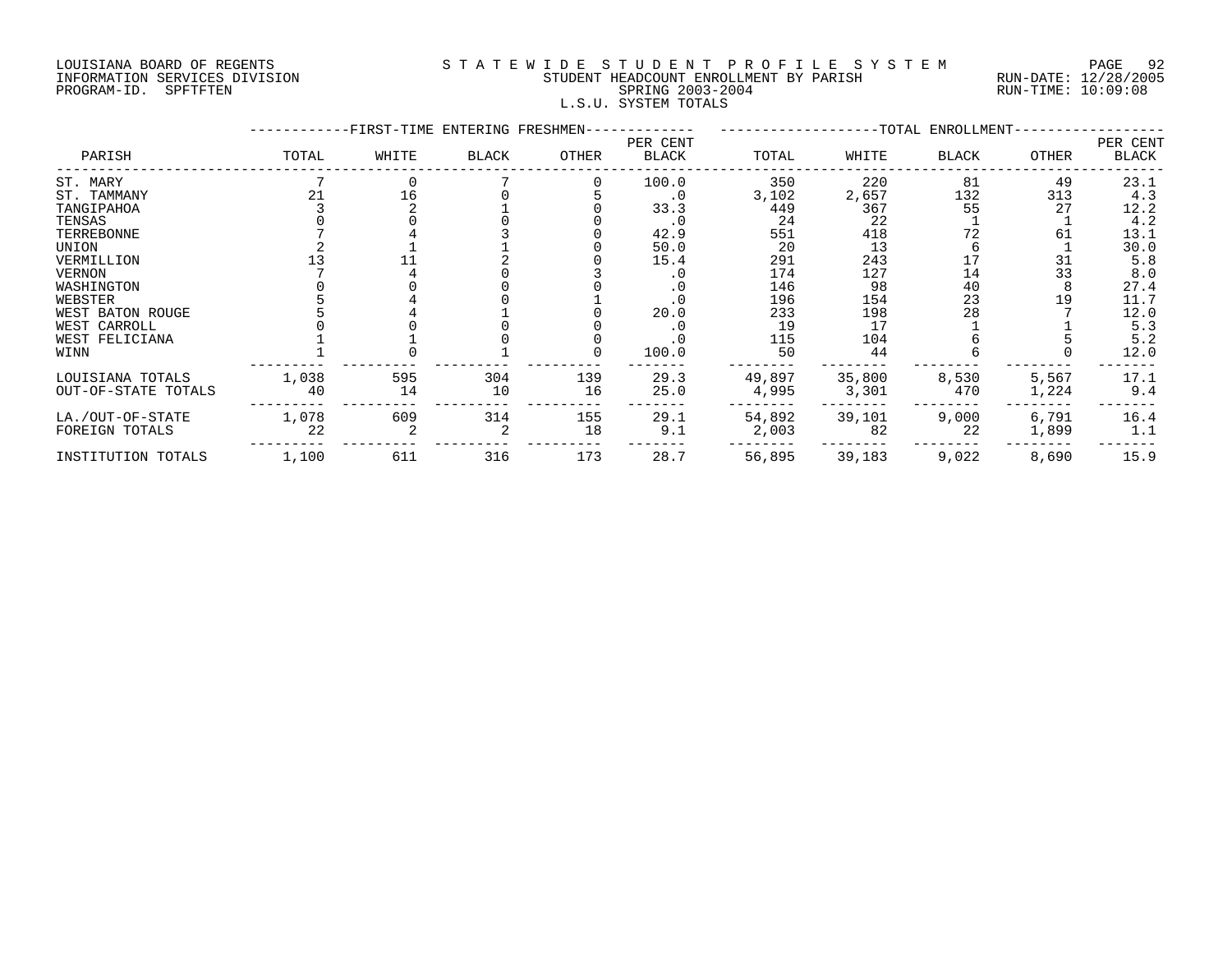LOUISIANA BOARD OF REGENTS
INFORMATION SERVICES DIVISION
PROGRAM-ID. SPFTFTEN

# STATEWIDE STUDENT PROFILE SYSTEM
## STUDENT HEADCOUNT ENROLLMENT BY PARISH
### SPRING 2003-2004
### L.S.U. SYSTEM TOTALS

RUN-DATE: 12/28/2005
RUN-TIME: 10:09:08

| PARISH | FIRST-TIME ENTERING FRESHMEN TOTAL | WHITE | BLACK | OTHER | PER CENT BLACK | TOTAL ENROLLMENT TOTAL | WHITE | BLACK | OTHER | PER CENT BLACK |
|---|---|---|---|---|---|---|---|---|---|---|
| ST. MARY | 7 | 0 | 7 | 0 | 100.0 | 350 | 220 | 81 | 49 | 23.1 |
| ST. TAMMANY | 21 | 16 | 0 | 5 | .0 | 3,102 | 2,657 | 132 | 313 | 4.3 |
| TANGIPAHOA | 3 | 2 | 1 | 0 | 33.3 | 449 | 367 | 55 | 27 | 12.2 |
| TENSAS | 0 | 0 | 0 | 0 | .0 | 24 | 22 | 1 | 1 | 4.2 |
| TERREBONNE | 7 | 4 | 3 | 0 | 42.9 | 551 | 418 | 72 | 61 | 13.1 |
| UNION | 2 | 1 | 1 | 0 | 50.0 | 20 | 13 | 6 | 1 | 30.0 |
| VERMILLION | 13 | 11 | 2 | 0 | 15.4 | 291 | 243 | 17 | 31 | 5.8 |
| VERNON | 7 | 4 | 0 | 3 | .0 | 174 | 127 | 14 | 33 | 8.0 |
| WASHINGTON | 0 | 0 | 0 | 0 | .0 | 146 | 98 | 40 | 8 | 27.4 |
| WEBSTER | 5 | 4 | 0 | 1 | .0 | 196 | 154 | 23 | 19 | 11.7 |
| WEST BATON ROUGE | 5 | 4 | 1 | 0 | 20.0 | 233 | 198 | 28 | 7 | 12.0 |
| WEST CARROLL | 0 | 0 | 0 | 0 | .0 | 19 | 17 | 1 | 1 | 5.3 |
| WEST FELICIANA | 1 | 1 | 0 | 0 | .0 | 115 | 104 | 6 | 5 | 5.2 |
| WINN | 1 | 0 | 1 | 0 | 100.0 | 50 | 44 | 6 | 0 | 12.0 |
| LOUISIANA TOTALS | 1,038 | 595 | 304 | 139 | 29.3 | 49,897 | 35,800 | 8,530 | 5,567 | 17.1 |
| OUT-OF-STATE TOTALS | 40 | 14 | 10 | 16 | 25.0 | 4,995 | 3,301 | 470 | 1,224 | 9.4 |
| LA./OUT-OF-STATE | 1,078 | 609 | 314 | 155 | 29.1 | 54,892 | 39,101 | 9,000 | 6,791 | 16.4 |
| FOREIGN TOTALS | 22 | 2 | 2 | 18 | 9.1 | 2,003 | 82 | 22 | 1,899 | 1.1 |
| INSTITUTION TOTALS | 1,100 | 611 | 316 | 173 | 28.7 | 56,895 | 39,183 | 9,022 | 8,690 | 15.9 |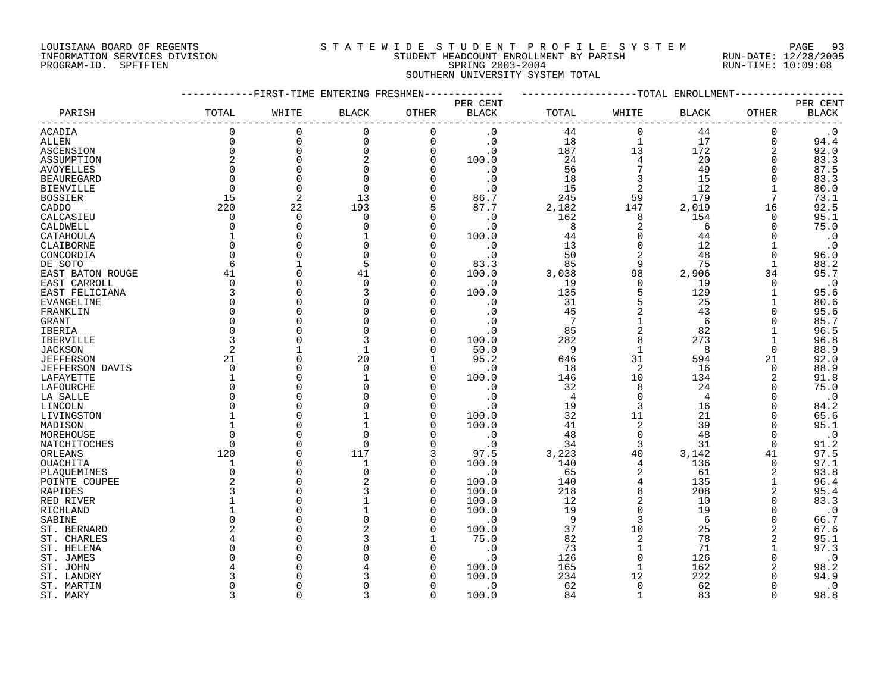LOUISIANA BOARD OF REGENTS
INFORMATION SERVICES DIVISION
PROGRAM-ID. SPFTFTEN

STATEWIDE STUDENT PROFILE SYSTEM
STUDENT HEADCOUNT ENROLLMENT BY PARISH
SPRING 2003-2004
SOUTHERN UNIVERSITY SYSTEM TOTAL

RUN-DATE: 12/28/2005
RUN-TIME: 10:09:08

| PARISH | FIRST-TIME ENTERING FRESHMEN TOTAL | WHITE | BLACK | OTHER | PER CENT BLACK | TOTAL ENROLLMENT TOTAL | WHITE | BLACK | OTHER | PER CENT BLACK |
|---|---|---|---|---|---|---|---|---|---|---|
| ACADIA | 0 | 0 | 0 | 0 | .0 | 44 | 0 | 44 | 0 | .0 |
| ALLEN | 0 | 0 | 0 | 0 | .0 | 18 | 1 | 17 | 0 | 94.4 |
| ASCENSION | 0 | 0 | 0 | 0 | .0 | 187 | 13 | 172 | 2 | 92.0 |
| ASSUMPTION | 2 | 0 | 2 | 0 | 100.0 | 24 | 4 | 20 | 0 | 83.3 |
| AVOYELLES | 0 | 0 | 0 | 0 | .0 | 56 | 7 | 49 | 0 | 87.5 |
| BEAUREGARD | 0 | 0 | 0 | 0 | .0 | 18 | 3 | 15 | 0 | 83.3 |
| BIENVILLE | 0 | 0 | 0 | 0 | .0 | 15 | 2 | 12 | 1 | 80.0 |
| BOSSIER | 15 | 2 | 13 | 0 | 86.7 | 245 | 59 | 179 | 7 | 73.1 |
| CADDO | 220 | 22 | 193 | 5 | 87.7 | 2,182 | 147 | 2,019 | 16 | 92.5 |
| CALCASIEU | 0 | 0 | 0 | 0 | .0 | 162 | 8 | 154 | 0 | 95.1 |
| CALDWELL | 0 | 0 | 0 | 0 | .0 | 8 | 2 | 6 | 0 | 75.0 |
| CATAHOULA | 1 | 0 | 1 | 0 | 100.0 | 44 | 0 | 44 | 0 | .0 |
| CLAIBORNE | 0 | 0 | 0 | 0 | .0 | 13 | 0 | 12 | 1 | .0 |
| CONCORDIA | 0 | 0 | 0 | 0 | .0 | 50 | 2 | 48 | 0 | 96.0 |
| DE SOTO | 6 | 1 | 5 | 0 | 83.3 | 85 | 9 | 75 | 1 | 88.2 |
| EAST BATON ROUGE | 41 | 0 | 41 | 0 | 100.0 | 3,038 | 98 | 2,906 | 34 | 95.7 |
| EAST CARROLL | 0 | 0 | 0 | 0 | .0 | 19 | 0 | 19 | 0 | .0 |
| EAST FELICIANA | 3 | 0 | 3 | 0 | 100.0 | 135 | 5 | 129 | 1 | 95.6 |
| EVANGELINE | 0 | 0 | 0 | 0 | .0 | 31 | 5 | 25 | 1 | 80.6 |
| FRANKLIN | 0 | 0 | 0 | 0 | .0 | 45 | 2 | 43 | 0 | 95.6 |
| GRANT | 0 | 0 | 0 | 0 | .0 | 7 | 1 | 6 | 0 | 85.7 |
| IBERIA | 0 | 0 | 0 | 0 | .0 | 85 | 2 | 82 | 1 | 96.5 |
| IBERVILLE | 3 | 0 | 3 | 0 | 100.0 | 282 | 8 | 273 | 1 | 96.8 |
| JACKSON | 2 | 1 | 1 | 0 | 50.0 | 9 | 1 | 8 | 0 | 88.9 |
| JEFFERSON | 21 | 0 | 20 | 1 | 95.2 | 646 | 31 | 594 | 21 | 92.0 |
| JEFFERSON DAVIS | 0 | 0 | 0 | 0 | .0 | 18 | 2 | 16 | 0 | 88.9 |
| LAFAYETTE | 1 | 0 | 1 | 0 | 100.0 | 146 | 10 | 134 | 2 | 91.8 |
| LAFOURCHE | 0 | 0 | 0 | 0 | .0 | 32 | 8 | 24 | 0 | 75.0 |
| LA SALLE | 0 | 0 | 0 | 0 | .0 | 4 | 0 | 4 | 0 | .0 |
| LINCOLN | 0 | 0 | 0 | 0 | .0 | 19 | 3 | 16 | 0 | 84.2 |
| LIVINGSTON | 1 | 0 | 1 | 0 | 100.0 | 32 | 11 | 21 | 0 | 65.6 |
| MADISON | 1 | 0 | 1 | 0 | 100.0 | 41 | 2 | 39 | 0 | 95.1 |
| MOREHOUSE | 0 | 0 | 0 | 0 | .0 | 48 | 0 | 48 | 0 | .0 |
| NATCHITOCHES | 0 | 0 | 0 | 0 | .0 | 34 | 3 | 31 | 0 | 91.2 |
| ORLEANS | 120 | 0 | 117 | 3 | 97.5 | 3,223 | 40 | 3,142 | 41 | 97.5 |
| OUACHITA | 1 | 0 | 1 | 0 | 100.0 | 140 | 4 | 136 | 0 | 97.1 |
| PLAQUEMINES | 0 | 0 | 0 | 0 | .0 | 65 | 2 | 61 | 2 | 93.8 |
| POINTE COUPEE | 2 | 0 | 2 | 0 | 100.0 | 140 | 4 | 135 | 1 | 96.4 |
| RAPIDES | 3 | 0 | 3 | 0 | 100.0 | 218 | 8 | 208 | 2 | 95.4 |
| RED RIVER | 1 | 0 | 1 | 0 | 100.0 | 12 | 2 | 10 | 0 | 83.3 |
| RICHLAND | 1 | 0 | 1 | 0 | 100.0 | 19 | 0 | 19 | 0 | .0 |
| SABINE | 0 | 0 | 0 | 0 | .0 | 9 | 3 | 6 | 0 | 66.7 |
| ST. BERNARD | 2 | 0 | 2 | 0 | 100.0 | 37 | 10 | 25 | 2 | 67.6 |
| ST. CHARLES | 4 | 0 | 3 | 1 | 75.0 | 82 | 2 | 78 | 2 | 95.1 |
| ST. HELENA | 0 | 0 | 0 | 0 | .0 | 73 | 1 | 71 | 1 | 97.3 |
| ST. JAMES | 0 | 0 | 0 | 0 | .0 | 126 | 0 | 126 | 0 | .0 |
| ST. JOHN | 4 | 0 | 4 | 0 | 100.0 | 165 | 1 | 162 | 2 | 98.2 |
| ST. LANDRY | 3 | 0 | 3 | 0 | 100.0 | 234 | 12 | 222 | 0 | 94.9 |
| ST. MARTIN | 0 | 0 | 0 | 0 | .0 | 62 | 0 | 62 | 0 | .0 |
| ST. MARY | 3 | 0 | 3 | 0 | 100.0 | 84 | 1 | 83 | 0 | 98.8 |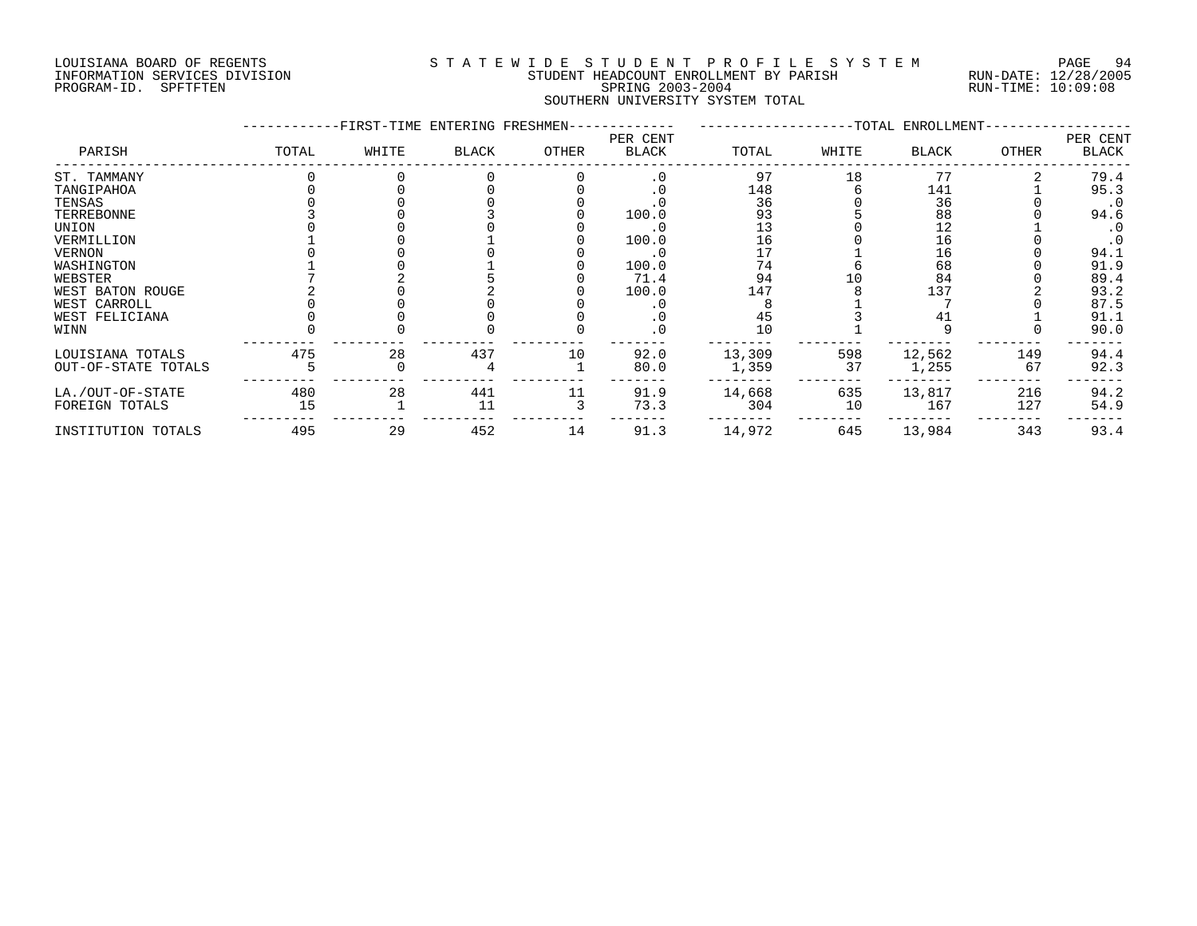LOUISIANA BOARD OF REGENTS
INFORMATION SERVICES DIVISION
PROGRAM-ID. SPFTFTEN

STATEWIDE STUDENT PROFILE SYSTEM
STUDENT HEADCOUNT ENROLLMENT BY PARISH
SPRING 2003-2004
SOUTHERN UNIVERSITY SYSTEM TOTAL

RUN-DATE: 12/28/2005
RUN-TIME: 10:09:08

| PARISH | FIRST-TIME ENTERING FRESHMEN TOTAL | WHITE | BLACK | OTHER | PER CENT BLACK | TOTAL ENROLLMENT TOTAL | WHITE | BLACK | OTHER | PER CENT BLACK |
|---|---|---|---|---|---|---|---|---|---|---|
| ST. TAMMANY | 0 | 0 | 0 | 0 | .0 | 97 | 18 | 77 | 2 | 79.4 |
| TANGIPAHOA | 0 | 0 | 0 | 0 | .0 | 148 | 6 | 141 | 1 | 95.3 |
| TENSAS | 0 | 0 | 0 | 0 | .0 | 36 | 0 | 36 | 0 | .0 |
| TERREBONNE | 3 | 0 | 3 | 0 | 100.0 | 93 | 5 | 88 | 0 | 94.6 |
| UNION | 0 | 0 | 0 | 0 | .0 | 13 | 0 | 12 | 1 | .0 |
| VERMILLION | 1 | 0 | 1 | 0 | 100.0 | 16 | 0 | 16 | 0 | .0 |
| VERNON | 0 | 0 | 0 | 0 | .0 | 17 | 1 | 16 | 0 | 94.1 |
| WASHINGTON | 1 | 0 | 1 | 0 | 100.0 | 74 | 6 | 68 | 0 | 91.9 |
| WEBSTER | 7 | 2 | 5 | 0 | 71.4 | 94 | 10 | 84 | 0 | 89.4 |
| WEST BATON ROUGE | 2 | 0 | 2 | 0 | 100.0 | 147 | 8 | 137 | 2 | 93.2 |
| WEST CARROLL | 0 | 0 | 0 | 0 | .0 | 8 | 1 | 7 | 0 | 87.5 |
| WEST FELICIANA | 0 | 0 | 0 | 0 | .0 | 45 | 3 | 41 | 1 | 91.1 |
| WINN | 0 | 0 | 0 | 0 | .0 | 10 | 1 | 9 | 0 | 90.0 |
| LOUISIANA TOTALS | 475 | 28 | 437 | 10 | 92.0 | 13,309 | 598 | 12,562 | 149 | 94.4 |
| OUT-OF-STATE TOTALS | 5 | 0 | 4 | 1 | 80.0 | 1,359 | 37 | 1,255 | 67 | 92.3 |
| LA./OUT-OF-STATE | 480 | 28 | 441 | 11 | 91.9 | 14,668 | 635 | 13,817 | 216 | 94.2 |
| FOREIGN TOTALS | 15 | 1 | 11 | 3 | 73.3 | 304 | 10 | 167 | 127 | 54.9 |
| INSTITUTION TOTALS | 495 | 29 | 452 | 14 | 91.3 | 14,972 | 645 | 13,984 | 343 | 93.4 |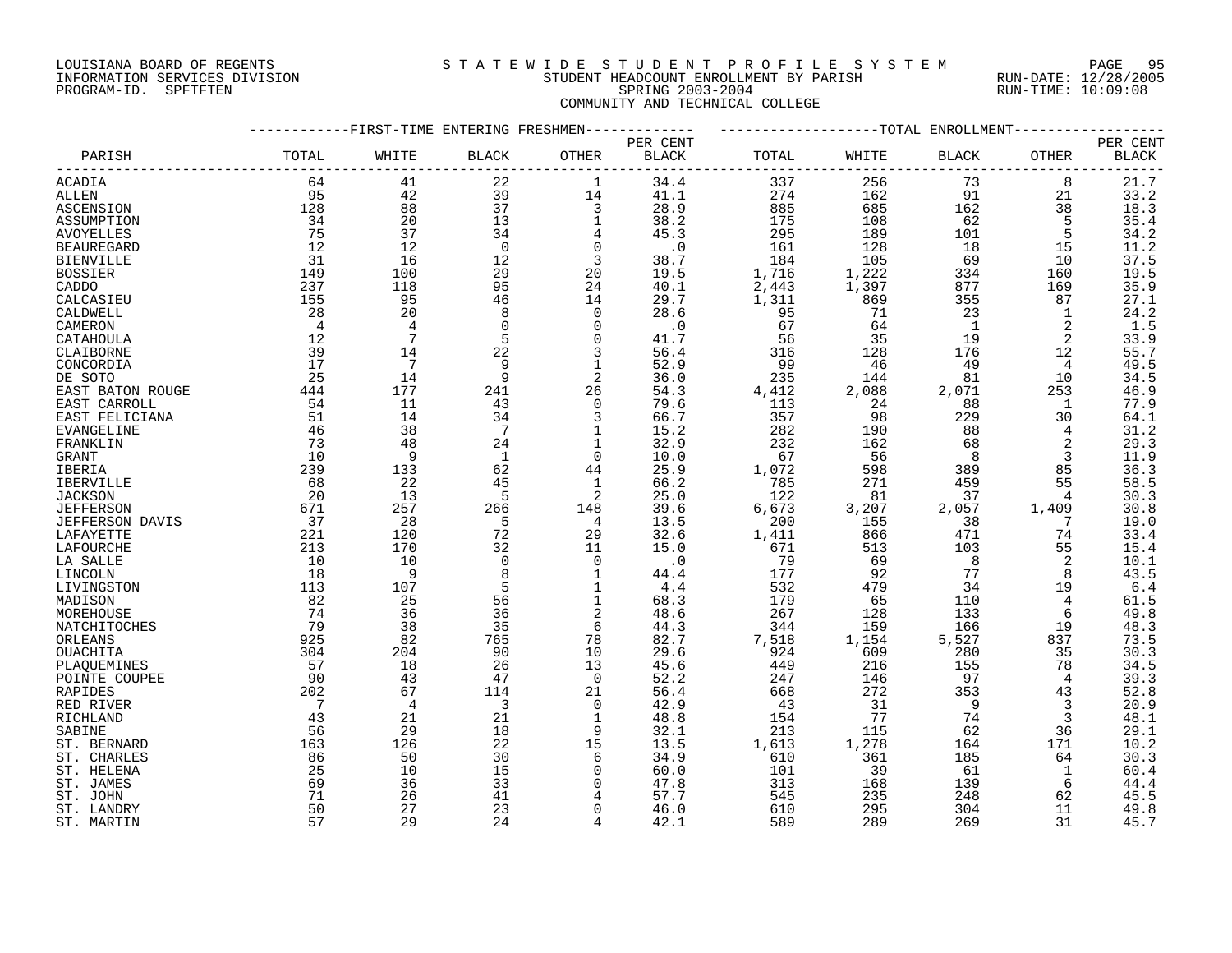LOUISIANA BOARD OF REGENTS
INFORMATION SERVICES DIVISION
PROGRAM-ID. SPFTFTEN

STATEWIDE STUDENT PROFILE SYSTEM
STUDENT HEADCOUNT ENROLLMENT BY PARISH
SPRING 2003-2004
COMMUNITY AND TECHNICAL COLLEGE

RUN-DATE: 12/28/2005
RUN-TIME: 10:09:08

| PARISH | FIRST-TIME ENTERING FRESHMEN TOTAL | WHITE | BLACK | OTHER | PER CENT BLACK | TOTAL ENROLLMENT TOTAL | WHITE | BLACK | OTHER | PER CENT BLACK |
|---|---|---|---|---|---|---|---|---|---|---|
| ACADIA | 64 | 41 | 22 | 1 | 34.4 | 337 | 256 | 73 | 8 | 21.7 |
| ALLEN | 95 | 42 | 39 | 14 | 41.1 | 274 | 162 | 91 | 21 | 33.2 |
| ASCENSION | 128 | 88 | 37 | 3 | 28.9 | 885 | 685 | 162 | 38 | 18.3 |
| ASSUMPTION | 34 | 20 | 13 | 1 | 38.2 | 175 | 108 | 62 | 5 | 35.4 |
| AVOYELLES | 75 | 37 | 34 | 4 | 45.3 | 295 | 189 | 101 | 5 | 34.2 |
| BEAUREGARD | 12 | 12 | 0 | 0 | .0 | 161 | 128 | 18 | 15 | 11.2 |
| BIENVILLE | 31 | 16 | 12 | 3 | 38.7 | 184 | 105 | 69 | 10 | 37.5 |
| BOSSIER | 149 | 100 | 29 | 20 | 19.5 | 1,716 | 1,222 | 334 | 160 | 19.5 |
| CADDO | 237 | 118 | 95 | 24 | 40.1 | 2,443 | 1,397 | 877 | 169 | 35.9 |
| CALCASIEU | 155 | 95 | 46 | 14 | 29.7 | 1,311 | 869 | 355 | 87 | 27.1 |
| CALDWELL | 28 | 20 | 8 | 0 | 28.6 | 95 | 71 | 23 | 1 | 24.2 |
| CAMERON | 4 | 4 | 0 | 0 | .0 | 67 | 64 | 1 | 2 | 1.5 |
| CATAHOULA | 12 | 7 | 5 | 0 | 41.7 | 56 | 35 | 19 | 2 | 33.9 |
| CLAIBORNE | 39 | 14 | 22 | 3 | 56.4 | 316 | 128 | 176 | 12 | 55.7 |
| CONCORDIA | 17 | 7 | 9 | 1 | 52.9 | 99 | 46 | 49 | 4 | 49.5 |
| DE SOTO | 25 | 14 | 9 | 2 | 36.0 | 235 | 144 | 81 | 10 | 34.5 |
| EAST BATON ROUGE | 444 | 177 | 241 | 26 | 54.3 | 4,412 | 2,088 | 2,071 | 253 | 46.9 |
| EAST CARROLL | 54 | 11 | 43 | 0 | 79.6 | 113 | 24 | 88 | 1 | 77.9 |
| EAST FELICIANA | 51 | 14 | 34 | 3 | 66.7 | 357 | 98 | 229 | 30 | 64.1 |
| EVANGELINE | 46 | 38 | 7 | 1 | 15.2 | 282 | 190 | 88 | 4 | 31.2 |
| FRANKLIN | 73 | 48 | 24 | 1 | 32.9 | 232 | 162 | 68 | 2 | 29.3 |
| GRANT | 10 | 9 | 1 | 0 | 10.0 | 67 | 56 | 8 | 3 | 11.9 |
| IBERIA | 239 | 133 | 62 | 44 | 25.9 | 1,072 | 598 | 389 | 85 | 36.3 |
| IBERVILLE | 68 | 22 | 45 | 1 | 66.2 | 785 | 271 | 459 | 55 | 58.5 |
| JACKSON | 20 | 13 | 5 | 2 | 25.0 | 122 | 81 | 37 | 4 | 30.3 |
| JEFFERSON | 671 | 257 | 266 | 148 | 39.6 | 6,673 | 3,207 | 2,057 | 1,409 | 30.8 |
| JEFFERSON DAVIS | 37 | 28 | 5 | 4 | 13.5 | 200 | 155 | 38 | 7 | 19.0 |
| LAFAYETTE | 221 | 120 | 72 | 29 | 32.6 | 1,411 | 866 | 471 | 74 | 33.4 |
| LAFOURCHE | 213 | 170 | 32 | 11 | 15.0 | 671 | 513 | 103 | 55 | 15.4 |
| LA SALLE | 10 | 10 | 0 | 0 | .0 | 79 | 69 | 8 | 2 | 10.1 |
| LINCOLN | 18 | 9 | 8 | 1 | 44.4 | 177 | 92 | 77 | 8 | 43.5 |
| LIVINGSTON | 113 | 107 | 5 | 1 | 4.4 | 532 | 479 | 34 | 19 | 6.4 |
| MADISON | 82 | 25 | 56 | 1 | 68.3 | 179 | 65 | 110 | 4 | 61.5 |
| MOREHOUSE | 74 | 36 | 36 | 2 | 48.6 | 267 | 128 | 133 | 6 | 49.8 |
| NATCHITOCHES | 79 | 38 | 35 | 6 | 44.3 | 344 | 159 | 166 | 19 | 48.3 |
| ORLEANS | 925 | 82 | 765 | 78 | 82.7 | 7,518 | 1,154 | 5,527 | 837 | 73.5 |
| OUACHITA | 304 | 204 | 90 | 10 | 29.6 | 924 | 609 | 280 | 35 | 30.3 |
| PLAQUEMINES | 57 | 18 | 26 | 13 | 45.6 | 449 | 216 | 155 | 78 | 34.5 |
| POINTE COUPEE | 90 | 43 | 47 | 0 | 52.2 | 247 | 146 | 97 | 4 | 39.3 |
| RAPIDES | 202 | 67 | 114 | 21 | 56.4 | 668 | 272 | 353 | 43 | 52.8 |
| RED RIVER | 7 | 4 | 3 | 0 | 42.9 | 43 | 31 | 9 | 3 | 20.9 |
| RICHLAND | 43 | 21 | 21 | 1 | 48.8 | 154 | 77 | 74 | 3 | 48.1 |
| SABINE | 56 | 29 | 18 | 9 | 32.1 | 213 | 115 | 62 | 36 | 29.1 |
| ST. BERNARD | 163 | 126 | 22 | 15 | 13.5 | 1,613 | 1,278 | 164 | 171 | 10.2 |
| ST. CHARLES | 86 | 50 | 30 | 6 | 34.9 | 610 | 361 | 185 | 64 | 30.3 |
| ST. HELENA | 25 | 10 | 15 | 0 | 60.0 | 101 | 39 | 61 | 1 | 60.4 |
| ST. JAMES | 69 | 36 | 33 | 0 | 47.8 | 313 | 168 | 139 | 6 | 44.4 |
| ST. JOHN | 71 | 26 | 41 | 4 | 57.7 | 545 | 235 | 248 | 62 | 45.5 |
| ST. LANDRY | 50 | 27 | 23 | 0 | 46.0 | 610 | 295 | 304 | 11 | 49.8 |
| ST. MARTIN | 57 | 29 | 24 | 4 | 42.1 | 589 | 289 | 269 | 31 | 45.7 |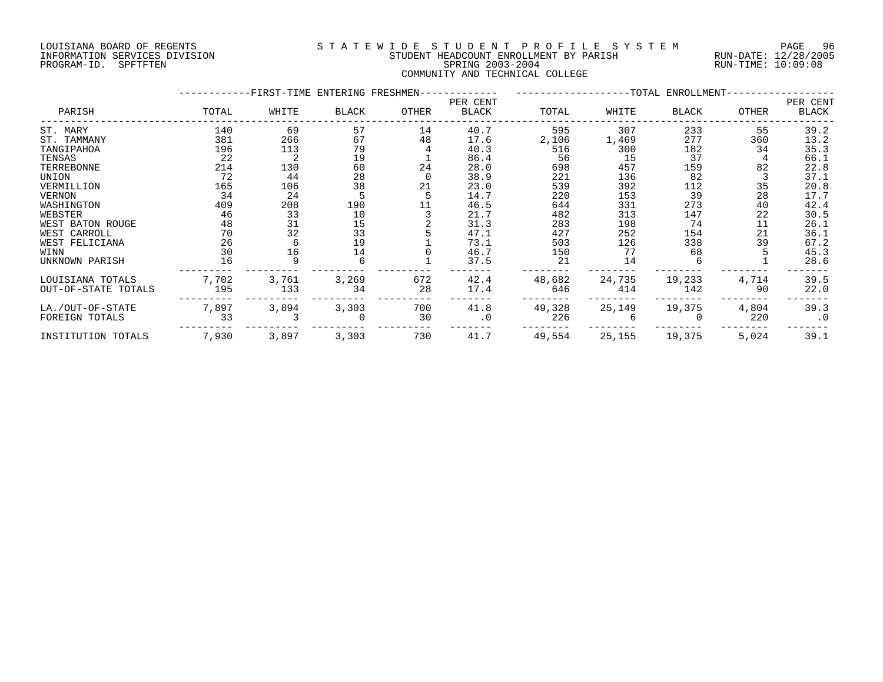LOUISIANA BOARD OF REGENTS
INFORMATION SERVICES DIVISION
PROGRAM-ID. SPFTFTEN

# STATEWIDE STUDENT PROFILE SYSTEM
## STUDENT HEADCOUNT ENROLLMENT BY PARISH
### SPRING 2003-2004
### COMMUNITY AND TECHNICAL COLLEGE

RUN-DATE: 12/28/2005
RUN-TIME: 10:09:08

| PARISH | FIRST-TIME ENTERING FRESHMEN TOTAL | WHITE | BLACK | OTHER | PER CENT BLACK | TOTAL ENROLLMENT TOTAL | WHITE | BLACK | OTHER | PER CENT BLACK |
|---|---|---|---|---|---|---|---|---|---|---|
| ST. MARY | 140 | 69 | 57 | 14 | 40.7 | 595 | 307 | 233 | 55 | 39.2 |
| ST. TAMMANY | 381 | 266 | 67 | 48 | 17.6 | 2,106 | 1,469 | 277 | 360 | 13.2 |
| TANGIPAHOA | 196 | 113 | 79 | 4 | 40.3 | 516 | 300 | 182 | 34 | 35.3 |
| TENSAS | 22 | 2 | 19 | 1 | 86.4 | 56 | 15 | 37 | 4 | 66.1 |
| TERREBONNE | 214 | 130 | 60 | 24 | 28.0 | 698 | 457 | 159 | 82 | 22.8 |
| UNION | 72 | 44 | 28 | 0 | 38.9 | 221 | 136 | 82 | 3 | 37.1 |
| VERMILLION | 165 | 106 | 38 | 21 | 23.0 | 539 | 392 | 112 | 35 | 20.8 |
| VERNON | 34 | 24 | 5 | 5 | 14.7 | 220 | 153 | 39 | 28 | 17.7 |
| WASHINGTON | 409 | 208 | 190 | 11 | 46.5 | 644 | 331 | 273 | 40 | 42.4 |
| WEBSTER | 46 | 33 | 10 | 3 | 21.7 | 482 | 313 | 147 | 22 | 30.5 |
| WEST BATON ROUGE | 48 | 31 | 15 | 2 | 31.3 | 283 | 198 | 74 | 11 | 26.1 |
| WEST CARROLL | 70 | 32 | 33 | 5 | 47.1 | 427 | 252 | 154 | 21 | 36.1 |
| WEST FELICIANA | 26 | 6 | 19 | 1 | 73.1 | 503 | 126 | 338 | 39 | 67.2 |
| WINN | 30 | 16 | 14 | 0 | 46.7 | 150 | 77 | 68 | 5 | 45.3 |
| UNKNOWN PARISH | 16 | 9 | 6 | 1 | 37.5 | 21 | 14 | 6 | 1 | 28.6 |
| LOUISIANA TOTALS | 7,702 | 3,761 | 3,269 | 672 | 42.4 | 48,682 | 24,735 | 19,233 | 4,714 | 39.5 |
| OUT-OF-STATE TOTALS | 195 | 133 | 34 | 28 | 17.4 | 646 | 414 | 142 | 90 | 22.0 |
| LA./OUT-OF-STATE | 7,897 | 3,894 | 3,303 | 700 | 41.8 | 49,328 | 25,149 | 19,375 | 4,804 | 39.3 |
| FOREIGN TOTALS | 33 | 3 | 0 | 30 | .0 | 226 | 6 | 0 | 220 | .0 |
| INSTITUTION TOTALS | 7,930 | 3,897 | 3,303 | 730 | 41.7 | 49,554 | 25,155 | 19,375 | 5,024 | 39.1 |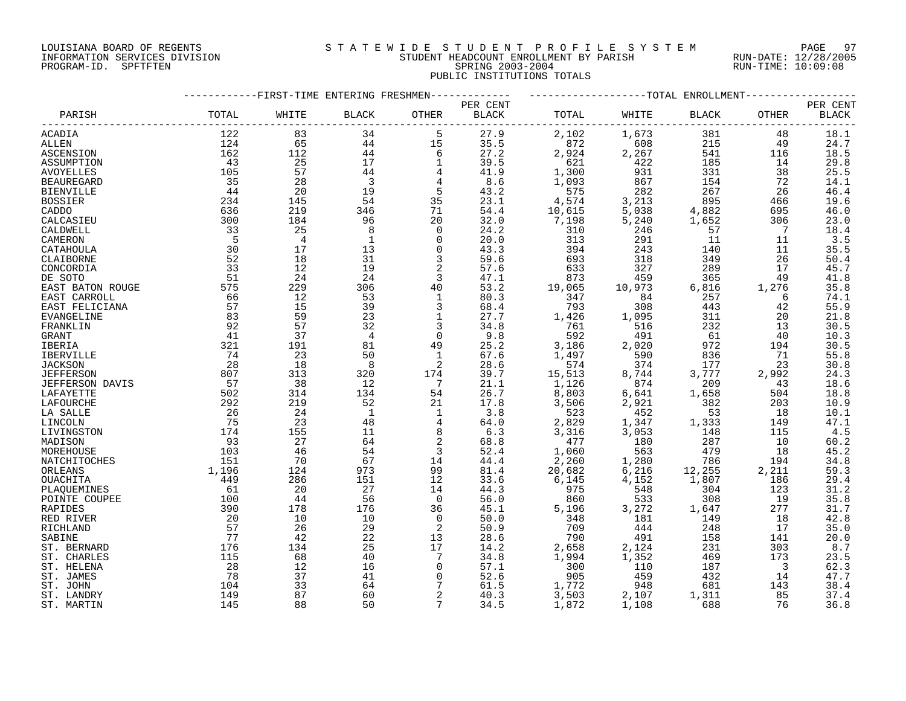LOUISIANA BOARD OF REGENTS
INFORMATION SERVICES DIVISION
PROGRAM-ID. SPFTFTEN

# STATEWIDE STUDENT PROFILE SYSTEM
## STUDENT HEADCOUNT ENROLLMENT BY PARISH
### SPRING 2003-2004
### PUBLIC INSTITUTIONS TOTALS

RUN-DATE: 12/28/2005
RUN-TIME: 10:09:08

| PARISH | FIRST-TIME ENTERING FRESHMEN TOTAL | WHITE | BLACK | OTHER | PER CENT BLACK | TOTAL ENROLLMENT TOTAL | WHITE | BLACK | OTHER | PER CENT BLACK |
|---|---|---|---|---|---|---|---|---|---|---|
| ACADIA | 122 | 83 | 34 | 5 | 27.9 | 2,102 | 1,673 | 381 | 48 | 18.1 |
| ALLEN | 124 | 65 | 44 | 15 | 35.5 | 872 | 608 | 215 | 49 | 24.7 |
| ASCENSION | 162 | 112 | 44 | 6 | 27.2 | 2,924 | 2,267 | 541 | 116 | 18.5 |
| ASSUMPTION | 43 | 25 | 17 | 1 | 39.5 | 621 | 422 | 185 | 14 | 29.8 |
| AVOYELLES | 105 | 57 | 44 | 4 | 41.9 | 1,300 | 931 | 331 | 38 | 25.5 |
| BEAUREGARD | 35 | 28 | 3 | 4 | 8.6 | 1,093 | 867 | 154 | 72 | 14.1 |
| BIENVILLE | 44 | 20 | 19 | 5 | 43.2 | 575 | 282 | 267 | 26 | 46.4 |
| BOSSIER | 234 | 145 | 54 | 35 | 23.1 | 4,574 | 3,213 | 895 | 466 | 19.6 |
| CADDO | 636 | 219 | 346 | 71 | 54.4 | 10,615 | 5,038 | 4,882 | 695 | 46.0 |
| CALCASIEU | 300 | 184 | 96 | 20 | 32.0 | 7,198 | 5,240 | 1,652 | 306 | 23.0 |
| CALDWELL | 33 | 25 | 8 | 0 | 24.2 | 310 | 246 | 57 | 7 | 18.4 |
| CAMERON | 5 | 4 | 1 | 0 | 20.0 | 313 | 291 | 11 | 11 | 3.5 |
| CATAHOULA | 30 | 17 | 13 | 0 | 43.3 | 394 | 243 | 140 | 11 | 35.5 |
| CLAIBORNE | 52 | 18 | 31 | 3 | 59.6 | 693 | 318 | 349 | 26 | 50.4 |
| CONCORDIA | 33 | 12 | 19 | 2 | 57.6 | 633 | 327 | 289 | 17 | 45.7 |
| DE SOTO | 51 | 24 | 24 | 3 | 47.1 | 873 | 459 | 365 | 49 | 41.8 |
| EAST BATON ROUGE | 575 | 229 | 306 | 40 | 53.2 | 19,065 | 10,973 | 6,816 | 1,276 | 35.8 |
| EAST CARROLL | 66 | 12 | 53 | 1 | 80.3 | 347 | 84 | 257 | 6 | 74.1 |
| EAST FELICIANA | 57 | 15 | 39 | 3 | 68.4 | 793 | 308 | 443 | 42 | 55.9 |
| EVANGELINE | 83 | 59 | 23 | 1 | 27.7 | 1,426 | 1,095 | 311 | 20 | 21.8 |
| FRANKLIN | 92 | 57 | 32 | 3 | 34.8 | 761 | 516 | 232 | 13 | 30.5 |
| GRANT | 41 | 37 | 4 | 0 | 9.8 | 592 | 491 | 61 | 40 | 10.3 |
| IBERIA | 321 | 191 | 81 | 49 | 25.2 | 3,186 | 2,020 | 972 | 194 | 30.5 |
| IBERVILLE | 74 | 23 | 50 | 1 | 67.6 | 1,497 | 590 | 836 | 71 | 55.8 |
| JACKSON | 28 | 18 | 8 | 2 | 28.6 | 574 | 374 | 177 | 23 | 30.8 |
| JEFFERSON | 807 | 313 | 320 | 174 | 39.7 | 15,513 | 8,744 | 3,777 | 2,992 | 24.3 |
| JEFFERSON DAVIS | 57 | 38 | 12 | 7 | 21.1 | 1,126 | 874 | 209 | 43 | 18.6 |
| LAFAYETTE | 502 | 314 | 134 | 54 | 26.7 | 8,803 | 6,641 | 1,658 | 504 | 18.8 |
| LAFOURCHE | 292 | 219 | 52 | 21 | 17.8 | 3,506 | 2,921 | 382 | 203 | 10.9 |
| LA SALLE | 26 | 24 | 1 | 1 | 3.8 | 523 | 452 | 53 | 18 | 10.1 |
| LINCOLN | 75 | 23 | 48 | 4 | 64.0 | 2,829 | 1,347 | 1,333 | 149 | 47.1 |
| LIVINGSTON | 174 | 155 | 11 | 8 | 6.3 | 3,316 | 3,053 | 148 | 115 | 4.5 |
| MADISON | 93 | 27 | 64 | 2 | 68.8 | 477 | 180 | 287 | 10 | 60.2 |
| MOREHOUSE | 103 | 46 | 54 | 3 | 52.4 | 1,060 | 563 | 479 | 18 | 45.2 |
| NATCHITOCHES | 151 | 70 | 67 | 14 | 44.4 | 2,260 | 1,280 | 786 | 194 | 34.8 |
| ORLEANS | 1,196 | 124 | 973 | 99 | 81.4 | 20,682 | 6,216 | 12,255 | 2,211 | 59.3 |
| OUACHITA | 449 | 286 | 151 | 12 | 33.6 | 6,145 | 4,152 | 1,807 | 186 | 29.4 |
| PLAQUEMINES | 61 | 20 | 27 | 14 | 44.3 | 975 | 548 | 304 | 123 | 31.2 |
| POINTE COUPEE | 100 | 44 | 56 | 0 | 56.0 | 860 | 533 | 308 | 19 | 35.8 |
| RAPIDES | 390 | 178 | 176 | 36 | 45.1 | 5,196 | 3,272 | 1,647 | 277 | 31.7 |
| RED RIVER | 20 | 10 | 10 | 0 | 50.0 | 348 | 181 | 149 | 18 | 42.8 |
| RICHLAND | 57 | 26 | 29 | 2 | 50.9 | 709 | 444 | 248 | 17 | 35.0 |
| SABINE | 77 | 42 | 22 | 13 | 28.6 | 790 | 491 | 158 | 141 | 20.0 |
| ST. BERNARD | 176 | 134 | 25 | 17 | 14.2 | 2,658 | 2,124 | 231 | 303 | 8.7 |
| ST. CHARLES | 115 | 68 | 40 | 7 | 34.8 | 1,994 | 1,352 | 469 | 173 | 23.5 |
| ST. HELENA | 28 | 12 | 16 | 0 | 57.1 | 300 | 110 | 187 | 3 | 62.3 |
| ST. JAMES | 78 | 37 | 41 | 0 | 52.6 | 905 | 459 | 432 | 14 | 47.7 |
| ST. JOHN | 104 | 33 | 64 | 7 | 61.5 | 1,772 | 948 | 681 | 143 | 38.4 |
| ST. LANDRY | 149 | 87 | 60 | 2 | 40.3 | 3,503 | 2,107 | 1,311 | 85 | 37.4 |
| ST. MARTIN | 145 | 88 | 50 | 7 | 34.5 | 1,872 | 1,108 | 688 | 76 | 36.8 |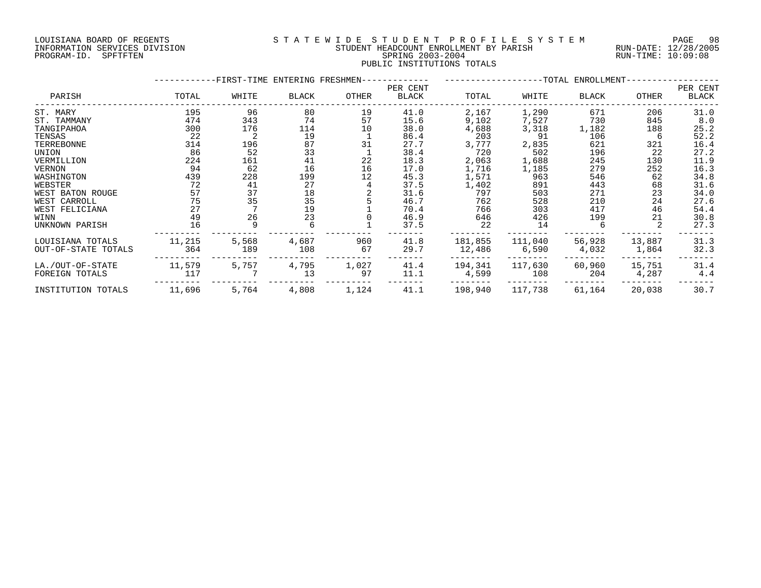LOUISIANA BOARD OF REGENTS
INFORMATION SERVICES DIVISION
PROGRAM-ID. SPFTFTEN

STATEWIDE STUDENT PROFILE SYSTEM
STUDENT HEADCOUNT ENROLLMENT BY PARISH
SPRING 2003-2004
PUBLIC INSTITUTIONS TOTALS

RUN-DATE: 12/28/2005
RUN-TIME: 10:09:08

| | FIRST-TIME ENTERING FRESHMEN | | | | | TOTAL ENROLLMENT | | | | |
|---|---|---|---|---|---|---|---|---|---|---|
| PARISH | TOTAL | WHITE | BLACK | OTHER | PER CENT BLACK | TOTAL | WHITE | BLACK | OTHER | PER CENT BLACK |
| ST. MARY | 195 | 96 | 80 | 19 | 41.0 | 2,167 | 1,290 | 671 | 206 | 31.0 |
| ST. TAMMANY | 474 | 343 | 74 | 57 | 15.6 | 9,102 | 7,527 | 730 | 845 | 8.0 |
| TANGIPAHOA | 300 | 176 | 114 | 10 | 38.0 | 4,688 | 3,318 | 1,182 | 188 | 25.2 |
| TENSAS | 22 | 2 | 19 | 1 | 86.4 | 203 | 91 | 106 | 6 | 52.2 |
| TERREBONNE | 314 | 196 | 87 | 31 | 27.7 | 3,777 | 2,835 | 621 | 321 | 16.4 |
| UNION | 86 | 52 | 33 | 1 | 38.4 | 720 | 502 | 196 | 22 | 27.2 |
| VERMILLION | 224 | 161 | 41 | 22 | 18.3 | 2,063 | 1,688 | 245 | 130 | 11.9 |
| VERNON | 94 | 62 | 16 | 16 | 17.0 | 1,716 | 1,185 | 279 | 252 | 16.3 |
| WASHINGTON | 439 | 228 | 199 | 12 | 45.3 | 1,571 | 963 | 546 | 62 | 34.8 |
| WEBSTER | 72 | 41 | 27 | 4 | 37.5 | 1,402 | 891 | 443 | 68 | 31.6 |
| WEST BATON ROUGE | 57 | 37 | 18 | 2 | 31.6 | 797 | 503 | 271 | 23 | 34.0 |
| WEST CARROLL | 75 | 35 | 35 | 5 | 46.7 | 762 | 528 | 210 | 24 | 27.6 |
| WEST FELICIANA | 27 | 7 | 19 | 1 | 70.4 | 766 | 303 | 417 | 46 | 54.4 |
| WINN | 49 | 26 | 23 | 0 | 46.9 | 646 | 426 | 199 | 21 | 30.8 |
| UNKNOWN PARISH | 16 | 9 | 6 | 1 | 37.5 | 22 | 14 | 6 | 2 | 27.3 |
| LOUISIANA TOTALS | 11,215 | 5,568 | 4,687 | 960 | 41.8 | 181,855 | 111,040 | 56,928 | 13,887 | 31.3 |
| OUT-OF-STATE TOTALS | 364 | 189 | 108 | 67 | 29.7 | 12,486 | 6,590 | 4,032 | 1,864 | 32.3 |
| LA./OUT-OF-STATE | 11,579 | 5,757 | 4,795 | 1,027 | 41.4 | 194,341 | 117,630 | 60,960 | 15,751 | 31.4 |
| FOREIGN TOTALS | 117 | 7 | 13 | 97 | 11.1 | 4,599 | 108 | 204 | 4,287 | 4.4 |
| INSTITUTION TOTALS | 11,696 | 5,764 | 4,808 | 1,124 | 41.1 | 198,940 | 117,738 | 61,164 | 20,038 | 30.7 |